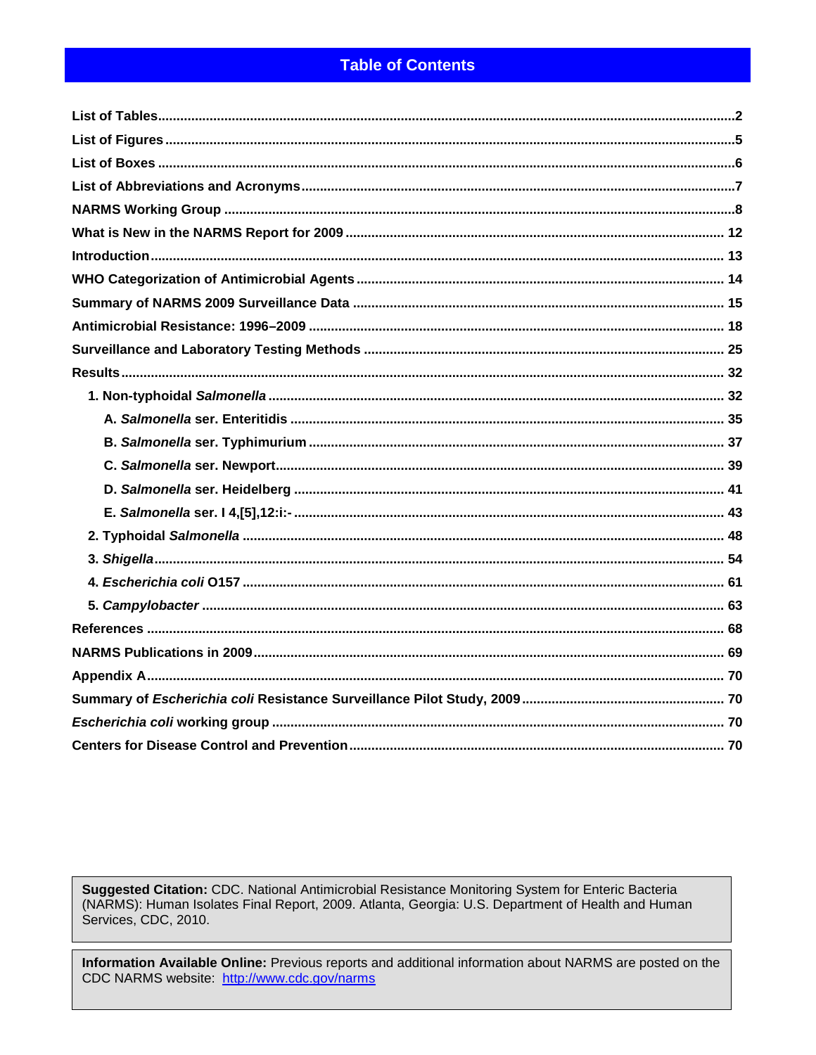# Table of Contents

**List of Tables**..........2
**List of Figures**..........5
**List of Boxes**..........6
**List of Abbreviations and Acronyms**..........7
**NARMS Working Group**..........8
**What is New in the NARMS Report for 2009**..........12
**Introduction**..........13
**WHO Categorization of Antimicrobial Agents**..........14
**Summary of NARMS 2009 Surveillance Data**..........15
**Antimicrobial Resistance: 1996–2009**..........18
**Surveillance and Laboratory Testing Methods**..........25
**Results**..........32
- **1. Non-typhoidal *Salmonella***..........32
  - **A. *Salmonella* ser. Enteritidis**..........35
  - **B. *Salmonella* ser. Typhimurium**..........37
  - **C. *Salmonella* ser. Newport**..........39
  - **D. *Salmonella* ser. Heidelberg**..........41
  - **E. *Salmonella* ser. I 4,[5],12:i:-**..........43
- **2. Typhoidal *Salmonella***..........48
- **3. *Shigella***..........54
- **4. *Escherichia coli* O157**..........61
- **5. *Campylobacter***..........63

**References**..........68
**NARMS Publications in 2009**..........69
**Appendix A**..........70
**Summary of *Escherichia coli* Resistance Surveillance Pilot Study, 2009**..........70
***Escherichia coli* working group**..........70
**Centers for Disease Control and Prevention**..........70

**Suggested Citation:** CDC. National Antimicrobial Resistance Monitoring System for Enteric Bacteria (NARMS): Human Isolates Final Report, 2009. Atlanta, Georgia: U.S. Department of Health and Human Services, CDC, 2010.

**Information Available Online:** Previous reports and additional information about NARMS are posted on the CDC NARMS website: http://www.cdc.gov/narms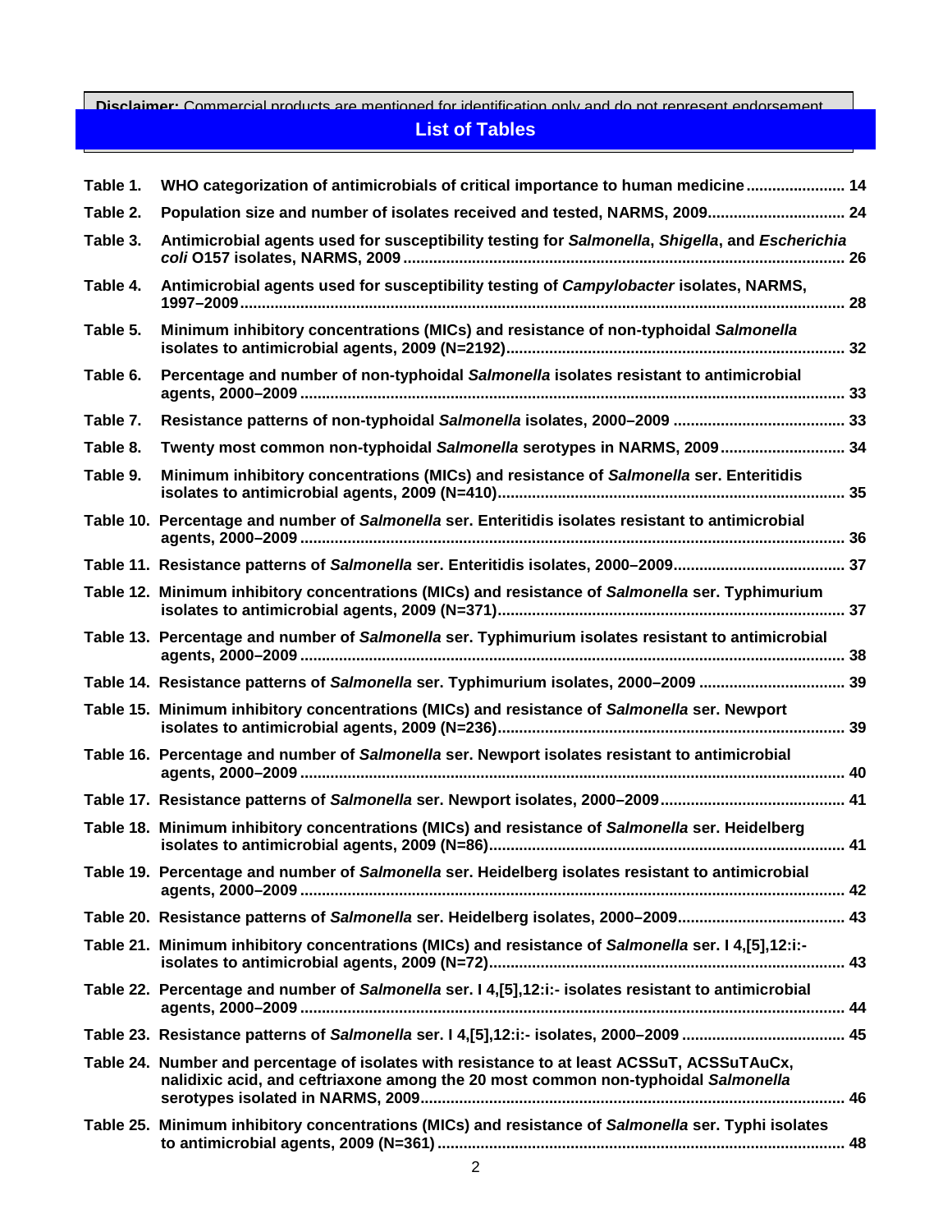Disclaimer: Commercial products are mentioned for identification only and do not represent endorsement

## List of Tables

| | | |
|---|---|---|
| Table 1. | WHO categorization of antimicrobials of critical importance to human medicine | 14 |
| Table 2. | Population size and number of isolates received and tested, NARMS, 2009 | 24 |
| Table 3. | Antimicrobial agents used for susceptibility testing for *Salmonella*, *Shigella*, and *Escherichia coli* O157 isolates, NARMS, 2009 | 26 |
| Table 4. | Antimicrobial agents used for susceptibility testing of *Campylobacter* isolates, NARMS, 1997–2009 | 28 |
| Table 5. | Minimum inhibitory concentrations (MICs) and resistance of non-typhoidal *Salmonella* isolates to antimicrobial agents, 2009 (N=2192) | 32 |
| Table 6. | Percentage and number of non-typhoidal *Salmonella* isolates resistant to antimicrobial agents, 2000–2009 | 33 |
| Table 7. | Resistance patterns of non-typhoidal *Salmonella* isolates, 2000–2009 | 33 |
| Table 8. | Twenty most common non-typhoidal *Salmonella* serotypes in NARMS, 2009 | 34 |
| Table 9. | Minimum inhibitory concentrations (MICs) and resistance of *Salmonella* ser. Enteritidis isolates to antimicrobial agents, 2009 (N=410) | 35 |
| Table 10. | Percentage and number of *Salmonella* ser. Enteritidis isolates resistant to antimicrobial agents, 2000–2009 | 36 |
| Table 11. | Resistance patterns of *Salmonella* ser. Enteritidis isolates, 2000–2009 | 37 |
| Table 12. | Minimum inhibitory concentrations (MICs) and resistance of *Salmonella* ser. Typhimurium isolates to antimicrobial agents, 2009 (N=371) | 37 |
| Table 13. | Percentage and number of *Salmonella* ser. Typhimurium isolates resistant to antimicrobial agents, 2000–2009 | 38 |
| Table 14. | Resistance patterns of *Salmonella* ser. Typhimurium isolates, 2000–2009 | 39 |
| Table 15. | Minimum inhibitory concentrations (MICs) and resistance of *Salmonella* ser. Newport isolates to antimicrobial agents, 2009 (N=236) | 39 |
| Table 16. | Percentage and number of *Salmonella* ser. Newport isolates resistant to antimicrobial agents, 2000–2009 | 40 |
| Table 17. | Resistance patterns of *Salmonella* ser. Newport isolates, 2000–2009 | 41 |
| Table 18. | Minimum inhibitory concentrations (MICs) and resistance of *Salmonella* ser. Heidelberg isolates to antimicrobial agents, 2009 (N=86) | 41 |
| Table 19. | Percentage and number of *Salmonella* ser. Heidelberg isolates resistant to antimicrobial agents, 2000–2009 | 42 |
| Table 20. | Resistance patterns of *Salmonella* ser. Heidelberg isolates, 2000–2009 | 43 |
| Table 21. | Minimum inhibitory concentrations (MICs) and resistance of *Salmonella* ser. I 4,[5],12:i:- isolates to antimicrobial agents, 2009 (N=72) | 43 |
| Table 22. | Percentage and number of *Salmonella* ser. I 4,[5],12:i:- isolates resistant to antimicrobial agents, 2000–2009 | 44 |
| Table 23. | Resistance patterns of *Salmonella* ser. I 4,[5],12:i:- isolates, 2000–2009 | 45 |
| Table 24. | Number and percentage of isolates with resistance to at least ACSSuT, ACSSuTAuCx, nalidixic acid, and ceftriaxone among the 20 most common non-typhoidal *Salmonella* serotypes isolated in NARMS, 2009 | 46 |
| Table 25. | Minimum inhibitory concentrations (MICs) and resistance of *Salmonella* ser. Typhi isolates to antimicrobial agents, 2009 (N=361) | 48 |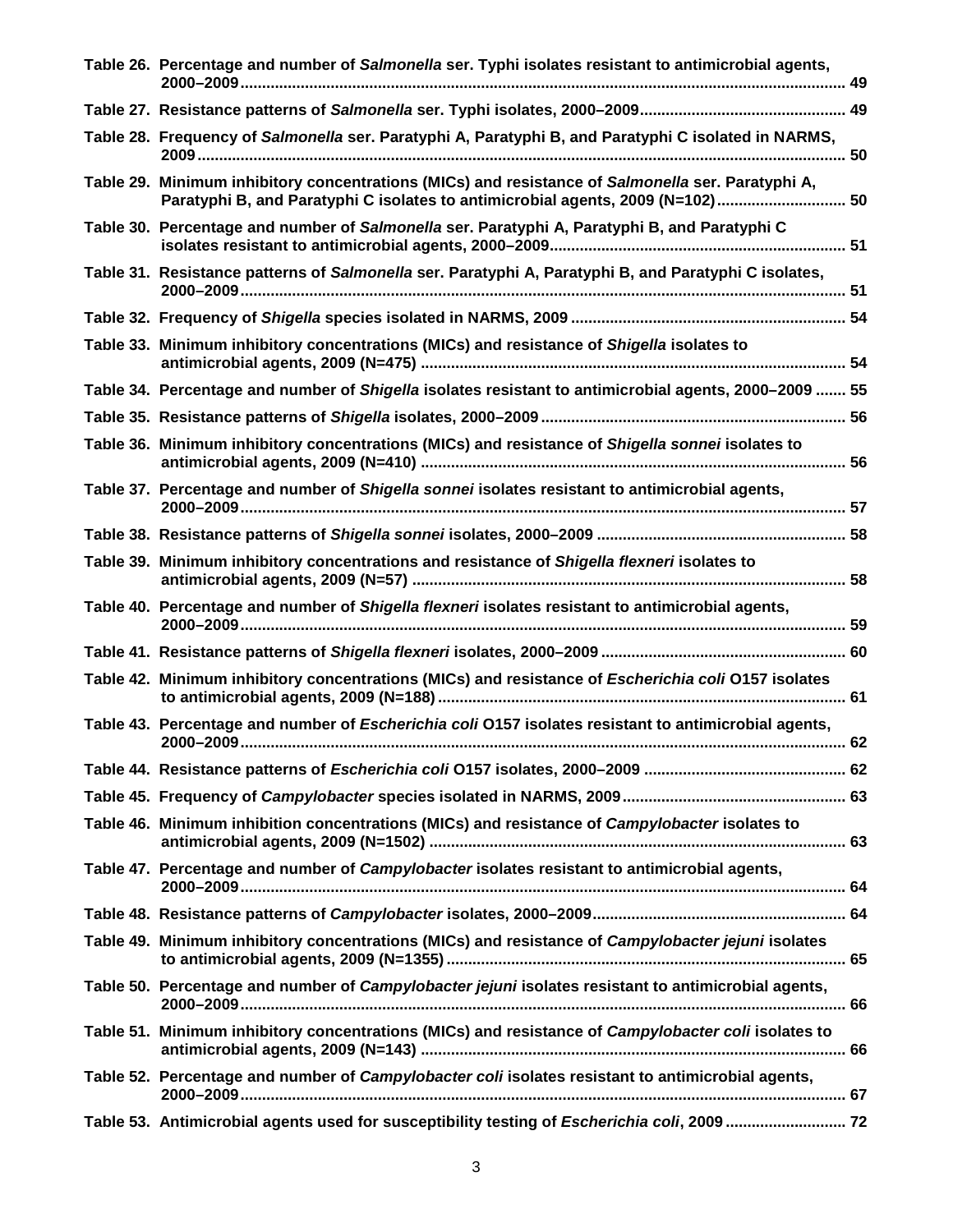**Table 26.** **Percentage and number of *Salmonella* ser. Typhi isolates resistant to antimicrobial agents, 2000–2009** ........ 49

**Table 27.** **Resistance patterns of *Salmonella* ser. Typhi isolates, 2000–2009** ........ 49

**Table 28.** **Frequency of *Salmonella* ser. Paratyphi A, Paratyphi B, and Paratyphi C isolated in NARMS, 2009** ........ 50

**Table 29.** **Minimum inhibitory concentrations (MICs) and resistance of *Salmonella* ser. Paratyphi A, Paratyphi B, and Paratyphi C isolates to antimicrobial agents, 2009 (N=102)** ........ 50

**Table 30.** **Percentage and number of *Salmonella* ser. Paratyphi A, Paratyphi B, and Paratyphi C isolates resistant to antimicrobial agents, 2000–2009** ........ 51

**Table 31.** **Resistance patterns of *Salmonella* ser. Paratyphi A, Paratyphi B, and Paratyphi C isolates, 2000–2009** ........ 51

**Table 32.** **Frequency of *Shigella* species isolated in NARMS, 2009** ........ 54

**Table 33.** **Minimum inhibitory concentrations (MICs) and resistance of *Shigella* isolates to antimicrobial agents, 2009 (N=475)** ........ 54

**Table 34.** **Percentage and number of *Shigella* isolates resistant to antimicrobial agents, 2000–2009** ........ 55

**Table 35.** **Resistance patterns of *Shigella* isolates, 2000–2009** ........ 56

**Table 36.** **Minimum inhibitory concentrations (MICs) and resistance of *Shigella sonnei* isolates to antimicrobial agents, 2009 (N=410)** ........ 56

**Table 37.** **Percentage and number of *Shigella sonnei* isolates resistant to antimicrobial agents, 2000–2009** ........ 57

**Table 38.** **Resistance patterns of *Shigella sonnei* isolates, 2000–2009** ........ 58

**Table 39.** **Minimum inhibitory concentrations and resistance of *Shigella flexneri* isolates to antimicrobial agents, 2009 (N=57)** ........ 58

**Table 40.** **Percentage and number of *Shigella flexneri* isolates resistant to antimicrobial agents, 2000–2009** ........ 59

**Table 41.** **Resistance patterns of *Shigella flexneri* isolates, 2000–2009** ........ 60

**Table 42.** **Minimum inhibitory concentrations (MICs) and resistance of *Escherichia coli* O157 isolates to antimicrobial agents, 2009 (N=188)** ........ 61

**Table 43.** **Percentage and number of *Escherichia coli* O157 isolates resistant to antimicrobial agents, 2000–2009** ........ 62

**Table 44.** **Resistance patterns of *Escherichia coli* O157 isolates, 2000–2009** ........ 62

**Table 45.** **Frequency of *Campylobacter* species isolated in NARMS, 2009** ........ 63

**Table 46.** **Minimum inhibition concentrations (MICs) and resistance of *Campylobacter* isolates to antimicrobial agents, 2009 (N=1502)** ........ 63

**Table 47.** **Percentage and number of *Campylobacter* isolates resistant to antimicrobial agents, 2000–2009** ........ 64

**Table 48.** **Resistance patterns of *Campylobacter* isolates, 2000–2009** ........ 64

**Table 49.** **Minimum inhibitory concentrations (MICs) and resistance of *Campylobacter jejuni* isolates to antimicrobial agents, 2009 (N=1355)** ........ 65

**Table 50.** **Percentage and number of *Campylobacter jejuni* isolates resistant to antimicrobial agents, 2000–2009** ........ 66

**Table 51.** **Minimum inhibitory concentrations (MICs) and resistance of *Campylobacter coli* isolates to antimicrobial agents, 2009 (N=143)** ........ 66

**Table 52.** **Percentage and number of *Campylobacter coli* isolates resistant to antimicrobial agents, 2000–2009** ........ 67

**Table 53.** **Antimicrobial agents used for susceptibility testing of *Escherichia coli*, 2009** ........ 72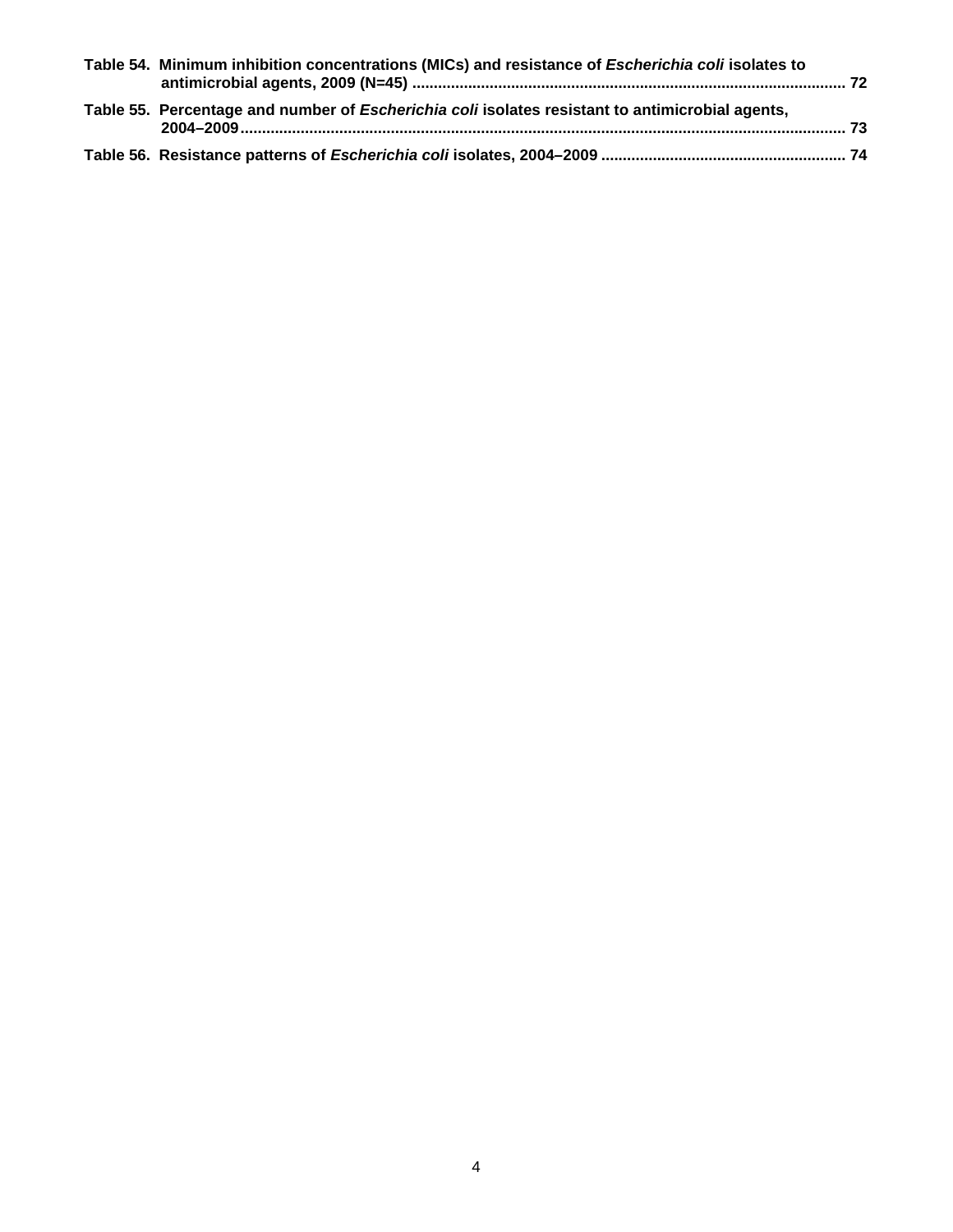**Table 54. Minimum inhibition concentrations (MICs) and resistance of *Escherichia coli* isolates to antimicrobial agents, 2009 (N=45) .................................................................................................... 72**

**Table 55. Percentage and number of *Escherichia coli* isolates resistant to antimicrobial agents, 2004–2009............................................................................................................................................ 73**

**Table 56. Resistance patterns of *Escherichia coli* isolates, 2004–2009 ......................................................... 74**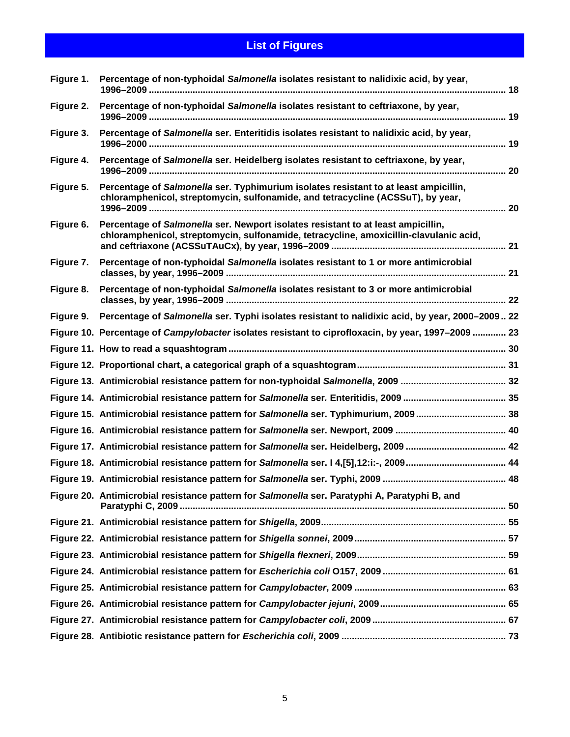# List of Figures

**Figure 1.** **Percentage of non-typhoidal *Salmonella* isolates resistant to nalidixic acid, by year, 1996–2009 .......... 18**

**Figure 2.** **Percentage of non-typhoidal *Salmonella* isolates resistant to ceftriaxone, by year, 1996–2009 .......... 19**

**Figure 3.** **Percentage of *Salmonella* ser. Enteritidis isolates resistant to nalidixic acid, by year, 1996–2000 .......... 19**

**Figure 4.** **Percentage of *Salmonella* ser. Heidelberg isolates resistant to ceftriaxone, by year, 1996–2009 .......... 20**

**Figure 5.** **Percentage of *Salmonella* ser. Typhimurium isolates resistant to at least ampicillin, chloramphenicol, streptomycin, sulfonamide, and tetracycline (ACSSuT), by year, 1996–2009 .......... 20**

**Figure 6.** **Percentage of *Salmonella* ser. Newport isolates resistant to at least ampicillin, chloramphenicol, streptomycin, sulfonamide, tetracycline, amoxicillin-clavulanic acid, and ceftriaxone (ACSSuTAuCx), by year, 1996–2009 .......... 21**

**Figure 7.** **Percentage of non-typhoidal *Salmonella* isolates resistant to 1 or more antimicrobial classes, by year, 1996–2009 .......... 21**

**Figure 8.** **Percentage of non-typhoidal *Salmonella* isolates resistant to 3 or more antimicrobial classes, by year, 1996–2009 .......... 22**

**Figure 9.** **Percentage of *Salmonella* ser. Typhi isolates resistant to nalidixic acid, by year, 2000–2009 .. 22**

**Figure 10.** **Percentage of *Campylobacter* isolates resistant to ciprofloxacin, by year, 1997–2009 .......... 23**

**Figure 11.** **How to read a squashtogram .......... 30**

**Figure 12.** **Proportional chart, a categorical graph of a squashtogram .......... 31**

**Figure 13.** **Antimicrobial resistance pattern for non-typhoidal *Salmonella*, 2009 .......... 32**

**Figure 14.** **Antimicrobial resistance pattern for *Salmonella* ser. Enteritidis, 2009 .......... 35**

**Figure 15.** **Antimicrobial resistance pattern for *Salmonella* ser. Typhimurium, 2009 .......... 38**

**Figure 16.** **Antimicrobial resistance pattern for *Salmonella* ser. Newport, 2009 .......... 40**

**Figure 17.** **Antimicrobial resistance pattern for *Salmonella* ser. Heidelberg, 2009 .......... 42**

**Figure 18.** **Antimicrobial resistance pattern for *Salmonella* ser. I 4,[5],12:i:-, 2009 .......... 44**

**Figure 19.** **Antimicrobial resistance pattern for *Salmonella* ser. Typhi, 2009 .......... 48**

**Figure 20.** **Antimicrobial resistance pattern for *Salmonella* ser. Paratyphi A, Paratyphi B, and Paratyphi C, 2009 .......... 50**

**Figure 21.** **Antimicrobial resistance pattern for *Shigella*, 2009 .......... 55**

**Figure 22.** **Antimicrobial resistance pattern for *Shigella sonnei*, 2009 .......... 57**

**Figure 23.** **Antimicrobial resistance pattern for *Shigella flexneri*, 2009 .......... 59**

**Figure 24.** **Antimicrobial resistance pattern for *Escherichia coli* O157, 2009 .......... 61**

**Figure 25.** **Antimicrobial resistance pattern for *Campylobacter*, 2009 .......... 63**

**Figure 26.** **Antimicrobial resistance pattern for *Campylobacter jejuni*, 2009 .......... 65**

**Figure 27.** **Antimicrobial resistance pattern for *Campylobacter coli*, 2009 .......... 67**

**Figure 28.** **Antibiotic resistance pattern for *Escherichia coli*, 2009 .......... 73**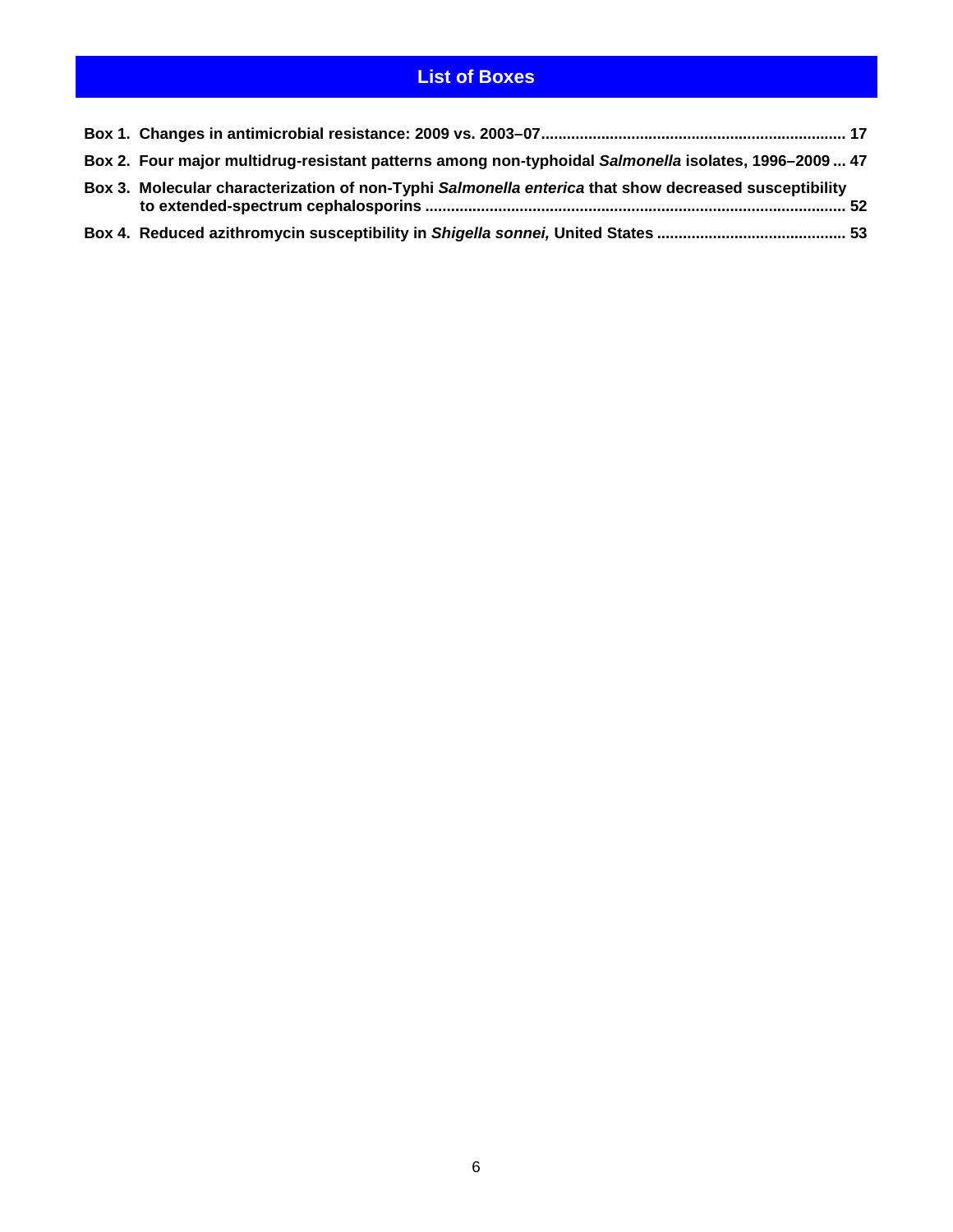# List of Boxes

**Box 1. Changes in antimicrobial resistance: 2009 vs. 2003–07 ........ 17**

**Box 2. Four major multidrug-resistant patterns among non-typhoidal *Salmonella* isolates, 1996–2009 ... 47**

**Box 3. Molecular characterization of non-Typhi *Salmonella enterica* that show decreased susceptibility to extended-spectrum cephalosporins ........ 52**

**Box 4. Reduced azithromycin susceptibility in *Shigella sonnei,* United States ........ 53**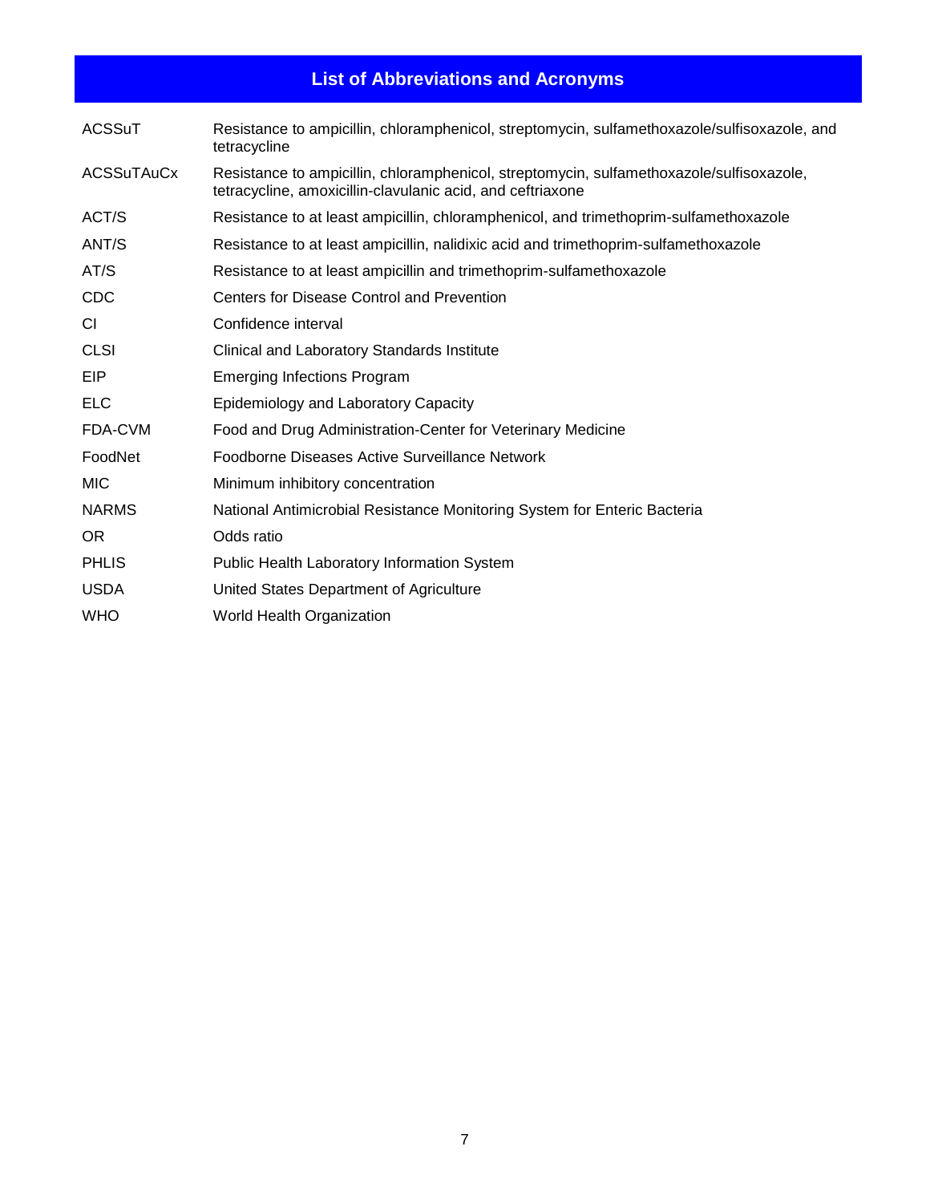# List of Abbreviations and Acronyms

| | |
|---|---|
| ACSSuT | Resistance to ampicillin, chloramphenicol, streptomycin, sulfamethoxazole/sulfisoxazole, and tetracycline |
| ACSSuTAuCx | Resistance to ampicillin, chloramphenicol, streptomycin, sulfamethoxazole/sulfisoxazole, tetracycline, amoxicillin-clavulanic acid, and ceftriaxone |
| ACT/S | Resistance to at least ampicillin, chloramphenicol, and trimethoprim-sulfamethoxazole |
| ANT/S | Resistance to at least ampicillin, nalidixic acid and trimethoprim-sulfamethoxazole |
| AT/S | Resistance to at least ampicillin and trimethoprim-sulfamethoxazole |
| CDC | Centers for Disease Control and Prevention |
| CI | Confidence interval |
| CLSI | Clinical and Laboratory Standards Institute |
| EIP | Emerging Infections Program |
| ELC | Epidemiology and Laboratory Capacity |
| FDA-CVM | Food and Drug Administration-Center for Veterinary Medicine |
| FoodNet | Foodborne Diseases Active Surveillance Network |
| MIC | Minimum inhibitory concentration |
| NARMS | National Antimicrobial Resistance Monitoring System for Enteric Bacteria |
| OR | Odds ratio |
| PHLIS | Public Health Laboratory Information System |
| USDA | United States Department of Agriculture |
| WHO | World Health Organization |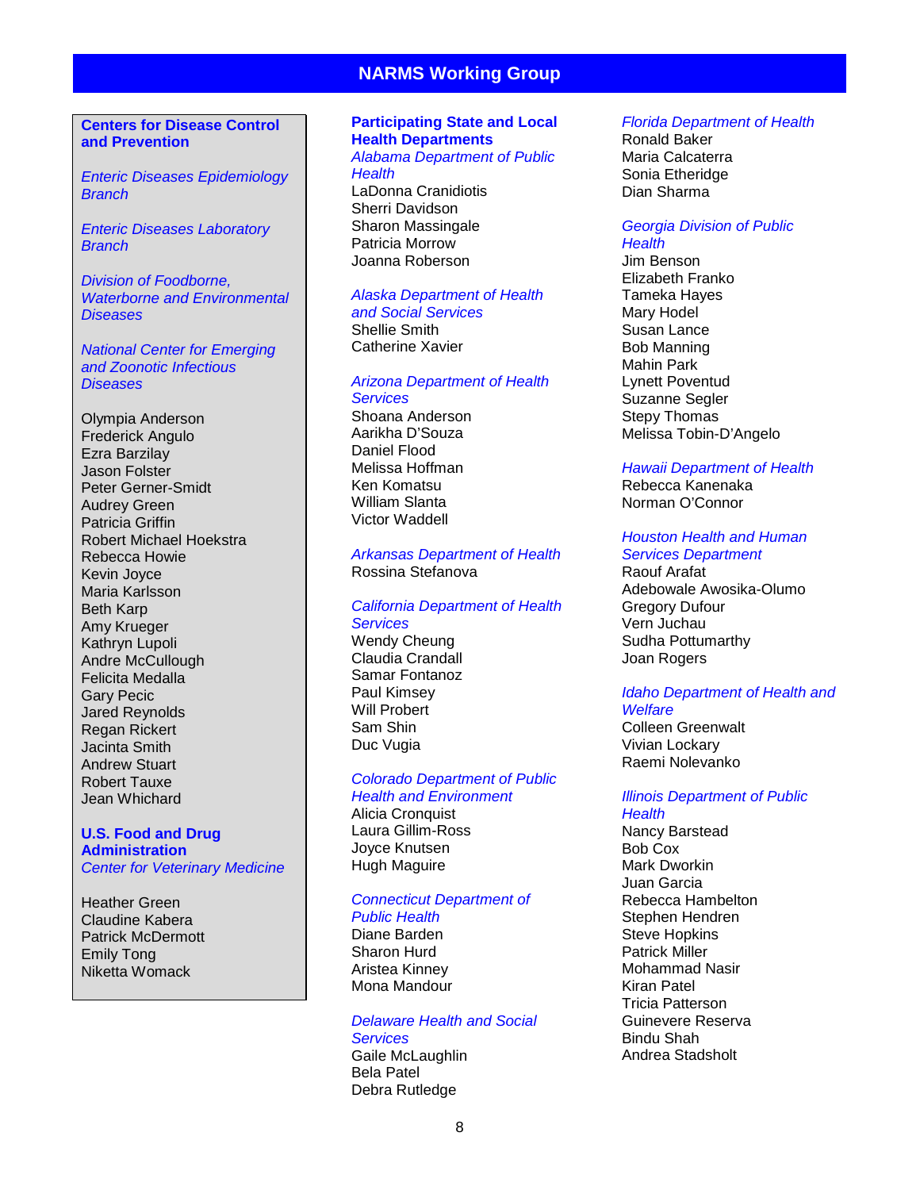# NARMS Working Group

## Centers for Disease Control and Prevention

*Enteric Diseases Epidemiology Branch*

*Enteric Diseases Laboratory Branch*

*Division of Foodborne, Waterborne and Environmental Diseases*

*National Center for Emerging and Zoonotic Infectious Diseases*

Olympia Anderson
Frederick Angulo
Ezra Barzilay
Jason Folster
Peter Gerner-Smidt
Audrey Green
Patricia Griffin
Robert Michael Hoekstra
Rebecca Howie
Kevin Joyce
Maria Karlsson
Beth Karp
Amy Krueger
Kathryn Lupoli
Andre McCullough
Felicita Medalla
Gary Pecic
Jared Reynolds
Regan Rickert
Jacinta Smith
Andrew Stuart
Robert Tauxe
Jean Whichard

## U.S. Food and Drug Administration

*Center for Veterinary Medicine*

Heather Green
Claudine Kabera
Patrick McDermott
Emily Tong
Niketta Womack

## Participating State and Local Health Departments

*Alabama Department of Public Health*
LaDonna Cranidiotis
Sherri Davidson
Sharon Massingale
Patricia Morrow
Joanna Roberson

*Alaska Department of Health and Social Services*
Shellie Smith
Catherine Xavier

*Arizona Department of Health Services*
Shoana Anderson
Aarikha D'Souza
Daniel Flood
Melissa Hoffman
Ken Komatsu
William Slanta
Victor Waddell

*Arkansas Department of Health*
Rossina Stefanova

*California Department of Health Services*
Wendy Cheung
Claudia Crandall
Samar Fontanoz
Paul Kimsey
Will Probert
Sam Shin
Duc Vugia

*Colorado Department of Public Health and Environment*
Alicia Cronquist
Laura Gillim-Ross
Joyce Knutsen
Hugh Maguire

*Connecticut Department of Public Health*
Diane Barden
Sharon Hurd
Aristea Kinney
Mona Mandour

*Delaware Health and Social Services*
Gaile McLaughlin
Bela Patel
Debra Rutledge

*Florida Department of Health*
Ronald Baker
Maria Calcaterra
Sonia Etheridge
Dian Sharma

*Georgia Division of Public Health*
Jim Benson
Elizabeth Franko
Tameka Hayes
Mary Hodel
Susan Lance
Bob Manning
Mahin Park
Lynett Poventud
Suzanne Segler
Stepy Thomas
Melissa Tobin-D'Angelo

*Hawaii Department of Health*
Rebecca Kanenaka
Norman O'Connor

*Houston Health and Human Services Department*
Raouf Arafat
Adebowale Awosika-Olumo
Gregory Dufour
Vern Juchau
Sudha Pottumarthy
Joan Rogers

*Idaho Department of Health and Welfare*
Colleen Greenwalt
Vivian Lockary
Raemi Nolevanko

*Illinois Department of Public Health*
Nancy Barstead
Bob Cox
Mark Dworkin
Juan Garcia
Rebecca Hambelton
Stephen Hendren
Steve Hopkins
Patrick Miller
Mohammad Nasir
Kiran Patel
Tricia Patterson
Guinevere Reserva
Bindu Shah
Andrea Stadsholt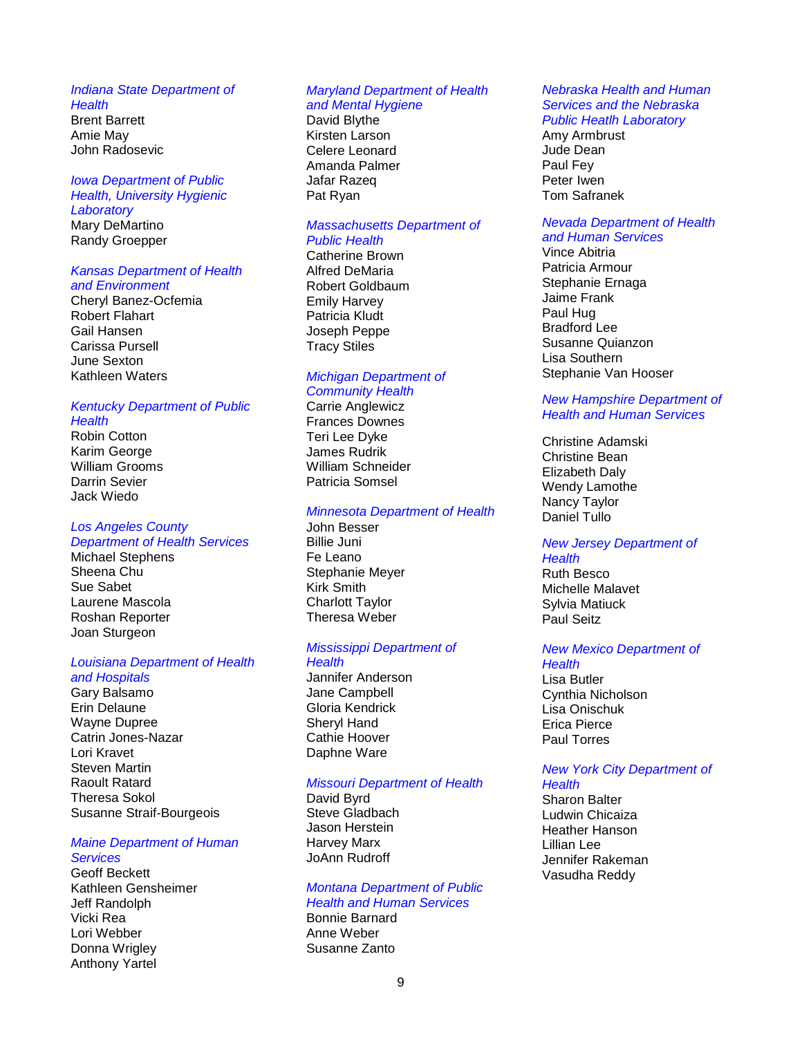*Indiana State Department of Health*
Brent Barrett
Amie May
John Radosevic

*Iowa Department of Public Health, University Hygienic Laboratory*
Mary DeMartino
Randy Groepper

*Kansas Department of Health and Environment*
Cheryl Banez-Ocfemia
Robert Flahart
Gail Hansen
Carissa Pursell
June Sexton
Kathleen Waters

*Kentucky Department of Public Health*
Robin Cotton
Karim George
William Grooms
Darrin Sevier
Jack Wiedo

*Los Angeles County Department of Health Services*
Michael Stephens
Sheena Chu
Sue Sabet
Laurene Mascola
Roshan Reporter
Joan Sturgeon

*Louisiana Department of Health and Hospitals*
Gary Balsamo
Erin Delaune
Wayne Dupree
Catrin Jones-Nazar
Lori Kravet
Steven Martin
Raoult Ratard
Theresa Sokol
Susanne Straif-Bourgeois

*Maine Department of Human Services*
Geoff Beckett
Kathleen Gensheimer
Jeff Randolph
Vicki Rea
Lori Webber
Donna Wrigley
Anthony Yartel

*Maryland Department of Health and Mental Hygiene*
David Blythe
Kirsten Larson
Celere Leonard
Amanda Palmer
Jafar Razeq
Pat Ryan

*Massachusetts Department of Public Health*
Catherine Brown
Alfred DeMaria
Robert Goldbaum
Emily Harvey
Patricia Kludt
Joseph Peppe
Tracy Stiles

*Michigan Department of Community Health*
Carrie Anglewicz
Frances Downes
Teri Lee Dyke
James Rudrik
William Schneider
Patricia Somsel

*Minnesota Department of Health*
John Besser
Billie Juni
Fe Leano
Stephanie Meyer
Kirk Smith
Charlott Taylor
Theresa Weber

*Mississippi Department of Health*
Jannifer Anderson
Jane Campbell
Gloria Kendrick
Sheryl Hand
Cathie Hoover
Daphne Ware

*Missouri Department of Health*
David Byrd
Steve Gladbach
Jason Herstein
Harvey Marx
JoAnn Rudroff

*Montana Department of Public Health and Human Services*
Bonnie Barnard
Anne Weber
Susanne Zanto

*Nebraska Health and Human Services and the Nebraska Public Heatlh Laboratory*
Amy Armbrust
Jude Dean
Paul Fey
Peter Iwen
Tom Safranek

*Nevada Department of Health and Human Services*
Vince Abitria
Patricia Armour
Stephanie Ernaga
Jaime Frank
Paul Hug
Bradford Lee
Susanne Quianzon
Lisa Southern
Stephanie Van Hooser

*New Hampshire Department of Health and Human Services*

Christine Adamski
Christine Bean
Elizabeth Daly
Wendy Lamothe
Nancy Taylor
Daniel Tullo

*New Jersey Department of Health*
Ruth Besco
Michelle Malavet
Sylvia Matiuck
Paul Seitz

*New Mexico Department of Health*
Lisa Butler
Cynthia Nicholson
Lisa Onischuk
Erica Pierce
Paul Torres

*New York City Department of Health*
Sharon Balter
Ludwin Chicaiza
Heather Hanson
Lillian Lee
Jennifer Rakeman
Vasudha Reddy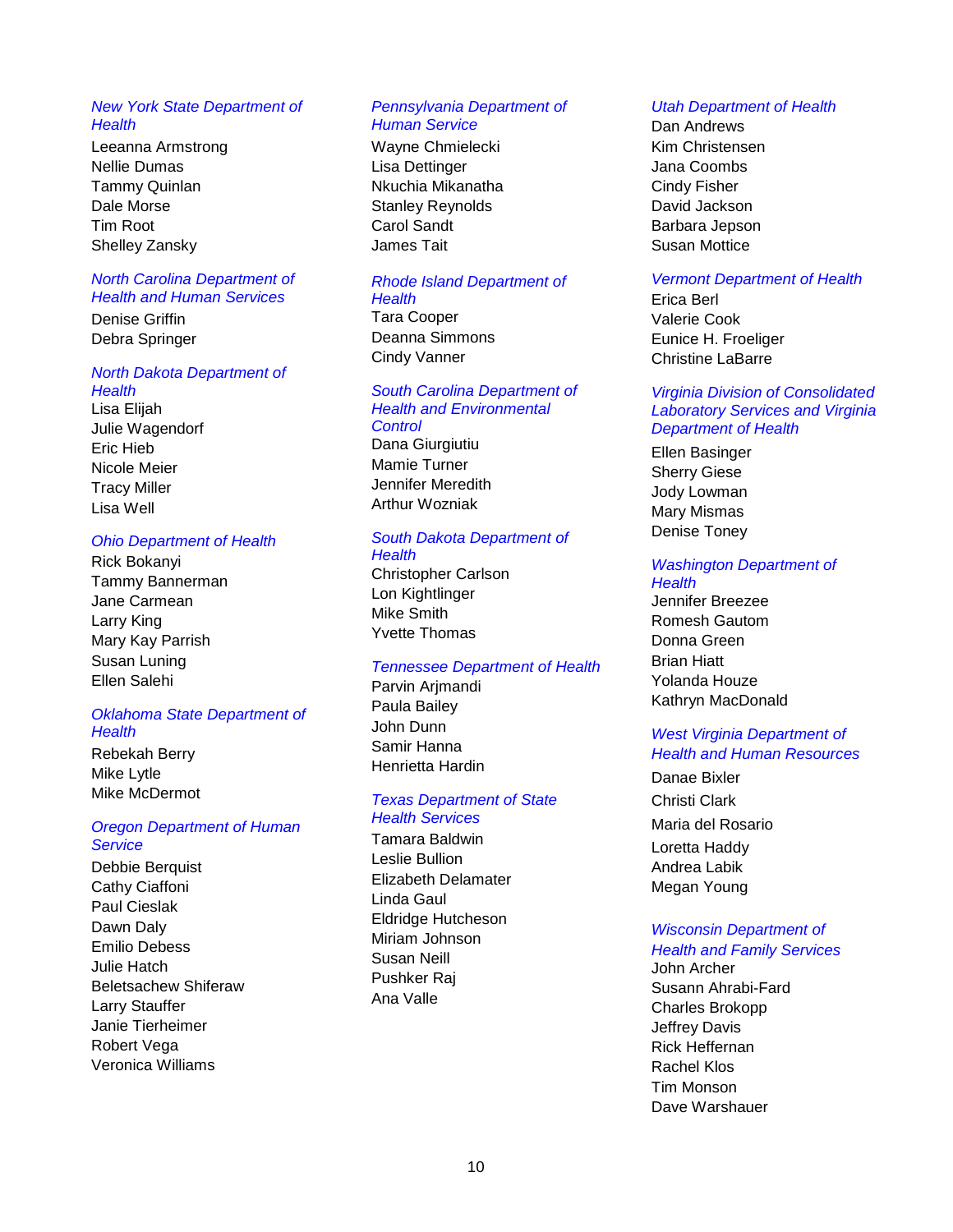*New York State Department of Health*

Leeanna Armstrong
Nellie Dumas
Tammy Quinlan
Dale Morse
Tim Root
Shelley Zansky

*North Carolina Department of Health and Human Services*

Denise Griffin
Debra Springer

*North Dakota Department of Health*

Lisa Elijah
Julie Wagendorf
Eric Hieb
Nicole Meier
Tracy Miller
Lisa Well

*Ohio Department of Health*

Rick Bokanyi
Tammy Bannerman
Jane Carmean
Larry King
Mary Kay Parrish
Susan Luning
Ellen Salehi

*Oklahoma State Department of Health*

Rebekah Berry
Mike Lytle
Mike McDermot

*Oregon Department of Human Service*

Debbie Berquist
Cathy Ciaffoni
Paul Cieslak
Dawn Daly
Emilio Debess
Julie Hatch
Beletsachew Shiferaw
Larry Stauffer
Janie Tierheimer
Robert Vega
Veronica Williams

*Pennsylvania Department of Human Service*

Wayne Chmielecki
Lisa Dettinger
Nkuchia Mikanatha
Stanley Reynolds
Carol Sandt
James Tait

*Rhode Island Department of Health*

Tara Cooper
Deanna Simmons
Cindy Vanner

*South Carolina Department of Health and Environmental Control*

Dana Giurgiutiu
Mamie Turner
Jennifer Meredith
Arthur Wozniak

*South Dakota Department of Health*

Christopher Carlson
Lon Kightlinger
Mike Smith
Yvette Thomas

*Tennessee Department of Health*

Parvin Arjmandi
Paula Bailey
John Dunn
Samir Hanna
Henrietta Hardin

*Texas Department of State Health Services*

Tamara Baldwin
Leslie Bullion
Elizabeth Delamater
Linda Gaul
Eldridge Hutcheson
Miriam Johnson
Susan Neill
Pushker Raj
Ana Valle

*Utah Department of Health*

Dan Andrews
Kim Christensen
Jana Coombs
Cindy Fisher
David Jackson
Barbara Jepson
Susan Mottice

*Vermont Department of Health*

Erica Berl
Valerie Cook
Eunice H. Froeliger
Christine LaBarre

*Virginia Division of Consolidated Laboratory Services and Virginia Department of Health*

Ellen Basinger
Sherry Giese
Jody Lowman
Mary Mismas
Denise Toney

*Washington Department of Health*

Jennifer Breezee
Romesh Gautom
Donna Green
Brian Hiatt
Yolanda Houze
Kathryn MacDonald

*West Virginia Department of Health and Human Resources*

Danae Bixler
Christi Clark
Maria del Rosario
Loretta Haddy
Andrea Labik
Megan Young

*Wisconsin Department of Health and Family Services*

John Archer
Susann Ahrabi-Fard
Charles Brokopp
Jeffrey Davis
Rick Heffernan
Rachel Klos
Tim Monson
Dave Warshauer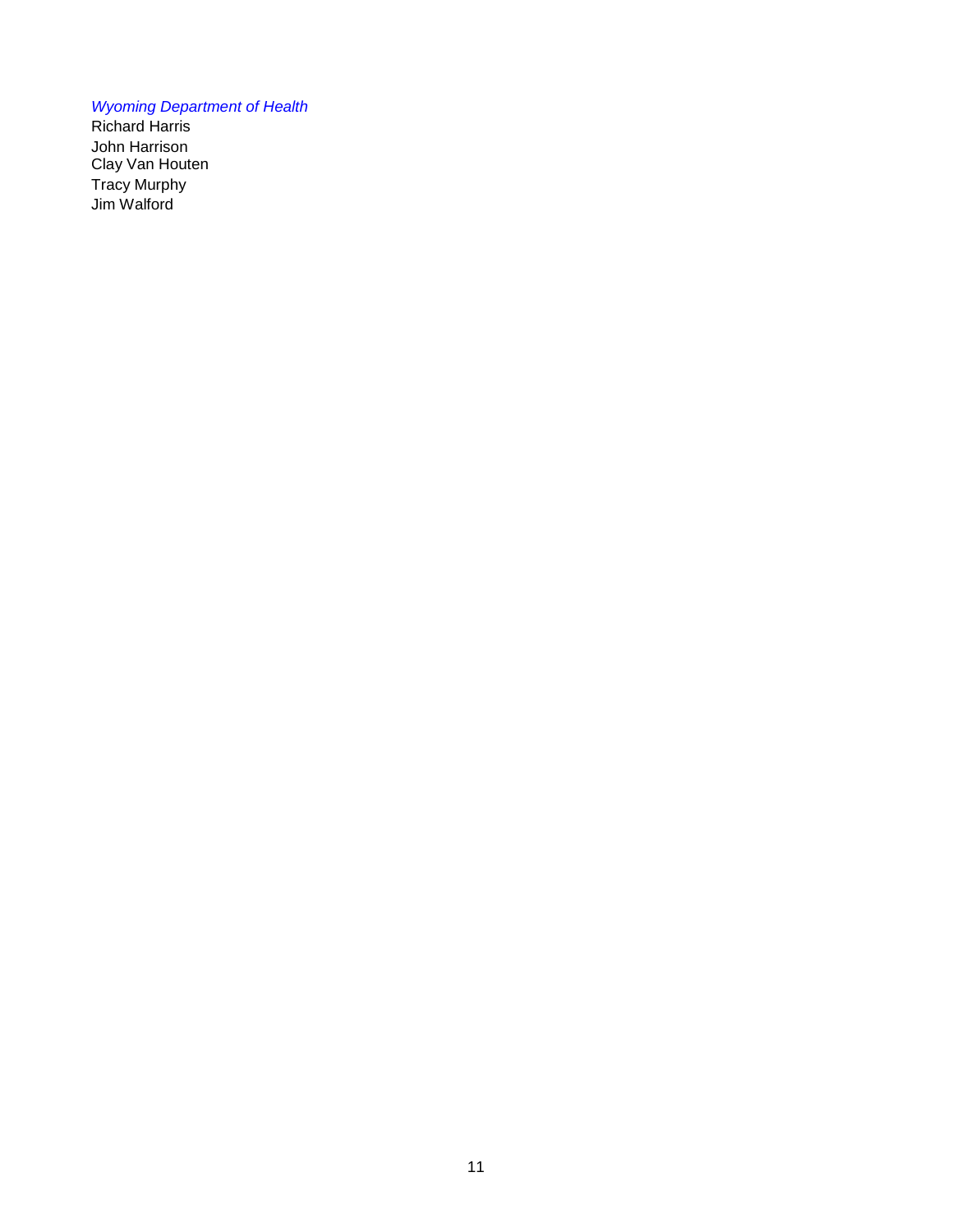*Wyoming Department of Health*
Richard Harris
John Harrison
Clay Van Houten
Tracy Murphy
Jim Walford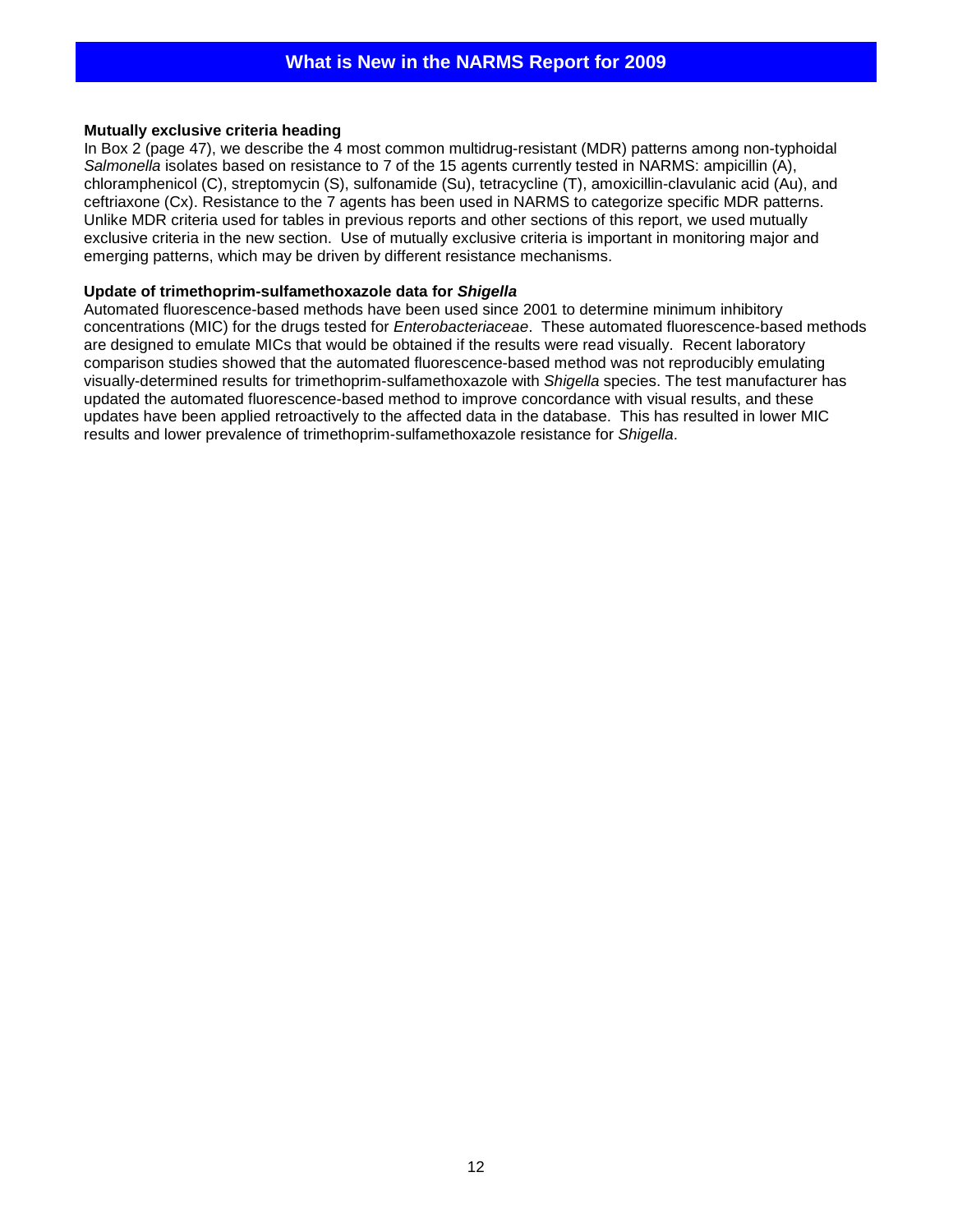# What is New in the NARMS Report for 2009

**Mutually exclusive criteria heading**

In Box 2 (page 47), we describe the 4 most common multidrug-resistant (MDR) patterns among non-typhoidal *Salmonella* isolates based on resistance to 7 of the 15 agents currently tested in NARMS: ampicillin (A), chloramphenicol (C), streptomycin (S), sulfonamide (Su), tetracycline (T), amoxicillin-clavulanic acid (Au), and ceftriaxone (Cx). Resistance to the 7 agents has been used in NARMS to categorize specific MDR patterns. Unlike MDR criteria used for tables in previous reports and other sections of this report, we used mutually exclusive criteria in the new section. Use of mutually exclusive criteria is important in monitoring major and emerging patterns, which may be driven by different resistance mechanisms.

**Update of trimethoprim-sulfamethoxazole data for *Shigella***

Automated fluorescence-based methods have been used since 2001 to determine minimum inhibitory concentrations (MIC) for the drugs tested for *Enterobacteriaceae*. These automated fluorescence-based methods are designed to emulate MICs that would be obtained if the results were read visually. Recent laboratory comparison studies showed that the automated fluorescence-based method was not reproducibly emulating visually-determined results for trimethoprim-sulfamethoxazole with *Shigella* species. The test manufacturer has updated the automated fluorescence-based method to improve concordance with visual results, and these updates have been applied retroactively to the affected data in the database. This has resulted in lower MIC results and lower prevalence of trimethoprim-sulfamethoxazole resistance for *Shigella*.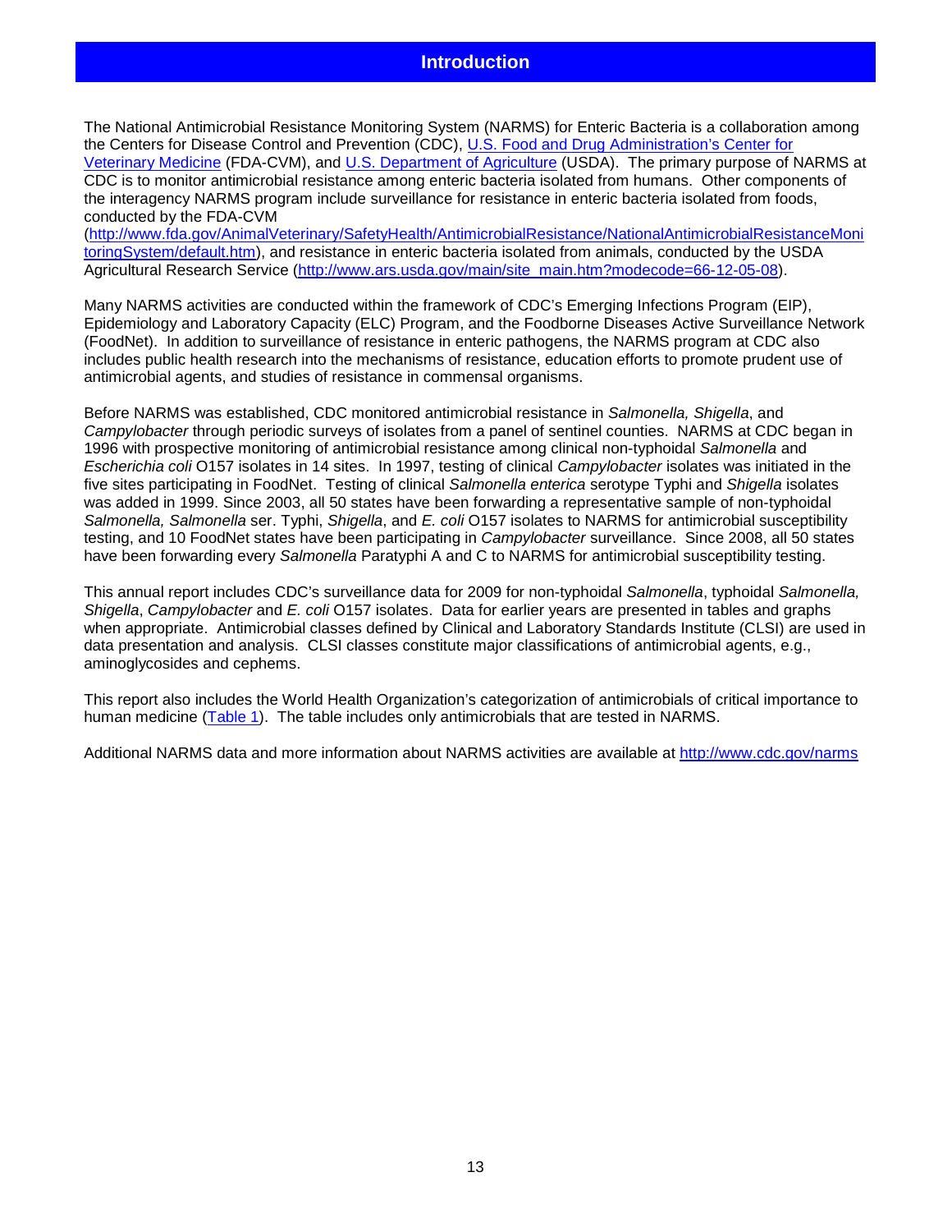# Introduction

The National Antimicrobial Resistance Monitoring System (NARMS) for Enteric Bacteria is a collaboration among the Centers for Disease Control and Prevention (CDC), U.S. Food and Drug Administration's Center for Veterinary Medicine (FDA-CVM), and U.S. Department of Agriculture (USDA). The primary purpose of NARMS at CDC is to monitor antimicrobial resistance among enteric bacteria isolated from humans. Other components of the interagency NARMS program include surveillance for resistance in enteric bacteria isolated from foods, conducted by the FDA-CVM (http://www.fda.gov/AnimalVeterinary/SafetyHealth/AntimicrobialResistance/NationalAntimicrobialResistanceMonitoringSystem/default.htm), and resistance in enteric bacteria isolated from animals, conducted by the USDA Agricultural Research Service (http://www.ars.usda.gov/main/site_main.htm?modecode=66-12-05-08).

Many NARMS activities are conducted within the framework of CDC's Emerging Infections Program (EIP), Epidemiology and Laboratory Capacity (ELC) Program, and the Foodborne Diseases Active Surveillance Network (FoodNet). In addition to surveillance of resistance in enteric pathogens, the NARMS program at CDC also includes public health research into the mechanisms of resistance, education efforts to promote prudent use of antimicrobial agents, and studies of resistance in commensal organisms.

Before NARMS was established, CDC monitored antimicrobial resistance in *Salmonella, Shigella*, and *Campylobacter* through periodic surveys of isolates from a panel of sentinel counties. NARMS at CDC began in 1996 with prospective monitoring of antimicrobial resistance among clinical non-typhoidal *Salmonella* and *Escherichia coli* O157 isolates in 14 sites. In 1997, testing of clinical *Campylobacter* isolates was initiated in the five sites participating in FoodNet. Testing of clinical *Salmonella enterica* serotype Typhi and *Shigella* isolates was added in 1999. Since 2003, all 50 states have been forwarding a representative sample of non-typhoidal *Salmonella, Salmonella* ser. Typhi, *Shigella*, and *E. coli* O157 isolates to NARMS for antimicrobial susceptibility testing, and 10 FoodNet states have been participating in *Campylobacter* surveillance. Since 2008, all 50 states have been forwarding every *Salmonella* Paratyphi A and C to NARMS for antimicrobial susceptibility testing.

This annual report includes CDC's surveillance data for 2009 for non-typhoidal *Salmonella*, typhoidal *Salmonella, Shigella*, *Campylobacter* and *E. coli* O157 isolates. Data for earlier years are presented in tables and graphs when appropriate. Antimicrobial classes defined by Clinical and Laboratory Standards Institute (CLSI) are used in data presentation and analysis. CLSI classes constitute major classifications of antimicrobial agents, e.g., aminoglycosides and cephems.

This report also includes the World Health Organization's categorization of antimicrobials of critical importance to human medicine (Table 1). The table includes only antimicrobials that are tested in NARMS.

Additional NARMS data and more information about NARMS activities are available at http://www.cdc.gov/narms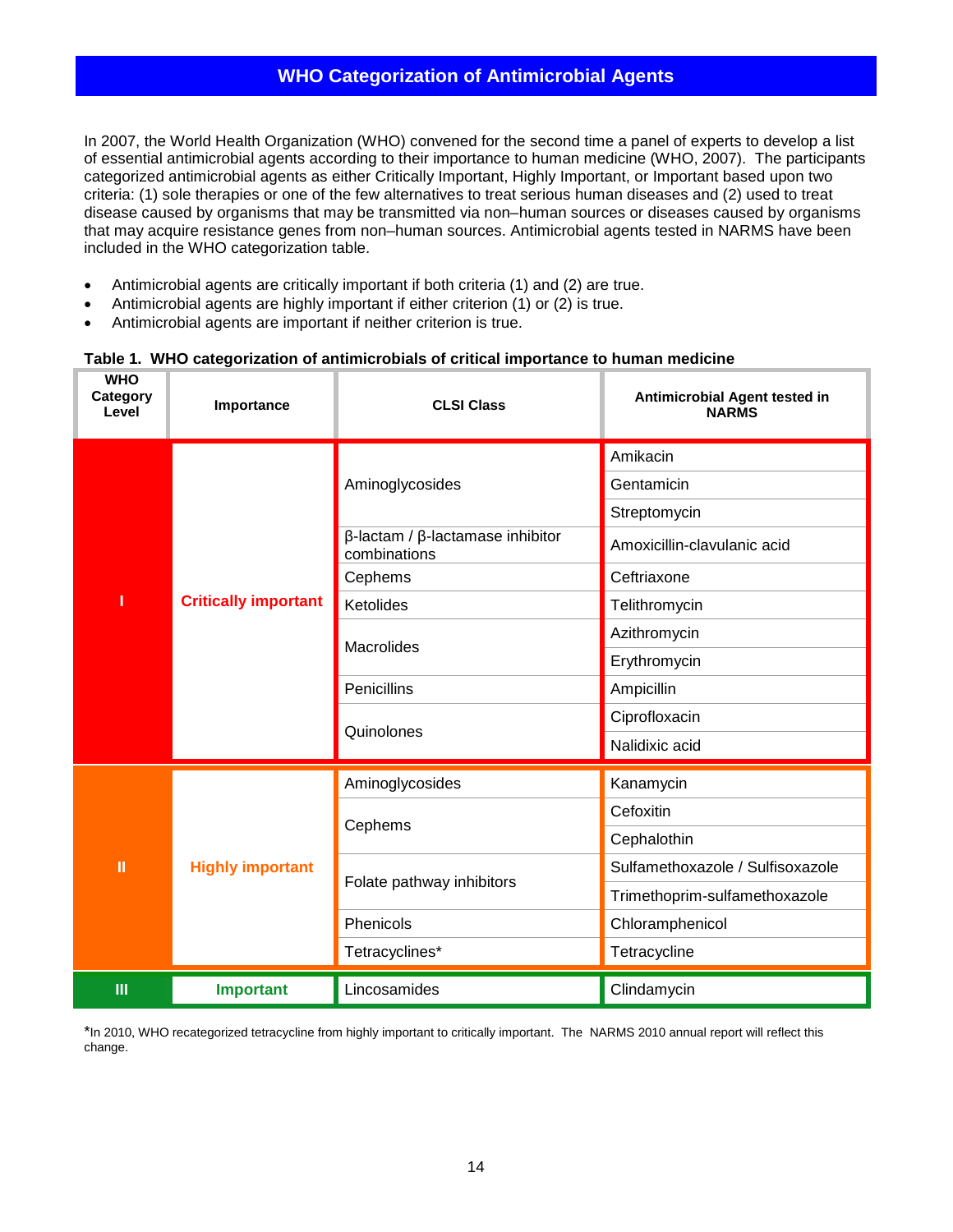## WHO Categorization of Antimicrobial Agents

In 2007, the World Health Organization (WHO) convened for the second time a panel of experts to develop a list of essential antimicrobial agents according to their importance to human medicine (WHO, 2007). The participants categorized antimicrobial agents as either Critically Important, Highly Important, or Important based upon two criteria: (1) sole therapies or one of the few alternatives to treat serious human diseases and (2) used to treat disease caused by organisms that may be transmitted via non–human sources or diseases caused by organisms that may acquire resistance genes from non–human sources. Antimicrobial agents tested in NARMS have been included in the WHO categorization table.

- Antimicrobial agents are critically important if both criteria (1) and (2) are true.
- Antimicrobial agents are highly important if either criterion (1) or (2) is true.
- Antimicrobial agents are important if neither criterion is true.

**Table 1. WHO categorization of antimicrobials of critical importance to human medicine**

| WHO Category Level | Importance | CLSI Class | Antimicrobial Agent tested in NARMS |
|---|---|---|---|
| I | Critically important | Aminoglycosides | Amikacin |
| | | | Gentamicin |
| | | | Streptomycin |
| | | β-lactam / β-lactamase inhibitor combinations | Amoxicillin-clavulanic acid |
| | | Cephems | Ceftriaxone |
| | | Ketolides | Telithromycin |
| | | Macrolides | Azithromycin |
| | | | Erythromycin |
| | | Penicillins | Ampicillin |
| | | Quinolones | Ciprofloxacin |
| | | | Nalidixic acid |
| II | Highly important | Aminoglycosides | Kanamycin |
| | | Cephems | Cefoxitin |
| | | | Cephalothin |
| | | Folate pathway inhibitors | Sulfamethoxazole / Sulfisoxazole |
| | | | Trimethoprim-sulfamethoxazole |
| | | Phenicols | Chloramphenicol |
| | | Tetracyclines* | Tetracycline |
| III | Important | Lincosamides | Clindamycin |

*In 2010, WHO recategorized tetracycline from highly important to critically important. The NARMS 2010 annual report will reflect this change.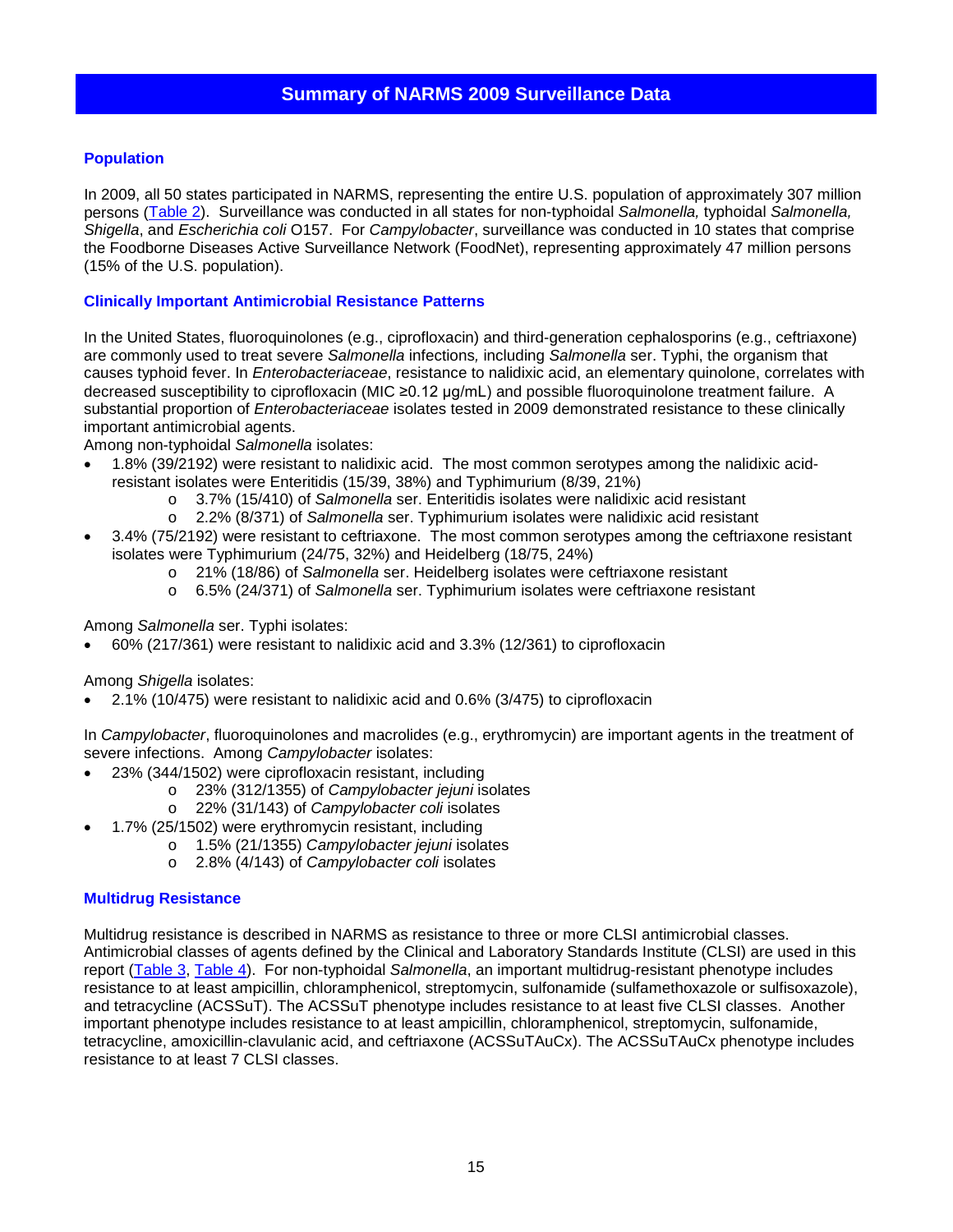# Summary of NARMS 2009 Surveillance Data

## Population

In 2009, all 50 states participated in NARMS, representing the entire U.S. population of approximately 307 million persons (Table 2). Surveillance was conducted in all states for non-typhoidal *Salmonella,* typhoidal *Salmonella, Shigella*, and *Escherichia coli* O157. For *Campylobacter*, surveillance was conducted in 10 states that comprise the Foodborne Diseases Active Surveillance Network (FoodNet), representing approximately 47 million persons (15% of the U.S. population).

## Clinically Important Antimicrobial Resistance Patterns

In the United States, fluoroquinolones (e.g., ciprofloxacin) and third-generation cephalosporins (e.g., ceftriaxone) are commonly used to treat severe *Salmonella* infections*,* including *Salmonella* ser. Typhi, the organism that causes typhoid fever. In *Enterobacteriaceae*, resistance to nalidixic acid, an elementary quinolone, correlates with decreased susceptibility to ciprofloxacin (MIC ≥0.12 µg/mL) and possible fluoroquinolone treatment failure. A substantial proportion of *Enterobacteriaceae* isolates tested in 2009 demonstrated resistance to these clinically important antimicrobial agents.

Among non-typhoidal *Salmonella* isolates:

- 1.8% (39/2192) were resistant to nalidixic acid. The most common serotypes among the nalidixic acid-resistant isolates were Enteritidis (15/39, 38%) and Typhimurium (8/39, 21%)
  - 3.7% (15/410) of *Salmonella* ser. Enteritidis isolates were nalidixic acid resistant
  - 2.2% (8/371) of *Salmonella* ser. Typhimurium isolates were nalidixic acid resistant
- 3.4% (75/2192) were resistant to ceftriaxone. The most common serotypes among the ceftriaxone resistant isolates were Typhimurium (24/75, 32%) and Heidelberg (18/75, 24%)
  - 21% (18/86) of *Salmonella* ser. Heidelberg isolates were ceftriaxone resistant
  - 6.5% (24/371) of *Salmonella* ser. Typhimurium isolates were ceftriaxone resistant

Among *Salmonella* ser. Typhi isolates:

- 60% (217/361) were resistant to nalidixic acid and 3.3% (12/361) to ciprofloxacin

Among *Shigella* isolates:

- 2.1% (10/475) were resistant to nalidixic acid and 0.6% (3/475) to ciprofloxacin

In *Campylobacter*, fluoroquinolones and macrolides (e.g., erythromycin) are important agents in the treatment of severe infections. Among *Campylobacter* isolates:

- 23% (344/1502) were ciprofloxacin resistant, including
  - 23% (312/1355) of *Campylobacter jejuni* isolates
  - 22% (31/143) of *Campylobacter coli* isolates
- 1.7% (25/1502) were erythromycin resistant, including
  - 1.5% (21/1355) *Campylobacter jejuni* isolates
  - 2.8% (4/143) of *Campylobacter coli* isolates

## Multidrug Resistance

Multidrug resistance is described in NARMS as resistance to three or more CLSI antimicrobial classes. Antimicrobial classes of agents defined by the Clinical and Laboratory Standards Institute (CLSI) are used in this report (Table 3, Table 4). For non-typhoidal *Salmonella*, an important multidrug-resistant phenotype includes resistance to at least ampicillin, chloramphenicol, streptomycin, sulfonamide (sulfamethoxazole or sulfisoxazole), and tetracycline (ACSSuT). The ACSSuT phenotype includes resistance to at least five CLSI classes. Another important phenotype includes resistance to at least ampicillin, chloramphenicol, streptomycin, sulfonamide, tetracycline, amoxicillin-clavulanic acid, and ceftriaxone (ACSSuTAuCx). The ACSSuTAuCx phenotype includes resistance to at least 7 CLSI classes.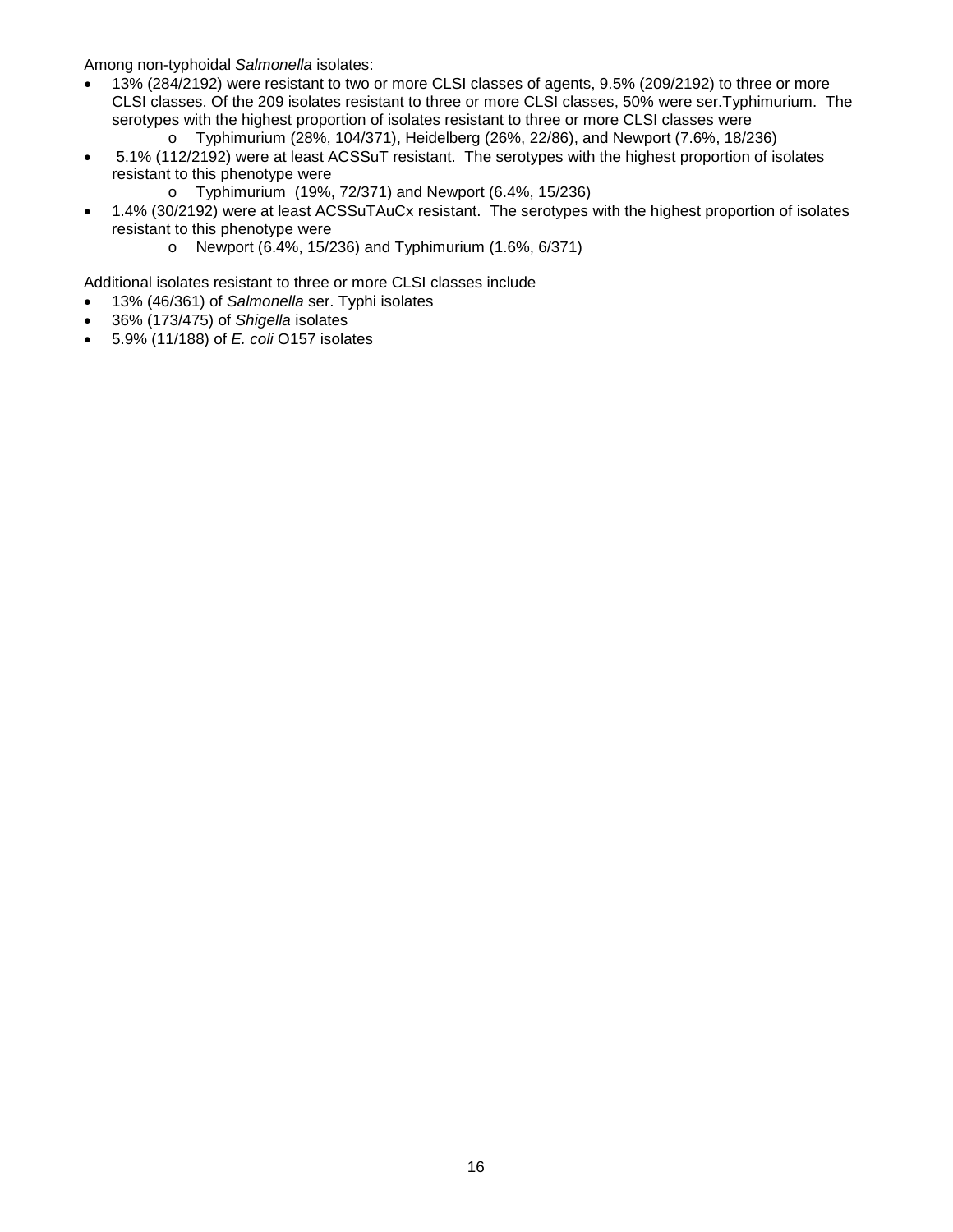Among non-typhoidal *Salmonella* isolates:

- 13% (284/2192) were resistant to two or more CLSI classes of agents, 9.5% (209/2192) to three or more CLSI classes. Of the 209 isolates resistant to three or more CLSI classes, 50% were ser.Typhimurium. The serotypes with the highest proportion of isolates resistant to three or more CLSI classes were
  - Typhimurium (28%, 104/371), Heidelberg (26%, 22/86), and Newport (7.6%, 18/236)
- 5.1% (112/2192) were at least ACSSuT resistant. The serotypes with the highest proportion of isolates resistant to this phenotype were
  - Typhimurium (19%, 72/371) and Newport (6.4%, 15/236)
- 1.4% (30/2192) were at least ACSSuTAuCx resistant. The serotypes with the highest proportion of isolates resistant to this phenotype were
  - Newport (6.4%, 15/236) and Typhimurium (1.6%, 6/371)

Additional isolates resistant to three or more CLSI classes include

- 13% (46/361) of *Salmonella* ser. Typhi isolates
- 36% (173/475) of *Shigella* isolates
- 5.9% (11/188) of *E. coli* O157 isolates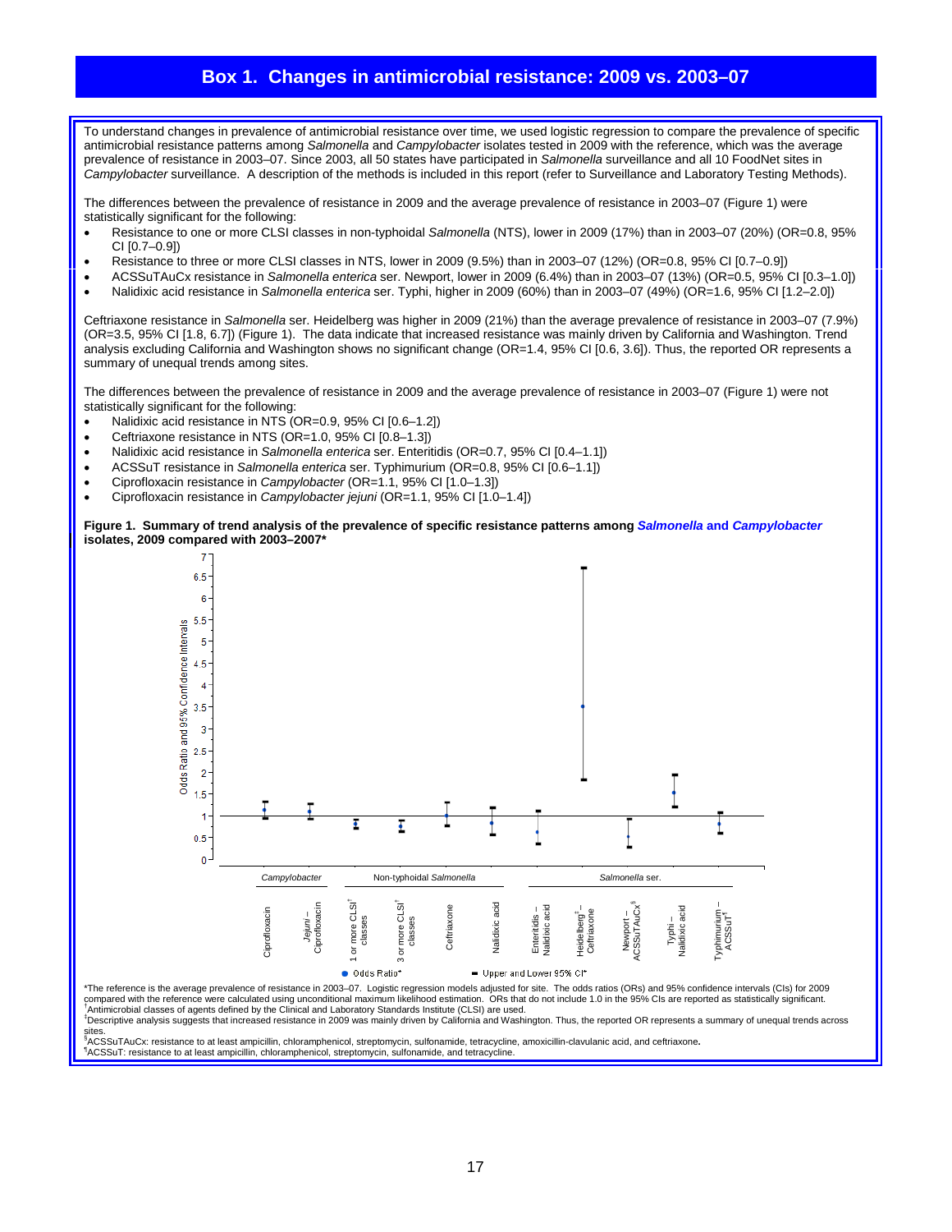## Box 1. Changes in antimicrobial resistance: 2009 vs. 2003–07

To understand changes in prevalence of antimicrobial resistance over time, we used logistic regression to compare the prevalence of specific antimicrobial resistance patterns among *Salmonella* and *Campylobacter* isolates tested in 2009 with the reference, which was the average prevalence of resistance in 2003–07. Since 2003, all 50 states have participated in *Salmonella* surveillance and all 10 FoodNet sites in *Campylobacter* surveillance. A description of the methods is included in this report (refer to Surveillance and Laboratory Testing Methods).

The differences between the prevalence of resistance in 2009 and the average prevalence of resistance in 2003–07 (Figure 1) were statistically significant for the following:

- Resistance to one or more CLSI classes in non-typhoidal *Salmonella* (NTS), lower in 2009 (17%) than in 2003–07 (20%) (OR=0.8, 95% CI [0.7–0.9])
- Resistance to three or more CLSI classes in NTS, lower in 2009 (9.5%) than in 2003–07 (12%) (OR=0.8, 95% CI [0.7–0.9])
- ACSSuTAuCx resistance in *Salmonella enterica* ser. Newport, lower in 2009 (6.4%) than in 2003–07 (13%) (OR=0.5, 95% CI [0.3–1.0])
- Nalidixic acid resistance in *Salmonella enterica* ser. Typhi, higher in 2009 (60%) than in 2003–07 (49%) (OR=1.6, 95% CI [1.2–2.0])

Ceftriaxone resistance in *Salmonella* ser. Heidelberg was higher in 2009 (21%) than the average prevalence of resistance in 2003–07 (7.9%) (OR=3.5, 95% CI [1.8, 6.7]) (Figure 1). The data indicate that increased resistance was mainly driven by California and Washington. Trend analysis excluding California and Washington shows no significant change (OR=1.4, 95% CI [0.6, 3.6]). Thus, the reported OR represents a summary of unequal trends among sites.

The differences between the prevalence of resistance in 2009 and the average prevalence of resistance in 2003–07 (Figure 1) were not statistically significant for the following:

- Nalidixic acid resistance in NTS (OR=0.9, 95% CI [0.6–1.2])
- Ceftriaxone resistance in NTS (OR=1.0, 95% CI [0.8–1.3])
- Nalidixic acid resistance in *Salmonella enterica* ser. Enteritidis (OR=0.7, 95% CI [0.4–1.1])
- ACSSuT resistance in *Salmonella enterica* ser. Typhimurium (OR=0.8, 95% CI [0.6–1.1])
- Ciprofloxacin resistance in *Campylobacter* (OR=1.1, 95% CI [1.0–1.3])
- Ciprofloxacin resistance in *Campylobacter jejuni* (OR=1.1, 95% CI [1.0–1.4])

**Figure 1. Summary of trend analysis of the prevalence of specific resistance patterns among *Salmonella* and *Campylobacter* isolates, 2009 compared with 2003–2007***

*The reference is the average prevalence of resistance in 2003–07. Logistic regression models adjusted for site. The odds ratios (ORs) and 95% confidence intervals (CIs) for 2009 compared with the reference were calculated using unconditional maximum likelihood estimation. ORs that do not include 1.0 in the 95% CIs are reported as statistically significant.

†Antimicrobial classes of agents defined by the Clinical and Laboratory Standards Institute (CLSI) are used.

‡Descriptive analysis suggests that increased resistance in 2009 was mainly driven by California and Washington. Thus, the reported OR represents a summary of unequal trends across sites.

§ACSSuTAuCx: resistance to at least ampicillin, chloramphenicol, streptomycin, sulfonamide, tetracycline, amoxicillin-clavulanic acid, and ceftriaxone.

¶ACSSuT: resistance to at least ampicillin, chloramphenicol, streptomycin, sulfonamide, and tetracycline.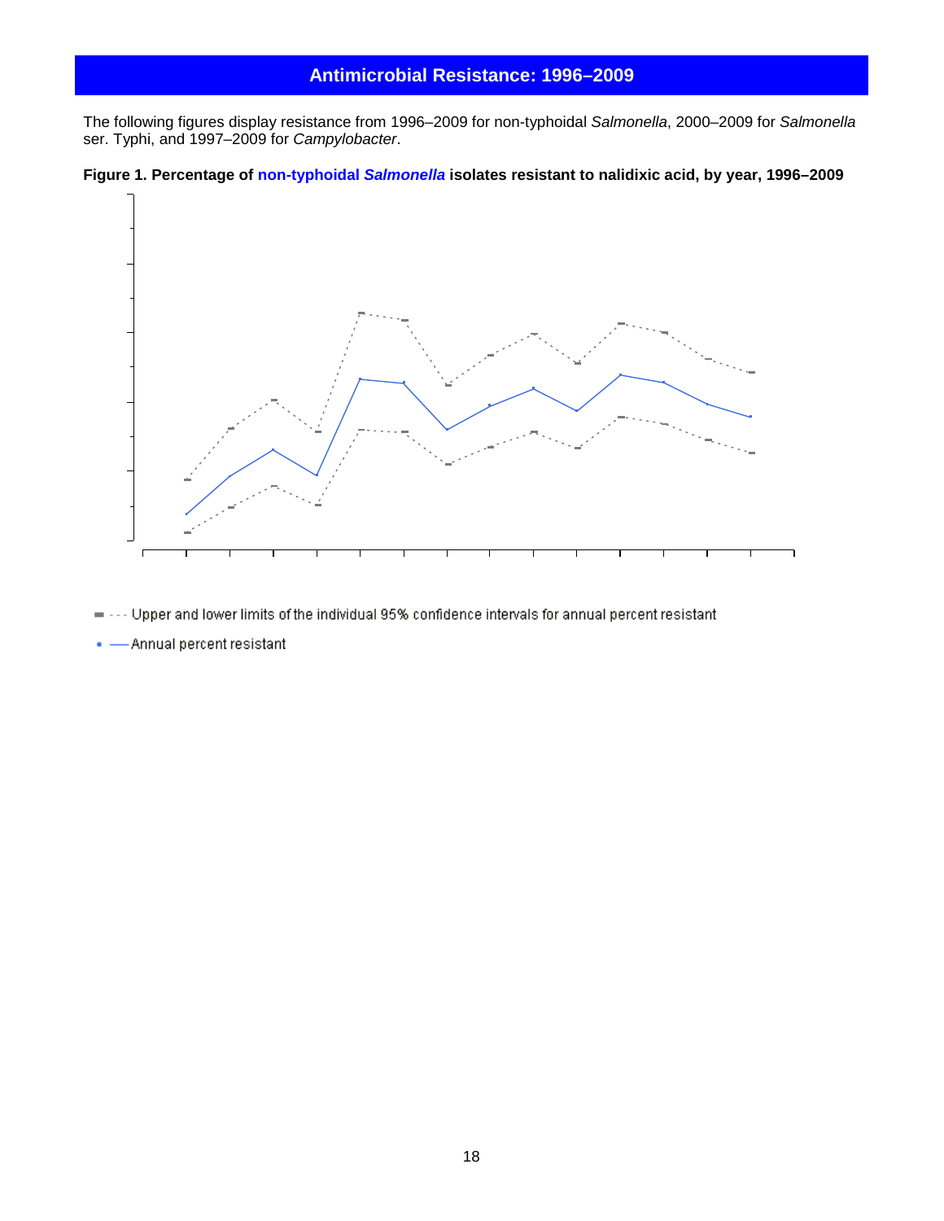## Antimicrobial Resistance: 1996–2009

The following figures display resistance from 1996–2009 for non-typhoidal *Salmonella*, 2000–2009 for *Salmonella* ser. Typhi, and 1997–2009 for *Campylobacter*.

**Figure 1. Percentage of non-typhoidal *Salmonella* isolates resistant to nalidixic acid, by year, 1996–2009**

--- Upper and lower limits of the individual 95% confidence intervals for annual percent resistant

— Annual percent resistant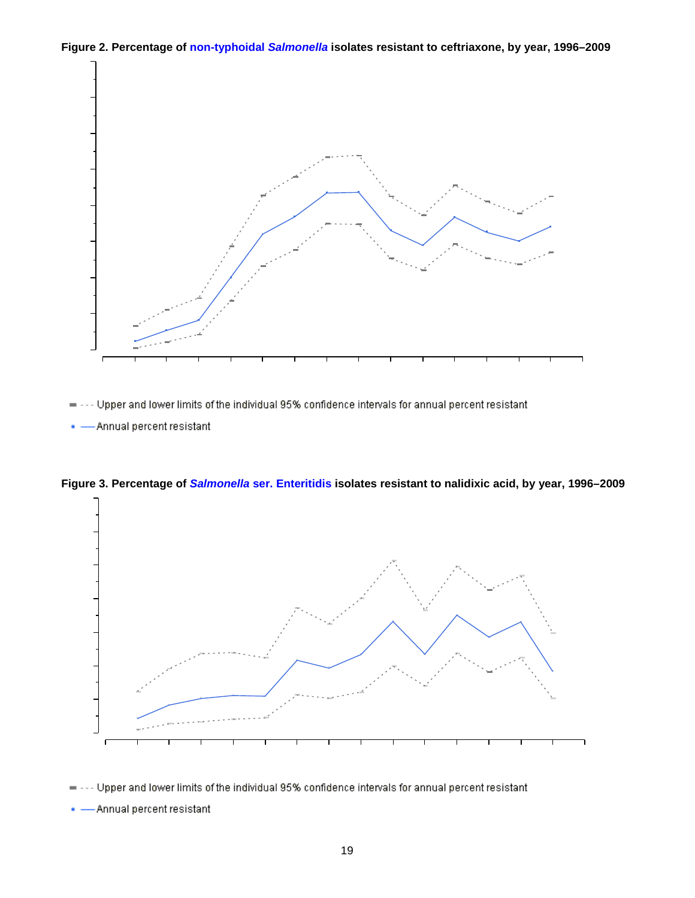**Figure 2. Percentage of non-typhoidal *Salmonella* isolates resistant to ceftriaxone, by year, 1996–2009**

- - - Upper and lower limits of the individual 95% confidence intervals for annual percent resistant

— Annual percent resistant

**Figure 3. Percentage of *Salmonella* ser. Enteritidis isolates resistant to nalidixic acid, by year, 1996–2009**

- - - Upper and lower limits of the individual 95% confidence intervals for annual percent resistant

— Annual percent resistant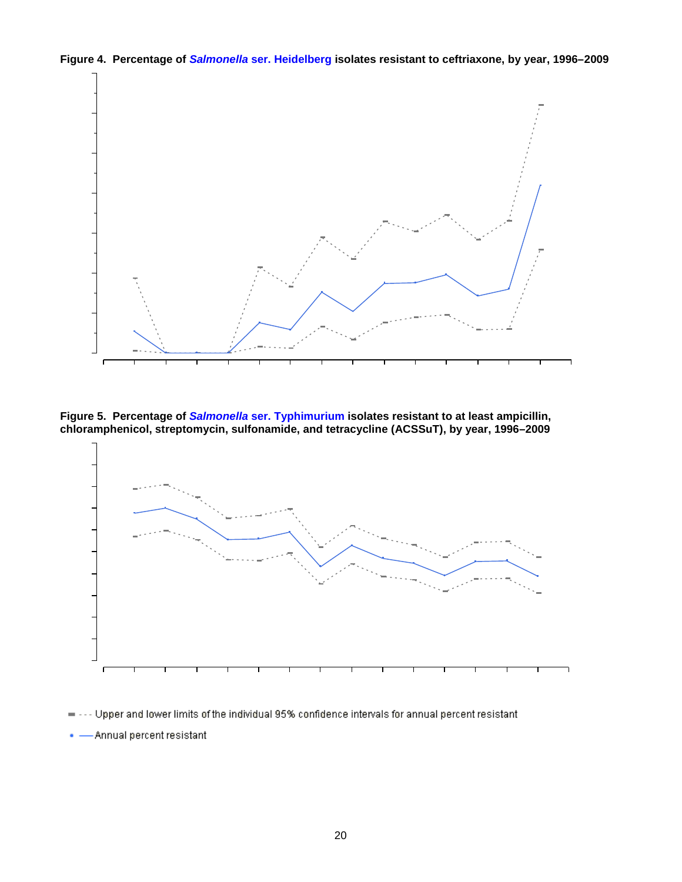**Figure 4. Percentage of *Salmonella* ser. Heidelberg isolates resistant to ceftriaxone, by year, 1996–2009**

**Figure 5. Percentage of *Salmonella* ser. Typhimurium isolates resistant to at least ampicillin, chloramphenicol, streptomycin, sulfonamide, and tetracycline (ACSSuT), by year, 1996–2009**

--- Upper and lower limits of the individual 95% confidence intervals for annual percent resistant

— Annual percent resistant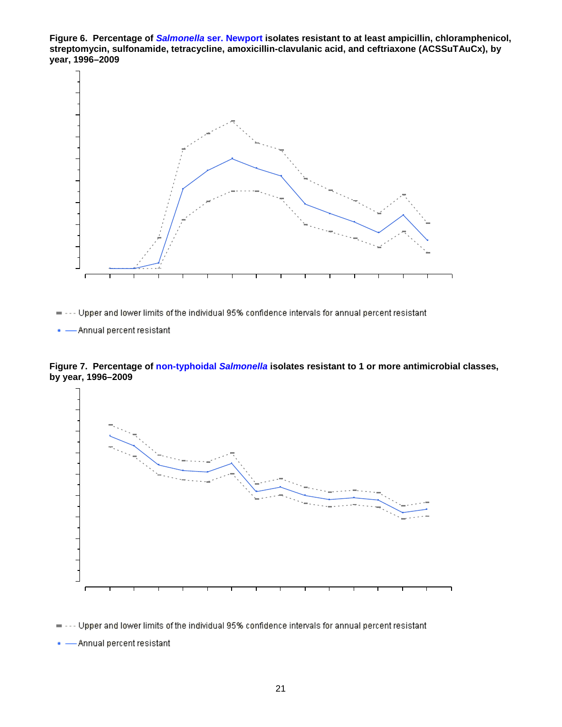**Figure 6. Percentage of *Salmonella* ser. Newport isolates resistant to at least ampicillin, chloramphenicol, streptomycin, sulfonamide, tetracycline, amoxicillin-clavulanic acid, and ceftriaxone (ACSSuTAuCx), by year, 1996–2009**

--- Upper and lower limits of the individual 95% confidence intervals for annual percent resistant

— Annual percent resistant

**Figure 7. Percentage of non-typhoidal *Salmonella* isolates resistant to 1 or more antimicrobial classes, by year, 1996–2009**

--- Upper and lower limits of the individual 95% confidence intervals for annual percent resistant

— Annual percent resistant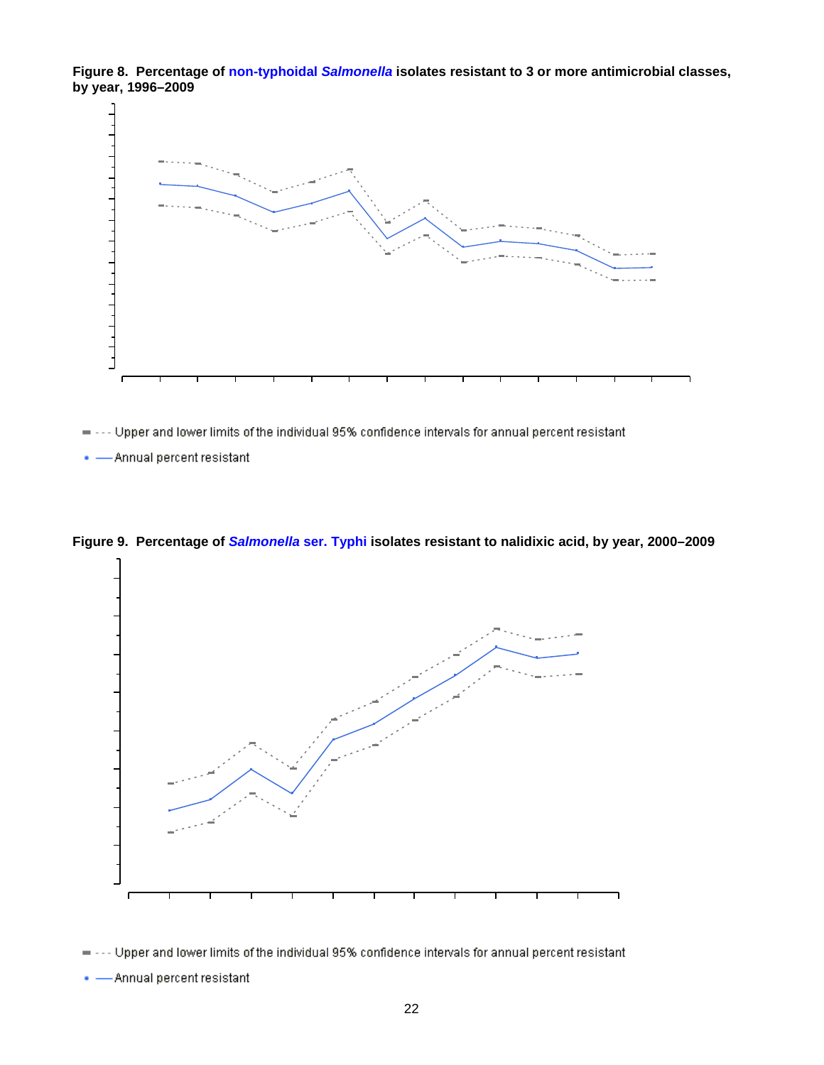**Figure 8. Percentage of non-typhoidal *Salmonella* isolates resistant to 3 or more antimicrobial classes, by year, 1996–2009**

Upper and lower limits of the individual 95% confidence intervals for annual percent resistant

Annual percent resistant

**Figure 9. Percentage of *Salmonella* ser. Typhi isolates resistant to nalidixic acid, by year, 2000–2009**

Upper and lower limits of the individual 95% confidence intervals for annual percent resistant

Annual percent resistant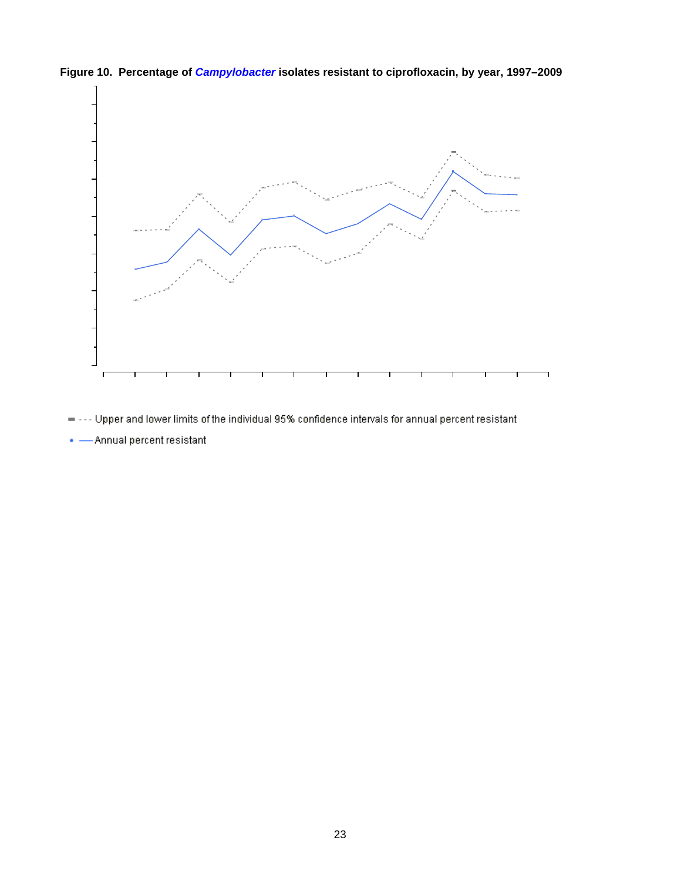**Figure 10. Percentage of *Campylobacter* isolates resistant to ciprofloxacin, by year, 1997–2009**

- - - Upper and lower limits of the individual 95% confidence intervals for annual percent resistant

— Annual percent resistant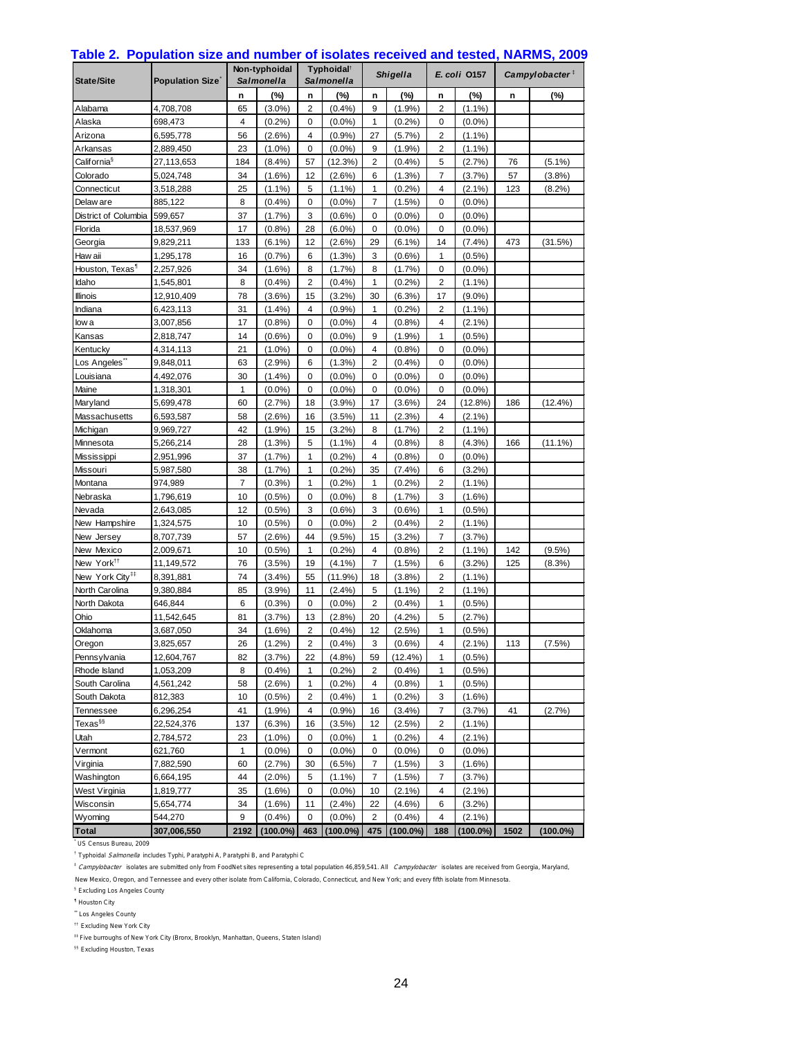## Table 2. Population size and number of isolates received and tested, NARMS, 2009

| State/Site | Population Size[*] | Non-typhoidal *Salmonella* | | Typhoidal[†] *Salmonella* | | *Shigella* | | *E. coli* O157 | | *Campylobacter*[‡] | |
|---|---|---|---|---|---|---|---|---|---|---|---|
| | | n | (%) | n | (%) | n | (%) | n | (%) | n | (%) |
| Alabama | 4,708,708 | 65 | (3.0%) | 2 | (0.4%) | 9 | (1.9%) | 2 | (1.1%) | | |
| Alaska | 698,473 | 4 | (0.2%) | 0 | (0.0%) | 1 | (0.2%) | 0 | (0.0%) | | |
| Arizona | 6,595,778 | 56 | (2.6%) | 4 | (0.9%) | 27 | (5.7%) | 2 | (1.1%) | | |
| Arkansas | 2,889,450 | 23 | (1.0%) | 0 | (0.0%) | 9 | (1.9%) | 2 | (1.1%) | | |
| California[§] | 27,113,653 | 184 | (8.4%) | 57 | (12.3%) | 2 | (0.4%) | 5 | (2.7%) | 76 | (5.1%) |
| Colorado | 5,024,748 | 34 | (1.6%) | 12 | (2.6%) | 6 | (1.3%) | 7 | (3.7%) | 57 | (3.8%) |
| Connecticut | 3,518,288 | 25 | (1.1%) | 5 | (1.1%) | 1 | (0.2%) | 4 | (2.1%) | 123 | (8.2%) |
| Delaware | 885,122 | 8 | (0.4%) | 0 | (0.0%) | 7 | (1.5%) | 0 | (0.0%) | | |
| District of Columbia | 599,657 | 37 | (1.7%) | 3 | (0.6%) | 0 | (0.0%) | 0 | (0.0%) | | |
| Florida | 18,537,969 | 17 | (0.8%) | 28 | (6.0%) | 0 | (0.0%) | 0 | (0.0%) | | |
| Georgia | 9,829,211 | 133 | (6.1%) | 12 | (2.6%) | 29 | (6.1%) | 14 | (7.4%) | 473 | (31.5%) |
| Hawaii | 1,295,178 | 16 | (0.7%) | 6 | (1.3%) | 3 | (0.6%) | 1 | (0.5%) | | |
| Houston, Texas[¶] | 2,257,926 | 34 | (1.6%) | 8 | (1.7%) | 8 | (1.7%) | 0 | (0.0%) | | |
| Idaho | 1,545,801 | 8 | (0.4%) | 2 | (0.4%) | 1 | (0.2%) | 2 | (1.1%) | | |
| Illinois | 12,910,409 | 78 | (3.6%) | 15 | (3.2%) | 30 | (6.3%) | 17 | (9.0%) | | |
| Indiana | 6,423,113 | 31 | (1.4%) | 4 | (0.9%) | 1 | (0.2%) | 2 | (1.1%) | | |
| Iowa | 3,007,856 | 17 | (0.8%) | 0 | (0.0%) | 4 | (0.8%) | 4 | (2.1%) | | |
| Kansas | 2,818,747 | 14 | (0.6%) | 0 | (0.0%) | 9 | (1.9%) | 1 | (0.5%) | | |
| Kentucky | 4,314,113 | 21 | (1.0%) | 0 | (0.0%) | 4 | (0.8%) | 0 | (0.0%) | | |
| Los Angeles[**] | 9,848,011 | 63 | (2.9%) | 6 | (1.3%) | 2 | (0.4%) | 0 | (0.0%) | | |
| Louisiana | 4,492,076 | 30 | (1.4%) | 0 | (0.0%) | 0 | (0.0%) | 0 | (0.0%) | | |
| Maine | 1,318,301 | 1 | (0.0%) | 0 | (0.0%) | 0 | (0.0%) | 0 | (0.0%) | | |
| Maryland | 5,699,478 | 60 | (2.7%) | 18 | (3.9%) | 17 | (3.6%) | 24 | (12.8%) | 186 | (12.4%) |
| Massachusetts | 6,593,587 | 58 | (2.6%) | 16 | (3.5%) | 11 | (2.3%) | 4 | (2.1%) | | |
| Michigan | 9,969,727 | 42 | (1.9%) | 15 | (3.2%) | 8 | (1.7%) | 2 | (1.1%) | | |
| Minnesota | 5,266,214 | 28 | (1.3%) | 5 | (1.1%) | 4 | (0.8%) | 8 | (4.3%) | 166 | (11.1%) |
| Mississippi | 2,951,996 | 37 | (1.7%) | 1 | (0.2%) | 4 | (0.8%) | 0 | (0.0%) | | |
| Missouri | 5,987,580 | 38 | (1.7%) | 1 | (0.2%) | 35 | (7.4%) | 6 | (3.2%) | | |
| Montana | 974,989 | 7 | (0.3%) | 1 | (0.2%) | 1 | (0.2%) | 2 | (1.1%) | | |
| Nebraska | 1,796,619 | 10 | (0.5%) | 0 | (0.0%) | 8 | (1.7%) | 3 | (1.6%) | | |
| Nevada | 2,643,085 | 12 | (0.5%) | 3 | (0.6%) | 3 | (0.6%) | 1 | (0.5%) | | |
| New Hampshire | 1,324,575 | 10 | (0.5%) | 0 | (0.0%) | 2 | (0.4%) | 2 | (1.1%) | | |
| New Jersey | 8,707,739 | 57 | (2.6%) | 44 | (9.5%) | 15 | (3.2%) | 7 | (3.7%) | | |
| New Mexico | 2,009,671 | 10 | (0.5%) | 1 | (0.2%) | 4 | (0.8%) | 2 | (1.1%) | 142 | (9.5%) |
| New York[††] | 11,149,572 | 76 | (3.5%) | 19 | (4.1%) | 7 | (1.5%) | 6 | (3.2%) | 125 | (8.3%) |
| New York City[‡‡] | 8,391,881 | 74 | (3.4%) | 55 | (11.9%) | 18 | (3.8%) | 2 | (1.1%) | | |
| North Carolina | 9,380,884 | 85 | (3.9%) | 11 | (2.4%) | 5 | (1.1%) | 2 | (1.1%) | | |
| North Dakota | 646,844 | 6 | (0.3%) | 0 | (0.0%) | 2 | (0.4%) | 1 | (0.5%) | | |
| Ohio | 11,542,645 | 81 | (3.7%) | 13 | (2.8%) | 20 | (4.2%) | 5 | (2.7%) | | |
| Oklahoma | 3,687,050 | 34 | (1.6%) | 2 | (0.4%) | 12 | (2.5%) | 1 | (0.5%) | | |
| Oregon | 3,825,657 | 26 | (1.2%) | 2 | (0.4%) | 3 | (0.6%) | 4 | (2.1%) | 113 | (7.5%) |
| Pennsylvania | 12,604,767 | 82 | (3.7%) | 22 | (4.8%) | 59 | (12.4%) | 1 | (0.5%) | | |
| Rhode Island | 1,053,209 | 8 | (0.4%) | 1 | (0.2%) | 2 | (0.4%) | 1 | (0.5%) | | |
| South Carolina | 4,561,242 | 58 | (2.6%) | 1 | (0.2%) | 4 | (0.8%) | 1 | (0.5%) | | |
| South Dakota | 812,383 | 10 | (0.5%) | 2 | (0.4%) | 1 | (0.2%) | 3 | (1.6%) | | |
| Tennessee | 6,296,254 | 41 | (1.9%) | 4 | (0.9%) | 16 | (3.4%) | 7 | (3.7%) | 41 | (2.7%) |
| Texas[§§] | 22,524,376 | 137 | (6.3%) | 16 | (3.5%) | 12 | (2.5%) | 2 | (1.1%) | | |
| Utah | 2,784,572 | 23 | (1.0%) | 0 | (0.0%) | 1 | (0.2%) | 4 | (2.1%) | | |
| Vermont | 621,760 | 1 | (0.0%) | 0 | (0.0%) | 0 | (0.0%) | 0 | (0.0%) | | |
| Virginia | 7,882,590 | 60 | (2.7%) | 30 | (6.5%) | 7 | (1.5%) | 3 | (1.6%) | | |
| Washington | 6,664,195 | 44 | (2.0%) | 5 | (1.1%) | 7 | (1.5%) | 7 | (3.7%) | | |
| West Virginia | 1,819,777 | 35 | (1.6%) | 0 | (0.0%) | 10 | (2.1%) | 4 | (2.1%) | | |
| Wisconsin | 5,654,774 | 34 | (1.6%) | 11 | (2.4%) | 22 | (4.6%) | 6 | (3.2%) | | |
| Wyoming | 544,270 | 9 | (0.4%) | 0 | (0.0%) | 2 | (0.4%) | 4 | (2.1%) | | |
| **Total** | **307,006,550** | **2192** | **(100.0%)** | **463** | **(100.0%)** | **475** | **(100.0%)** | **188** | **(100.0%)** | **1502** | **(100.0%)** |

[*] US Census Bureau, 2009

[†] Typhoidal *Salmonella* includes Typhi, Paratyphi A, Paratyphi B, and Paratyphi C

[‡] *Campylobacter* isolates are submitted only from FoodNet sites representing a total population 46,859,541. All *Campylobacter* isolates are received from Georgia, Maryland, New Mexico, Oregon, and Tennessee and every other isolate from California, Colorado, Connecticut, and New York; and every fifth isolate from Minnesota.

[§] Excluding Los Angeles County

[¶] Houston City

[**] Los Angeles County

[††] Excluding New York City

[‡‡] Five burroughs of New York City (Bronx, Brooklyn, Manhattan, Queens, Staten Island)

[§§] Excluding Houston, Texas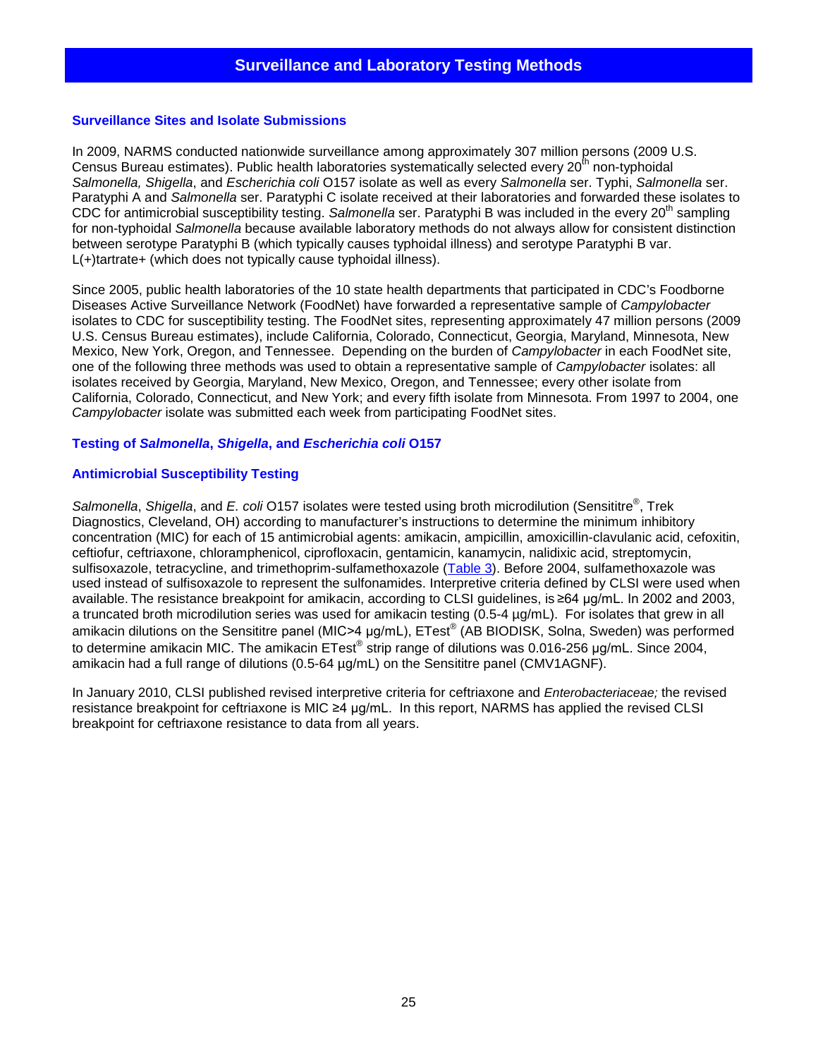# Surveillance and Laboratory Testing Methods

### Surveillance Sites and Isolate Submissions

In 2009, NARMS conducted nationwide surveillance among approximately 307 million persons (2009 U.S. Census Bureau estimates). Public health laboratories systematically selected every 20th non-typhoidal *Salmonella, Shigella*, and *Escherichia coli* O157 isolate as well as every *Salmonella* ser. Typhi, *Salmonella* ser. Paratyphi A and *Salmonella* ser. Paratyphi C isolate received at their laboratories and forwarded these isolates to CDC for antimicrobial susceptibility testing. *Salmonella* ser. Paratyphi B was included in the every 20th sampling for non-typhoidal *Salmonella* because available laboratory methods do not always allow for consistent distinction between serotype Paratyphi B (which typically causes typhoidal illness) and serotype Paratyphi B var. L(+)tartrate+ (which does not typically cause typhoidal illness).

Since 2005, public health laboratories of the 10 state health departments that participated in CDC's Foodborne Diseases Active Surveillance Network (FoodNet) have forwarded a representative sample of *Campylobacter* isolates to CDC for susceptibility testing. The FoodNet sites, representing approximately 47 million persons (2009 U.S. Census Bureau estimates), include California, Colorado, Connecticut, Georgia, Maryland, Minnesota, New Mexico, New York, Oregon, and Tennessee. Depending on the burden of *Campylobacter* in each FoodNet site, one of the following three methods was used to obtain a representative sample of *Campylobacter* isolates: all isolates received by Georgia, Maryland, New Mexico, Oregon, and Tennessee; every other isolate from California, Colorado, Connecticut, and New York; and every fifth isolate from Minnesota. From 1997 to 2004, one *Campylobacter* isolate was submitted each week from participating FoodNet sites.

### Testing of *Salmonella*, *Shigella*, and *Escherichia coli* O157

### Antimicrobial Susceptibility Testing

*Salmonella*, *Shigella*, and *E. coli* O157 isolates were tested using broth microdilution (Sensititre®, Trek Diagnostics, Cleveland, OH) according to manufacturer's instructions to determine the minimum inhibitory concentration (MIC) for each of 15 antimicrobial agents: amikacin, ampicillin, amoxicillin-clavulanic acid, cefoxitin, ceftiofur, ceftriaxone, chloramphenicol, ciprofloxacin, gentamicin, kanamycin, nalidixic acid, streptomycin, sulfisoxazole, tetracycline, and trimethoprim-sulfamethoxazole (Table 3). Before 2004, sulfamethoxazole was used instead of sulfisoxazole to represent the sulfonamides. Interpretive criteria defined by CLSI were used when available. The resistance breakpoint for amikacin, according to CLSI guidelines, is ≥64 µg/mL. In 2002 and 2003, a truncated broth microdilution series was used for amikacin testing (0.5-4 µg/mL). For isolates that grew in all amikacin dilutions on the Sensititre panel (MIC>4 µg/mL), ETest® (AB BIODISK, Solna, Sweden) was performed to determine amikacin MIC. The amikacin ETest® strip range of dilutions was 0.016-256 µg/mL. Since 2004, amikacin had a full range of dilutions (0.5-64 µg/mL) on the Sensititre panel (CMV1AGNF).

In January 2010, CLSI published revised interpretive criteria for ceftriaxone and *Enterobacteriaceae;* the revised resistance breakpoint for ceftriaxone is MIC ≥4 µg/mL. In this report, NARMS has applied the revised CLSI breakpoint for ceftriaxone resistance to data from all years.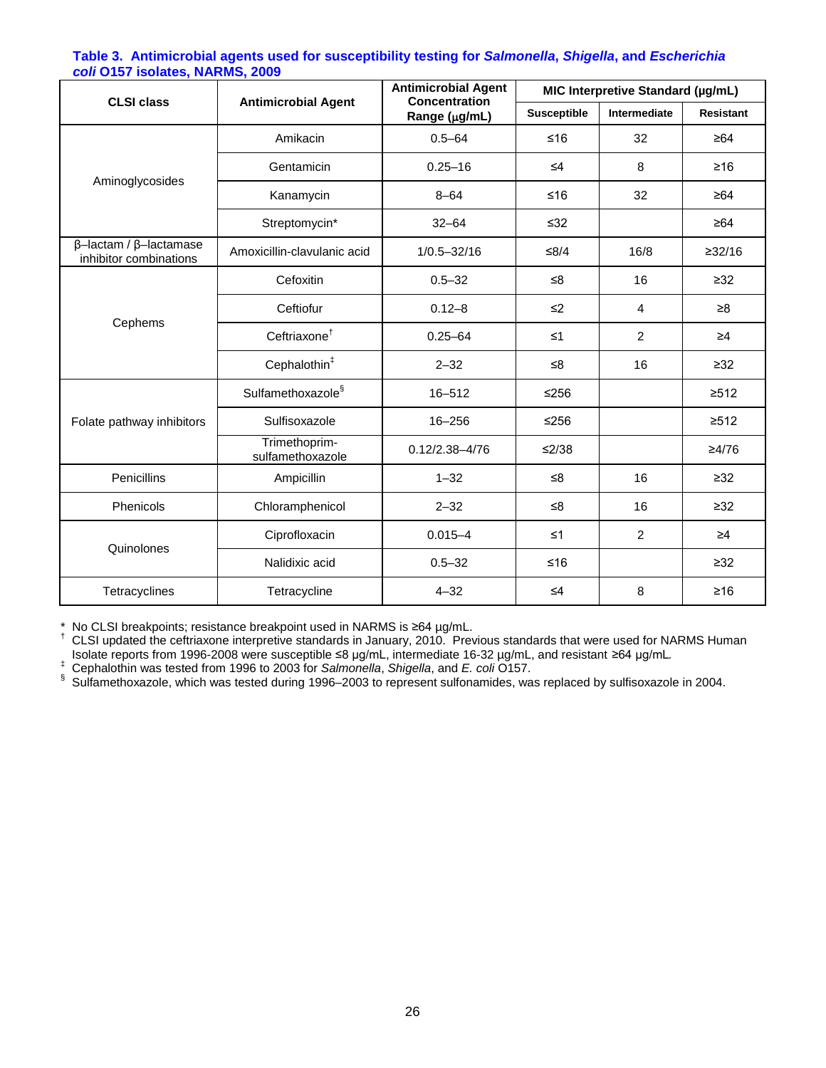**Table 3. Antimicrobial agents used for susceptibility testing for *Salmonella*, *Shigella*, and *Escherichia coli* O157 isolates, NARMS, 2009**

| CLSI class | Antimicrobial Agent | Antimicrobial Agent Concentration Range (µg/mL) | MIC Interpretive Standard (µg/mL) | | |
|---|---|---|---|---|---|
| | | | Susceptible | Intermediate | Resistant |
| Aminoglycosides | Amikacin | 0.5–64 | ≤16 | 32 | ≥64 |
| | Gentamicin | 0.25–16 | ≤4 | 8 | ≥16 |
| | Kanamycin | 8–64 | ≤16 | 32 | ≥64 |
| | Streptomycin* | 32–64 | ≤32 | | ≥64 |
| β–lactam / β–lactamase inhibitor combinations | Amoxicillin-clavulanic acid | 1/0.5–32/16 | ≤8/4 | 16/8 | ≥32/16 |
| Cephems | Cefoxitin | 0.5–32 | ≤8 | 16 | ≥32 |
| | Ceftiofur | 0.12–8 | ≤2 | 4 | ≥8 |
| | Ceftriaxone† | 0.25–64 | ≤1 | 2 | ≥4 |
| | Cephalothin‡ | 2–32 | ≤8 | 16 | ≥32 |
| Folate pathway inhibitors | Sulfamethoxazole§ | 16–512 | ≤256 | | ≥512 |
| | Sulfisoxazole | 16–256 | ≤256 | | ≥512 |
| | Trimethoprim-sulfamethoxazole | 0.12/2.38–4/76 | ≤2/38 | | ≥4/76 |
| Penicillins | Ampicillin | 1–32 | ≤8 | 16 | ≥32 |
| Phenicols | Chloramphenicol | 2–32 | ≤8 | 16 | ≥32 |
| Quinolones | Ciprofloxacin | 0.015–4 | ≤1 | 2 | ≥4 |
| | Nalidixic acid | 0.5–32 | ≤16 | | ≥32 |
| Tetracyclines | Tetracycline | 4–32 | ≤4 | 8 | ≥16 |

\* No CLSI breakpoints; resistance breakpoint used in NARMS is ≥64 µg/mL.

† CLSI updated the ceftriaxone interpretive standards in January, 2010. Previous standards that were used for NARMS Human Isolate reports from 1996-2008 were susceptible ≤8 µg/mL, intermediate 16-32 µg/mL, and resistant ≥64 µg/mL.

‡ Cephalothin was tested from 1996 to 2003 for *Salmonella*, *Shigella*, and *E. coli* O157.

§ Sulfamethoxazole, which was tested during 1996–2003 to represent sulfonamides, was replaced by sulfisoxazole in 2004.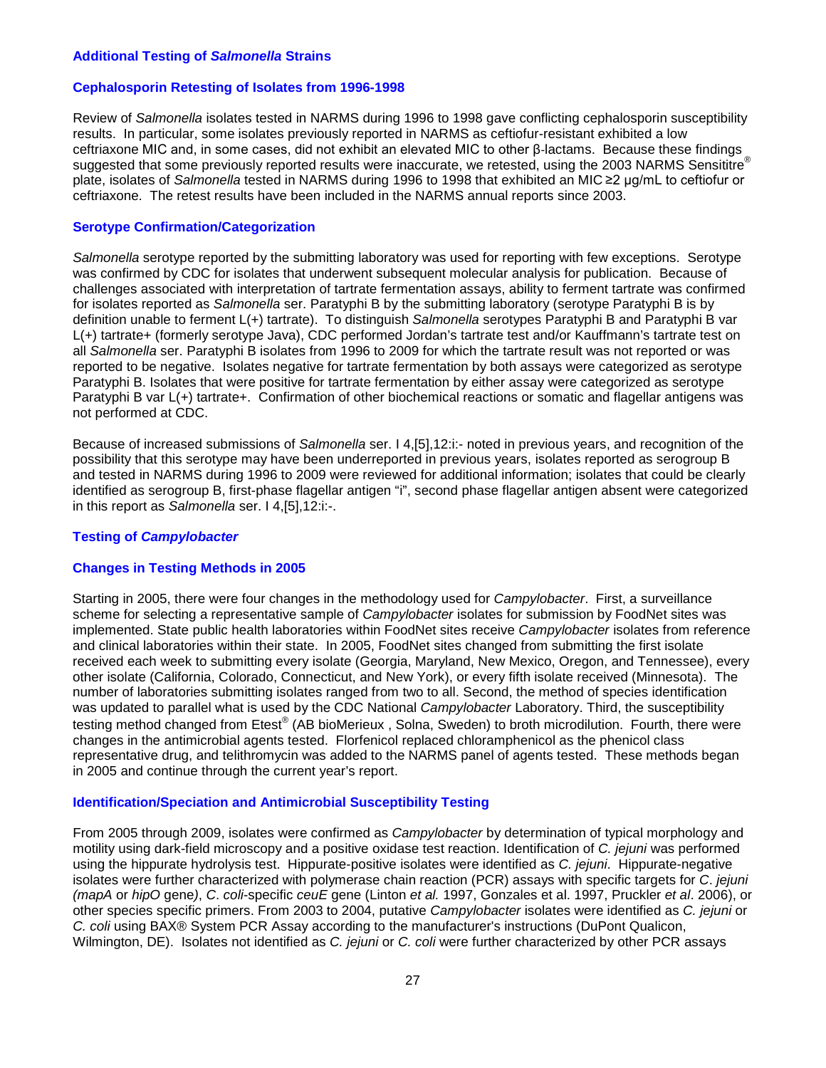### Additional Testing of *Salmonella* Strains

### Cephalosporin Retesting of Isolates from 1996-1998

Review of *Salmonella* isolates tested in NARMS during 1996 to 1998 gave conflicting cephalosporin susceptibility results. In particular, some isolates previously reported in NARMS as ceftiofur-resistant exhibited a low ceftriaxone MIC and, in some cases, did not exhibit an elevated MIC to other β-lactams. Because these findings suggested that some previously reported results were inaccurate, we retested, using the 2003 NARMS Sensititre® plate, isolates of *Salmonella* tested in NARMS during 1996 to 1998 that exhibited an MIC ≥2 µg/mL to ceftiofur or ceftriaxone. The retest results have been included in the NARMS annual reports since 2003.

### Serotype Confirmation/Categorization

*Salmonella* serotype reported by the submitting laboratory was used for reporting with few exceptions. Serotype was confirmed by CDC for isolates that underwent subsequent molecular analysis for publication. Because of challenges associated with interpretation of tartrate fermentation assays, ability to ferment tartrate was confirmed for isolates reported as *Salmonella* ser. Paratyphi B by the submitting laboratory (serotype Paratyphi B is by definition unable to ferment L(+) tartrate). To distinguish *Salmonella* serotypes Paratyphi B and Paratyphi B var L(+) tartrate+ (formerly serotype Java), CDC performed Jordan's tartrate test and/or Kauffmann's tartrate test on all *Salmonella* ser. Paratyphi B isolates from 1996 to 2009 for which the tartrate result was not reported or was reported to be negative. Isolates negative for tartrate fermentation by both assays were categorized as serotype Paratyphi B. Isolates that were positive for tartrate fermentation by either assay were categorized as serotype Paratyphi B var L(+) tartrate+. Confirmation of other biochemical reactions or somatic and flagellar antigens was not performed at CDC.

Because of increased submissions of *Salmonella* ser. I 4,[5],12:i:- noted in previous years, and recognition of the possibility that this serotype may have been underreported in previous years, isolates reported as serogroup B and tested in NARMS during 1996 to 2009 were reviewed for additional information; isolates that could be clearly identified as serogroup B, first-phase flagellar antigen "i", second phase flagellar antigen absent were categorized in this report as *Salmonella* ser. I 4,[5],12:i:-.

### Testing of *Campylobacter*

### Changes in Testing Methods in 2005

Starting in 2005, there were four changes in the methodology used for *Campylobacter*. First, a surveillance scheme for selecting a representative sample of *Campylobacter* isolates for submission by FoodNet sites was implemented. State public health laboratories within FoodNet sites receive *Campylobacter* isolates from reference and clinical laboratories within their state. In 2005, FoodNet sites changed from submitting the first isolate received each week to submitting every isolate (Georgia, Maryland, New Mexico, Oregon, and Tennessee), every other isolate (California, Colorado, Connecticut, and New York), or every fifth isolate received (Minnesota). The number of laboratories submitting isolates ranged from two to all. Second, the method of species identification was updated to parallel what is used by the CDC National *Campylobacter* Laboratory. Third, the susceptibility testing method changed from Etest® (AB bioMerieux , Solna, Sweden) to broth microdilution. Fourth, there were changes in the antimicrobial agents tested. Florfenicol replaced chloramphenicol as the phenicol class representative drug, and telithromycin was added to the NARMS panel of agents tested. These methods began in 2005 and continue through the current year's report.

### Identification/Speciation and Antimicrobial Susceptibility Testing

From 2005 through 2009, isolates were confirmed as *Campylobacter* by determination of typical morphology and motility using dark-field microscopy and a positive oxidase test reaction. Identification of *C. jejuni* was performed using the hippurate hydrolysis test. Hippurate-positive isolates were identified as *C. jejuni*. Hippurate-negative isolates were further characterized with polymerase chain reaction (PCR) assays with specific targets for *C. jejuni (mapA* or *hipO* gene*)*, *C*. *coli*-specific *ceuE* gene (Linton *et al.* 1997, Gonzales et al. 1997, Pruckler *et al*. 2006), or other species specific primers. From 2003 to 2004, putative *Campylobacter* isolates were identified as *C. jejuni* or *C. coli* using BAX® System PCR Assay according to the manufacturer's instructions (DuPont Qualicon, Wilmington, DE). Isolates not identified as *C. jejuni* or *C. coli* were further characterized by other PCR assays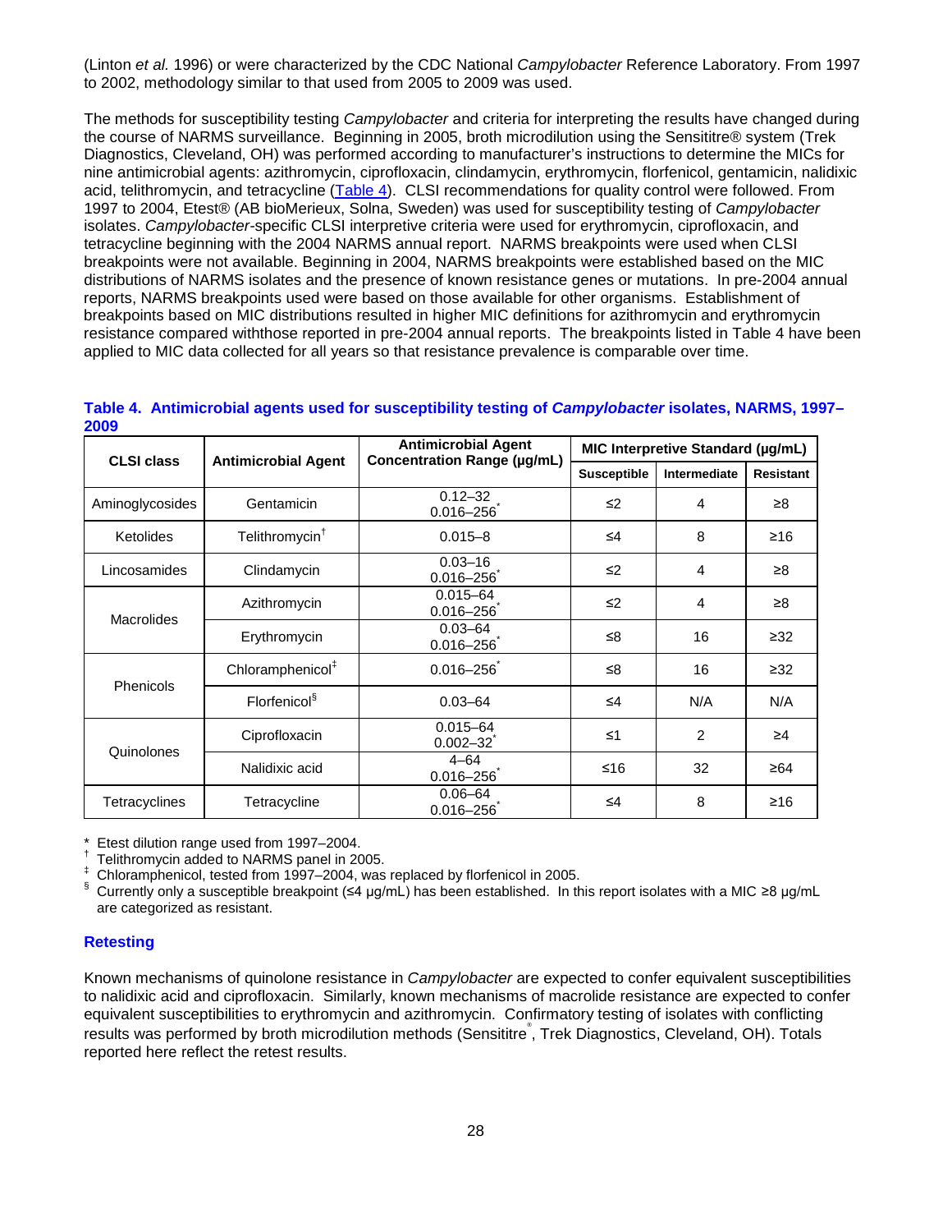(Linton *et al.* 1996) or were characterized by the CDC National *Campylobacter* Reference Laboratory. From 1997 to 2002, methodology similar to that used from 2005 to 2009 was used.

The methods for susceptibility testing *Campylobacter* and criteria for interpreting the results have changed during the course of NARMS surveillance. Beginning in 2005, broth microdilution using the Sensititre® system (Trek Diagnostics, Cleveland, OH) was performed according to manufacturer's instructions to determine the MICs for nine antimicrobial agents: azithromycin, ciprofloxacin, clindamycin, erythromycin, florfenicol, gentamicin, nalidixic acid, telithromycin, and tetracycline (Table 4). CLSI recommendations for quality control were followed. From 1997 to 2004, Etest® (AB bioMerieux, Solna, Sweden) was used for susceptibility testing of *Campylobacter* isolates. *Campylobacter*-specific CLSI interpretive criteria were used for erythromycin, ciprofloxacin, and tetracycline beginning with the 2004 NARMS annual report. NARMS breakpoints were used when CLSI breakpoints were not available. Beginning in 2004, NARMS breakpoints were established based on the MIC distributions of NARMS isolates and the presence of known resistance genes or mutations. In pre-2004 annual reports, NARMS breakpoints used were based on those available for other organisms. Establishment of breakpoints based on MIC distributions resulted in higher MIC definitions for azithromycin and erythromycin resistance compared withthose reported in pre-2004 annual reports. The breakpoints listed in Table 4 have been applied to MIC data collected for all years so that resistance prevalence is comparable over time.

**Table 4. Antimicrobial agents used for susceptibility testing of *Campylobacter* isolates, NARMS, 1997–2009**

| CLSI class | Antimicrobial Agent | Antimicrobial Agent Concentration Range (µg/mL) | MIC Interpretive Standard (µg/mL) | | |
|---|---|---|---|---|---|
| | | | Susceptible | Intermediate | Resistant |
| Aminoglycosides | Gentamicin | 0.12–32<br>0.016–256* | ≤2 | 4 | ≥8 |
| Ketolides | Telithromycin† | 0.015–8 | ≤4 | 8 | ≥16 |
| Lincosamides | Clindamycin | 0.03–16<br>0.016–256* | ≤2 | 4 | ≥8 |
| Macrolides | Azithromycin | 0.015–64<br>0.016–256* | ≤2 | 4 | ≥8 |
| | Erythromycin | 0.03–64<br>0.016–256* | ≤8 | 16 | ≥32 |
| Phenicols | Chloramphenicol‡ | 0.016–256* | ≤8 | 16 | ≥32 |
| | Florfenicol§ | 0.03–64 | ≤4 | N/A | N/A |
| Quinolones | Ciprofloxacin | 0.015–64<br>0.002–32* | ≤1 | 2 | ≥4 |
| | Nalidixic acid | 4–64<br>0.016–256* | ≤16 | 32 | ≥64 |
| Tetracyclines | Tetracycline | 0.06–64<br>0.016–256* | ≤4 | 8 | ≥16 |

\* Etest dilution range used from 1997–2004.
† Telithromycin added to NARMS panel in 2005.
‡ Chloramphenicol, tested from 1997–2004, was replaced by florfenicol in 2005.
§ Currently only a susceptible breakpoint (≤4 µg/mL) has been established. In this report isolates with a MIC ≥8 µg/mL are categorized as resistant.

## Retesting

Known mechanisms of quinolone resistance in *Campylobacter* are expected to confer equivalent susceptibilities to nalidixic acid and ciprofloxacin. Similarly, known mechanisms of macrolide resistance are expected to confer equivalent susceptibilities to erythromycin and azithromycin. Confirmatory testing of isolates with conflicting results was performed by broth microdilution methods (Sensititre®, Trek Diagnostics, Cleveland, OH). Totals reported here reflect the retest results.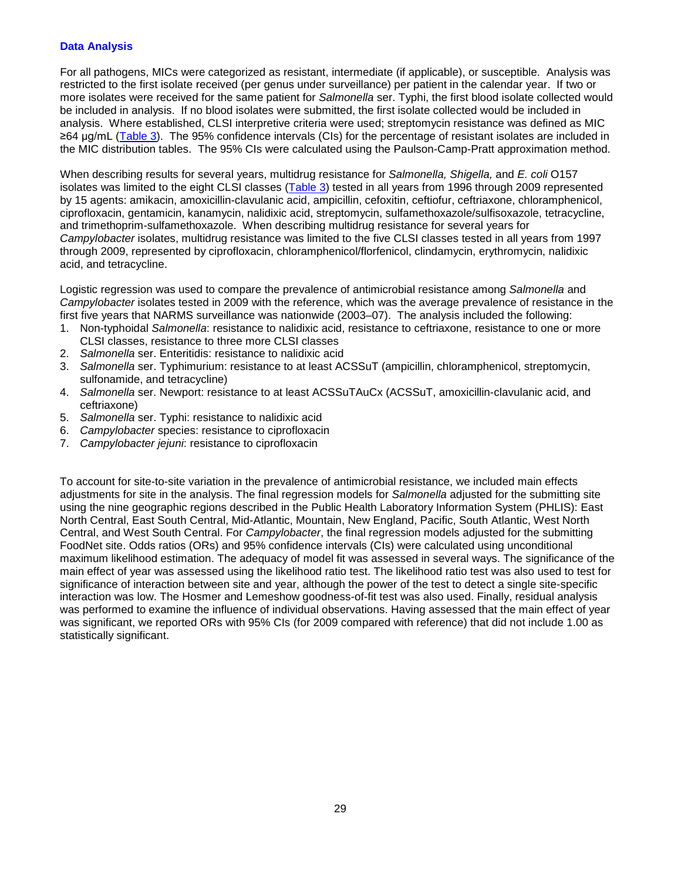### Data Analysis

For all pathogens, MICs were categorized as resistant, intermediate (if applicable), or susceptible. Analysis was restricted to the first isolate received (per genus under surveillance) per patient in the calendar year. If two or more isolates were received for the same patient for *Salmonella* ser. Typhi, the first blood isolate collected would be included in analysis. If no blood isolates were submitted, the first isolate collected would be included in analysis. Where established, CLSI interpretive criteria were used; streptomycin resistance was defined as MIC ≥64 µg/mL (Table 3). The 95% confidence intervals (CIs) for the percentage of resistant isolates are included in the MIC distribution tables. The 95% CIs were calculated using the Paulson-Camp-Pratt approximation method.

When describing results for several years, multidrug resistance for *Salmonella, Shigella,* and *E. coli* O157 isolates was limited to the eight CLSI classes (Table 3) tested in all years from 1996 through 2009 represented by 15 agents: amikacin, amoxicillin-clavulanic acid, ampicillin, cefoxitin, ceftiofur, ceftriaxone, chloramphenicol, ciprofloxacin, gentamicin, kanamycin, nalidixic acid, streptomycin, sulfamethoxazole/sulfisoxazole, tetracycline, and trimethoprim-sulfamethoxazole. When describing multidrug resistance for several years for *Campylobacter* isolates, multidrug resistance was limited to the five CLSI classes tested in all years from 1997 through 2009, represented by ciprofloxacin, chloramphenicol/florfenicol, clindamycin, erythromycin, nalidixic acid, and tetracycline.

Logistic regression was used to compare the prevalence of antimicrobial resistance among *Salmonella* and *Campylobacter* isolates tested in 2009 with the reference, which was the average prevalence of resistance in the first five years that NARMS surveillance was nationwide (2003–07). The analysis included the following:

1. Non-typhoidal *Salmonella*: resistance to nalidixic acid, resistance to ceftriaxone, resistance to one or more CLSI classes, resistance to three more CLSI classes
2. *Salmonella* ser. Enteritidis: resistance to nalidixic acid
3. *Salmonella* ser. Typhimurium: resistance to at least ACSSuT (ampicillin, chloramphenicol, streptomycin, sulfonamide, and tetracycline)
4. *Salmonella* ser. Newport: resistance to at least ACSSuTAuCx (ACSSuT, amoxicillin-clavulanic acid, and ceftriaxone)
5. *Salmonella* ser. Typhi: resistance to nalidixic acid
6. *Campylobacter* species: resistance to ciprofloxacin
7. *Campylobacter jejuni*: resistance to ciprofloxacin

To account for site-to-site variation in the prevalence of antimicrobial resistance, we included main effects adjustments for site in the analysis. The final regression models for *Salmonella* adjusted for the submitting site using the nine geographic regions described in the Public Health Laboratory Information System (PHLIS): East North Central, East South Central, Mid-Atlantic, Mountain, New England, Pacific, South Atlantic, West North Central, and West South Central. For *Campylobacter*, the final regression models adjusted for the submitting FoodNet site. Odds ratios (ORs) and 95% confidence intervals (CIs) were calculated using unconditional maximum likelihood estimation. The adequacy of model fit was assessed in several ways. The significance of the main effect of year was assessed using the likelihood ratio test. The likelihood ratio test was also used to test for significance of interaction between site and year, although the power of the test to detect a single site-specific interaction was low. The Hosmer and Lemeshow goodness-of-fit test was also used. Finally, residual analysis was performed to examine the influence of individual observations. Having assessed that the main effect of year was significant, we reported ORs with 95% CIs (for 2009 compared with reference) that did not include 1.00 as statistically significant.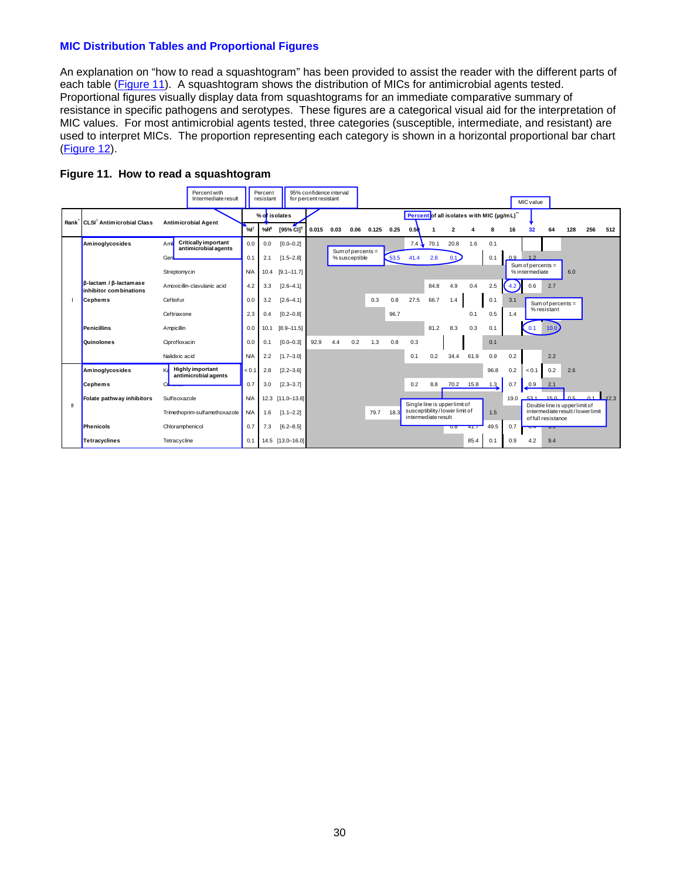## MIC Distribution Tables and Proportional Figures

An explanation on "how to read a squashtogram" has been provided to assist the reader with the different parts of each table (Figure 11). A squashtogram shows the distribution of MICs for antimicrobial agents tested. Proportional figures visually display data from squashtograms for an immediate comparative summary of resistance in specific pathogens and serotypes. These figures are a categorical visual aid for the interpretation of MIC values. For most antimicrobial agents tested, three categories (susceptible, intermediate, and resistant) are used to interpret MICs. The proportion representing each category is shown in a horizontal proportional bar chart (Figure 12).

**Figure 11. How to read a squashtogram**

| Rank* | CLSI† Antimicrobial Class | Antimicrobial Agent | % of isolates | | | Percent of all isolates with MIC (µg/mL)** | | | | | | | | | | | | | | | |
|---|---|---|---|---|---|---|---|---|---|---|---|---|---|---|---|---|---|---|---|---|---|
| | | | %I‡ | %R§ | [95% CI]¶ | 0.015 | 0.03 | 0.06 | 0.125 | 0.25 | 0.5 | 1 | 2 | 4 | 8 | 16 | 32 | 64 | 128 | 256 | 512 |
| I | Aminoglycosides | Amikacin | 0.0 | 0.0 | [0.0–0.2] | | | | | | 7.4 | 70.1 | 20.8 | 1.6 | 0.1 | | | | | | |
| | | Gentamicin | 0.1 | 2.1 | [1.5–2.8] | | | | | 53.5 | 41.4 | 2.8 | 0.1 | | 0.1 | 0.9 | 1.2 | | | | |
| | | Streptomycin | N/A | 10.4 | [9.1–11.7] | | | | | | | | | | | | | | 6.0 | | |
| | β-lactam / β-lactamase inhibitor combinations | Amoxicillin-clavulanic acid | 4.2 | 3.3 | [2.6–4.1] | | | | | | | 84.8 | 4.9 | 0.4 | 2.5 | 4.2 | 0.6 | 2.7 | | | |
| | Cephems | Ceftiofur | 0.0 | 3.2 | [2.6–4.1] | | | | 0.3 | 0.8 | 27.5 | 66.7 | 1.4 | | 0.1 | 3.1 | | | | | |
| | | Ceftriaxone | 2.3 | 0.4 | [0.2–0.8] | | | | | 96.7 | | | | 0.1 | 0.5 | 1.4 | | | | | |
| | Penicillins | Ampicillin | 0.0 | 10.1 | [8.9–11.5] | | | | | | | 81.2 | 8.3 | 0.3 | 0.1 | | 0.1 | 10.0 | | | |
| | Quinolones | Ciprofloxacin | 0.0 | 0.1 | [0.0–0.3] | 92.9 | 4.4 | 0.2 | 1.3 | 0.8 | 0.3 | | | | 0.1 | | | | | | |
| | | Nalidixic acid | N/A | 2.2 | [1.7–3.0] | | | | | | 0.1 | 0.2 | 34.4 | 61.9 | 0.9 | 0.2 | | 2.2 | | | |
| II | Aminoglycosides | Kanamycin | < 0.1 | 2.8 | [2.2–3.6] | | | | | | | | | | 96.8 | 0.2 | < 0.1 | 0.2 | 2.6 | | |
| | Cephems | Cefoxitin | 0.7 | 3.0 | [2.3–3.7] | | | | | | 0.2 | 8.8 | 70.2 | 15.8 | 1.3 | 0.7 | 0.9 | 2.1 | | | |
| | Folate pathway inhibitors | Sulfisoxazole | N/A | 12.3 | [11.0–13.8] | | | | | | | | | | | 19.0 | 53.1 | 15.0 | 0.5 | 0.1 | 12.3 |
| | | Trimethoprim-sulfamethoxazole | N/A | 1.6 | [1.1–2.2] | | | | 79.7 | 18.3 | | | | | 1.5 | | | | | | |
| | Phenicols | Chloramphenicol | 0.7 | 7.3 | [6.2–8.5] | | | | | | | | 0.8 | 41.7 | 49.5 | 0.7 | | | | | |
| | Tetracyclines | Tetracycline | 0.1 | 14.5 | [13.0–16.0] | | | | | | | | | 85.4 | 0.1 | 0.9 | 4.2 | 9.4 | | | |

Figure annotations:

- Percent with Intermediate result
- Percent resistant
- 95% confidence interval for percent resistant
- MIC value
- Percent of all isolates with MIC (µg/mL)
- Critically important antimicrobial agents
- Highly important antimicrobial agents
- Sum of percents = % susceptible
- Sum of percents = % intermediate
- Sum of percents = % resistant
- Single line is upper limit of susceptibility / lower limit of intermediate result
- Double line is upper limit of intermediate result / lower limit of full resistance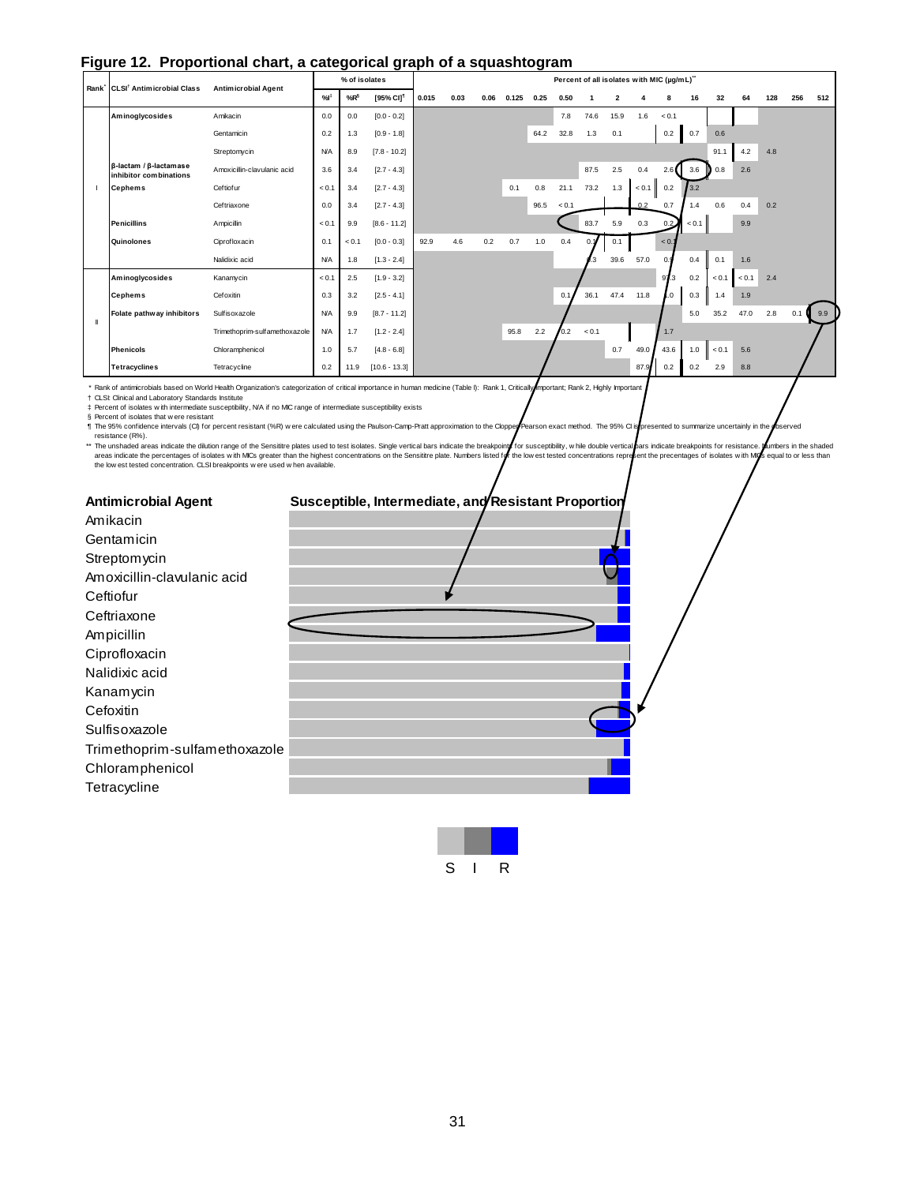**Figure 12. Proportional chart, a categorical graph of a squashtogram**

| Rank* | CLSI† Antimicrobial Class | Antimicrobial Agent | %I‡ | %R§ | [95% CI]¶ | 0.015 | 0.03 | 0.06 | 0.125 | 0.25 | 0.50 | 1 | 2 | 4 | 8 | 16 | 32 | 64 | 128 | 256 | 512 |
|---|---|---|---|---|---|---|---|---|---|---|---|---|---|---|---|---|---|---|---|---|---|
| | | | % of isolates | | | Percent of all isolates with MIC (µg/mL)** | | | | | | | | | | | | | | | |
| I | Aminoglycosides | Amikacin | 0.0 | 0.0 | [0.0 - 0.2] | | | | | | 7.8 | 74.6 | 15.9 | 1.6 | < 0.1 | | | | | | |
| | | Gentamicin | 0.2 | 1.3 | [0.9 - 1.8] | | | | | 64.2 | 32.8 | 1.3 | 0.1 | | 0.2 | 0.7 | 0.6 | | | | |
| | | Streptomycin | N/A | 8.9 | [7.8 - 10.2] | | | | | | | | | | | | 91.1 | 4.2 | 4.8 | | |
| | β-lactam / β-lactamase inhibitor combinations | Amoxicillin-clavulanic acid | 3.6 | 3.4 | [2.7 - 4.3] | | | | | | | 87.5 | 2.5 | 0.4 | 2.6 | 3.6 | 0.8 | 2.6 | | | |
| | Cephems | Ceftiofur | < 0.1 | 3.4 | [2.7 - 4.3] | | | | 0.1 | 0.8 | 21.1 | 73.2 | 1.3 | < 0.1 | 0.2 | 3.2 | | | | | |
| | | Ceftriaxone | 0.0 | 3.4 | [2.7 - 4.3] | | | | | 96.5 | < 0.1 | | | 0.2 | 0.7 | 1.4 | 0.6 | 0.4 | 0.2 | | |
| | Penicillins | Ampicillin | < 0.1 | 9.9 | [8.6 - 11.2] | | | | | | | 83.7 | 5.9 | 0.3 | 0.2 | < 0.1 | | 9.9 | | | |
| | Quinolones | Ciprofloxacin | 0.1 | < 0.1 | [0.0 - 0.3] | 92.9 | 4.6 | 0.2 | 0.7 | 1.0 | 0.4 | 0.1 | 0.1 | | < 0.1 | | | | | | |
| | | Nalidixic acid | N/A | 1.8 | [1.3 - 2.4] | | | | | | | 1.3 | 39.6 | 57.0 | 0.1 | 0.4 | 0.1 | 1.6 | | | |
| II | Aminoglycosides | Kanamycin | < 0.1 | 2.5 | [1.9 - 3.2] | | | | | | | | | | 97.3 | 0.2 | < 0.1 | < 0.1 | 2.4 | | |
| | Cephems | Cefoxitin | 0.3 | 3.2 | [2.5 - 4.1] | | | | | | 0.1 | 36.1 | 47.4 | 11.8 | 1.0 | 0.3 | 1.4 | 1.9 | | | |
| | Folate pathway inhibitors | Sulfisoxazole | N/A | 9.9 | [8.7 - 11.2] | | | | | | | | | | | 5.0 | 35.2 | 47.0 | 2.8 | 0.1 | 9.9 |
| | | Trimethoprim-sulfamethoxazole | N/A | 1.7 | [1.2 - 2.4] | | | | 95.8 | 2.2 | 0.2 | < 0.1 | | | 1.7 | | | | | | |
| | Phenicols | Chloramphenicol | 1.0 | 5.7 | [4.8 - 6.8] | | | | | | | | 0.7 | 49.0 | 43.6 | 1.0 | < 0.1 | 5.6 | | | |
| | Tetracyclines | Tetracycline | 0.2 | 11.9 | [10.6 - 13.3] | | | | | | | | | 87.9 | 0.2 | 0.2 | 2.9 | 8.8 | | | |

\* Rank of antimicrobials based on World Health Organization's categorization of critical importance in human medicine (Table I): Rank 1, Critically Important; Rank 2, Highly Important

† CLSI: Clinical and Laboratory Standards Institute

‡ Percent of isolates with intermediate susceptibility, N/A if no MIC range of intermediate susceptibility exists

§ Percent of isolates that were resistant

¶ The 95% confidence intervals (CI) for percent resistant (%R) were calculated using the Paulson-Camp-Pratt approximation to the Clopper-Pearson exact method. The 95% CI is presented to summarize uncertainly in the observed resistance (R%).

** The unshaded areas indicate the dilution range of the Sensititre plates used to test isolates. Single vertical bars indicate the breakpoints for susceptibility, while double vertical bars indicate breakpoints for resistance. Numbers in the shaded areas indicate the percentages of isolates with MICs greater than the highest concentrations on the Sensititre plate. Numbers listed for the lowest tested concentrations represent the precentages of isolates with MICs equal to or less than the lowest tested concentration. CLSI breakpoints were used when available.

**Antimicrobial Agent** — **Susceptible, Intermediate, and Resistant Proportion**

Amikacin
Gentamicin
Streptomycin
Amoxicillin-clavulanic acid
Ceftiofur
Ceftriaxone
Ampicillin
Ciprofloxacin
Nalidixic acid
Kanamycin
Cefoxitin
Sulfisoxazole
Trimethoprim-sulfamethoxazole
Chloramphenicol
Tetracycline

S I R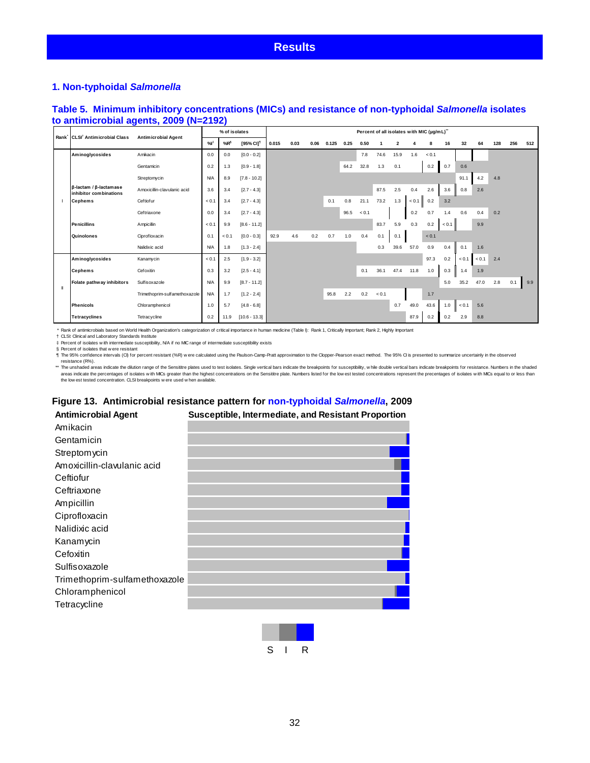# Results

## 1. Non-typhoidal *Salmonella*

### Table 5. Minimum inhibitory concentrations (MICs) and resistance of non-typhoidal *Salmonella* isolates to antimicrobial agents, 2009 (N=2192)

| Rank* | CLSI† Antimicrobial Class | Antimicrobial Agent | % of isolates | | | Percent of all isolates with MIC (µg/mL)** | | | | | | | | | | | | | | | |
|---|---|---|---|---|---|---|---|---|---|---|---|---|---|---|---|---|---|---|---|---|---|
| | | | %I‡ | %R§ | [95% CI]¶ | 0.015 | 0.03 | 0.06 | 0.125 | 0.25 | 0.50 | 1 | 2 | 4 | 8 | 16 | 32 | 64 | 128 | 256 | 512 |
| I | Aminoglycosides | Amikacin | 0.0 | 0.0 | [0.0 - 0.2] | | | | | | 7.8 | 74.6 | 15.9 | 1.6 | < 0.1 | | | | | | |
| | | Gentamicin | 0.2 | 1.3 | [0.9 - 1.8] | | | | | 64.2 | 32.8 | 1.3 | 0.1 | | 0.2 | 0.7 | 0.6 | | | | |
| | | Streptomycin | N/A | 8.9 | [7.8 - 10.2] | | | | | | | | | | | | 91.1 | 4.2 | 4.8 | | |
| | β-lactam / β-lactamase inhibitor combinations | Amoxicillin-clavulanic acid | 3.6 | 3.4 | [2.7 - 4.3] | | | | | | | 87.5 | 2.5 | 0.4 | 2.6 | 3.6 | 0.8 | 2.6 | | | |
| | Cephems | Ceftiofur | < 0.1 | 3.4 | [2.7 - 4.3] | | | | 0.1 | 0.8 | 21.1 | 73.2 | 1.3 | < 0.1 | 0.2 | 3.2 | | | | | |
| | | Ceftriaxone | 0.0 | 3.4 | [2.7 - 4.3] | | | | | 96.5 | < 0.1 | | | 0.2 | 0.7 | 1.4 | 0.6 | 0.4 | 0.2 | | |
| | Penicillins | Ampicillin | < 0.1 | 9.9 | [8.6 - 11.2] | | | | | | | 83.7 | 5.9 | 0.3 | 0.2 | < 0.1 | | 9.9 | | | |
| | Quinolones | Ciprofloxacin | 0.1 | < 0.1 | [0.0 - 0.3] | 92.9 | 4.6 | 0.2 | 0.7 | 1.0 | 0.4 | 0.1 | 0.1 | | < 0.1 | | | | | | |
| | | Nalidixic acid | N/A | 1.8 | [1.3 - 2.4] | | | | | | | 0.3 | 39.6 | 57.0 | 0.9 | 0.4 | 0.1 | 1.6 | | | |
| II | Aminoglycosides | Kanamycin | < 0.1 | 2.5 | [1.9 - 3.2] | | | | | | | | | | 97.3 | 0.2 | < 0.1 | < 0.1 | 2.4 | | |
| | Cephems | Cefoxitin | 0.3 | 3.2 | [2.5 - 4.1] | | | | | | 0.1 | 36.1 | 47.4 | 11.8 | 1.0 | 0.3 | 1.4 | 1.9 | | | |
| | Folate pathway inhibitors | Sulfisoxazole | N/A | 9.9 | [8.7 - 11.2] | | | | | | | | | | | 5.0 | 35.2 | 47.0 | 2.8 | 0.1 | 9.9 |
| | | Trimethoprim-sulfamethoxazole | N/A | 1.7 | [1.2 - 2.4] | | | | 95.8 | 2.2 | 0.2 | < 0.1 | | | 1.7 | | | | | | |
| | Phenicols | Chloramphenicol | 1.0 | 5.7 | [4.8 - 6.8] | | | | | | | | 0.7 | 49.0 | 43.6 | 1.0 | < 0.1 | 5.6 | | | |
| | Tetracyclines | Tetracycline | 0.2 | 11.9 | [10.6 - 13.3] | | | | | | | | | 87.9 | 0.2 | 0.2 | 2.9 | 8.8 | | | |

\* Rank of antimicrobials based on World Health Organization's categorization of critical importance in human medicine (Table I): Rank 1, Critically Important; Rank 2, Highly Important

† CLSI: Clinical and Laboratory Standards Institute

‡ Percent of isolates with intermediate susceptibility, N/A if no MIC range of intermediate susceptibility exists

§ Percent of isolates that were resistant

¶ The 95% confidence intervals (CI) for percent resistant (%R) were calculated using the Paulson-Camp-Pratt approximation to the Clopper-Pearson exact method. The 95% CI is presented to summarize uncertainly in the observed resistance (R%).

** The unshaded areas indicate the dilution range of the Sensititre plates used to test isolates. Single vertical bars indicate the breakpoints for susceptibility, while double vertical bars indicate breakpoints for resistance. Numbers in the shaded areas indicate the percentages of isolates with MICs greater than the highest concentrations on the Sensititre plate. Numbers listed for the lowest tested concentrations represent the precentages of isolates with MICs equal to or less than the lowest tested concentration. CLSI breakpoints were used when available.

### Figure 13. Antimicrobial resistance pattern for non-typhoidal *Salmonella*, 2009

| Antimicrobial Agent | Susceptible, Intermediate, and Resistant Proportion |
|---|---|
| Amikacin | |
| Gentamicin | |
| Streptomycin | |
| Amoxicillin-clavulanic acid | |
| Ceftiofur | |
| Ceftriaxone | |
| Ampicillin | |
| Ciprofloxacin | |
| Nalidixic acid | |
| Kanamycin | |
| Cefoxitin | |
| Sulfisoxazole | |
| Trimethoprim-sulfamethoxazole | |
| Chloramphenicol | |
| Tetracycline | |

S I R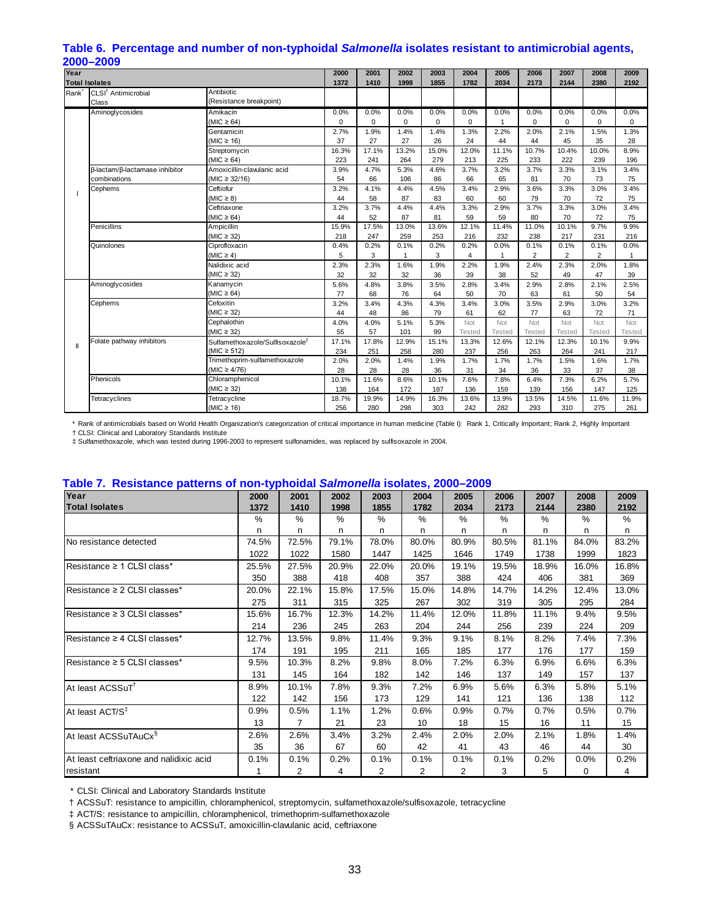## Table 6. Percentage and number of non-typhoidal *Salmonella* isolates resistant to antimicrobial agents, 2000–2009

| Year | | | 2000 | 2001 | 2002 | 2003 | 2004 | 2005 | 2006 | 2007 | 2008 | 2009 |
|---|---|---|---|---|---|---|---|---|---|---|---|---|
| Total Isolates | | | 1372 | 1410 | 1998 | 1855 | 1782 | 2034 | 2173 | 2144 | 2380 | 2192 |
| Rank* | CLSI† Antimicrobial Class | Antibiotic (Resistance breakpoint) | | | | | | | | | | |
| I | Aminoglycosides | Amikacin | 0.0% | 0.0% | 0.0% | 0.0% | 0.0% | 0.0% | 0.0% | 0.0% | 0.0% | 0.0% |
| | | (MIC ≥ 64) | 0 | 0 | 0 | 0 | 0 | 1 | 0 | 0 | 0 | 0 |
| | | Gentamicin | 2.7% | 1.9% | 1.4% | 1.4% | 1.3% | 2.2% | 2.0% | 2.1% | 1.5% | 1.3% |
| | | (MIC ≥ 16) | 37 | 27 | 27 | 26 | 24 | 44 | 44 | 45 | 35 | 28 |
| | | Streptomycin | 16.3% | 17.1% | 13.2% | 15.0% | 12.0% | 11.1% | 10.7% | 10.4% | 10.0% | 8.9% |
| | | (MIC ≥ 64) | 223 | 241 | 264 | 279 | 213 | 225 | 233 | 222 | 239 | 196 |
| | β-lactam/β-lactamase inhibitor combinations | Amoxicillin-clavulanic acid | 3.9% | 4.7% | 5.3% | 4.6% | 3.7% | 3.2% | 3.7% | 3.3% | 3.1% | 3.4% |
| | | (MIC ≥ 32/16) | 54 | 66 | 106 | 86 | 66 | 65 | 81 | 70 | 73 | 75 |
| | Cephems | Ceftiofur | 3.2% | 4.1% | 4.4% | 4.5% | 3.4% | 2.9% | 3.6% | 3.3% | 3.0% | 3.4% |
| | | (MIC ≥ 8) | 44 | 58 | 87 | 83 | 60 | 60 | 79 | 70 | 72 | 75 |
| | | Ceftriaxone | 3.2% | 3.7% | 4.4% | 4.4% | 3.3% | 2.9% | 3.7% | 3.3% | 3.0% | 3.4% |
| | | (MIC ≥ 64) | 44 | 52 | 87 | 81 | 59 | 59 | 80 | 70 | 72 | 75 |
| | Penicillins | Ampicillin | 15.9% | 17.5% | 13.0% | 13.6% | 12.1% | 11.4% | 11.0% | 10.1% | 9.7% | 9.9% |
| | | (MIC ≥ 32) | 218 | 247 | 259 | 253 | 216 | 232 | 238 | 217 | 231 | 216 |
| | Quinolones | Ciprofloxacin | 0.4% | 0.2% | 0.1% | 0.2% | 0.2% | 0.0% | 0.1% | 0.1% | 0.1% | 0.0% |
| | | (MIC ≥ 4) | 5 | 3 | 1 | 3 | 4 | 1 | 2 | 2 | 2 | 1 |
| | | Nalidixic acid | 2.3% | 2.3% | 1.6% | 1.9% | 2.2% | 1.9% | 2.4% | 2.3% | 2.0% | 1.8% |
| | | (MIC ≥ 32) | 32 | 32 | 32 | 36 | 39 | 38 | 52 | 49 | 47 | 39 |
| II | Aminoglycosides | Kanamycin | 5.6% | 4.8% | 3.8% | 3.5% | 2.8% | 3.4% | 2.9% | 2.8% | 2.1% | 2.5% |
| | | (MIC ≥ 64) | 77 | 68 | 76 | 64 | 50 | 70 | 63 | 61 | 50 | 54 |
| | Cephems | Cefoxitin | 3.2% | 3.4% | 4.3% | 4.3% | 3.4% | 3.0% | 3.5% | 2.9% | 3.0% | 3.2% |
| | | (MIC ≥ 32) | 44 | 48 | 86 | 79 | 61 | 62 | 77 | 63 | 72 | 71 |
| | | Cephalothin | 4.0% | 4.0% | 5.1% | 5.3% | Not Tested | Not Tested | Not Tested | Not Tested | Not Tested | Not Tested |
| | | (MIC ≥ 32) | 55 | 57 | 101 | 99 | | | | | | |
| | Folate pathway inhibitors | Sulfamethoxazole/Sulfisoxazole‡ | 17.1% | 17.8% | 12.9% | 15.1% | 13.3% | 12.6% | 12.1% | 12.3% | 10.1% | 9.9% |
| | | (MIC ≥ 512) | 234 | 251 | 258 | 280 | 237 | 256 | 263 | 264 | 241 | 217 |
| | | Trimethoprim-sulfamethoxazole | 2.0% | 2.0% | 1.4% | 1.9% | 1.7% | 1.7% | 1.7% | 1.5% | 1.6% | 1.7% |
| | | (MIC ≥ 4/76) | 28 | 28 | 28 | 36 | 31 | 34 | 36 | 33 | 37 | 38 |
| | Phenicols | Chloramphenicol | 10.1% | 11.6% | 8.6% | 10.1% | 7.6% | 7.8% | 6.4% | 7.3% | 6.2% | 5.7% |
| | | (MIC ≥ 32) | 138 | 164 | 172 | 187 | 136 | 159 | 139 | 156 | 147 | 125 |
| | Tetracyclines | Tetracycline | 18.7% | 19.9% | 14.9% | 16.3% | 13.6% | 13.9% | 13.5% | 14.5% | 11.6% | 11.9% |
| | | (MIC ≥ 16) | 256 | 280 | 298 | 303 | 242 | 282 | 293 | 310 | 275 | 261 |

\* Rank of antimicrobials based on World Health Organization's categorization of critical importance in human medicine (Table I): Rank 1, Critically Important; Rank 2, Highly Important

† CLSI: Clinical and Laboratory Standards Institute

‡ Sulfamethoxazole, which was tested during 1996-2003 to represent sulfonamides, was replaced by sulfisoxazole in 2004.

## Table 7. Resistance patterns of non-typhoidal *Salmonella* isolates, 2000–2009

| Year | 2000 | 2001 | 2002 | 2003 | 2004 | 2005 | 2006 | 2007 | 2008 | 2009 |
|---|---|---|---|---|---|---|---|---|---|---|
| Total Isolates | 1372 | 1410 | 1998 | 1855 | 1782 | 2034 | 2173 | 2144 | 2380 | 2192 |
| | % | % | % | % | % | % | % | % | % | % |
| | n | n | n | n | n | n | n | n | n | n |
| No resistance detected | 74.5% | 72.5% | 79.1% | 78.0% | 80.0% | 80.9% | 80.5% | 81.1% | 84.0% | 83.2% |
| | 1022 | 1022 | 1580 | 1447 | 1425 | 1646 | 1749 | 1738 | 1999 | 1823 |
| Resistance ≥ 1 CLSI class* | 25.5% | 27.5% | 20.9% | 22.0% | 20.0% | 19.1% | 19.5% | 18.9% | 16.0% | 16.8% |
| | 350 | 388 | 418 | 408 | 357 | 388 | 424 | 406 | 381 | 369 |
| Resistance ≥ 2 CLSI classes* | 20.0% | 22.1% | 15.8% | 17.5% | 15.0% | 14.8% | 14.7% | 14.2% | 12.4% | 13.0% |
| | 275 | 311 | 315 | 325 | 267 | 302 | 319 | 305 | 295 | 284 |
| Resistance ≥ 3 CLSI classes* | 15.6% | 16.7% | 12.3% | 14.2% | 11.4% | 12.0% | 11.8% | 11.1% | 9.4% | 9.5% |
| | 214 | 236 | 245 | 263 | 204 | 244 | 256 | 239 | 224 | 209 |
| Resistance ≥ 4 CLSI classes* | 12.7% | 13.5% | 9.8% | 11.4% | 9.3% | 9.1% | 8.1% | 8.2% | 7.4% | 7.3% |
| | 174 | 191 | 195 | 211 | 165 | 185 | 177 | 176 | 177 | 159 |
| Resistance ≥ 5 CLSI classes* | 9.5% | 10.3% | 8.2% | 9.8% | 8.0% | 7.2% | 6.3% | 6.9% | 6.6% | 6.3% |
| | 131 | 145 | 164 | 182 | 142 | 146 | 137 | 149 | 157 | 137 |
| At least ACSSuT† | 8.9% | 10.1% | 7.8% | 9.3% | 7.2% | 6.9% | 5.6% | 6.3% | 5.8% | 5.1% |
| | 122 | 142 | 156 | 173 | 129 | 141 | 121 | 136 | 138 | 112 |
| At least ACT/S‡ | 0.9% | 0.5% | 1.1% | 1.2% | 0.6% | 0.9% | 0.7% | 0.7% | 0.5% | 0.7% |
| | 13 | 7 | 21 | 23 | 10 | 18 | 15 | 16 | 11 | 15 |
| At least ACSSuTAuCx§ | 2.6% | 2.6% | 3.4% | 3.2% | 2.4% | 2.0% | 2.0% | 2.1% | 1.8% | 1.4% |
| | 35 | 36 | 67 | 60 | 42 | 41 | 43 | 46 | 44 | 30 |
| At least ceftriaxone and nalidixic acid resistant | 0.1% | 0.1% | 0.2% | 0.1% | 0.1% | 0.1% | 0.1% | 0.2% | 0.0% | 0.2% |
| | 1 | 2 | 4 | 2 | 2 | 2 | 3 | 5 | 0 | 4 |

\* CLSI: Clinical and Laboratory Standards Institute

† ACSSuT: resistance to ampicillin, chloramphenicol, streptomycin, sulfamethoxazole/sulfisoxazole, tetracycline

‡ ACT/S: resistance to ampicillin, chloramphenicol, trimethoprim-sulfamethoxazole

§ ACSSuTAuCx: resistance to ACSSuT, amoxicillin-clavulanic acid, ceftriaxone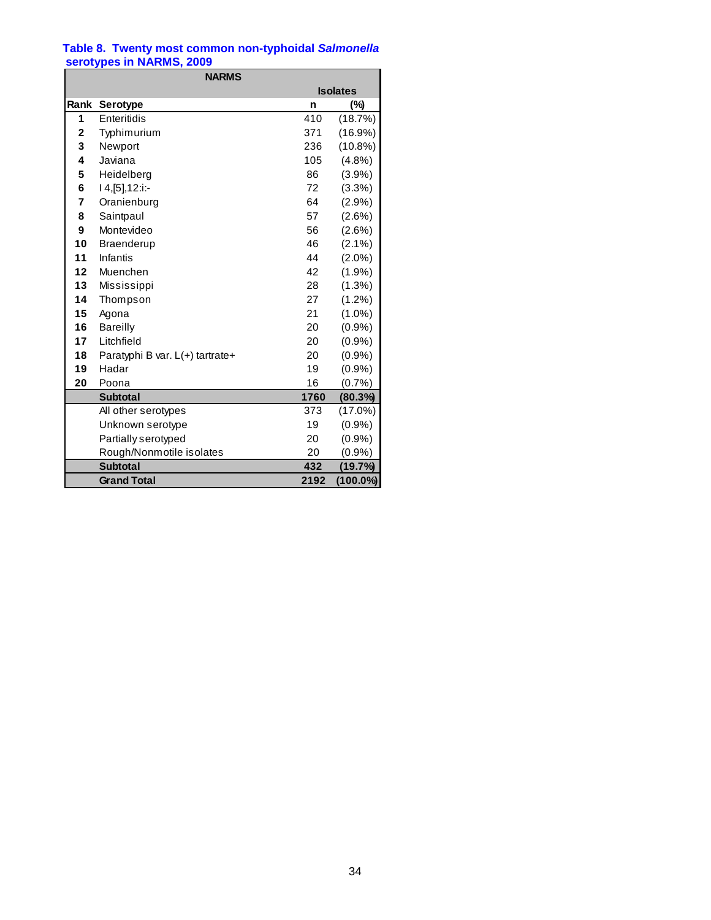**Table 8. Twenty most common non-typhoidal *Salmonella* serotypes in NARMS, 2009**

| Rank | Serotype | NARMS Isolates n | (%) |
|---|---|---|---|
| 1 | Enteritidis | 410 | (18.7%) |
| 2 | Typhimurium | 371 | (16.9%) |
| 3 | Newport | 236 | (10.8%) |
| 4 | Javiana | 105 | (4.8%) |
| 5 | Heidelberg | 86 | (3.9%) |
| 6 | I 4,[5],12:i:- | 72 | (3.3%) |
| 7 | Oranienburg | 64 | (2.9%) |
| 8 | Saintpaul | 57 | (2.6%) |
| 9 | Montevideo | 56 | (2.6%) |
| 10 | Braenderup | 46 | (2.1%) |
| 11 | Infantis | 44 | (2.0%) |
| 12 | Muenchen | 42 | (1.9%) |
| 13 | Mississippi | 28 | (1.3%) |
| 14 | Thompson | 27 | (1.2%) |
| 15 | Agona | 21 | (1.0%) |
| 16 | Bareilly | 20 | (0.9%) |
| 17 | Litchfield | 20 | (0.9%) |
| 18 | Paratyphi B var. L(+) tartrate+ | 20 | (0.9%) |
| 19 | Hadar | 19 | (0.9%) |
| 20 | Poona | 16 | (0.7%) |
| | **Subtotal** | **1760** | **(80.3%)** |
| | All other serotypes | 373 | (17.0%) |
| | Unknown serotype | 19 | (0.9%) |
| | Partially serotyped | 20 | (0.9%) |
| | Rough/Nonmotile isolates | 20 | (0.9%) |
| | **Subtotal** | **432** | **(19.7%)** |
| | **Grand Total** | **2192** | **(100.0%)** |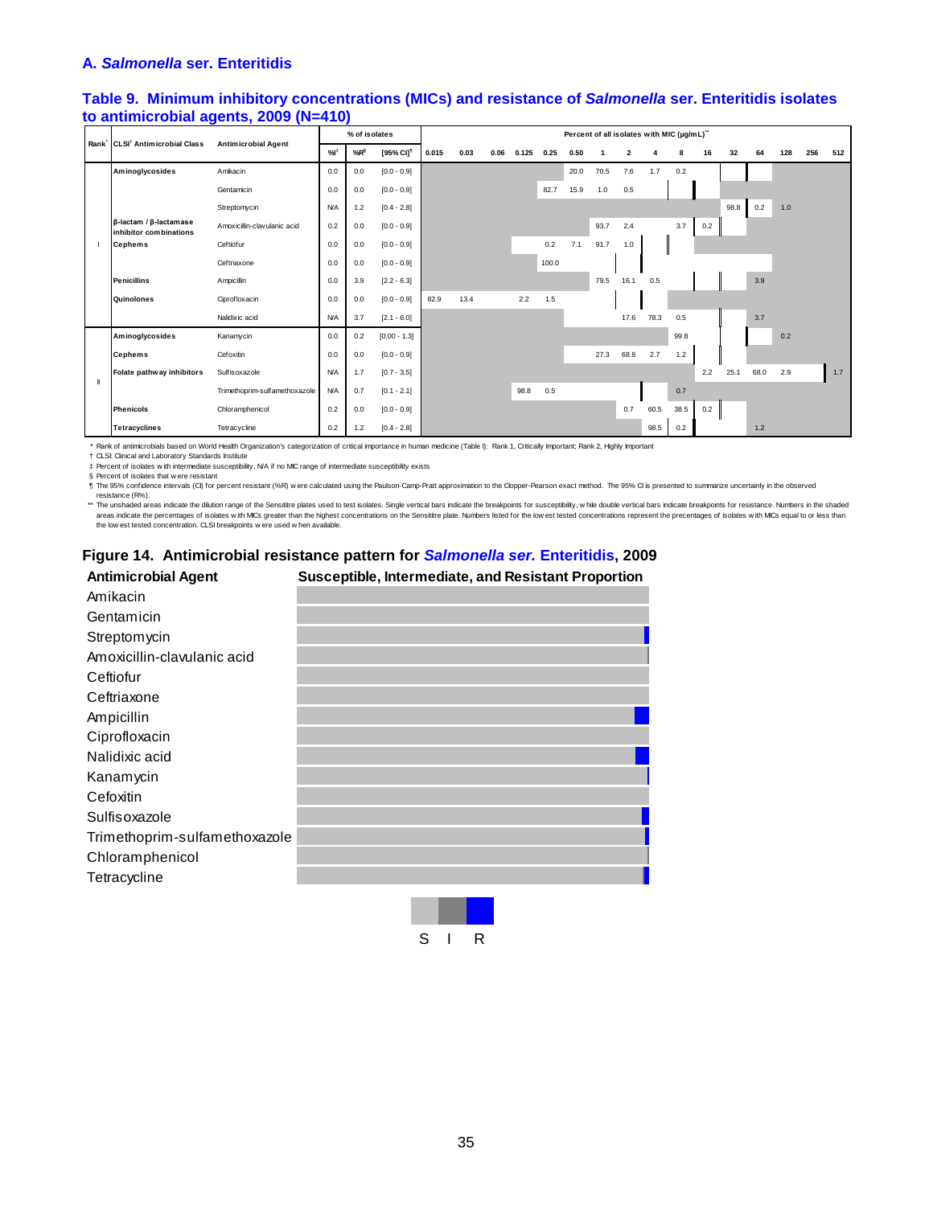### A. *Salmonella* ser. Enteritidis

**Table 9. Minimum inhibitory concentrations (MICs) and resistance of *Salmonella* ser. Enteritidis isolates to antimicrobial agents, 2009 (N=410)**

| Rank* | CLSI† Antimicrobial Class | Antimicrobial Agent | % of isolates | | | Percent of all isolates with MIC (µg/mL)** | | | | | | | | | | | | | | | |
|---|---|---|---|---|---|---|---|---|---|---|---|---|---|---|---|---|---|---|---|---|---|
| | | | %I‡ | %R§ | [95% CI]¶ | 0.015 | 0.03 | 0.06 | 0.125 | 0.25 | 0.50 | 1 | 2 | 4 | 8 | 16 | 32 | 64 | 128 | 256 | 512 |
| I | Aminoglycosides | Amikacin | 0.0 | 0.0 | [0.0 - 0.9] | | | | | | 20.0 | 70.5 | 7.6 | 1.7 | 0.2 | | | | | | |
| | | Gentamicin | 0.0 | 0.0 | [0.0 - 0.9] | | | | | 82.7 | 15.9 | 1.0 | 0.5 | | | | | | | | |
| | | Streptomycin | N/A | 1.2 | [0.4 - 2.8] | | | | | | | | | | | | 98.8 | 0.2 | 1.0 | | |
| | β-lactam / β-lactamase inhibitor combinations | Amoxicillin-clavulanic acid | 0.2 | 0.0 | [0.0 - 0.9] | | | | | | | 93.7 | 2.4 | | 3.7 | 0.2 | | | | | |
| | Cephems | Ceftiofur | 0.0 | 0.0 | [0.0 - 0.9] | | | | | 0.2 | 7.1 | 91.7 | 1.0 | | | | | | | | |
| | | Ceftriaxone | 0.0 | 0.0 | [0.0 - 0.9] | | | | | 100.0 | | | | | | | | | | | |
| | Penicillins | Ampicillin | 0.0 | 3.9 | [2.2 - 6.3] | | | | | | | 79.5 | 16.1 | 0.5 | | | | 3.9 | | | |
| | Quinolones | Ciprofloxacin | 0.0 | 0.0 | [0.0 - 0.9] | 82.9 | 13.4 | | 2.2 | 1.5 | | | | | | | | | | | |
| | | Nalidixic acid | N/A | 3.7 | [2.1 - 6.0] | | | | | | | | 17.6 | 78.3 | 0.5 | | | 3.7 | | | |
| II | Aminoglycosides | Kanamycin | 0.0 | 0.2 | [0.00 - 1.3] | | | | | | | | | | 99.8 | | | | 0.2 | | |
| | Cephems | Cefoxitin | 0.0 | 0.0 | [0.0 - 0.9] | | | | | | | 27.3 | 68.8 | 2.7 | 1.2 | | | | | | |
| | Folate pathway inhibitors | Sulfisoxazole | N/A | 1.7 | [0.7 - 3.5] | | | | | | | | | | | 2.2 | 25.1 | 68.0 | 2.9 | | 1.7 |
| | | Trimethoprim-sulfamethoxazole | N/A | 0.7 | [0.1 - 2.1] | | | | 98.8 | 0.5 | | | | | 0.7 | | | | | | |
| | Phenicols | Chloramphenicol | 0.2 | 0.0 | [0.0 - 0.9] | | | | | | | | 0.7 | 60.5 | 38.5 | 0.2 | | | | | |
| | Tetracyclines | Tetracycline | 0.2 | 1.2 | [0.4 - 2.8] | | | | | | | | | 98.5 | 0.2 | | | 1.2 | | | |

\* Rank of antimicrobials based on World Health Organization's categorization of critical importance in human medicine (Table I): Rank 1, Critically Important; Rank 2, Highly Important
† CLSI: Clinical and Laboratory Standards Institute
‡ Percent of isolates with intermediate susceptibility, N/A if no MIC range of intermediate susceptibility exists
§ Percent of isolates that were resistant
¶ The 95% confidence intervals (CI) for percent resistant (%R) were calculated using the Paulson-Camp-Pratt approximation to the Clopper-Pearson exact method. The 95% CI is presented to summarize uncertainly in the observed resistance (R%).
\*\* The unshaded areas indicate the dilution range of the Sensititre plates used to test isolates. Single vertical bars indicate the breakpoints for susceptibility, while double vertical bars indicate breakpoints for resistance. Numbers in the shaded areas indicate the percentages of isolates with MICs greater than the highest concentrations on the Sensititre plate. Numbers listed for the lowest tested concentrations represent the precentages of isolates with MICs equal to or less than the lowest tested concentration. CLSI breakpoints were used when available.

**Figure 14. Antimicrobial resistance pattern for *Salmonella ser.* Enteritidis, 2009**

| Antimicrobial Agent | Susceptible, Intermediate, and Resistant Proportion |
|---|---|
| Amikacin | |
| Gentamicin | |
| Streptomycin | |
| Amoxicillin-clavulanic acid | |
| Ceftiofur | |
| Ceftriaxone | |
| Ampicillin | |
| Ciprofloxacin | |
| Nalidixic acid | |
| Kanamycin | |
| Cefoxitin | |
| Sulfisoxazole | |
| Trimethoprim-sulfamethoxazole | |
| Chloramphenicol | |
| Tetracycline | |

S I R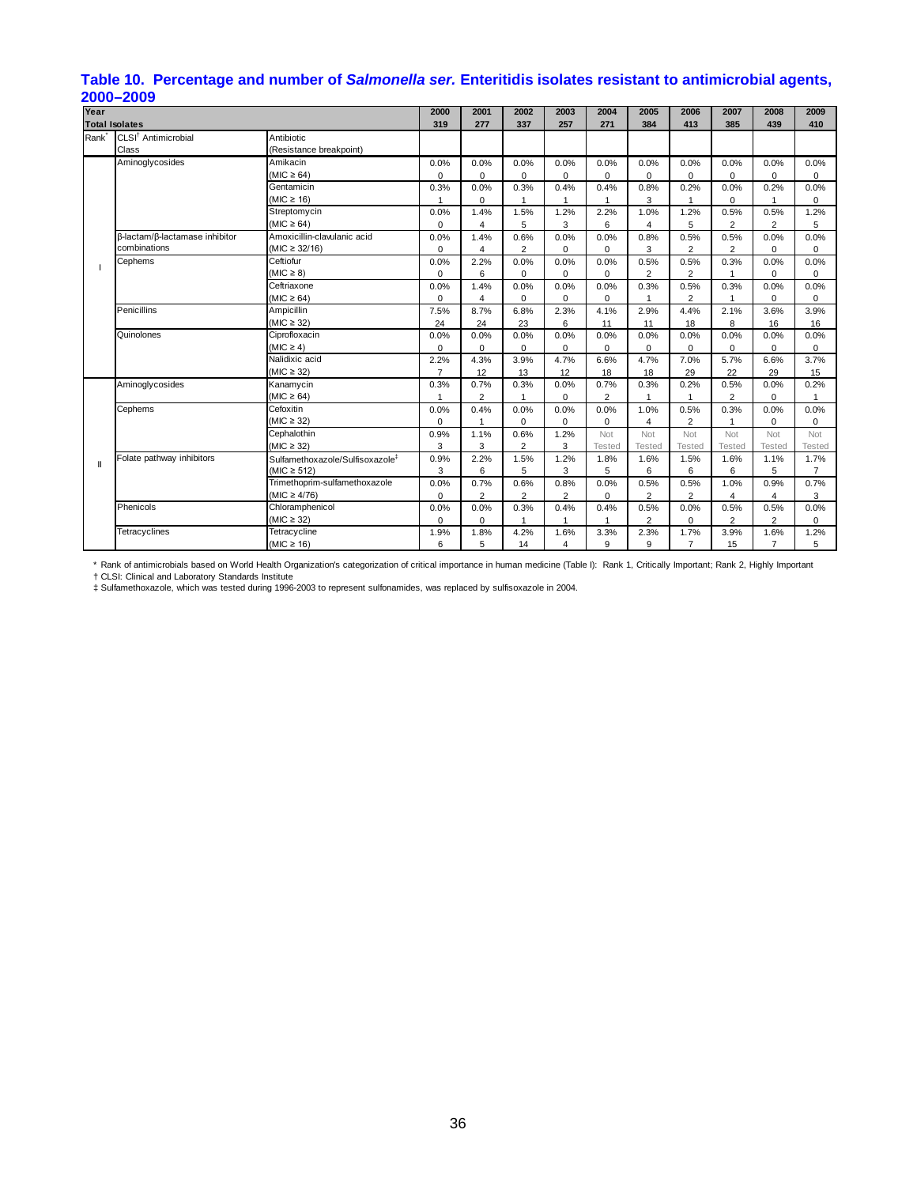## Table 10. Percentage and number of *Salmonella ser.* Enteritidis isolates resistant to antimicrobial agents, 2000–2009

| Year | | | 2000 | 2001 | 2002 | 2003 | 2004 | 2005 | 2006 | 2007 | 2008 | 2009 |
|---|---|---|---|---|---|---|---|---|---|---|---|---|
| Total Isolates | | | 319 | 277 | 337 | 257 | 271 | 384 | 413 | 385 | 439 | 410 |
| Rank* | CLSI† Antimicrobial Class | Antibiotic (Resistance breakpoint) | | | | | | | | | | |
| I | Aminoglycosides | Amikacin (MIC ≥ 64) | 0.0% | 0.0% | 0.0% | 0.0% | 0.0% | 0.0% | 0.0% | 0.0% | 0.0% | 0.0% |
| | | | 0 | 0 | 0 | 0 | 0 | 0 | 0 | 0 | 0 | 0 |
| | | Gentamicin (MIC ≥ 16) | 0.3% | 0.0% | 0.3% | 0.4% | 0.4% | 0.8% | 0.2% | 0.0% | 0.2% | 0.0% |
| | | | 1 | 0 | 1 | 1 | 1 | 3 | 1 | 0 | 1 | 0 |
| | | Streptomycin (MIC ≥ 64) | 0.0% | 1.4% | 1.5% | 1.2% | 2.2% | 1.0% | 1.2% | 0.5% | 0.5% | 1.2% |
| | | | 0 | 4 | 5 | 3 | 6 | 4 | 5 | 2 | 2 | 5 |
| | β-lactam/β-lactamase inhibitor combinations | Amoxicillin-clavulanic acid (MIC ≥ 32/16) | 0.0% | 1.4% | 0.6% | 0.0% | 0.0% | 0.8% | 0.5% | 0.5% | 0.0% | 0.0% |
| | | | 0 | 4 | 2 | 0 | 0 | 3 | 2 | 2 | 0 | 0 |
| | Cephems | Ceftiofur (MIC ≥ 8) | 0.0% | 2.2% | 0.0% | 0.0% | 0.0% | 0.5% | 0.5% | 0.3% | 0.0% | 0.0% |
| | | | 0 | 6 | 0 | 0 | 0 | 2 | 2 | 1 | 0 | 0 |
| | | Ceftriaxone (MIC ≥ 64) | 0.0% | 1.4% | 0.0% | 0.0% | 0.0% | 0.3% | 0.5% | 0.3% | 0.0% | 0.0% |
| | | | 0 | 4 | 0 | 0 | 0 | 1 | 2 | 1 | 0 | 0 |
| | Penicillins | Ampicillin (MIC ≥ 32) | 7.5% | 8.7% | 6.8% | 2.3% | 4.1% | 2.9% | 4.4% | 2.1% | 3.6% | 3.9% |
| | | | 24 | 24 | 23 | 6 | 11 | 11 | 18 | 8 | 16 | 16 |
| | Quinolones | Ciprofloxacin (MIC ≥ 4) | 0.0% | 0.0% | 0.0% | 0.0% | 0.0% | 0.0% | 0.0% | 0.0% | 0.0% | 0.0% |
| | | | 0 | 0 | 0 | 0 | 0 | 0 | 0 | 0 | 0 | 0 |
| | | Nalidixic acid (MIC ≥ 32) | 2.2% | 4.3% | 3.9% | 4.7% | 6.6% | 4.7% | 7.0% | 5.7% | 6.6% | 3.7% |
| | | | 7 | 12 | 13 | 12 | 18 | 18 | 29 | 22 | 29 | 15 |
| II | Aminoglycosides | Kanamycin (MIC ≥ 64) | 0.3% | 0.7% | 0.3% | 0.0% | 0.7% | 0.3% | 0.2% | 0.5% | 0.0% | 0.2% |
| | | | 1 | 2 | 1 | 0 | 2 | 1 | 1 | 2 | 0 | 1 |
| | Cephems | Cefoxitin (MIC ≥ 32) | 0.0% | 0.4% | 0.0% | 0.0% | 0.0% | 1.0% | 0.5% | 0.3% | 0.0% | 0.0% |
| | | | 0 | 1 | 0 | 0 | 0 | 4 | 2 | 1 | 0 | 0 |
| | | Cephalothin (MIC ≥ 32) | 0.9% | 1.1% | 0.6% | 1.2% | Not Tested | Not Tested | Not Tested | Not Tested | Not Tested | Not Tested |
| | | | 3 | 3 | 2 | 3 | | | | | | |
| | Folate pathway inhibitors | Sulfamethoxazole/Sulfisoxazole‡ (MIC ≥ 512) | 0.9% | 2.2% | 1.5% | 1.2% | 1.8% | 1.6% | 1.5% | 1.6% | 1.1% | 1.7% |
| | | | 3 | 6 | 5 | 3 | 5 | 6 | 6 | 6 | 5 | 7 |
| | | Trimethoprim-sulfamethoxazole (MIC ≥ 4/76) | 0.0% | 0.7% | 0.6% | 0.8% | 0.0% | 0.5% | 0.5% | 1.0% | 0.9% | 0.7% |
| | | | 0 | 2 | 2 | 2 | 0 | 2 | 2 | 4 | 4 | 3 |
| | Phenicols | Chloramphenicol (MIC ≥ 32) | 0.0% | 0.0% | 0.3% | 0.4% | 0.4% | 0.5% | 0.0% | 0.5% | 0.5% | 0.0% |
| | | | 0 | 0 | 1 | 1 | 1 | 2 | 0 | 2 | 2 | 0 |
| | Tetracyclines | Tetracycline (MIC ≥ 16) | 1.9% | 1.8% | 4.2% | 1.6% | 3.3% | 2.3% | 1.7% | 3.9% | 1.6% | 1.2% |
| | | | 6 | 5 | 14 | 4 | 9 | 9 | 7 | 15 | 7 | 5 |

\* Rank of antimicrobials based on World Health Organization's categorization of critical importance in human medicine (Table I): Rank 1, Critically Important; Rank 2, Highly Important

† CLSI: Clinical and Laboratory Standards Institute

‡ Sulfamethoxazole, which was tested during 1996-2003 to represent sulfonamides, was replaced by sulfisoxazole in 2004.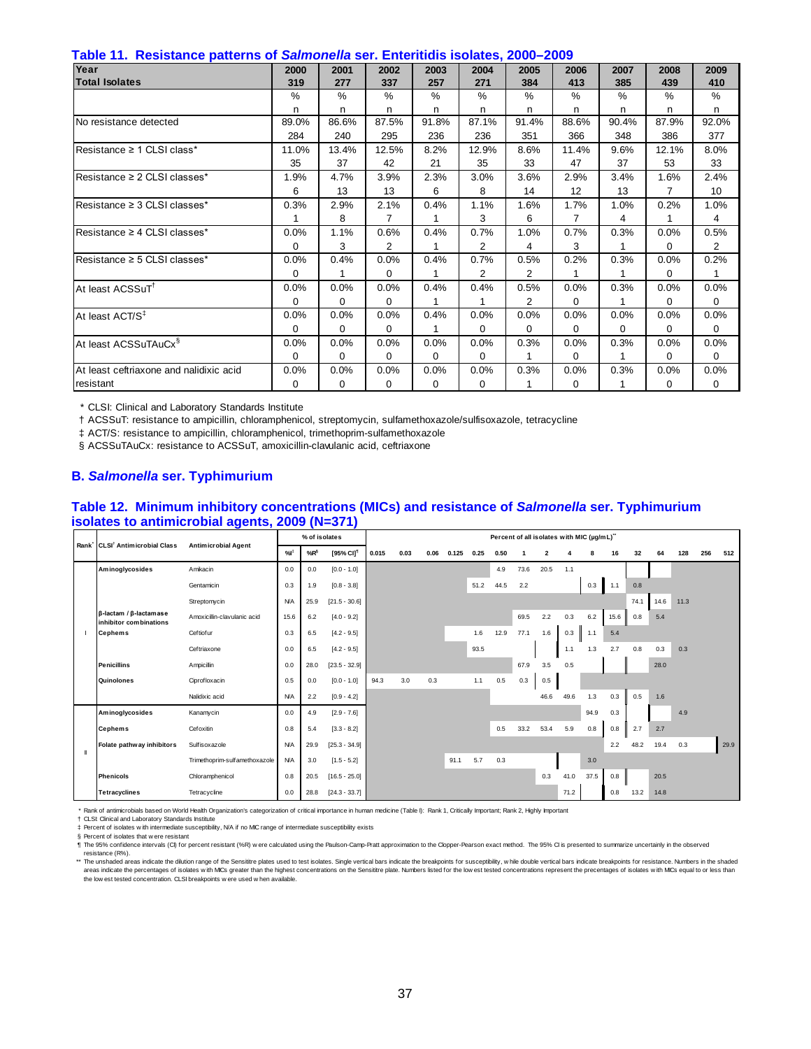## Table 11. Resistance patterns of *Salmonella* ser. Enteritidis isolates, 2000–2009

| Year | 2000 | 2001 | 2002 | 2003 | 2004 | 2005 | 2006 | 2007 | 2008 | 2009 |
|---|---|---|---|---|---|---|---|---|---|---|
| **Total Isolates** | **319** | **277** | **337** | **257** | **271** | **384** | **413** | **385** | **439** | **410** |
| | % / n | % / n | % / n | % / n | % / n | % / n | % / n | % / n | % / n | % / n |
| No resistance detected | 89.0% / 284 | 86.6% / 240 | 87.5% / 295 | 91.8% / 236 | 87.1% / 236 | 91.4% / 351 | 88.6% / 366 | 90.4% / 348 | 87.9% / 386 | 92.0% / 377 |
| Resistance ≥ 1 CLSI class* | 11.0% / 35 | 13.4% / 37 | 12.5% / 42 | 8.2% / 21 | 12.9% / 35 | 8.6% / 33 | 11.4% / 47 | 9.6% / 37 | 12.1% / 53 | 8.0% / 33 |
| Resistance ≥ 2 CLSI classes* | 1.9% / 6 | 4.7% / 13 | 3.9% / 13 | 2.3% / 6 | 3.0% / 8 | 3.6% / 14 | 2.9% / 12 | 3.4% / 13 | 1.6% / 7 | 2.4% / 10 |
| Resistance ≥ 3 CLSI classes* | 0.3% / 1 | 2.9% / 8 | 2.1% / 7 | 0.4% / 1 | 1.1% / 3 | 1.6% / 6 | 1.7% / 7 | 1.0% / 4 | 0.2% / 1 | 1.0% / 4 |
| Resistance ≥ 4 CLSI classes* | 0.0% / 0 | 1.1% / 3 | 0.6% / 2 | 0.4% / 1 | 0.7% / 2 | 1.0% / 4 | 0.7% / 3 | 0.3% / 1 | 0.0% / 0 | 0.5% / 2 |
| Resistance ≥ 5 CLSI classes* | 0.0% / 0 | 0.4% / 1 | 0.0% / 0 | 0.4% / 1 | 0.7% / 2 | 0.5% / 2 | 0.2% / 1 | 0.3% / 1 | 0.0% / 0 | 0.2% / 1 |
| At least ACSSuT† | 0.0% / 0 | 0.0% / 0 | 0.0% / 0 | 0.4% / 1 | 0.4% / 1 | 0.5% / 2 | 0.0% / 0 | 0.3% / 1 | 0.0% / 0 | 0.0% / 0 |
| At least ACT/S‡ | 0.0% / 0 | 0.0% / 0 | 0.0% / 0 | 0.4% / 1 | 0.0% / 0 | 0.0% / 0 | 0.0% / 0 | 0.0% / 0 | 0.0% / 0 | 0.0% / 0 |
| At least ACSSuTAuCx§ | 0.0% / 0 | 0.0% / 0 | 0.0% / 0 | 0.0% / 0 | 0.0% / 0 | 0.3% / 1 | 0.0% / 0 | 0.3% / 1 | 0.0% / 0 | 0.0% / 0 |
| At least ceftriaxone and nalidixic acid resistant | 0.0% / 0 | 0.0% / 0 | 0.0% / 0 | 0.0% / 0 | 0.0% / 0 | 0.3% / 1 | 0.0% / 0 | 0.3% / 1 | 0.0% / 0 | 0.0% / 0 |

\* CLSI: Clinical and Laboratory Standards Institute

† ACSSuT: resistance to ampicillin, chloramphenicol, streptomycin, sulfamethoxazole/sulfisoxazole, tetracycline

‡ ACT/S: resistance to ampicillin, chloramphenicol, trimethoprim-sulfamethoxazole

§ ACSSuTAuCx: resistance to ACSSuT, amoxicillin-clavulanic acid, ceftriaxone

## B. *Salmonella* ser. Typhimurium

## Table 12. Minimum inhibitory concentrations (MICs) and resistance of *Salmonella* ser. Typhimurium isolates to antimicrobial agents, 2009 (N=371)

| Rank* | CLSI† Antimicrobial Class | Antimicrobial Agent | % of isolates %I‡ | %R§ | [95% CI]¶ | Percent of all isolates with MIC (µg/mL)** 0.015 | 0.03 | 0.06 | 0.125 | 0.25 | 0.50 | 1 | 2 | 4 | 8 | 16 | 32 | 64 | 128 | 256 | 512 |
|---|---|---|---|---|---|---|---|---|---|---|---|---|---|---|---|---|---|---|---|---|---|
| I | Aminoglycosides | Amikacin | 0.0 | 0.0 | [0.0 - 1.0] | | | | | | 4.9 | 73.6 | 20.5 | 1.1 | | | | | | | |
| | | Gentamicin | 0.3 | 1.9 | [0.8 - 3.8] | | | | | 51.2 | 44.5 | 2.2 | | | 0.3 | 1.1 | 0.8 | | | | |
| | | Streptomycin | N/A | 25.9 | [21.5 - 30.6] | | | | | | | | | | | | 74.1 | 14.6 | 11.3 | | |
| | β-lactam / β-lactamase inhibitor combinations | Amoxicillin-clavulanic acid | 15.6 | 6.2 | [4.0 - 9.2] | | | | | | | 69.5 | 2.2 | 0.3 | 6.2 | 15.6 | 0.8 | 5.4 | | | |
| | Cephems | Ceftiofur | 0.3 | 6.5 | [4.2 - 9.5] | | | | | 1.6 | 12.9 | 77.1 | 1.6 | 0.3 | 1.1 | 5.4 | | | | | |
| | | Ceftriaxone | 0.0 | 6.5 | [4.2 - 9.5] | | | | | 93.5 | | | | 1.1 | 1.3 | 2.7 | 0.8 | 0.3 | 0.3 | | |
| | Penicillins | Ampicillin | 0.0 | 28.0 | [23.5 - 32.9] | | | | | | | 67.9 | 3.5 | 0.5 | | | | 28.0 | | | |
| | Quinolones | Ciprofloxacin | 0.5 | 0.0 | [0.0 - 1.0] | 94.3 | 3.0 | 0.3 | | 1.1 | 0.5 | 0.3 | 0.5 | | | | | | | | |
| | | Nalidixic acid | N/A | 2.2 | [0.9 - 4.2] | | | | | | | | 46.6 | 49.6 | 1.3 | 0.3 | 0.5 | 1.6 | | | |
| II | Aminoglycosides | Kanamycin | 0.0 | 4.9 | [2.9 - 7.6] | | | | | | | | | | 94.9 | 0.3 | | | 4.9 | | |
| | Cephems | Cefoxitin | 0.8 | 5.4 | [3.3 - 8.2] | | | | | | 0.5 | 33.2 | 53.4 | 5.9 | 0.8 | 0.8 | 2.7 | 2.7 | | | |
| | Folate pathway inhibitors | Sulfisoxazole | N/A | 29.9 | [25.3 - 34.9] | | | | | | | | | | | 2.2 | 48.2 | 19.4 | 0.3 | | 29.9 |
| | | Trimethoprim-sulfamethoxazole | N/A | 3.0 | [1.5 - 5.2] | | | | 91.1 | 5.7 | 0.3 | | | | 3.0 | | | | | | |
| | Phenicols | Chloramphenicol | 0.8 | 20.5 | [16.5 - 25.0] | | | | | | | | 0.3 | 41.0 | 37.5 | 0.8 | | 20.5 | | | |
| | Tetracyclines | Tetracycline | 0.0 | 28.8 | [24.3 - 33.7] | | | | | | | | | 71.2 | | 0.8 | 13.2 | 14.8 | | | |

\* Rank of antimicrobials based on World Health Organization's categorization of critical importance in human medicine (Table I): Rank 1, Critically Important; Rank 2, Highly Important

† CLSI: Clinical and Laboratory Standards Institute

‡ Percent of isolates with intermediate susceptibility, N/A if no MIC range of intermediate susceptibility exists

§ Percent of isolates that were resistant

¶ The 95% confidence intervals (CI) for percent resistant (%R) were calculated using the Paulson-Camp-Pratt approximation to the Clopper-Pearson exact method. The 95% CI is presented to summarize uncertainly in the observed resistance (R%).

** The unshaded areas indicate the dilution range of the Sensititre plates used to test isolates. Single vertical bars indicate the breakpoints for susceptibility, while double vertical bars indicate breakpoints for resistance. Numbers in the shaded areas indicate the percentages of isolates with MICs greater than the highest concentrations on the Sensititre plate. Numbers listed for the lowest tested concentrations represent the precentages of isolates with MICs equal to or less than the lowest tested concentration. CLSI breakpoints were used when available.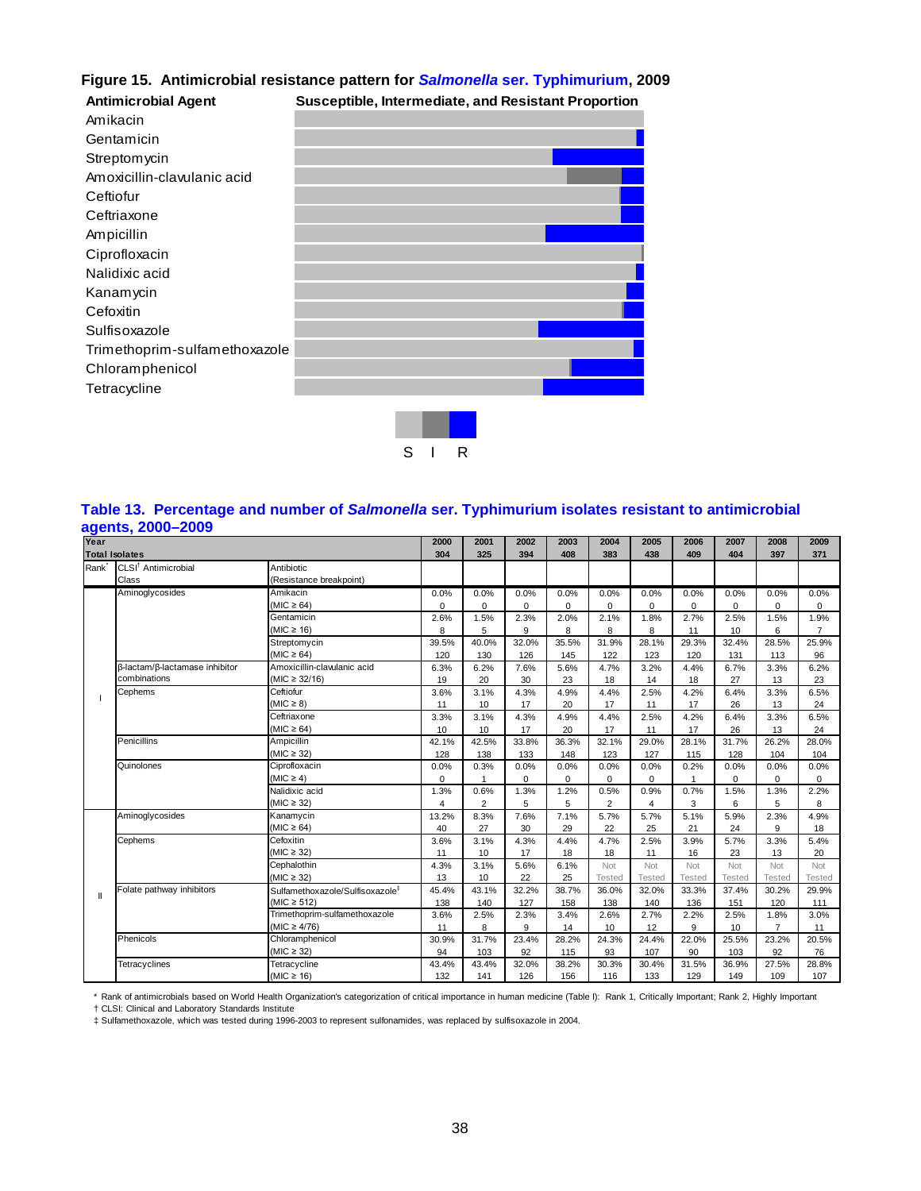## Figure 15. Antimicrobial resistance pattern for *Salmonella* ser. Typhimurium, 2009

| Antimicrobial Agent | Susceptible, Intermediate, and Resistant Proportion |
|---|---|
| Amikacin | |
| Gentamicin | |
| Streptomycin | |
| Amoxicillin-clavulanic acid | |
| Ceftiofur | |
| Ceftriaxone | |
| Ampicillin | |
| Ciprofloxacin | |
| Nalidixic acid | |
| Kanamycin | |
| Cefoxitin | |
| Sulfisoxazole | |
| Trimethoprim-sulfamethoxazole | |
| Chloramphenicol | |
| Tetracycline | |

S I R

## Table 13. Percentage and number of *Salmonella* ser. Typhimurium isolates resistant to antimicrobial agents, 2000–2009

| Year | | | 2000 | 2001 | 2002 | 2003 | 2004 | 2005 | 2006 | 2007 | 2008 | 2009 |
|---|---|---|---|---|---|---|---|---|---|---|---|---|
| Total Isolates | | | 304 | 325 | 394 | 408 | 383 | 438 | 409 | 404 | 397 | 371 |
| Rank* | CLSI† Antimicrobial Class | Antibiotic (Resistance breakpoint) | | | | | | | | | | |
| I | Aminoglycosides | Amikacin (MIC ≥ 64) | 0.0% | 0.0% | 0.0% | 0.0% | 0.0% | 0.0% | 0.0% | 0.0% | 0.0% | 0.0% |
| | | | 0 | 0 | 0 | 0 | 0 | 0 | 0 | 0 | 0 | 0 |
| | | Gentamicin (MIC ≥ 16) | 2.6% | 1.5% | 2.3% | 2.0% | 2.1% | 1.8% | 2.7% | 2.5% | 1.5% | 1.9% |
| | | | 8 | 5 | 9 | 8 | 8 | 8 | 11 | 10 | 6 | 7 |
| | | Streptomycin (MIC ≥ 64) | 39.5% | 40.0% | 32.0% | 35.5% | 31.9% | 28.1% | 29.3% | 32.4% | 28.5% | 25.9% |
| | | | 120 | 130 | 126 | 145 | 122 | 123 | 120 | 131 | 113 | 96 |
| | β-lactam/β-lactamase inhibitor combinations | Amoxicillin-clavulanic acid (MIC ≥ 32/16) | 6.3% | 6.2% | 7.6% | 5.6% | 4.7% | 3.2% | 4.4% | 6.7% | 3.3% | 6.2% |
| | | | 19 | 20 | 30 | 23 | 18 | 14 | 18 | 27 | 13 | 23 |
| | Cephems | Ceftiofur (MIC ≥ 8) | 3.6% | 3.1% | 4.3% | 4.9% | 4.4% | 2.5% | 4.2% | 6.4% | 3.3% | 6.5% |
| | | | 11 | 10 | 17 | 20 | 17 | 11 | 17 | 26 | 13 | 24 |
| | | Ceftriaxone (MIC ≥ 64) | 3.3% | 3.1% | 4.3% | 4.9% | 4.4% | 2.5% | 4.2% | 6.4% | 3.3% | 6.5% |
| | | | 10 | 10 | 17 | 20 | 17 | 11 | 17 | 26 | 13 | 24 |
| | Penicillins | Ampicillin (MIC ≥ 32) | 42.1% | 42.5% | 33.8% | 36.3% | 32.1% | 29.0% | 28.1% | 31.7% | 26.2% | 28.0% |
| | | | 128 | 138 | 133 | 148 | 123 | 127 | 115 | 128 | 104 | 104 |
| | Quinolones | Ciprofloxacin (MIC ≥ 4) | 0.0% | 0.3% | 0.0% | 0.0% | 0.0% | 0.0% | 0.2% | 0.0% | 0.0% | 0.0% |
| | | | 0 | 1 | 0 | 0 | 0 | 0 | 1 | 0 | 0 | 0 |
| | | Nalidixic acid (MIC ≥ 32) | 1.3% | 0.6% | 1.3% | 1.2% | 0.5% | 0.9% | 0.7% | 1.5% | 1.3% | 2.2% |
| | | | 4 | 2 | 5 | 5 | 2 | 4 | 3 | 6 | 5 | 8 |
| II | Aminoglycosides | Kanamycin (MIC ≥ 64) | 13.2% | 8.3% | 7.6% | 7.1% | 5.7% | 5.7% | 5.1% | 5.9% | 2.3% | 4.9% |
| | | | 40 | 27 | 30 | 29 | 22 | 25 | 21 | 24 | 9 | 18 |
| | Cephems | Cefoxitin (MIC ≥ 32) | 3.6% | 3.1% | 4.3% | 4.4% | 4.7% | 2.5% | 3.9% | 5.7% | 3.3% | 5.4% |
| | | | 11 | 10 | 17 | 18 | 18 | 11 | 16 | 23 | 13 | 20 |
| | | Cephalothin (MIC ≥ 32) | 4.3% | 3.1% | 5.6% | 6.1% | Not Tested | Not Tested | Not Tested | Not Tested | Not Tested | Not Tested |
| | | | 13 | 10 | 22 | 25 | | | | | | |
| | Folate pathway inhibitors | Sulfamethoxazole/Sulfisoxazole‡ (MIC ≥ 512) | 45.4% | 43.1% | 32.2% | 38.7% | 36.0% | 32.0% | 33.3% | 37.4% | 30.2% | 29.9% |
| | | | 138 | 140 | 127 | 158 | 138 | 140 | 136 | 151 | 120 | 111 |
| | | Trimethoprim-sulfamethoxazole (MIC ≥ 4/76) | 3.6% | 2.5% | 2.3% | 3.4% | 2.6% | 2.7% | 2.2% | 2.5% | 1.8% | 3.0% |
| | | | 11 | 8 | 9 | 14 | 10 | 12 | 9 | 10 | 7 | 11 |
| | Phenicols | Chloramphenicol (MIC ≥ 32) | 30.9% | 31.7% | 23.4% | 28.2% | 24.3% | 24.4% | 22.0% | 25.5% | 23.2% | 20.5% |
| | | | 94 | 103 | 92 | 115 | 93 | 107 | 90 | 103 | 92 | 76 |
| | Tetracyclines | Tetracycline (MIC ≥ 16) | 43.4% | 43.4% | 32.0% | 38.2% | 30.3% | 30.4% | 31.5% | 36.9% | 27.5% | 28.8% |
| | | | 132 | 141 | 126 | 156 | 116 | 133 | 129 | 149 | 109 | 107 |

\* Rank of antimicrobials based on World Health Organization's categorization of critical importance in human medicine (Table I): Rank 1, Critically Important; Rank 2, Highly Important

† CLSI: Clinical and Laboratory Standards Institute

‡ Sulfamethoxazole, which was tested during 1996-2003 to represent sulfonamides, was replaced by sulfisoxazole in 2004.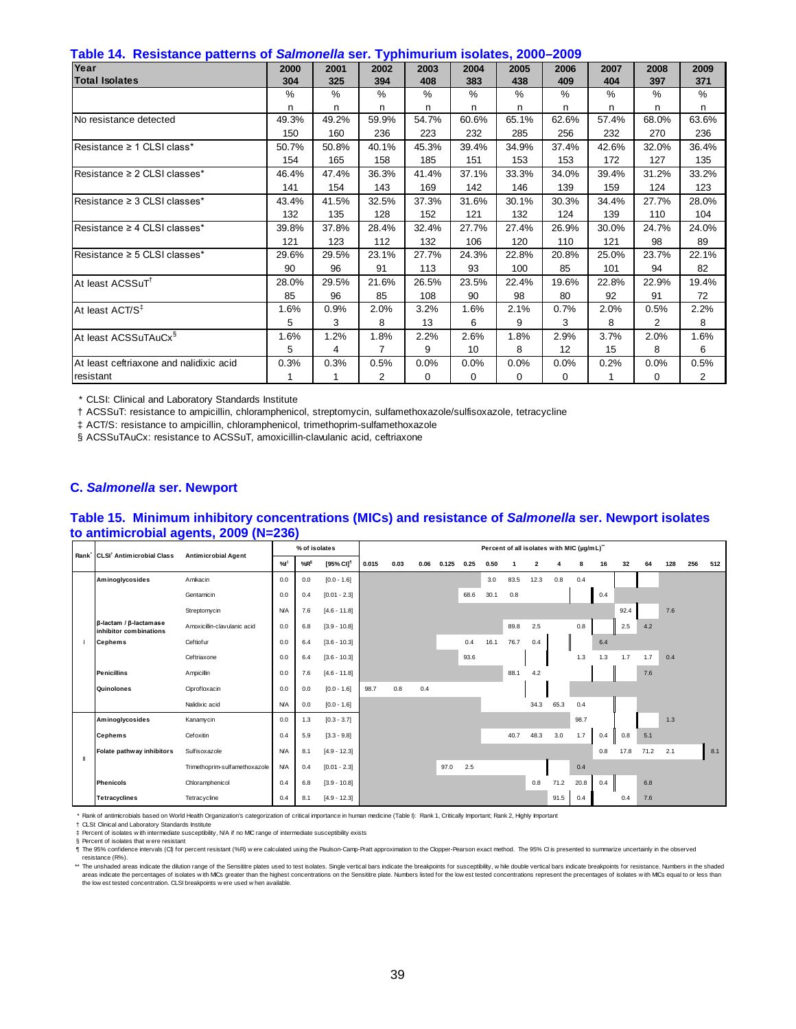### Table 14. Resistance patterns of *Salmonella* ser. Typhimurium isolates, 2000–2009

| Year | 2000 | 2001 | 2002 | 2003 | 2004 | 2005 | 2006 | 2007 | 2008 | 2009 |
|---|---|---|---|---|---|---|---|---|---|---|
| **Total Isolates** | 304 | 325 | 394 | 408 | 383 | 438 | 409 | 404 | 397 | 371 |
| | % | % | % | % | % | % | % | % | % | % |
| | n | n | n | n | n | n | n | n | n | n |
| No resistance detected | 49.3% | 49.2% | 59.9% | 54.7% | 60.6% | 65.1% | 62.6% | 57.4% | 68.0% | 63.6% |
| | 150 | 160 | 236 | 223 | 232 | 285 | 256 | 232 | 270 | 236 |
| Resistance ≥ 1 CLSI class* | 50.7% | 50.8% | 40.1% | 45.3% | 39.4% | 34.9% | 37.4% | 42.6% | 32.0% | 36.4% |
| | 154 | 165 | 158 | 185 | 151 | 153 | 153 | 172 | 127 | 135 |
| Resistance ≥ 2 CLSI classes* | 46.4% | 47.4% | 36.3% | 41.4% | 37.1% | 33.3% | 34.0% | 39.4% | 31.2% | 33.2% |
| | 141 | 154 | 143 | 169 | 142 | 146 | 139 | 159 | 124 | 123 |
| Resistance ≥ 3 CLSI classes* | 43.4% | 41.5% | 32.5% | 37.3% | 31.6% | 30.1% | 30.3% | 34.4% | 27.7% | 28.0% |
| | 132 | 135 | 128 | 152 | 121 | 132 | 124 | 139 | 110 | 104 |
| Resistance ≥ 4 CLSI classes* | 39.8% | 37.8% | 28.4% | 32.4% | 27.7% | 27.4% | 26.9% | 30.0% | 24.7% | 24.0% |
| | 121 | 123 | 112 | 132 | 106 | 120 | 110 | 121 | 98 | 89 |
| Resistance ≥ 5 CLSI classes* | 29.6% | 29.5% | 23.1% | 27.7% | 24.3% | 22.8% | 20.8% | 25.0% | 23.7% | 22.1% |
| | 90 | 96 | 91 | 113 | 93 | 100 | 85 | 101 | 94 | 82 |
| At least ACSSuT† | 28.0% | 29.5% | 21.6% | 26.5% | 23.5% | 22.4% | 19.6% | 22.8% | 22.9% | 19.4% |
| | 85 | 96 | 85 | 108 | 90 | 98 | 80 | 92 | 91 | 72 |
| At least ACT/S‡ | 1.6% | 0.9% | 2.0% | 3.2% | 1.6% | 2.1% | 0.7% | 2.0% | 0.5% | 2.2% |
| | 5 | 3 | 8 | 13 | 6 | 9 | 3 | 8 | 2 | 8 |
| At least ACSSuTAuCx§ | 1.6% | 1.2% | 1.8% | 2.2% | 2.6% | 1.8% | 2.9% | 3.7% | 2.0% | 1.6% |
| | 5 | 4 | 7 | 9 | 10 | 8 | 12 | 15 | 8 | 6 |
| At least ceftriaxone and nalidixic acid resistant | 0.3% | 0.3% | 0.5% | 0.0% | 0.0% | 0.0% | 0.0% | 0.2% | 0.0% | 0.5% |
| | 1 | 1 | 2 | 0 | 0 | 0 | 0 | 1 | 0 | 2 |

\* CLSI: Clinical and Laboratory Standards Institute

† ACSSuT: resistance to ampicillin, chloramphenicol, streptomycin, sulfamethoxazole/sulfisoxazole, tetracycline

‡ ACT/S: resistance to ampicillin, chloramphenicol, trimethoprim-sulfamethoxazole

§ ACSSuTAuCx: resistance to ACSSuT, amoxicillin-clavulanic acid, ceftriaxone

## C. *Salmonella* ser. Newport

### Table 15. Minimum inhibitory concentrations (MICs) and resistance of *Salmonella* ser. Newport isolates to antimicrobial agents, 2009 (N=236)

| Rank* | CLSI† Antimicrobial Class | Antimicrobial Agent | % of isolates | | | Percent of all isolates with MIC (µg/mL)** | | | | | | | | | | | | | | | |
|---|---|---|---|---|---|---|---|---|---|---|---|---|---|---|---|---|---|---|---|---|---|
| | | | %I‡ | %R§ | [95% CI]¶ | 0.015 | 0.03 | 0.06 | 0.125 | 0.25 | 0.50 | 1 | 2 | 4 | 8 | 16 | 32 | 64 | 128 | 256 | 512 |
| I | **Aminoglycosides** | Amikacin | 0.0 | 0.0 | [0.0 - 1.6] | | | | | | 3.0 | 83.5 | 12.3 | 0.8 | 0.4 | | | | | | |
| | | Gentamicin | 0.0 | 0.4 | [0.01 - 2.3] | | | | | 68.6 | 30.1 | 0.8 | | | | 0.4 | | | | | |
| | | Streptomycin | N/A | 7.6 | [4.6 - 11.8] | | | | | | | | | | | | 92.4 | | 7.6 | | |
| | **β-lactam / β-lactamase inhibitor combinations** | Amoxicillin-clavulanic acid | 0.0 | 6.8 | [3.9 - 10.8] | | | | | | | 89.8 | 2.5 | | 0.8 | | 2.5 | 4.2 | | | |
| | **Cephems** | Ceftiofur | 0.0 | 6.4 | [3.6 - 10.3] | | | | | 0.4 | 16.1 | 76.7 | 0.4 | | | 6.4 | | | | | |
| | | Ceftriaxone | 0.0 | 6.4 | [3.6 - 10.3] | | | | | 93.6 | | | | | 1.3 | 1.3 | 1.7 | 1.7 | 0.4 | | |
| | **Penicillins** | Ampicillin | 0.0 | 7.6 | [4.6 - 11.8] | | | | | | | 88.1 | 4.2 | | | | | 7.6 | | | |
| | **Quinolones** | Ciprofloxacin | 0.0 | 0.0 | [0.0 - 1.6] | 98.7 | 0.8 | 0.4 | | | | | | | | | | | | | |
| | | Nalidixic acid | N/A | 0.0 | [0.0 - 1.6] | | | | | | | | 34.3 | 65.3 | 0.4 | | | | | | |
| II | **Aminoglycosides** | Kanamycin | 0.0 | 1.3 | [0.3 - 3.7] | | | | | | | | | | 98.7 | | | | 1.3 | | |
| | **Cephems** | Cefoxitin | 0.4 | 5.9 | [3.3 - 9.8] | | | | | | | 40.7 | 48.3 | 3.0 | 1.7 | 0.4 | 0.8 | 5.1 | | | |
| | **Folate pathway inhibitors** | Sulfisoxazole | N/A | 8.1 | [4.9 - 12.3] | | | | | | | | | | | 0.8 | 17.8 | 71.2 | 2.1 | | 8.1 |
| | | Trimethoprim-sulfamethoxazole | N/A | 0.4 | [0.01 - 2.3] | | | | 97.0 | 2.5 | | | | | 0.4 | | | | | | |
| | **Phenicols** | Chloramphenicol | 0.4 | 6.8 | [3.9 - 10.8] | | | | | | | | 0.8 | 71.2 | 20.8 | 0.4 | | 6.8 | | | |
| | **Tetracyclines** | Tetracycline | 0.4 | 8.1 | [4.9 - 12.3] | | | | | | | | | 91.5 | 0.4 | | 0.4 | 7.6 | | | |

\* Rank of antimicrobials based on World Health Organization's categorization of critical importance in human medicine (Table I): Rank 1, Critically Important; Rank 2, Highly Important

† CLSI: Clinical and Laboratory Standards Institute

‡ Percent of isolates with intermediate susceptibility, N/A if no MIC range of intermediate susceptibility exists

§ Percent of isolates that were resistant

¶ The 95% confidence intervals (CI) for percent resistant (%R) were calculated using the Paulson-Camp-Pratt approximation to the Clopper-Pearson exact method. The 95% CI is presented to summarize uncertainly in the observed resistance (R%).

\*\* The unshaded areas indicate the dilution range of the Sensititre plates used to test isolates. Single vertical bars indicate the breakpoints for susceptibility, while double vertical bars indicate breakpoints for resistance. Numbers in the shaded areas indicate the percentages of isolates with MICs greater than the highest concentrations on the Sensititre plate. Numbers listed for the lowest tested concentrations represent the precentages of isolates with MICs equal to or less than the lowest tested concentration. CLSI breakpoints were used when available.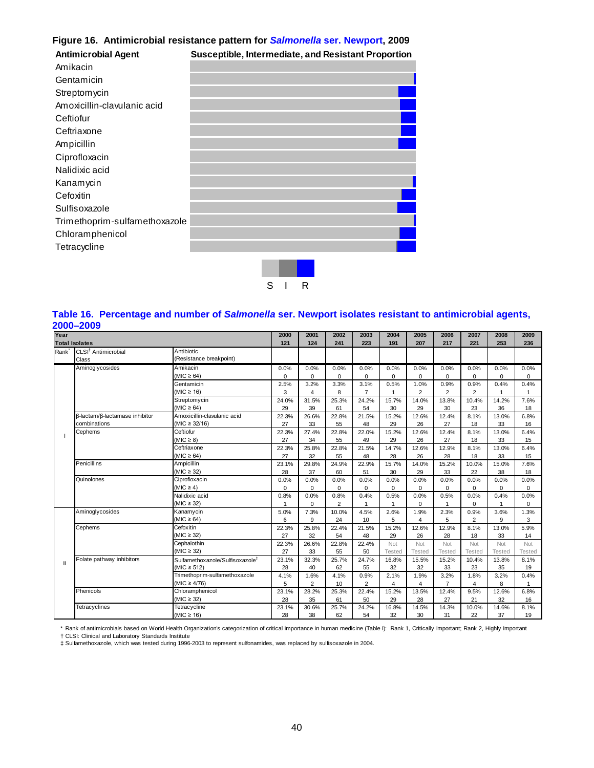## Figure 16. Antimicrobial resistance pattern for *Salmonella* ser. Newport, 2009

| Antimicrobial Agent | Susceptible, Intermediate, and Resistant Proportion |
|---|---|
| Amikacin | |
| Gentamicin | |
| Streptomycin | |
| Amoxicillin-clavulanic acid | |
| Ceftiofur | |
| Ceftriaxone | |
| Ampicillin | |
| Ciprofloxacin | |
| Nalidixic acid | |
| Kanamycin | |
| Cefoxitin | |
| Sulfisoxazole | |
| Trimethoprim-sulfamethoxazole | |
| Chloramphenicol | |
| Tetracycline | |

S I R

## Table 16. Percentage and number of *Salmonella* ser. Newport isolates resistant to antimicrobial agents, 2000–2009

| Year | | | 2000 | 2001 | 2002 | 2003 | 2004 | 2005 | 2006 | 2007 | 2008 | 2009 |
|---|---|---|---|---|---|---|---|---|---|---|---|---|
| Total Isolates | | | 121 | 124 | 241 | 223 | 191 | 207 | 217 | 221 | 253 | 236 |
| Rank* | CLSI† Antimicrobial Class | Antibiotic (Resistance breakpoint) | | | | | | | | | | |
| I | Aminoglycosides | Amikacin (MIC ≥ 64) | 0.0% | 0.0% | 0.0% | 0.0% | 0.0% | 0.0% | 0.0% | 0.0% | 0.0% | 0.0% |
| | | | 0 | 0 | 0 | 0 | 0 | 0 | 0 | 0 | 0 | 0 |
| | | Gentamicin (MIC ≥ 16) | 2.5% | 3.2% | 3.3% | 3.1% | 0.5% | 1.0% | 0.9% | 0.9% | 0.4% | 0.4% |
| | | | 3 | 4 | 8 | 7 | 1 | 2 | 2 | 2 | 1 | 1 |
| | | Streptomycin (MIC ≥ 64) | 24.0% | 31.5% | 25.3% | 24.2% | 15.7% | 14.0% | 13.8% | 10.4% | 14.2% | 7.6% |
| | | | 29 | 39 | 61 | 54 | 30 | 29 | 30 | 23 | 36 | 18 |
| | β-lactam/β-lactamase inhibitor combinations | Amoxicillin-clavulanic acid (MIC ≥ 32/16) | 22.3% | 26.6% | 22.8% | 21.5% | 15.2% | 12.6% | 12.4% | 8.1% | 13.0% | 6.8% |
| | | | 27 | 33 | 55 | 48 | 29 | 26 | 27 | 18 | 33 | 16 |
| | Cephems | Ceftiofur (MIC ≥ 8) | 22.3% | 27.4% | 22.8% | 22.0% | 15.2% | 12.6% | 12.4% | 8.1% | 13.0% | 6.4% |
| | | | 27 | 34 | 55 | 49 | 29 | 26 | 27 | 18 | 33 | 15 |
| | | Ceftriaxone (MIC ≥ 64) | 22.3% | 25.8% | 22.8% | 21.5% | 14.7% | 12.6% | 12.9% | 8.1% | 13.0% | 6.4% |
| | | | 27 | 32 | 55 | 48 | 28 | 26 | 28 | 18 | 33 | 15 |
| | Penicillins | Ampicillin (MIC ≥ 32) | 23.1% | 29.8% | 24.9% | 22.9% | 15.7% | 14.0% | 15.2% | 10.0% | 15.0% | 7.6% |
| | | | 28 | 37 | 60 | 51 | 30 | 29 | 33 | 22 | 38 | 18 |
| | Quinolones | Ciprofloxacin (MIC ≥ 4) | 0.0% | 0.0% | 0.0% | 0.0% | 0.0% | 0.0% | 0.0% | 0.0% | 0.0% | 0.0% |
| | | | 0 | 0 | 0 | 0 | 0 | 0 | 0 | 0 | 0 | 0 |
| | | Nalidixic acid (MIC ≥ 32) | 0.8% | 0.0% | 0.8% | 0.4% | 0.5% | 0.0% | 0.5% | 0.0% | 0.4% | 0.0% |
| | | | 1 | 0 | 2 | 1 | 1 | 0 | 1 | 0 | 1 | 0 |
| II | Aminoglycosides | Kanamycin (MIC ≥ 64) | 5.0% | 7.3% | 10.0% | 4.5% | 2.6% | 1.9% | 2.3% | 0.9% | 3.6% | 1.3% |
| | | | 6 | 9 | 24 | 10 | 5 | 4 | 5 | 2 | 9 | 3 |
| | Cephems | Cefoxitin (MIC ≥ 32) | 22.3% | 25.8% | 22.4% | 21.5% | 15.2% | 12.6% | 12.9% | 8.1% | 13.0% | 5.9% |
| | | | 27 | 32 | 54 | 48 | 29 | 26 | 28 | 18 | 33 | 14 |
| | | Cephalothin (MIC ≥ 32) | 22.3% | 26.6% | 22.8% | 22.4% | Not Tested | Not Tested | Not Tested | Not Tested | Not Tested | Not Tested |
| | | | 27 | 33 | 55 | 50 | | | | | | |
| | Folate pathway inhibitors | Sulfamethoxazole/Sulfisoxazole‡ (MIC ≥ 512) | 23.1% | 32.3% | 25.7% | 24.7% | 16.8% | 15.5% | 15.2% | 10.4% | 13.8% | 8.1% |
| | | | 28 | 40 | 62 | 55 | 32 | 32 | 33 | 23 | 35 | 19 |
| | | Trimethoprim-sulfamethoxazole (MIC ≥ 4/76) | 4.1% | 1.6% | 4.1% | 0.9% | 2.1% | 1.9% | 3.2% | 1.8% | 3.2% | 0.4% |
| | | | 5 | 2 | 10 | 2 | 4 | 4 | 7 | 4 | 8 | 1 |
| | Phenicols | Chloramphenicol (MIC ≥ 32) | 23.1% | 28.2% | 25.3% | 22.4% | 15.2% | 13.5% | 12.4% | 9.5% | 12.6% | 6.8% |
| | | | 28 | 35 | 61 | 50 | 29 | 28 | 27 | 21 | 32 | 16 |
| | Tetracyclines | Tetracycline (MIC ≥ 16) | 23.1% | 30.6% | 25.7% | 24.2% | 16.8% | 14.5% | 14.3% | 10.0% | 14.6% | 8.1% |
| | | | 28 | 38 | 62 | 54 | 32 | 30 | 31 | 22 | 37 | 19 |

\* Rank of antimicrobials based on World Health Organization's categorization of critical importance in human medicine (Table I): Rank 1, Critically Important; Rank 2, Highly Important

† CLSI: Clinical and Laboratory Standards Institute

‡ Sulfamethoxazole, which was tested during 1996-2003 to represent sulfonamides, was replaced by sulfisoxazole in 2004.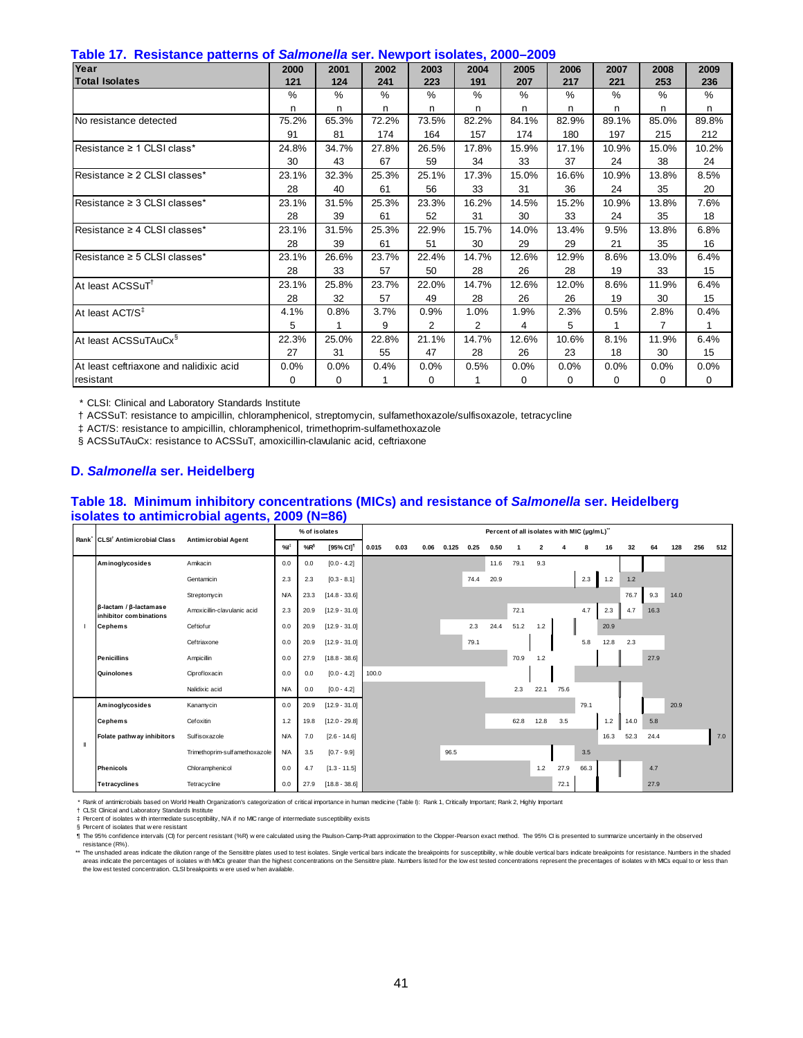## Table 17. Resistance patterns of *Salmonella* ser. Newport isolates, 2000–2009

| Year | 2000 | 2001 | 2002 | 2003 | 2004 | 2005 | 2006 | 2007 | 2008 | 2009 |
|---|---|---|---|---|---|---|---|---|---|---|
| **Total Isolates** | **121** | **124** | **241** | **223** | **191** | **207** | **217** | **221** | **253** | **236** |
| | % | % | % | % | % | % | % | % | % | % |
| | n | n | n | n | n | n | n | n | n | n |
| No resistance detected | 75.2% | 65.3% | 72.2% | 73.5% | 82.2% | 84.1% | 82.9% | 89.1% | 85.0% | 89.8% |
| | 91 | 81 | 174 | 164 | 157 | 174 | 180 | 197 | 215 | 212 |
| Resistance ≥ 1 CLSI class* | 24.8% | 34.7% | 27.8% | 26.5% | 17.8% | 15.9% | 17.1% | 10.9% | 15.0% | 10.2% |
| | 30 | 43 | 67 | 59 | 34 | 33 | 37 | 24 | 38 | 24 |
| Resistance ≥ 2 CLSI classes* | 23.1% | 32.3% | 25.3% | 25.1% | 17.3% | 15.0% | 16.6% | 10.9% | 13.8% | 8.5% |
| | 28 | 40 | 61 | 56 | 33 | 31 | 36 | 24 | 35 | 20 |
| Resistance ≥ 3 CLSI classes* | 23.1% | 31.5% | 25.3% | 23.3% | 16.2% | 14.5% | 15.2% | 10.9% | 13.8% | 7.6% |
| | 28 | 39 | 61 | 52 | 31 | 30 | 33 | 24 | 35 | 18 |
| Resistance ≥ 4 CLSI classes* | 23.1% | 31.5% | 25.3% | 22.9% | 15.7% | 14.0% | 13.4% | 9.5% | 13.8% | 6.8% |
| | 28 | 39 | 61 | 51 | 30 | 29 | 29 | 21 | 35 | 16 |
| Resistance ≥ 5 CLSI classes* | 23.1% | 26.6% | 23.7% | 22.4% | 14.7% | 12.6% | 12.9% | 8.6% | 13.0% | 6.4% |
| | 28 | 33 | 57 | 50 | 28 | 26 | 28 | 19 | 33 | 15 |
| At least ACSSuT† | 23.1% | 25.8% | 23.7% | 22.0% | 14.7% | 12.6% | 12.0% | 8.6% | 11.9% | 6.4% |
| | 28 | 32 | 57 | 49 | 28 | 26 | 26 | 19 | 30 | 15 |
| At least ACT/S‡ | 4.1% | 0.8% | 3.7% | 0.9% | 1.0% | 1.9% | 2.3% | 0.5% | 2.8% | 0.4% |
| | 5 | 1 | 9 | 2 | 2 | 4 | 5 | 1 | 7 | 1 |
| At least ACSSuTAuCx§ | 22.3% | 25.0% | 22.8% | 21.1% | 14.7% | 12.6% | 10.6% | 8.1% | 11.9% | 6.4% |
| | 27 | 31 | 55 | 47 | 28 | 26 | 23 | 18 | 30 | 15 |
| At least ceftriaxone and nalidixic acid resistant | 0.0% | 0.0% | 0.4% | 0.0% | 0.5% | 0.0% | 0.0% | 0.0% | 0.0% | 0.0% |
| | 0 | 0 | 1 | 0 | 1 | 0 | 0 | 0 | 0 | 0 |

\* CLSI: Clinical and Laboratory Standards Institute

† ACSSuT: resistance to ampicillin, chloramphenicol, streptomycin, sulfamethoxazole/sulfisoxazole, tetracycline

‡ ACT/S: resistance to ampicillin, chloramphenicol, trimethoprim-sulfamethoxazole

§ ACSSuTAuCx: resistance to ACSSuT, amoxicillin-clavulanic acid, ceftriaxone

### D. *Salmonella* ser. Heidelberg

## Table 18. Minimum inhibitory concentrations (MICs) and resistance of *Salmonella* ser. Heidelberg isolates to antimicrobial agents, 2009 (N=86)

| Rank* | CLSI† Antimicrobial Class | Antimicrobial Agent | % of isolates %I‡ | %R§ | [95% CI]¶ | Percent of all isolates with MIC (µg/mL)** 0.015 | 0.03 | 0.06 | 0.125 | 0.25 | 0.50 | 1 | 2 | 4 | 8 | 16 | 32 | 64 | 128 | 256 | 512 |
|---|---|---|---|---|---|---|---|---|---|---|---|---|---|---|---|---|---|---|---|---|---|
| I | Aminoglycosides | Amikacin | 0.0 | 0.0 | [0.0 - 4.2] | | | | | | 11.6 | 79.1 | 9.3 | | | | | | | | |
| | | Gentamicin | 2.3 | 2.3 | [0.3 - 8.1] | | | | | 74.4 | 20.9 | | | | 2.3 | 1.2 | 1.2 | | | | |
| | | Streptomycin | N/A | 23.3 | [14.8 - 33.6] | | | | | | | | | | | | 76.7 | 9.3 | 14.0 | | |
| | β-lactam / β-lactamase inhibitor combinations | Amoxicillin-clavulanic acid | 2.3 | 20.9 | [12.9 - 31.0] | | | | | | | 72.1 | | | 4.7 | 2.3 | 4.7 | 16.3 | | | |
| | Cephems | Ceftiofur | 0.0 | 20.9 | [12.9 - 31.0] | | | | | 2.3 | 24.4 | 51.2 | 1.2 | | | 20.9 | | | | | |
| | | Ceftriaxone | 0.0 | 20.9 | [12.9 - 31.0] | | | | | 79.1 | | | | | 5.8 | 12.8 | 2.3 | | | | |
| | Penicillins | Ampicillin | 0.0 | 27.9 | [18.8 - 38.6] | | | | | | | 70.9 | 1.2 | | | | | 27.9 | | | |
| | Quinolones | Ciprofloxacin | 0.0 | 0.0 | [0.0 - 4.2] | 100.0 | | | | | | | | | | | | | | | |
| | | Nalidixic acid | N/A | 0.0 | [0.0 - 4.2] | | | | | | | 2.3 | 22.1 | 75.6 | | | | | | | |
| II | Aminoglycosides | Kanamycin | 0.0 | 20.9 | [12.9 - 31.0] | | | | | | | | | | 79.1 | | | | 20.9 | | |
| | Cephems | Cefoxitin | 1.2 | 19.8 | [12.0 - 29.8] | | | | | | | 62.8 | 12.8 | 3.5 | | 1.2 | 14.0 | 5.8 | | | |
| | Folate pathway inhibitors | Sulfisoxazole | N/A | 7.0 | [2.6 - 14.6] | | | | | | | | | | | 16.3 | 52.3 | 24.4 | | | 7.0 |
| | | Trimethoprim-sulfamethoxazole | N/A | 3.5 | [0.7 - 9.9] | | | | 96.5 | | | | | | 3.5 | | | | | | |
| | Phenicols | Chloramphenicol | 0.0 | 4.7 | [1.3 - 11.5] | | | | | | | | 1.2 | 27.9 | 66.3 | | | 4.7 | | | |
| | Tetracyclines | Tetracycline | 0.0 | 27.9 | [18.8 - 38.6] | | | | | | | | | 72.1 | | | | 27.9 | | | |

\* Rank of antimicrobials based on World Health Organization's categorization of critical importance in human medicine (Table I): Rank 1, Critically Important; Rank 2, Highly Important

† CLSI: Clinical and Laboratory Standards Institute

‡ Percent of isolates with intermediate susceptibility, N/A if no MIC range of intermediate susceptibility exists

§ Percent of isolates that were resistant

¶ The 95% confidence intervals (CI) for percent resistant (%R) were calculated using the Paulson-Camp-Pratt approximation to the Clopper-Pearson exact method. The 95% CI is presented to summarize uncertainly in the observed resistance (R%).

\** The unshaded areas indicate the dilution range of the Sensititre plates used to test isolates. Single vertical bars indicate the breakpoints for susceptibility, while double vertical bars indicate breakpoints for resistance. Numbers in the shaded areas indicate the percentages of isolates with MICs greater than the highest concentrations on the Sensititre plate. Numbers listed for the lowest tested concentrations represent the precentages of isolates with MICs equal to or less than the lowest tested concentration. CLSI breakpoints were used when available.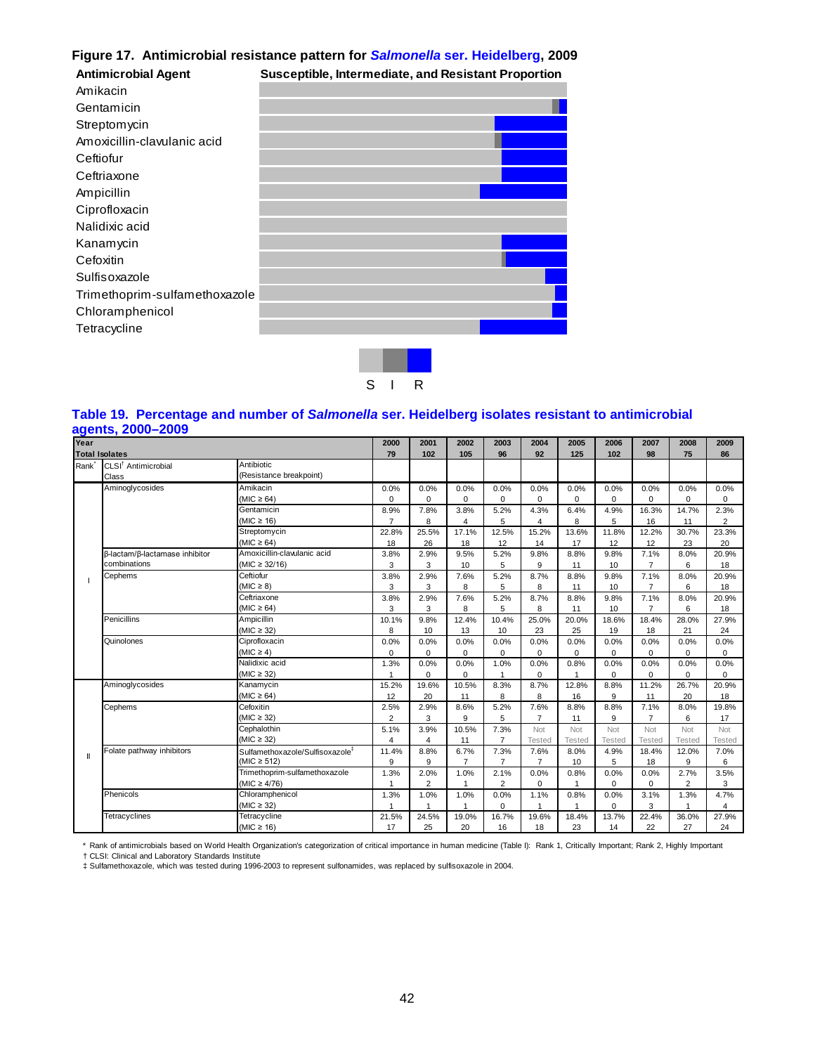## Figure 17. Antimicrobial resistance pattern for *Salmonella* ser. Heidelberg, 2009

| Antimicrobial Agent | Susceptible, Intermediate, and Resistant Proportion |
|---|---|
| Amikacin | |
| Gentamicin | |
| Streptomycin | |
| Amoxicillin-clavulanic acid | |
| Ceftiofur | |
| Ceftriaxone | |
| Ampicillin | |
| Ciprofloxacin | |
| Nalidixic acid | |
| Kanamycin | |
| Cefoxitin | |
| Sulfisoxazole | |
| Trimethoprim-sulfamethoxazole | |
| Chloramphenicol | |
| Tetracycline | |

S I R

## Table 19. Percentage and number of *Salmonella* ser. Heidelberg isolates resistant to antimicrobial agents, 2000–2009

| Year | | | 2000 | 2001 | 2002 | 2003 | 2004 | 2005 | 2006 | 2007 | 2008 | 2009 |
|---|---|---|---|---|---|---|---|---|---|---|---|---|
| Total Isolates | | | 79 | 102 | 105 | 96 | 92 | 125 | 102 | 98 | 75 | 86 |
| Rank* | CLSI† Antimicrobial Class | Antibiotic (Resistance breakpoint) | | | | | | | | | | |
| I | Aminoglycosides | Amikacin (MIC ≥ 64) | 0.0% 0 | 0.0% 0 | 0.0% 0 | 0.0% 0 | 0.0% 0 | 0.0% 0 | 0.0% 0 | 0.0% 0 | 0.0% 0 | 0.0% 0 |
| | | Gentamicin (MIC ≥ 16) | 8.9% 7 | 7.8% 8 | 3.8% 4 | 5.2% 5 | 4.3% 4 | 6.4% 8 | 4.9% 5 | 16.3% 16 | 14.7% 11 | 2.3% 2 |
| | | Streptomycin (MIC ≥ 64) | 22.8% 18 | 25.5% 26 | 17.1% 18 | 12.5% 12 | 15.2% 14 | 13.6% 17 | 11.8% 12 | 12.2% 12 | 30.7% 23 | 23.3% 20 |
| | β-lactam/β-lactamase inhibitor combinations | Amoxicillin-clavulanic acid (MIC ≥ 32/16) | 3.8% 3 | 2.9% 3 | 9.5% 10 | 5.2% 5 | 9.8% 9 | 8.8% 11 | 9.8% 10 | 7.1% 7 | 8.0% 6 | 20.9% 18 |
| | Cephems | Ceftiofur (MIC ≥ 8) | 3.8% 3 | 2.9% 3 | 7.6% 8 | 5.2% 5 | 8.7% 8 | 8.8% 11 | 9.8% 10 | 7.1% 7 | 8.0% 6 | 20.9% 18 |
| | | Ceftriaxone (MIC ≥ 64) | 3.8% 3 | 2.9% 3 | 7.6% 8 | 5.2% 5 | 8.7% 8 | 8.8% 11 | 9.8% 10 | 7.1% 7 | 8.0% 6 | 20.9% 18 |
| | Penicillins | Ampicillin (MIC ≥ 32) | 10.1% 8 | 9.8% 10 | 12.4% 13 | 10.4% 10 | 25.0% 23 | 20.0% 25 | 18.6% 19 | 18.4% 18 | 28.0% 21 | 27.9% 24 |
| | Quinolones | Ciprofloxacin (MIC ≥ 4) | 0.0% 0 | 0.0% 0 | 0.0% 0 | 0.0% 0 | 0.0% 0 | 0.0% 0 | 0.0% 0 | 0.0% 0 | 0.0% 0 | 0.0% 0 |
| | | Nalidixic acid (MIC ≥ 32) | 1.3% 1 | 0.0% 0 | 0.0% 0 | 1.0% 1 | 0.0% 0 | 0.8% 1 | 0.0% 0 | 0.0% 0 | 0.0% 0 | 0.0% 0 |
| II | Aminoglycosides | Kanamycin (MIC ≥ 64) | 15.2% 12 | 19.6% 20 | 10.5% 11 | 8.3% 8 | 8.7% 8 | 12.8% 16 | 8.8% 9 | 11.2% 11 | 26.7% 20 | 20.9% 18 |
| | Cephems | Cefoxitin (MIC ≥ 32) | 2.5% 2 | 2.9% 3 | 8.6% 9 | 5.2% 5 | 7.6% 7 | 8.8% 11 | 8.8% 9 | 7.1% 7 | 8.0% 6 | 19.8% 17 |
| | | Cephalothin (MIC ≥ 32) | 5.1% 4 | 3.9% 4 | 10.5% 11 | 7.3% 7 | Not Tested | Not Tested | Not Tested | Not Tested | Not Tested | Not Tested |
| | Folate pathway inhibitors | Sulfamethoxazole/Sulfisoxazole‡ (MIC ≥ 512) | 11.4% 9 | 8.8% 9 | 6.7% 7 | 7.3% 7 | 7.6% 7 | 8.0% 10 | 4.9% 5 | 18.4% 18 | 12.0% 9 | 7.0% 6 |
| | | Trimethoprim-sulfamethoxazole (MIC ≥ 4/76) | 1.3% 1 | 2.0% 2 | 1.0% 1 | 2.1% 2 | 0.0% 0 | 0.8% 1 | 0.0% 0 | 0.0% 0 | 2.7% 2 | 3.5% 3 |
| | Phenicols | Chloramphenicol (MIC ≥ 32) | 1.3% 1 | 1.0% 1 | 1.0% 1 | 0.0% 0 | 1.1% 1 | 0.8% 1 | 0.0% 0 | 3.1% 3 | 1.3% 1 | 4.7% 4 |
| | Tetracyclines | Tetracycline (MIC ≥ 16) | 21.5% 17 | 24.5% 25 | 19.0% 20 | 16.7% 16 | 19.6% 18 | 18.4% 23 | 13.7% 14 | 22.4% 22 | 36.0% 27 | 27.9% 24 |

\* Rank of antimicrobials based on World Health Organization's categorization of critical importance in human medicine (Table I): Rank 1, Critically Important; Rank 2, Highly Important

† CLSI: Clinical and Laboratory Standards Institute

‡ Sulfamethoxazole, which was tested during 1996-2003 to represent sulfonamides, was replaced by sulfisoxazole in 2004.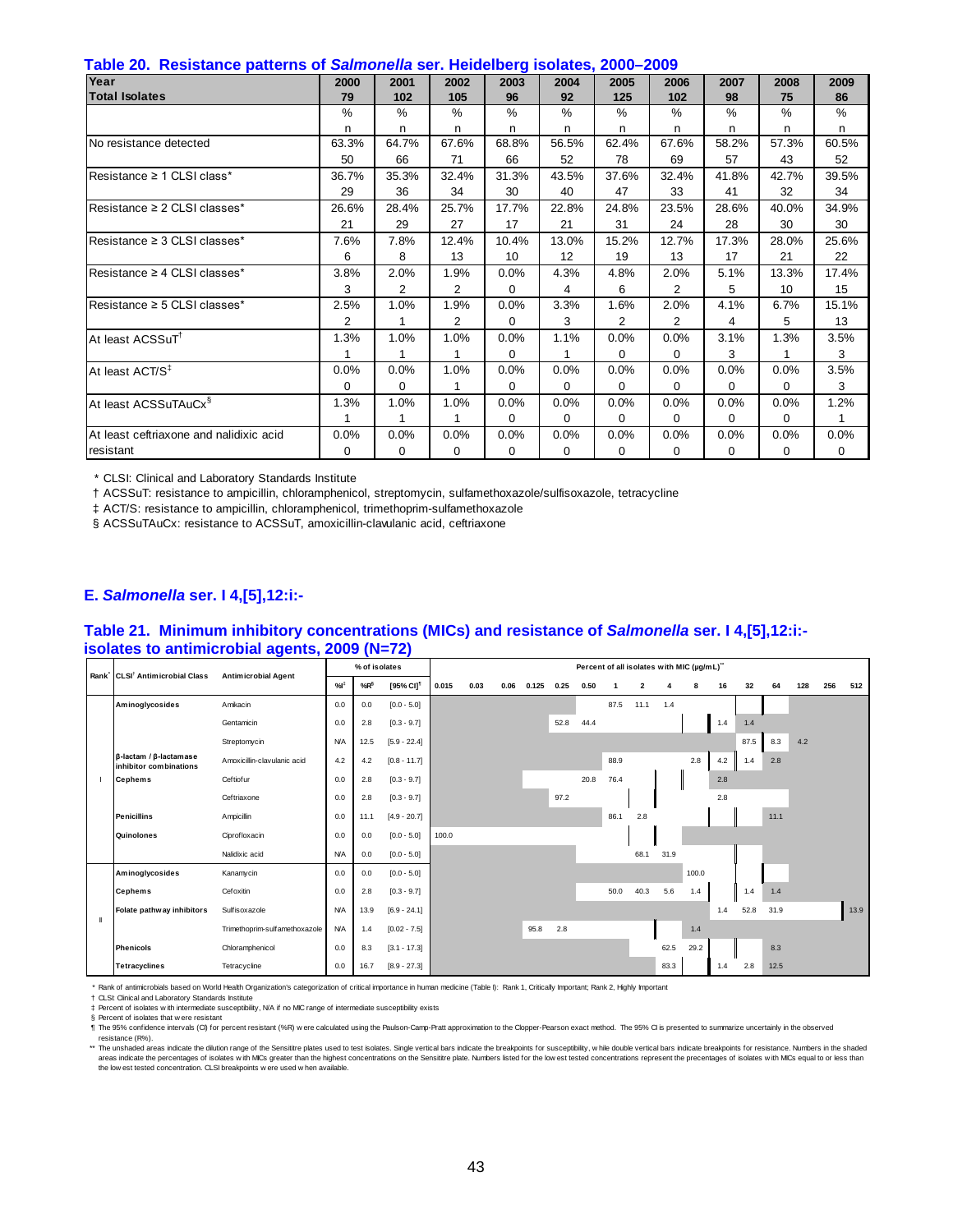**Table 20. Resistance patterns of *Salmonella* ser. Heidelberg isolates, 2000–2009**

| Year | 2000 | 2001 | 2002 | 2003 | 2004 | 2005 | 2006 | 2007 | 2008 | 2009 |
|---|---|---|---|---|---|---|---|---|---|---|
| **Total Isolates** | **79** | **102** | **105** | **96** | **92** | **125** | **102** | **98** | **75** | **86** |
| | % | % | % | % | % | % | % | % | % | % |
| | n | n | n | n | n | n | n | n | n | n |
| No resistance detected | 63.3% | 64.7% | 67.6% | 68.8% | 56.5% | 62.4% | 67.6% | 58.2% | 57.3% | 60.5% |
| | 50 | 66 | 71 | 66 | 52 | 78 | 69 | 57 | 43 | 52 |
| Resistance ≥ 1 CLSI class* | 36.7% | 35.3% | 32.4% | 31.3% | 43.5% | 37.6% | 32.4% | 41.8% | 42.7% | 39.5% |
| | 29 | 36 | 34 | 30 | 40 | 47 | 33 | 41 | 32 | 34 |
| Resistance ≥ 2 CLSI classes* | 26.6% | 28.4% | 25.7% | 17.7% | 22.8% | 24.8% | 23.5% | 28.6% | 40.0% | 34.9% |
| | 21 | 29 | 27 | 17 | 21 | 31 | 24 | 28 | 30 | 30 |
| Resistance ≥ 3 CLSI classes* | 7.6% | 7.8% | 12.4% | 10.4% | 13.0% | 15.2% | 12.7% | 17.3% | 28.0% | 25.6% |
| | 6 | 8 | 13 | 10 | 12 | 19 | 13 | 17 | 21 | 22 |
| Resistance ≥ 4 CLSI classes* | 3.8% | 2.0% | 1.9% | 0.0% | 4.3% | 4.8% | 2.0% | 5.1% | 13.3% | 17.4% |
| | 3 | 2 | 2 | 0 | 4 | 6 | 2 | 5 | 10 | 15 |
| Resistance ≥ 5 CLSI classes* | 2.5% | 1.0% | 1.9% | 0.0% | 3.3% | 1.6% | 2.0% | 4.1% | 6.7% | 15.1% |
| | 2 | 1 | 2 | 0 | 3 | 2 | 2 | 4 | 5 | 13 |
| At least ACSSuT† | 1.3% | 1.0% | 1.0% | 0.0% | 1.1% | 0.0% | 0.0% | 3.1% | 1.3% | 3.5% |
| | 1 | 1 | 1 | 0 | 1 | 0 | 0 | 3 | 1 | 3 |
| At least ACT/S‡ | 0.0% | 0.0% | 1.0% | 0.0% | 0.0% | 0.0% | 0.0% | 0.0% | 0.0% | 3.5% |
| | 0 | 0 | 1 | 0 | 0 | 0 | 0 | 0 | 0 | 3 |
| At least ACSSuTAuCx§ | 1.3% | 1.0% | 1.0% | 0.0% | 0.0% | 0.0% | 0.0% | 0.0% | 0.0% | 1.2% |
| | 1 | 1 | 1 | 0 | 0 | 0 | 0 | 0 | 0 | 1 |
| At least ceftriaxone and nalidixic acid resistant | 0.0% | 0.0% | 0.0% | 0.0% | 0.0% | 0.0% | 0.0% | 0.0% | 0.0% | 0.0% |
| | 0 | 0 | 0 | 0 | 0 | 0 | 0 | 0 | 0 | 0 |

\* CLSI: Clinical and Laboratory Standards Institute

† ACSSuT: resistance to ampicillin, chloramphenicol, streptomycin, sulfamethoxazole/sulfisoxazole, tetracycline

‡ ACT/S: resistance to ampicillin, chloramphenicol, trimethoprim-sulfamethoxazole

§ ACSSuTAuCx: resistance to ACSSuT, amoxicillin-clavulanic acid, ceftriaxone

## E. *Salmonella* ser. I 4,[5],12:i:-

**Table 21. Minimum inhibitory concentrations (MICs) and resistance of *Salmonella* ser. I 4,[5],12:i:- isolates to antimicrobial agents, 2009 (N=72)**

| Rank* | CLSI† Antimicrobial Class | Antimicrobial Agent | % of isolates | | | Percent of all isolates with MIC (µg/mL)** | | | | | | | | | | | | | | | |
|---|---|---|---|---|---|---|---|---|---|---|---|---|---|---|---|---|---|---|---|---|---|
| | | | %I‡ | %R§ | [95% CI]¶ | 0.015 | 0.03 | 0.06 | 0.125 | 0.25 | 0.50 | 1 | 2 | 4 | 8 | 16 | 32 | 64 | 128 | 256 | 512 |
| I | Aminoglycosides | Amikacin | 0.0 | 0.0 | [0.0 - 5.0] | | | | | | | 87.5 | 11.1 | 1.4 | | | | | | | |
| | | Gentamicin | 0.0 | 2.8 | [0.3 - 9.7] | | | | | 52.8 | 44.4 | | | | | 1.4 | 1.4 | | | | |
| | | Streptomycin | N/A | 12.5 | [5.9 - 22.4] | | | | | | | | | | | | 87.5 | 8.3 | 4.2 | | |
| | β-lactam / β-lactamase inhibitor combinations | Amoxicillin-clavulanic acid | 4.2 | 4.2 | [0.8 - 11.7] | | | | | | | 88.9 | | | 2.8 | 4.2 | 1.4 | 2.8 | | | |
| | Cephems | Ceftiofur | 0.0 | 2.8 | [0.3 - 9.7] | | | | | | 20.8 | 76.4 | | | | 2.8 | | | | | |
| | | Ceftriaxone | 0.0 | 2.8 | [0.3 - 9.7] | | | | | 97.2 | | | | | | 2.8 | | | | | |
| | Penicillins | Ampicillin | 0.0 | 11.1 | [4.9 - 20.7] | | | | | | | 86.1 | 2.8 | | | | | 11.1 | | | |
| | Quinolones | Ciprofloxacin | 0.0 | 0.0 | [0.0 - 5.0] | 100.0 | | | | | | | | | | | | | | | |
| | | Nalidixic acid | N/A | 0.0 | [0.0 - 5.0] | | | | | | | | 68.1 | 31.9 | | | | | | | |
| II | Aminoglycosides | Kanamycin | 0.0 | 0.0 | [0.0 - 5.0] | | | | | | | | | | 100.0 | | | | | | |
| | Cephems | Cefoxitin | 0.0 | 2.8 | [0.3 - 9.7] | | | | | | | 50.0 | 40.3 | 5.6 | 1.4 | | 1.4 | 1.4 | | | |
| | Folate pathway inhibitors | Sulfisoxazole | N/A | 13.9 | [6.9 - 24.1] | | | | | | | | | | | 1.4 | 52.8 | 31.9 | | | 13.9 |
| | | Trimethoprim-sulfamethoxazole | N/A | 1.4 | [0.02 - 7.5] | | | | 95.8 | 2.8 | | | | | 1.4 | | | | | | |
| | Phenicols | Chloramphenicol | 0.0 | 8.3 | [3.1 - 17.3] | | | | | | | | | 62.5 | 29.2 | | | 8.3 | | | |
| | Tetracyclines | Tetracycline | 0.0 | 16.7 | [8.9 - 27.3] | | | | | | | | | 83.3 | | 1.4 | 2.8 | 12.5 | | | |

\* Rank of antimicrobials based on World Health Organization's categorization of critical importance in human medicine (Table I): Rank 1, Critically Important; Rank 2, Highly Important

† CLSI: Clinical and Laboratory Standards Institute

‡ Percent of isolates with intermediate susceptibility, N/A if no MIC range of intermediate susceptibility exists

§ Percent of isolates that were resistant

¶ The 95% confidence intervals (CI) for percent resistant (%R) were calculated using the Paulson-Camp-Pratt approximation to the Clopper-Pearson exact method. The 95% CI is presented to summarize uncertainly in the observed resistance (R%).

** The unshaded areas indicate the dilution range of the Sensititre plates used to test isolates. Single vertical bars indicate the breakpoints for susceptibility, while double vertical bars indicate breakpoints for resistance. Numbers in the shaded areas indicate the percentages of isolates with MICs greater than the highest concentrations on the Sensititre plate. Numbers listed for the lowest tested concentrations represent the precentages of isolates with MICs equal to or less than the lowest tested concentration. CLSI breakpoints were used when available.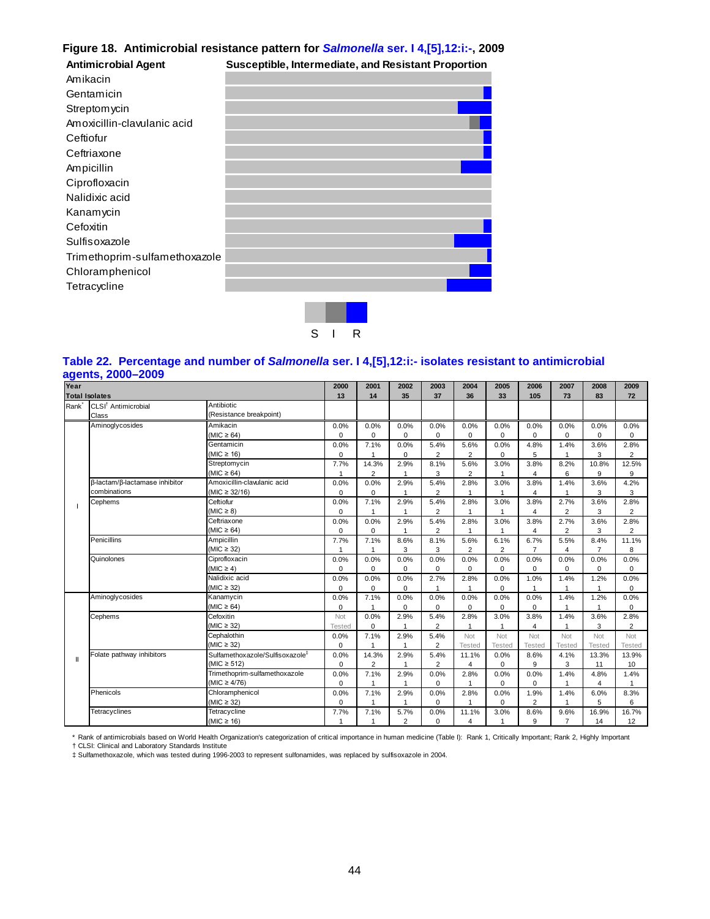## Figure 18. Antimicrobial resistance pattern for *Salmonella* ser. I 4,[5],12:i:-, 2009

| Antimicrobial Agent | Susceptible, Intermediate, and Resistant Proportion |
|---|---|
| Amikacin | |
| Gentamicin | |
| Streptomycin | |
| Amoxicillin-clavulanic acid | |
| Ceftiofur | |
| Ceftriaxone | |
| Ampicillin | |
| Ciprofloxacin | |
| Nalidixic acid | |
| Kanamycin | |
| Cefoxitin | |
| Sulfisoxazole | |
| Trimethoprim-sulfamethoxazole | |
| Chloramphenicol | |
| Tetracycline | |

S I R

## Table 22. Percentage and number of *Salmonella* ser. I 4,[5],12:i:- isolates resistant to antimicrobial agents, 2000–2009

| Year | | | 2000 | 2001 | 2002 | 2003 | 2004 | 2005 | 2006 | 2007 | 2008 | 2009 |
|---|---|---|---|---|---|---|---|---|---|---|---|---|
| Total Isolates | | | 13 | 14 | 35 | 37 | 36 | 33 | 105 | 73 | 83 | 72 |
| Rank* | CLSI† Antimicrobial Class | Antibiotic (Resistance breakpoint) | | | | | | | | | | |
| I | Aminoglycosides | Amikacin (MIC ≥ 64) | 0.0% 0 | 0.0% 0 | 0.0% 0 | 0.0% 0 | 0.0% 0 | 0.0% 0 | 0.0% 0 | 0.0% 0 | 0.0% 0 | 0.0% 0 |
| | | Gentamicin (MIC ≥ 16) | 0.0% 0 | 7.1% 1 | 0.0% 0 | 5.4% 2 | 5.6% 2 | 0.0% 0 | 4.8% 5 | 1.4% 1 | 3.6% 3 | 2.8% 2 |
| | | Streptomycin (MIC ≥ 64) | 7.7% 1 | 14.3% 2 | 2.9% 1 | 8.1% 3 | 5.6% 2 | 3.0% 1 | 3.8% 4 | 8.2% 6 | 10.8% 9 | 12.5% 9 |
| | β-lactam/β-lactamase inhibitor combinations | Amoxicillin-clavulanic acid (MIC ≥ 32/16) | 0.0% 0 | 0.0% 0 | 2.9% 1 | 5.4% 2 | 2.8% 1 | 3.0% 1 | 3.8% 4 | 1.4% 1 | 3.6% 3 | 4.2% 3 |
| | Cephems | Ceftiofur (MIC ≥ 8) | 0.0% 0 | 7.1% 1 | 2.9% 1 | 5.4% 2 | 2.8% 1 | 3.0% 1 | 3.8% 4 | 2.7% 2 | 3.6% 3 | 2.8% 2 |
| | | Ceftriaxone (MIC ≥ 64) | 0.0% 0 | 0.0% 0 | 2.9% 1 | 5.4% 2 | 2.8% 1 | 3.0% 1 | 3.8% 4 | 2.7% 2 | 3.6% 3 | 2.8% 2 |
| | Penicillins | Ampicillin (MIC ≥ 32) | 7.7% 1 | 7.1% 1 | 8.6% 3 | 8.1% 3 | 5.6% 2 | 6.1% 2 | 6.7% 7 | 5.5% 4 | 8.4% 7 | 11.1% 8 |
| | Quinolones | Ciprofloxacin (MIC ≥ 4) | 0.0% 0 | 0.0% 0 | 0.0% 0 | 0.0% 0 | 0.0% 0 | 0.0% 0 | 0.0% 0 | 0.0% 0 | 0.0% 0 | 0.0% 0 |
| | | Nalidixic acid (MIC ≥ 32) | 0.0% 0 | 0.0% 0 | 0.0% 0 | 2.7% 1 | 2.8% 1 | 0.0% 0 | 1.0% 1 | 1.4% 1 | 1.2% 1 | 0.0% 0 |
| II | Aminoglycosides | Kanamycin (MIC ≥ 64) | 0.0% 0 | 7.1% 1 | 0.0% 0 | 0.0% 0 | 0.0% 0 | 0.0% 0 | 0.0% 0 | 1.4% 1 | 1.2% 1 | 0.0% 0 |
| | Cephems | Cefoxitin (MIC ≥ 32) | Not Tested | 0.0% 0 | 2.9% 1 | 5.4% 2 | 2.8% 1 | 3.0% 1 | 3.8% 4 | 1.4% 1 | 3.6% 3 | 2.8% 2 |
| | | Cephalothin (MIC ≥ 32) | 0.0% 0 | 7.1% 1 | 2.9% 1 | 5.4% 2 | Not Tested | Not Tested | Not Tested | Not Tested | Not Tested | Not Tested |
| | Folate pathway inhibitors | Sulfamethoxazole/Sulfisoxazole‡ (MIC ≥ 512) | 0.0% 0 | 14.3% 2 | 2.9% 1 | 5.4% 2 | 11.1% 4 | 0.0% 0 | 8.6% 9 | 4.1% 3 | 13.3% 11 | 13.9% 10 |
| | | Trimethoprim-sulfamethoxazole (MIC ≥ 4/76) | 0.0% 0 | 7.1% 1 | 2.9% 1 | 0.0% 0 | 2.8% 1 | 0.0% 0 | 0.0% 0 | 1.4% 1 | 4.8% 4 | 1.4% 1 |
| | Phenicols | Chloramphenicol (MIC ≥ 32) | 0.0% 0 | 7.1% 1 | 2.9% 1 | 0.0% 0 | 2.8% 1 | 0.0% 0 | 1.9% 2 | 1.4% 1 | 6.0% 5 | 8.3% 6 |
| | Tetracyclines | Tetracycline (MIC ≥ 16) | 7.7% 1 | 7.1% 1 | 5.7% 2 | 0.0% 0 | 11.1% 4 | 3.0% 1 | 8.6% 9 | 9.6% 7 | 16.9% 14 | 16.7% 12 |

\* Rank of antimicrobials based on World Health Organization's categorization of critical importance in human medicine (Table I): Rank 1, Critically Important; Rank 2, Highly Important

† CLSI: Clinical and Laboratory Standards Institute

‡ Sulfamethoxazole, which was tested during 1996-2003 to represent sulfonamides, was replaced by sulfisoxazole in 2004.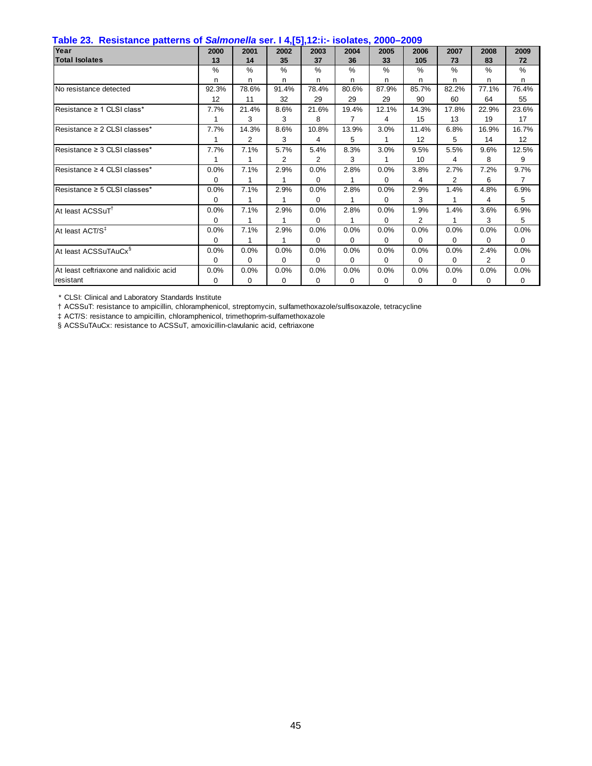### Table 23. Resistance patterns of *Salmonella* ser. I 4,[5],12:i:- isolates, 2000–2009

| Year | 2000 | | 2001 | | 2002 | | 2003 | | 2004 | | 2005 | | 2006 | | 2007 | | 2008 | | 2009 | |
|---|---|---|---|---|---|---|---|---|---|---|---|---|---|---|---|---|---|---|---|---|
| **Total Isolates** | **13** | | **14** | | **35** | | **37** | | **36** | | **33** | | **105** | | **73** | | **83** | | **72** | |
| | % | n | % | n | % | n | % | n | % | n | % | n | % | n | % | n | % | n | % | n |
| No resistance detected | 92.3% | 12 | 78.6% | 11 | 91.4% | 32 | 78.4% | 29 | 80.6% | 29 | 87.9% | 29 | 85.7% | 90 | 82.2% | 60 | 77.1% | 64 | 76.4% | 55 |
| Resistance ≥ 1 CLSI class* | 7.7% | 1 | 21.4% | 3 | 8.6% | 3 | 21.6% | 8 | 19.4% | 7 | 12.1% | 4 | 14.3% | 15 | 17.8% | 13 | 22.9% | 19 | 23.6% | 17 |
| Resistance ≥ 2 CLSI classes* | 7.7% | 1 | 14.3% | 2 | 8.6% | 3 | 10.8% | 4 | 13.9% | 5 | 3.0% | 1 | 11.4% | 12 | 6.8% | 5 | 16.9% | 14 | 16.7% | 12 |
| Resistance ≥ 3 CLSI classes* | 7.7% | 1 | 7.1% | 1 | 5.7% | 2 | 5.4% | 2 | 8.3% | 3 | 3.0% | 1 | 9.5% | 10 | 5.5% | 4 | 9.6% | 8 | 12.5% | 9 |
| Resistance ≥ 4 CLSI classes* | 0.0% | 0 | 7.1% | 1 | 2.9% | 1 | 0.0% | 0 | 2.8% | 1 | 0.0% | 0 | 3.8% | 4 | 2.7% | 2 | 7.2% | 6 | 9.7% | 7 |
| Resistance ≥ 5 CLSI classes* | 0.0% | 0 | 7.1% | 1 | 2.9% | 1 | 0.0% | 0 | 2.8% | 1 | 0.0% | 0 | 2.9% | 3 | 1.4% | 1 | 4.8% | 4 | 6.9% | 5 |
| At least ACSSuT† | 0.0% | 0 | 7.1% | 1 | 2.9% | 1 | 0.0% | 0 | 2.8% | 1 | 0.0% | 0 | 1.9% | 2 | 1.4% | 1 | 3.6% | 3 | 6.9% | 5 |
| At least ACT/S‡ | 0.0% | 0 | 7.1% | 1 | 2.9% | 1 | 0.0% | 0 | 0.0% | 0 | 0.0% | 0 | 0.0% | 0 | 0.0% | 0 | 0.0% | 0 | 0.0% | 0 |
| At least ACSSuTAuCx§ | 0.0% | 0 | 0.0% | 0 | 0.0% | 0 | 0.0% | 0 | 0.0% | 0 | 0.0% | 0 | 0.0% | 0 | 0.0% | 0 | 2.4% | 2 | 0.0% | 0 |
| At least ceftriaxone and nalidixic acid resistant | 0.0% | 0 | 0.0% | 0 | 0.0% | 0 | 0.0% | 0 | 0.0% | 0 | 0.0% | 0 | 0.0% | 0 | 0.0% | 0 | 0.0% | 0 | 0.0% | 0 |

\* CLSI: Clinical and Laboratory Standards Institute

† ACSSuT: resistance to ampicillin, chloramphenicol, streptomycin, sulfamethoxazole/sulfisoxazole, tetracycline

‡ ACT/S: resistance to ampicillin, chloramphenicol, trimethoprim-sulfamethoxazole

§ ACSSuTAuCx: resistance to ACSSuT, amoxicillin-clavulanic acid, ceftriaxone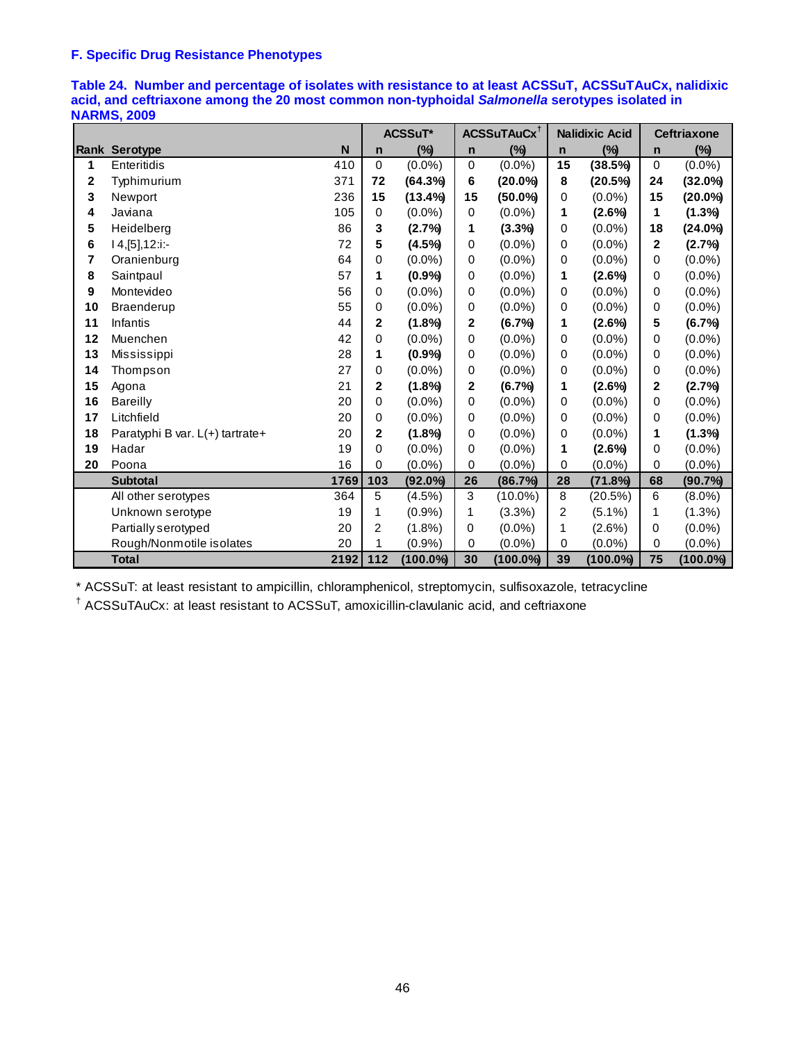## F. Specific Drug Resistance Phenotypes

**Table 24. Number and percentage of isolates with resistance to at least ACSSuT, ACSSuTAuCx, nalidixic acid, and ceftriaxone among the 20 most common non-typhoidal *Salmonella* serotypes isolated in NARMS, 2009**

| | | | ACSSuT* | | ACSSuTAuCx† | | Nalidixic Acid | | Ceftriaxone | |
|---|---|---|---|---|---|---|---|---|---|---|
| **Rank** | **Serotype** | **N** | **n** | **(%)** | **n** | **(%)** | **n** | **(%)** | **n** | **(%)** |
| **1** | Enteritidis | 410 | 0 | (0.0%) | 0 | (0.0%) | **15** | **(38.5%)** | 0 | (0.0%) |
| **2** | Typhimurium | 371 | **72** | **(64.3%)** | **6** | **(20.0%)** | **8** | **(20.5%)** | **24** | **(32.0%)** |
| **3** | Newport | 236 | **15** | **(13.4%)** | **15** | **(50.0%)** | 0 | (0.0%) | **15** | **(20.0%)** |
| **4** | Javiana | 105 | 0 | (0.0%) | 0 | (0.0%) | **1** | **(2.6%)** | **1** | **(1.3%)** |
| **5** | Heidelberg | 86 | **3** | **(2.7%)** | **1** | **(3.3%)** | 0 | (0.0%) | **18** | **(24.0%)** |
| **6** | I 4,[5],12:i:- | 72 | **5** | **(4.5%)** | 0 | (0.0%) | 0 | (0.0%) | **2** | **(2.7%)** |
| **7** | Oranienburg | 64 | 0 | (0.0%) | 0 | (0.0%) | 0 | (0.0%) | 0 | (0.0%) |
| **8** | Saintpaul | 57 | **1** | **(0.9%)** | 0 | (0.0%) | **1** | **(2.6%)** | 0 | (0.0%) |
| **9** | Montevideo | 56 | 0 | (0.0%) | 0 | (0.0%) | 0 | (0.0%) | 0 | (0.0%) |
| **10** | Braenderup | 55 | 0 | (0.0%) | 0 | (0.0%) | 0 | (0.0%) | 0 | (0.0%) |
| **11** | Infantis | 44 | **2** | **(1.8%)** | **2** | **(6.7%)** | **1** | **(2.6%)** | **5** | **(6.7%)** |
| **12** | Muenchen | 42 | 0 | (0.0%) | 0 | (0.0%) | 0 | (0.0%) | 0 | (0.0%) |
| **13** | Mississippi | 28 | **1** | **(0.9%)** | 0 | (0.0%) | 0 | (0.0%) | 0 | (0.0%) |
| **14** | Thompson | 27 | 0 | (0.0%) | 0 | (0.0%) | 0 | (0.0%) | 0 | (0.0%) |
| **15** | Agona | 21 | **2** | **(1.8%)** | **2** | **(6.7%)** | **1** | **(2.6%)** | **2** | **(2.7%)** |
| **16** | Bareilly | 20 | 0 | (0.0%) | 0 | (0.0%) | 0 | (0.0%) | 0 | (0.0%) |
| **17** | Litchfield | 20 | 0 | (0.0%) | 0 | (0.0%) | 0 | (0.0%) | 0 | (0.0%) |
| **18** | Paratyphi B var. L(+) tartrate+ | 20 | **2** | **(1.8%)** | 0 | (0.0%) | 0 | (0.0%) | **1** | **(1.3%)** |
| **19** | Hadar | 19 | 0 | (0.0%) | 0 | (0.0%) | **1** | **(2.6%)** | 0 | (0.0%) |
| **20** | Poona | 16 | 0 | (0.0%) | 0 | (0.0%) | 0 | (0.0%) | 0 | (0.0%) |
| | **Subtotal** | **1769** | **103** | **(92.0%)** | **26** | **(86.7%)** | **28** | **(71.8%)** | **68** | **(90.7%)** |
| | All other serotypes | 364 | 5 | (4.5%) | 3 | (10.0%) | 8 | (20.5%) | 6 | (8.0%) |
| | Unknown serotype | 19 | 1 | (0.9%) | 1 | (3.3%) | 2 | (5.1%) | 1 | (1.3%) |
| | Partially serotyped | 20 | 2 | (1.8%) | 0 | (0.0%) | 1 | (2.6%) | 0 | (0.0%) |
| | Rough/Nonmotile isolates | 20 | 1 | (0.9%) | 0 | (0.0%) | 0 | (0.0%) | 0 | (0.0%) |
| | **Total** | **2192** | **112** | **(100.0%)** | **30** | **(100.0%)** | **39** | **(100.0%)** | **75** | **(100.0%)** |

* ACSSuT: at least resistant to ampicillin, chloramphenicol, streptomycin, sulfisoxazole, tetracycline

† ACSSuTAuCx: at least resistant to ACSSuT, amoxicillin-clavulanic acid, and ceftriaxone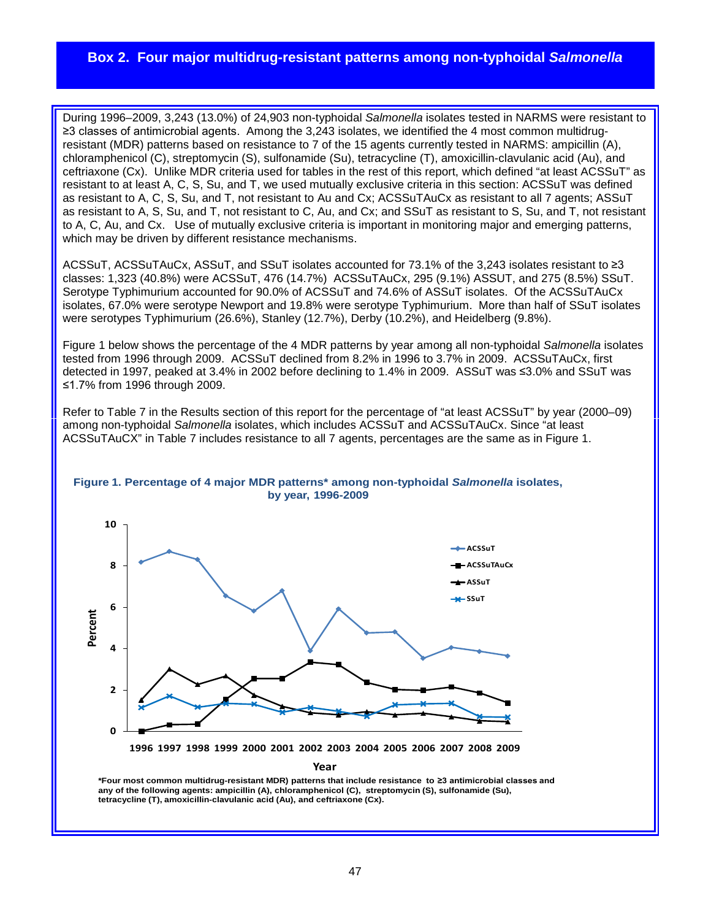## Box 2. Four major multidrug-resistant patterns among non-typhoidal *Salmonella*

During 1996–2009, 3,243 (13.0%) of 24,903 non-typhoidal *Salmonella* isolates tested in NARMS were resistant to ≥3 classes of antimicrobial agents. Among the 3,243 isolates, we identified the 4 most common multidrug-resistant (MDR) patterns based on resistance to 7 of the 15 agents currently tested in NARMS: ampicillin (A), chloramphenicol (C), streptomycin (S), sulfonamide (Su), tetracycline (T), amoxicillin-clavulanic acid (Au), and ceftriaxone (Cx). Unlike MDR criteria used for tables in the rest of this report, which defined "at least ACSSuT" as resistant to at least A, C, S, Su, and T, we used mutually exclusive criteria in this section: ACSSuT was defined as resistant to A, C, S, Su, and T, not resistant to Au and Cx; ACSSuTAuCx as resistant to all 7 agents; ASSuT as resistant to A, S, Su, and T, not resistant to C, Au, and Cx; and SSuT as resistant to S, Su, and T, not resistant to A, C, Au, and Cx. Use of mutually exclusive criteria is important in monitoring major and emerging patterns, which may be driven by different resistance mechanisms.

ACSSuT, ACSSuTAuCx, ASSuT, and SSuT isolates accounted for 73.1% of the 3,243 isolates resistant to ≥3 classes: 1,323 (40.8%) were ACSSuT, 476 (14.7%) ACSSuTAuCx, 295 (9.1%) ASSUT, and 275 (8.5%) SSuT. Serotype Typhimurium accounted for 90.0% of ACSSuT and 74.6% of ASSuT isolates. Of the ACSSuTAuCx isolates, 67.0% were serotype Newport and 19.8% were serotype Typhimurium. More than half of SSuT isolates were serotypes Typhimurium (26.6%), Stanley (12.7%), Derby (10.2%), and Heidelberg (9.8%).

Figure 1 below shows the percentage of the 4 MDR patterns by year among all non-typhoidal *Salmonella* isolates tested from 1996 through 2009. ACSSuT declined from 8.2% in 1996 to 3.7% in 2009. ACSSuTAuCx, first detected in 1997, peaked at 3.4% in 2002 before declining to 1.4% in 2009. ASSuT was ≤3.0% and SSuT was ≤1.7% from 1996 through 2009.

Refer to Table 7 in the Results section of this report for the percentage of "at least ACSSuT" by year (2000–09) among non-typhoidal *Salmonella* isolates, which includes ACSSuT and ACSSuTAuCx. Since "at least ACSSuTAuCX" in Table 7 includes resistance to all 7 agents, percentages are the same as in Figure 1.

**Figure 1. Percentage of 4 major MDR patterns\* among non-typhoidal *Salmonella* isolates, by year, 1996-2009**

\*Four most common multidrug-resistant MDR) patterns that include resistance to ≥3 antimicrobial classes and any of the following agents: ampicillin (A), chloramphenicol (C), streptomycin (S), sulfonamide (Su), tetracycline (T), amoxicillin-clavulanic acid (Au), and ceftriaxone (Cx).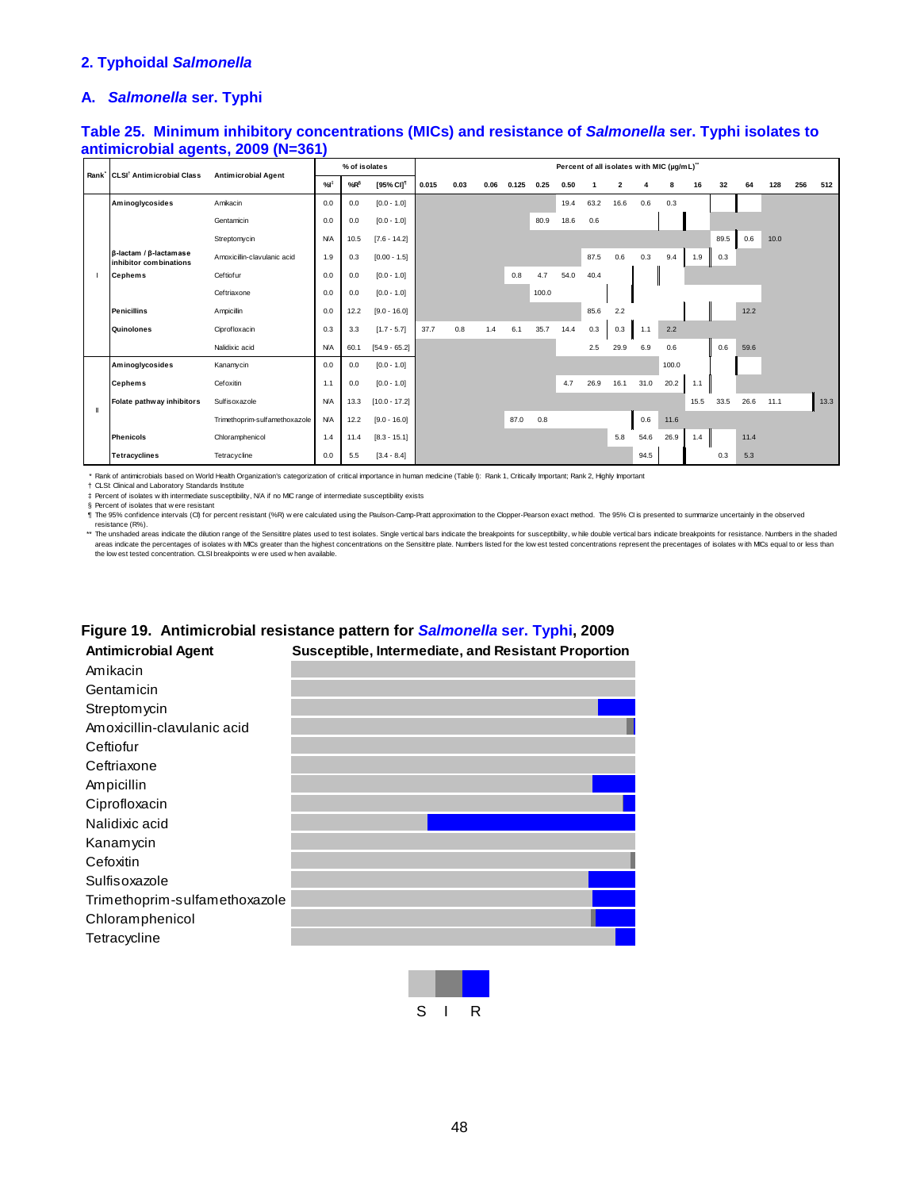## 2. Typhoidal *Salmonella*

### A. *Salmonella* ser. Typhi

### Table 25. Minimum inhibitory concentrations (MICs) and resistance of *Salmonella* ser. Typhi isolates to antimicrobial agents, 2009 (N=361)

| Rank* | CLSI† Antimicrobial Class | Antimicrobial Agent | % of isolates %I‡ | %R§ | [95% CI]¶ | Percent of all isolates with MIC (µg/mL)** 0.015 | 0.03 | 0.06 | 0.125 | 0.25 | 0.50 | 1 | 2 | 4 | 8 | 16 | 32 | 64 | 128 | 256 | 512 |
|---|---|---|---|---|---|---|---|---|---|---|---|---|---|---|---|---|---|---|---|---|---|
| I | Aminoglycosides | Amikacin | 0.0 | 0.0 | [0.0 - 1.0] | | | | | | 19.4 | 63.2 | 16.6 | 0.6 | 0.3 | | | | | | |
| | | Gentamicin | 0.0 | 0.0 | [0.0 - 1.0] | | | | | 80.9 | 18.6 | 0.6 | | | | | | | | | |
| | | Streptomycin | N/A | 10.5 | [7.6 - 14.2] | | | | | | | | | | | | 89.5 | 0.6 | 10.0 | | |
| | β-lactam / β-lactamase inhibitor combinations | Amoxicillin-clavulanic acid | 1.9 | 0.3 | [0.00 - 1.5] | | | | | | | 87.5 | 0.6 | 0.3 | 9.4 | 1.9 | 0.3 | | | | |
| | Cephems | Ceftiofur | 0.0 | 0.0 | [0.0 - 1.0] | | | | 0.8 | 4.7 | 54.0 | 40.4 | | | | | | | | | |
| | | Ceftriaxone | 0.0 | 0.0 | [0.0 - 1.0] | | | | | 100.0 | | | | | | | | | | | |
| | Penicillins | Ampicillin | 0.0 | 12.2 | [9.0 - 16.0] | | | | | | | 85.6 | 2.2 | | | | | 12.2 | | | |
| | Quinolones | Ciprofloxacin | 0.3 | 3.3 | [1.7 - 5.7] | 37.7 | 0.8 | 1.4 | 6.1 | 35.7 | 14.4 | 0.3 | 0.3 | 1.1 | 2.2 | | | | | | |
| | | Nalidixic acid | N/A | 60.1 | [54.9 - 65.2] | | | | | | | 2.5 | 29.9 | 6.9 | 0.6 | | 0.6 | 59.6 | | | |
| II | Aminoglycosides | Kanamycin | 0.0 | 0.0 | [0.0 - 1.0] | | | | | | | | | | 100.0 | | | | | | |
| | Cephems | Cefoxitin | 1.1 | 0.0 | [0.0 - 1.0] | | | | | | 4.7 | 26.9 | 16.1 | 31.0 | 20.2 | 1.1 | | | | | |
| | Folate pathway inhibitors | Sulfisoxazole | N/A | 13.3 | [10.0 - 17.2] | | | | | | | | | | | 15.5 | 33.5 | 26.6 | 11.1 | | 13.3 |
| | | Trimethoprim-sulfamethoxazole | N/A | 12.2 | [9.0 - 16.0] | | | | 87.0 | 0.8 | | | | 0.6 | 11.6 | | | | | | |
| | Phenicols | Chloramphenicol | 1.4 | 11.4 | [8.3 - 15.1] | | | | | | | | 5.8 | 54.6 | 26.9 | 1.4 | | 11.4 | | | |
| | Tetracyclines | Tetracycline | 0.0 | 5.5 | [3.4 - 8.4] | | | | | | | | | 94.5 | | | 0.3 | 5.3 | | | |

\* Rank of antimicrobials based on World Health Organization's categorization of critical importance in human medicine (Table I): Rank 1, Critically Important; Rank 2, Highly Important

† CLSI: Clinical and Laboratory Standards Institute

‡ Percent of isolates with intermediate susceptibility, N/A if no MIC range of intermediate susceptibility exists

§ Percent of isolates that were resistant

¶ The 95% confidence intervals (CI) for percent resistant (%R) were calculated using the Paulson-Camp-Pratt approximation to the Clopper-Pearson exact method. The 95% CI is presented to summarize uncertainly in the observed resistance (R%).

** The unshaded areas indicate the dilution range of the Sensititre plates used to test isolates. Single vertical bars indicate the breakpoints for susceptibility, while double vertical bars indicate breakpoints for resistance. Numbers in the shaded areas indicate the percentages of isolates with MICs greater than the highest concentrations on the Sensititre plate. Numbers listed for the lowest tested concentrations represent the precentages of isolates with MICs equal to or less than the lowest tested concentration. CLSI breakpoints were used when available.

### Figure 19. Antimicrobial resistance pattern for *Salmonella* ser. Typhi, 2009

| Antimicrobial Agent | Susceptible, Intermediate, and Resistant Proportion |
|---|---|
| Amikacin | |
| Gentamicin | |
| Streptomycin | |
| Amoxicillin-clavulanic acid | |
| Ceftiofur | |
| Ceftriaxone | |
| Ampicillin | |
| Ciprofloxacin | |
| Nalidixic acid | |
| Kanamycin | |
| Cefoxitin | |
| Sulfisoxazole | |
| Trimethoprim-sulfamethoxazole | |
| Chloramphenicol | |
| Tetracycline | |

S I R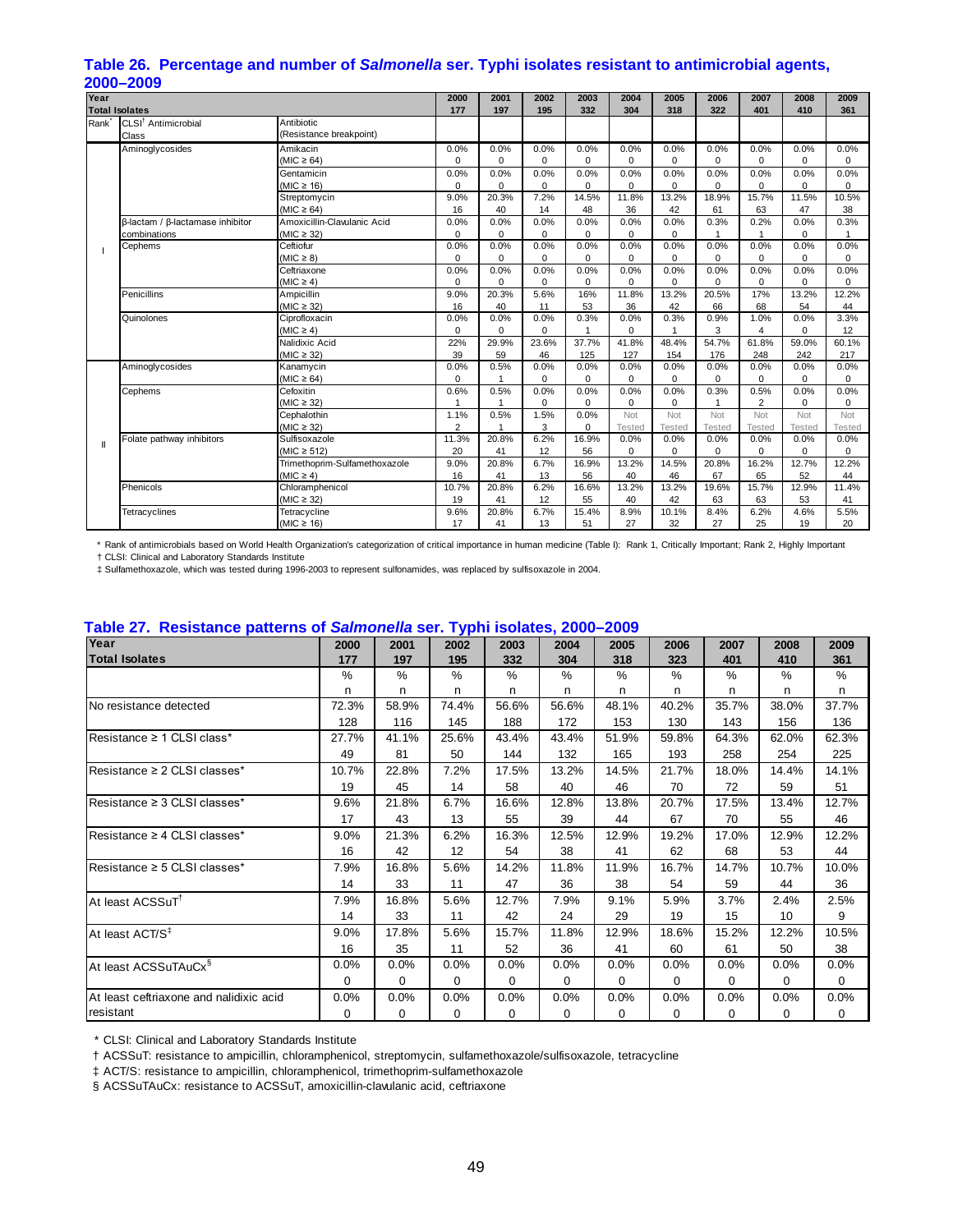## Table 26. Percentage and number of *Salmonella* ser. Typhi isolates resistant to antimicrobial agents, 2000–2009

| Rank* | CLSI† Antimicrobial Class | Antibiotic (Resistance breakpoint) | | 2000 | 2001 | 2002 | 2003 | 2004 | 2005 | 2006 | 2007 | 2008 | 2009 |
|---|---|---|---|---|---|---|---|---|---|---|---|---|---|
| | | Total Isolates | | 177 | 197 | 195 | 332 | 304 | 318 | 322 | 401 | 410 | 361 |
| I | Aminoglycosides | Amikacin (MIC ≥ 64) | % | 0.0% | 0.0% | 0.0% | 0.0% | 0.0% | 0.0% | 0.0% | 0.0% | 0.0% | 0.0% |
| | | | n | 0 | 0 | 0 | 0 | 0 | 0 | 0 | 0 | 0 | 0 |
| | | Gentamicin (MIC ≥ 16) | % | 0.0% | 0.0% | 0.0% | 0.0% | 0.0% | 0.0% | 0.0% | 0.0% | 0.0% | 0.0% |
| | | | n | 0 | 0 | 0 | 0 | 0 | 0 | 0 | 0 | 0 | 0 |
| | | Streptomycin (MIC ≥ 64) | % | 9.0% | 20.3% | 7.2% | 14.5% | 11.8% | 13.2% | 18.9% | 15.7% | 11.5% | 10.5% |
| | | | n | 16 | 40 | 14 | 48 | 36 | 42 | 61 | 63 | 47 | 38 |
| | β-lactam / β-lactamase inhibitor combinations | Amoxicillin-Clavulanic Acid (MIC ≥ 32) | % | 0.0% | 0.0% | 0.0% | 0.0% | 0.0% | 0.0% | 0.3% | 0.2% | 0.0% | 0.3% |
| | | | n | 0 | 0 | 0 | 0 | 0 | 0 | 1 | 1 | 0 | 1 |
| | Cephems | Ceftiofur (MIC ≥ 8) | % | 0.0% | 0.0% | 0.0% | 0.0% | 0.0% | 0.0% | 0.0% | 0.0% | 0.0% | 0.0% |
| | | | n | 0 | 0 | 0 | 0 | 0 | 0 | 0 | 0 | 0 | 0 |
| | | Ceftriaxone (MIC ≥ 4) | % | 0.0% | 0.0% | 0.0% | 0.0% | 0.0% | 0.0% | 0.0% | 0.0% | 0.0% | 0.0% |
| | | | n | 0 | 0 | 0 | 0 | 0 | 0 | 0 | 0 | 0 | 0 |
| | Penicillins | Ampicillin (MIC ≥ 32) | % | 9.0% | 20.3% | 5.6% | 16% | 11.8% | 13.2% | 20.5% | 17% | 13.2% | 12.2% |
| | | | n | 16 | 40 | 11 | 53 | 36 | 42 | 66 | 68 | 54 | 44 |
| | Quinolones | Ciprofloxacin (MIC ≥ 4) | % | 0.0% | 0.0% | 0.0% | 0.3% | 0.0% | 0.3% | 0.9% | 1.0% | 0.0% | 3.3% |
| | | | n | 0 | 0 | 0 | 1 | 0 | 1 | 3 | 4 | 0 | 12 |
| | | Nalidixic Acid (MIC ≥ 32) | % | 22% | 29.9% | 23.6% | 37.7% | 41.8% | 48.4% | 54.7% | 61.8% | 59.0% | 60.1% |
| | | | n | 39 | 59 | 46 | 125 | 127 | 154 | 176 | 248 | 242 | 217 |
| II | Aminoglycosides | Kanamycin (MIC ≥ 64) | % | 0.0% | 0.5% | 0.0% | 0.0% | 0.0% | 0.0% | 0.0% | 0.0% | 0.0% | 0.0% |
| | | | n | 0 | 1 | 0 | 0 | 0 | 0 | 0 | 0 | 0 | 0 |
| | Cephems | Cefoxitin (MIC ≥ 32) | % | 0.6% | 0.5% | 0.0% | 0.0% | 0.0% | 0.0% | 0.3% | 0.5% | 0.0% | 0.0% |
| | | | n | 1 | 1 | 0 | 0 | 0 | 0 | 1 | 2 | 0 | 0 |
| | | Cephalothin (MIC ≥ 32) | % | 1.1% | 0.5% | 1.5% | 0.0% | Not Tested | Not Tested | Not Tested | Not Tested | Not Tested | Not Tested |
| | | | n | 2 | 1 | 3 | 0 | | | | | | |
| | Folate pathway inhibitors | Sulfisoxazole (MIC ≥ 512) | % | 11.3% | 20.8% | 6.2% | 16.9% | 0.0% | 0.0% | 0.0% | 0.0% | 0.0% | 0.0% |
| | | | n | 20 | 41 | 12 | 56 | 0 | 0 | 0 | 0 | 0 | 0 |
| | | Trimethoprim-Sulfamethoxazole (MIC ≥ 4) | % | 9.0% | 20.8% | 6.7% | 16.9% | 13.2% | 14.5% | 20.8% | 16.2% | 12.7% | 12.2% |
| | | | n | 16 | 41 | 13 | 56 | 40 | 46 | 67 | 65 | 52 | 44 |
| | Phenicols | Chloramphenicol (MIC ≥ 32) | % | 10.7% | 20.8% | 6.2% | 16.6% | 13.2% | 13.2% | 19.6% | 15.7% | 12.9% | 11.4% |
| | | | n | 19 | 41 | 12 | 55 | 40 | 42 | 63 | 63 | 53 | 41 |
| | Tetracyclines | Tetracycline (MIC ≥ 16) | % | 9.6% | 20.8% | 6.7% | 15.4% | 8.9% | 10.1% | 8.4% | 6.2% | 4.6% | 5.5% |
| | | | n | 17 | 41 | 13 | 51 | 27 | 32 | 27 | 25 | 19 | 20 |

\* Rank of antimicrobials based on World Health Organization's categorization of critical importance in human medicine (Table I): Rank 1, Critically Important; Rank 2, Highly Important

† CLSI: Clinical and Laboratory Standards Institute

‡ Sulfamethoxazole, which was tested during 1996-2003 to represent sulfonamides, was replaced by sulfisoxazole in 2004.

## Table 27. Resistance patterns of *Salmonella* ser. Typhi isolates, 2000–2009

| Year | | 2000 | 2001 | 2002 | 2003 | 2004 | 2005 | 2006 | 2007 | 2008 | 2009 |
|---|---|---|---|---|---|---|---|---|---|---|---|
| Total Isolates | | 177 | 197 | 195 | 332 | 304 | 318 | 323 | 401 | 410 | 361 |
| No resistance detected | % | 72.3% | 58.9% | 74.4% | 56.6% | 56.6% | 48.1% | 40.2% | 35.7% | 38.0% | 37.7% |
| | n | 128 | 116 | 145 | 188 | 172 | 153 | 130 | 143 | 156 | 136 |
| Resistance ≥ 1 CLSI class* | % | 27.7% | 41.1% | 25.6% | 43.4% | 43.4% | 51.9% | 59.8% | 64.3% | 62.0% | 62.3% |
| | n | 49 | 81 | 50 | 144 | 132 | 165 | 193 | 258 | 254 | 225 |
| Resistance ≥ 2 CLSI classes* | % | 10.7% | 22.8% | 7.2% | 17.5% | 13.2% | 14.5% | 21.7% | 18.0% | 14.4% | 14.1% |
| | n | 19 | 45 | 14 | 58 | 40 | 46 | 70 | 72 | 59 | 51 |
| Resistance ≥ 3 CLSI classes* | % | 9.6% | 21.8% | 6.7% | 16.6% | 12.8% | 13.8% | 20.7% | 17.5% | 13.4% | 12.7% |
| | n | 17 | 43 | 13 | 55 | 39 | 44 | 67 | 70 | 55 | 46 |
| Resistance ≥ 4 CLSI classes* | % | 9.0% | 21.3% | 6.2% | 16.3% | 12.5% | 12.9% | 19.2% | 17.0% | 12.9% | 12.2% |
| | n | 16 | 42 | 12 | 54 | 38 | 41 | 62 | 68 | 53 | 44 |
| Resistance ≥ 5 CLSI classes* | % | 7.9% | 16.8% | 5.6% | 14.2% | 11.8% | 11.9% | 16.7% | 14.7% | 10.7% | 10.0% |
| | n | 14 | 33 | 11 | 47 | 36 | 38 | 54 | 59 | 44 | 36 |
| At least ACSSuT† | % | 7.9% | 16.8% | 5.6% | 12.7% | 7.9% | 9.1% | 5.9% | 3.7% | 2.4% | 2.5% |
| | n | 14 | 33 | 11 | 42 | 24 | 29 | 19 | 15 | 10 | 9 |
| At least ACT/S‡ | % | 9.0% | 17.8% | 5.6% | 15.7% | 11.8% | 12.9% | 18.6% | 15.2% | 12.2% | 10.5% |
| | n | 16 | 35 | 11 | 52 | 36 | 41 | 60 | 61 | 50 | 38 |
| At least ACSSuTAuCx§ | % | 0.0% | 0.0% | 0.0% | 0.0% | 0.0% | 0.0% | 0.0% | 0.0% | 0.0% | 0.0% |
| | n | 0 | 0 | 0 | 0 | 0 | 0 | 0 | 0 | 0 | 0 |
| At least ceftriaxone and nalidixic acid resistant | % | 0.0% | 0.0% | 0.0% | 0.0% | 0.0% | 0.0% | 0.0% | 0.0% | 0.0% | 0.0% |
| | n | 0 | 0 | 0 | 0 | 0 | 0 | 0 | 0 | 0 | 0 |

\* CLSI: Clinical and Laboratory Standards Institute

† ACSSuT: resistance to ampicillin, chloramphenicol, streptomycin, sulfamethoxazole/sulfisoxazole, tetracycline

‡ ACT/S: resistance to ampicillin, chloramphenicol, trimethoprim-sulfamethoxazole

§ ACSSuTAuCx: resistance to ACSSuT, amoxicillin-clavulanic acid, ceftriaxone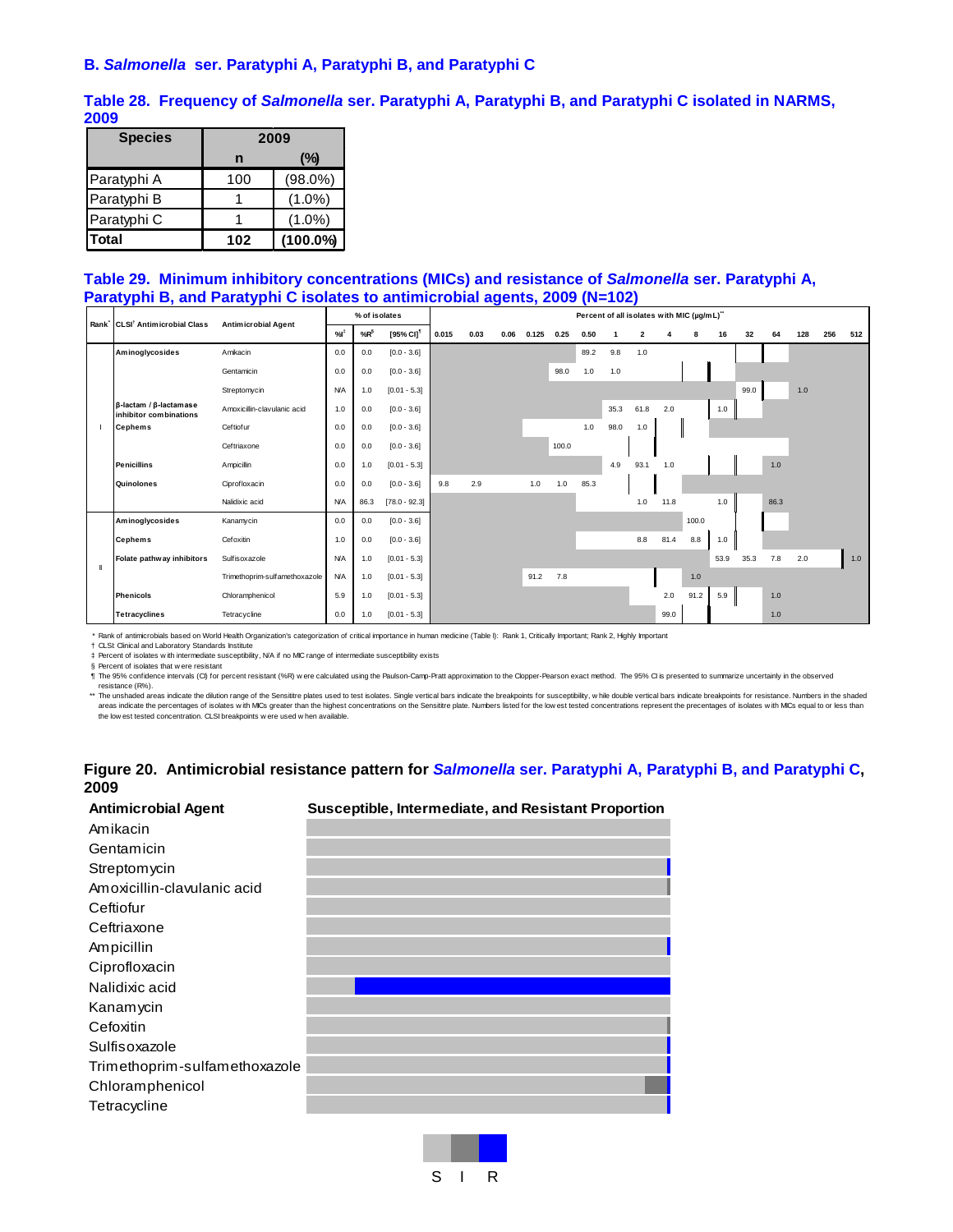### B. *Salmonella* ser. Paratyphi A, Paratyphi B, and Paratyphi C

**Table 28. Frequency of *Salmonella* ser. Paratyphi A, Paratyphi B, and Paratyphi C isolated in NARMS, 2009**

| Species | 2009 | |
|---|---|---|
| | n | (%) |
| Paratyphi A | 100 | (98.0%) |
| Paratyphi B | 1 | (1.0%) |
| Paratyphi C | 1 | (1.0%) |
| **Total** | **102** | **(100.0%)** |

**Table 29. Minimum inhibitory concentrations (MICs) and resistance of *Salmonella* ser. Paratyphi A, Paratyphi B, and Paratyphi C isolates to antimicrobial agents, 2009 (N=102)**

| Rank* | CLSI† Antimicrobial Class | Antimicrobial Agent | % of isolates | | | Percent of all isolates with MIC (µg/mL)** | | | | | | | | | | | | | | | |
|---|---|---|---|---|---|---|---|---|---|---|---|---|---|---|---|---|---|---|---|---|---|
| | | | %I‡ | %R§ | [95% CI]¶ | 0.015 | 0.03 | 0.06 | 0.125 | 0.25 | 0.50 | 1 | 2 | 4 | 8 | 16 | 32 | 64 | 128 | 256 | 512 |
| I | **Aminoglycosides** | Amikacin | 0.0 | 0.0 | [0.0 - 3.6] | | | | | | 89.2 | 9.8 | 1.0 | | | | | | | | |
| | | Gentamicin | 0.0 | 0.0 | [0.0 - 3.6] | | | | | 98.0 | 1.0 | 1.0 | | | | | | | | | |
| | | Streptomycin | N/A | 1.0 | [0.01 - 5.3] | | | | | | | | | | | | 99.0 | | 1.0 | | |
| | **β-lactam / β-lactamase inhibitor combinations** | Amoxicillin-clavulanic acid | 1.0 | 0.0 | [0.0 - 3.6] | | | | | | | 35.3 | 61.8 | 2.0 | | 1.0 | | | | | |
| | **Cephems** | Ceftiofur | 0.0 | 0.0 | [0.0 - 3.6] | | | | | | 1.0 | 98.0 | 1.0 | | | | | | | | |
| | | Ceftriaxone | 0.0 | 0.0 | [0.0 - 3.6] | | | | | 100.0 | | | | | | | | | | | |
| | **Penicillins** | Ampicillin | 0.0 | 1.0 | [0.01 - 5.3] | | | | | | | 4.9 | 93.1 | 1.0 | | | | 1.0 | | | |
| | **Quinolones** | Ciprofloxacin | 0.0 | 0.0 | [0.0 - 3.6] | 9.8 | 2.9 | | 1.0 | 1.0 | 85.3 | | | | | | | | | | |
| | | Nalidixic acid | N/A | 86.3 | [78.0 - 92.3] | | | | | | | | 1.0 | 11.8 | | 1.0 | | 86.3 | | | |
| II | **Aminoglycosides** | Kanamycin | 0.0 | 0.0 | [0.0 - 3.6] | | | | | | | | | | 100.0 | | | | | | |
| | **Cephems** | Cefoxitin | 1.0 | 0.0 | [0.0 - 3.6] | | | | | | | | 8.8 | 81.4 | 8.8 | 1.0 | | | | | |
| | **Folate pathway inhibitors** | Sulfisoxazole | N/A | 1.0 | [0.01 - 5.3] | | | | | | | | | | | 53.9 | 35.3 | 7.8 | 2.0 | | 1.0 |
| | | Trimethoprim-sulfamethoxazole | N/A | 1.0 | [0.01 - 5.3] | | | | 91.2 | 7.8 | | | | | 1.0 | | | | | | |
| | **Phenicols** | Chloramphenicol | 5.9 | 1.0 | [0.01 - 5.3] | | | | | | | | | 2.0 | 91.2 | 5.9 | | 1.0 | | | |
| | **Tetracyclines** | Tetracycline | 0.0 | 1.0 | [0.01 - 5.3] | | | | | | | | | 99.0 | | | | 1.0 | | | |

\* Rank of antimicrobials based on World Health Organization's categorization of critical importance in human medicine (Table I): Rank 1, Critically Important; Rank 2, Highly Important

† CLSI: Clinical and Laboratory Standards Institute

‡ Percent of isolates with intermediate susceptibility, N/A if no MIC range of intermediate susceptibility exists

§ Percent of isolates that were resistant

¶ The 95% confidence intervals (CI) for percent resistant (%R) were calculated using the Paulson-Camp-Pratt approximation to the Clopper-Pearson exact method. The 95% CI is presented to summarize uncertainly in the observed resistance (R%).

\*\* The unshaded areas indicate the dilution range of the Sensititre plates used to test isolates. Single vertical bars indicate the breakpoints for susceptibility, while double vertical bars indicate breakpoints for resistance. Numbers in the shaded areas indicate the percentages of isolates with MICs greater than the highest concentrations on the Sensititre plate. Numbers listed for the lowest tested concentrations represent the precentages of isolates with MICs equal to or less than the lowest tested concentration. CLSI breakpoints were used when available.

**Figure 20. Antimicrobial resistance pattern for *Salmonella* ser. Paratyphi A, Paratyphi B, and Paratyphi C, 2009**

| Antimicrobial Agent | Susceptible, Intermediate, and Resistant Proportion |
|---|---|
| Amikacin | |
| Gentamicin | |
| Streptomycin | |
| Amoxicillin-clavulanic acid | |
| Ceftiofur | |
| Ceftriaxone | |
| Ampicillin | |
| Ciprofloxacin | |
| Nalidixic acid | |
| Kanamycin | |
| Cefoxitin | |
| Sulfisoxazole | |
| Trimethoprim-sulfamethoxazole | |
| Chloramphenicol | |
| Tetracycline | |

S I R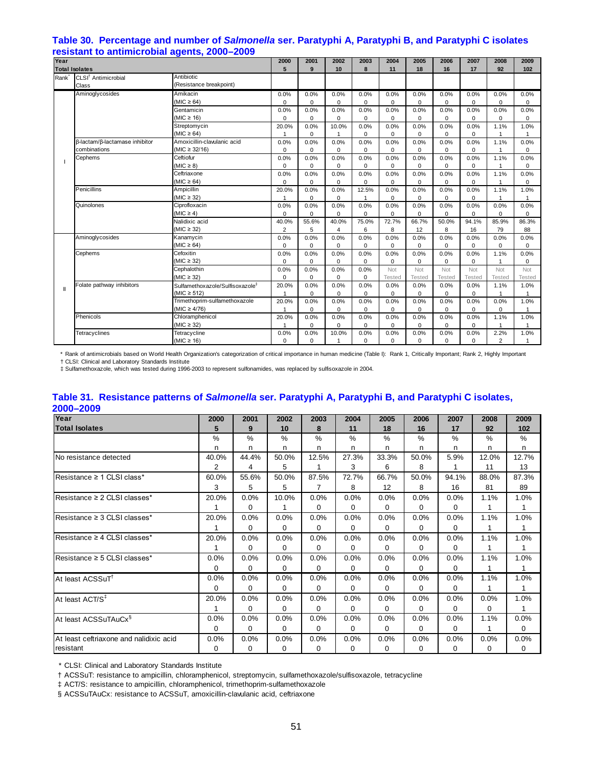## Table 30. Percentage and number of *Salmonella* ser. Paratyphi A, Paratyphi B, and Paratyphi C isolates resistant to antimicrobial agents, 2000–2009

| Year | | | 2000 | 2001 | 2002 | 2003 | 2004 | 2005 | 2006 | 2007 | 2008 | 2009 |
|---|---|---|---|---|---|---|---|---|---|---|---|---|
| Total Isolates | | | 5 | 9 | 10 | 8 | 11 | 18 | 16 | 17 | 92 | 102 |
| Rank* | CLSI† Antimicrobial Class | Antibiotic (Resistance breakpoint) | | | | | | | | | | |
| I | Aminoglycosides | Amikacin (MIC ≥ 64) | 0.0% 0 | 0.0% 0 | 0.0% 0 | 0.0% 0 | 0.0% 0 | 0.0% 0 | 0.0% 0 | 0.0% 0 | 0.0% 0 | 0.0% 0 |
| | | Gentamicin (MIC ≥ 16) | 0.0% 0 | 0.0% 0 | 0.0% 0 | 0.0% 0 | 0.0% 0 | 0.0% 0 | 0.0% 0 | 0.0% 0 | 0.0% 0 | 0.0% 0 |
| | | Streptomycin (MIC ≥ 64) | 20.0% 1 | 0.0% 0 | 10.0% 1 | 0.0% 0 | 0.0% 0 | 0.0% 0 | 0.0% 0 | 0.0% 0 | 1.1% 1 | 1.0% 1 |
| | β-lactam/β-lactamase inhibitor combinations | Amoxicillin-clavulanic acid (MIC ≥ 32/16) | 0.0% 0 | 0.0% 0 | 0.0% 0 | 0.0% 0 | 0.0% 0 | 0.0% 0 | 0.0% 0 | 0.0% 0 | 1.1% 1 | 0.0% 0 |
| | Cephems | Ceftiofur (MIC ≥ 8) | 0.0% 0 | 0.0% 0 | 0.0% 0 | 0.0% 0 | 0.0% 0 | 0.0% 0 | 0.0% 0 | 0.0% 0 | 1.1% 1 | 0.0% 0 |
| | | Ceftriaxone (MIC ≥ 64) | 0.0% 0 | 0.0% 0 | 0.0% 0 | 0.0% 0 | 0.0% 0 | 0.0% 0 | 0.0% 0 | 0.0% 0 | 1.1% 1 | 0.0% 0 |
| | Penicillins | Ampicillin (MIC ≥ 32) | 20.0% 1 | 0.0% 0 | 0.0% 0 | 12.5% 1 | 0.0% 0 | 0.0% 0 | 0.0% 0 | 0.0% 0 | 1.1% 1 | 1.0% 1 |
| | Quinolones | Ciprofloxacin (MIC ≥ 4) | 0.0% 0 | 0.0% 0 | 0.0% 0 | 0.0% 0 | 0.0% 0 | 0.0% 0 | 0.0% 0 | 0.0% 0 | 0.0% 0 | 0.0% 0 |
| | | Nalidixic acid (MIC ≥ 32) | 40.0% 2 | 55.6% 5 | 40.0% 4 | 75.0% 6 | 72.7% 8 | 66.7% 12 | 50.0% 8 | 94.1% 16 | 85.9% 79 | 86.3% 88 |
| II | Aminoglycosides | Kanamycin (MIC ≥ 64) | 0.0% 0 | 0.0% 0 | 0.0% 0 | 0.0% 0 | 0.0% 0 | 0.0% 0 | 0.0% 0 | 0.0% 0 | 0.0% 0 | 0.0% 0 |
| | Cephems | Cefoxitin (MIC ≥ 32) | 0.0% 0 | 0.0% 0 | 0.0% 0 | 0.0% 0 | 0.0% 0 | 0.0% 0 | 0.0% 0 | 0.0% 0 | 1.1% 1 | 0.0% 0 |
| | | Cephalothin (MIC ≥ 32) | 0.0% 0 | 0.0% 0 | 0.0% 0 | 0.0% 0 | Not Tested | Not Tested | Not Tested | Not Tested | Not Tested | Not Tested |
| | Folate pathway inhibitors | Sulfamethoxazole/Sulfisoxazole‡ (MIC ≥ 512) | 20.0% 1 | 0.0% 0 | 0.0% 0 | 0.0% 0 | 0.0% 0 | 0.0% 0 | 0.0% 0 | 0.0% 0 | 1.1% 1 | 1.0% 1 |
| | | Trimethoprim-sulfamethoxazole (MIC ≥ 4/76) | 20.0% 1 | 0.0% 0 | 0.0% 0 | 0.0% 0 | 0.0% 0 | 0.0% 0 | 0.0% 0 | 0.0% 0 | 0.0% 0 | 1.0% 1 |
| | Phenicols | Chloramphenicol (MIC ≥ 32) | 20.0% 1 | 0.0% 0 | 0.0% 0 | 0.0% 0 | 0.0% 0 | 0.0% 0 | 0.0% 0 | 0.0% 0 | 1.1% 1 | 1.0% 1 |
| | Tetracyclines | Tetracycline (MIC ≥ 16) | 0.0% 0 | 0.0% 0 | 10.0% 1 | 0.0% 0 | 0.0% 0 | 0.0% 0 | 0.0% 0 | 0.0% 0 | 2.2% 2 | 1.0% 1 |

\* Rank of antimicrobials based on World Health Organization's categorization of critical importance in human medicine (Table I): Rank 1, Critically Important; Rank 2, Highly Important

† CLSI: Clinical and Laboratory Standards Institute

‡ Sulfamethoxazole, which was tested during 1996-2003 to represent sulfonamides, was replaced by sulfisoxazole in 2004.

## Table 31. Resistance patterns of *Salmonella* ser. Paratyphi A, Paratyphi B, and Paratyphi C isolates, 2000–2009

| Year | 2000 | 2001 | 2002 | 2003 | 2004 | 2005 | 2006 | 2007 | 2008 | 2009 |
|---|---|---|---|---|---|---|---|---|---|---|
| Total Isolates | 5 | 9 | 10 | 8 | 11 | 18 | 16 | 17 | 92 | 102 |
| | % n | % n | % n | % n | % n | % n | % n | % n | % n | % n |
| No resistance detected | 40.0% 2 | 44.4% 4 | 50.0% 5 | 12.5% 1 | 27.3% 3 | 33.3% 6 | 50.0% 8 | 5.9% 1 | 12.0% 11 | 12.7% 13 |
| Resistance ≥ 1 CLSI class* | 60.0% 3 | 55.6% 5 | 50.0% 5 | 87.5% 7 | 72.7% 8 | 66.7% 12 | 50.0% 8 | 94.1% 16 | 88.0% 81 | 87.3% 89 |
| Resistance ≥ 2 CLSI classes* | 20.0% 1 | 0.0% 0 | 10.0% 1 | 0.0% 0 | 0.0% 0 | 0.0% 0 | 0.0% 0 | 0.0% 0 | 1.1% 1 | 1.0% 1 |
| Resistance ≥ 3 CLSI classes* | 20.0% 1 | 0.0% 0 | 0.0% 0 | 0.0% 0 | 0.0% 0 | 0.0% 0 | 0.0% 0 | 0.0% 0 | 1.1% 1 | 1.0% 1 |
| Resistance ≥ 4 CLSI classes* | 20.0% 1 | 0.0% 0 | 0.0% 0 | 0.0% 0 | 0.0% 0 | 0.0% 0 | 0.0% 0 | 0.0% 0 | 1.1% 1 | 1.0% 1 |
| Resistance ≥ 5 CLSI classes* | 0.0% 0 | 0.0% 0 | 0.0% 0 | 0.0% 0 | 0.0% 0 | 0.0% 0 | 0.0% 0 | 0.0% 0 | 1.1% 1 | 1.0% 1 |
| At least ACSSuT† | 0.0% 0 | 0.0% 0 | 0.0% 0 | 0.0% 0 | 0.0% 0 | 0.0% 0 | 0.0% 0 | 0.0% 0 | 1.1% 1 | 1.0% 1 |
| At least ACT/S‡ | 20.0% 1 | 0.0% 0 | 0.0% 0 | 0.0% 0 | 0.0% 0 | 0.0% 0 | 0.0% 0 | 0.0% 0 | 0.0% 0 | 1.0% 1 |
| At least ACSSuTAuCx§ | 0.0% 0 | 0.0% 0 | 0.0% 0 | 0.0% 0 | 0.0% 0 | 0.0% 0 | 0.0% 0 | 0.0% 0 | 1.1% 1 | 0.0% 0 |
| At least ceftriaxone and nalidixic acid resistant | 0.0% 0 | 0.0% 0 | 0.0% 0 | 0.0% 0 | 0.0% 0 | 0.0% 0 | 0.0% 0 | 0.0% 0 | 0.0% 0 | 0.0% 0 |

\* CLSI: Clinical and Laboratory Standards Institute

† ACSSuT: resistance to ampicillin, chloramphenicol, streptomycin, sulfamethoxazole/sulfisoxazole, tetracycline

‡ ACT/S: resistance to ampicillin, chloramphenicol, trimethoprim-sulfamethoxazole

§ ACSSuTAuCx: resistance to ACSSuT, amoxicillin-clavulanic acid, ceftriaxone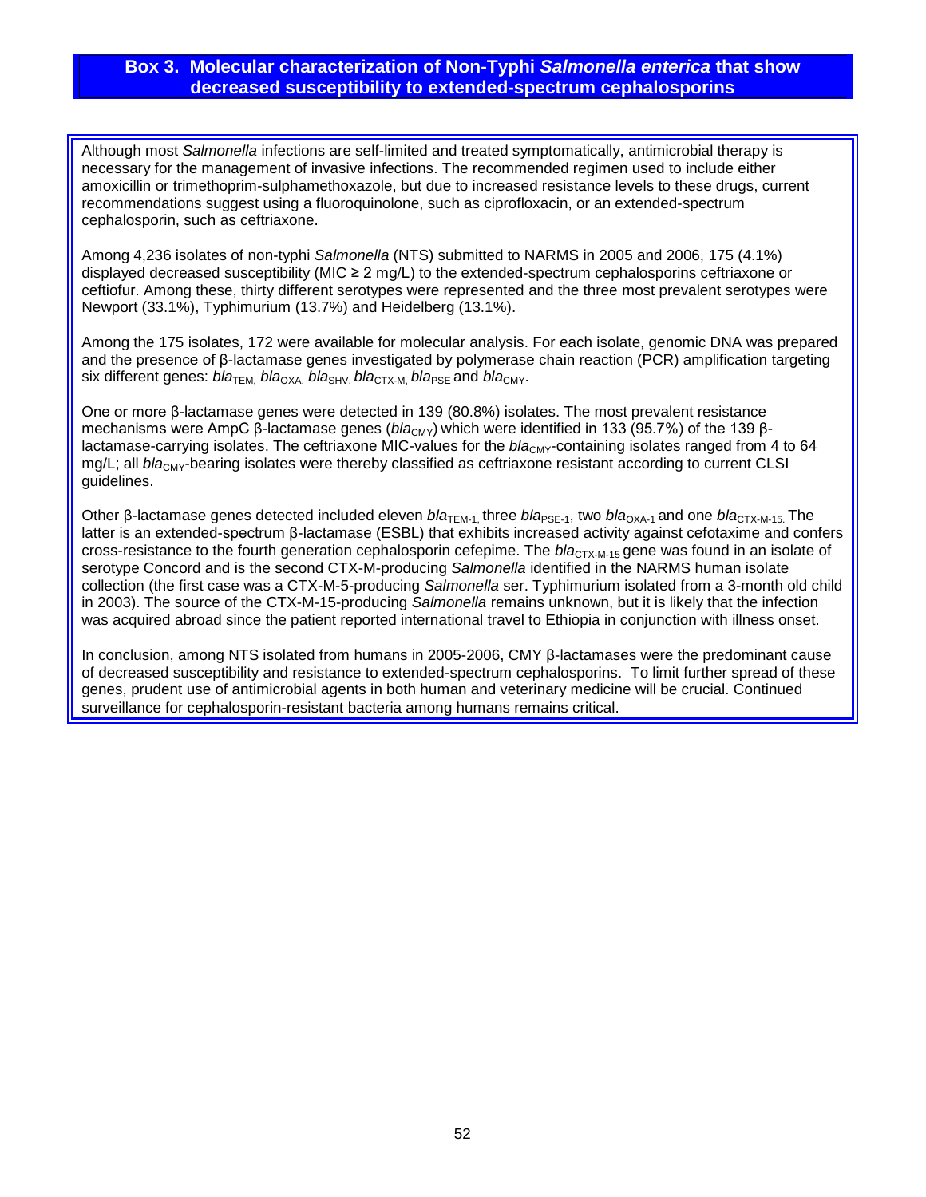## Box 3. Molecular characterization of Non-Typhi *Salmonella enterica* that show decreased susceptibility to extended-spectrum cephalosporins

Although most *Salmonella* infections are self-limited and treated symptomatically, antimicrobial therapy is necessary for the management of invasive infections. The recommended regimen used to include either amoxicillin or trimethoprim-sulphamethoxazole, but due to increased resistance levels to these drugs, current recommendations suggest using a fluoroquinolone, such as ciprofloxacin, or an extended-spectrum cephalosporin, such as ceftriaxone.

Among 4,236 isolates of non-typhi *Salmonella* (NTS) submitted to NARMS in 2005 and 2006, 175 (4.1%) displayed decreased susceptibility (MIC ≥ 2 mg/L) to the extended-spectrum cephalosporins ceftriaxone or ceftiofur. Among these, thirty different serotypes were represented and the three most prevalent serotypes were Newport (33.1%), Typhimurium (13.7%) and Heidelberg (13.1%).

Among the 175 isolates, 172 were available for molecular analysis. For each isolate, genomic DNA was prepared and the presence of β-lactamase genes investigated by polymerase chain reaction (PCR) amplification targeting six different genes: $bla_{TEM}$, $bla_{OXA}$, $bla_{SHV}$, $bla_{CTX\text{-}M}$, $bla_{PSE}$ and $bla_{CMY}$.

One or more β-lactamase genes were detected in 139 (80.8%) isolates. The most prevalent resistance mechanisms were AmpC β-lactamase genes ($bla_{CMY}$) which were identified in 133 (95.7%) of the 139 β-lactamase-carrying isolates. The ceftriaxone MIC-values for the $bla_{CMY}$-containing isolates ranged from 4 to 64 mg/L; all $bla_{CMY}$-bearing isolates were thereby classified as ceftriaxone resistant according to current CLSI guidelines.

Other β-lactamase genes detected included eleven $bla_{TEM\text{-}1}$, three $bla_{PSE\text{-}1}$, two $bla_{OXA\text{-}1}$ and one $bla_{CTX\text{-}M\text{-}15}$. The latter is an extended-spectrum β-lactamase (ESBL) that exhibits increased activity against cefotaxime and confers cross-resistance to the fourth generation cephalosporin cefepime. The $bla_{CTX\text{-}M\text{-}15}$ gene was found in an isolate of serotype Concord and is the second CTX-M-producing *Salmonella* identified in the NARMS human isolate collection (the first case was a CTX-M-5-producing *Salmonella* ser. Typhimurium isolated from a 3-month old child in 2003). The source of the CTX-M-15-producing *Salmonella* remains unknown, but it is likely that the infection was acquired abroad since the patient reported international travel to Ethiopia in conjunction with illness onset.

In conclusion, among NTS isolated from humans in 2005-2006, CMY β-lactamases were the predominant cause of decreased susceptibility and resistance to extended-spectrum cephalosporins. To limit further spread of these genes, prudent use of antimicrobial agents in both human and veterinary medicine will be crucial. Continued surveillance for cephalosporin-resistant bacteria among humans remains critical.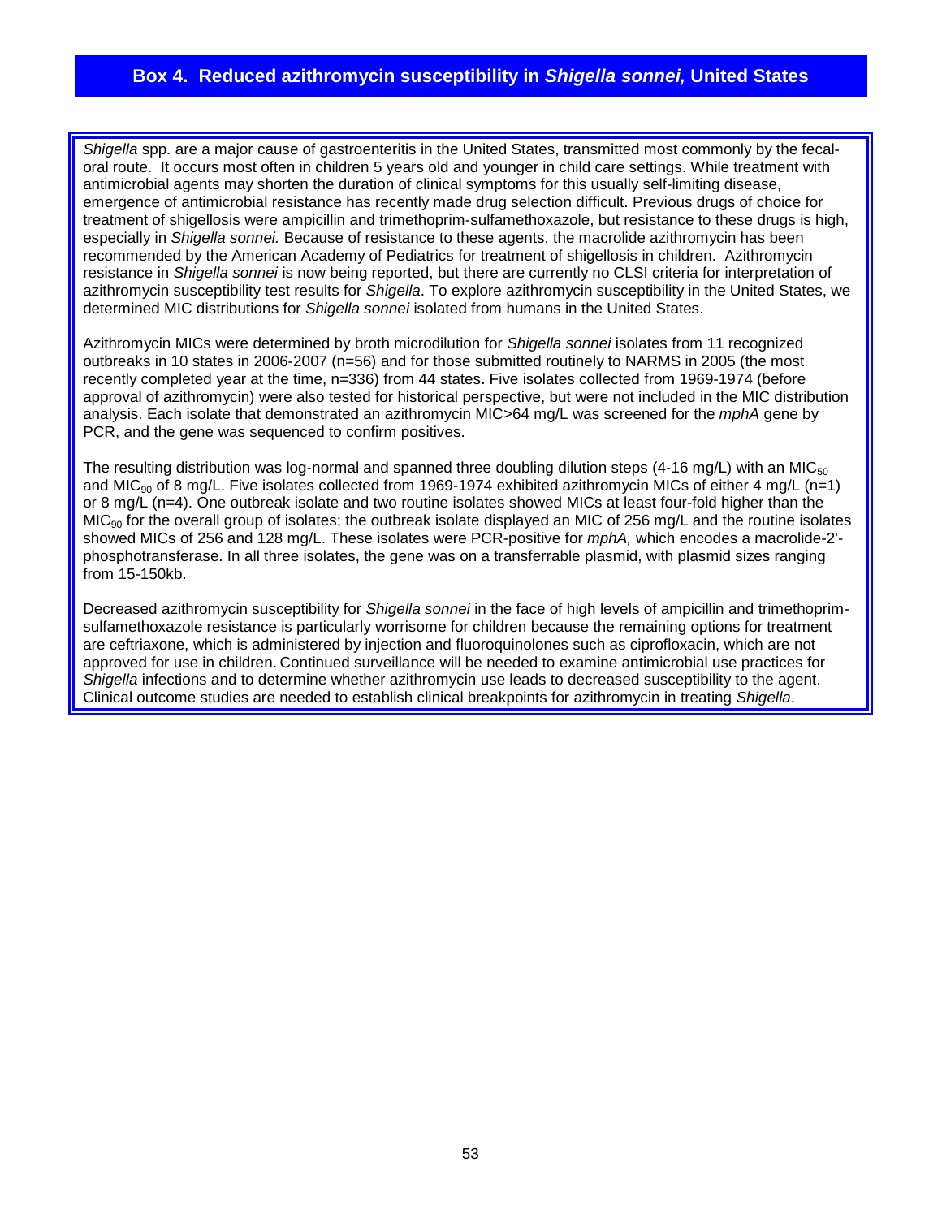## Box 4. Reduced azithromycin susceptibility in *Shigella sonnei,* United States

*Shigella* spp. are a major cause of gastroenteritis in the United States, transmitted most commonly by the fecal-oral route. It occurs most often in children 5 years old and younger in child care settings. While treatment with antimicrobial agents may shorten the duration of clinical symptoms for this usually self-limiting disease, emergence of antimicrobial resistance has recently made drug selection difficult. Previous drugs of choice for treatment of shigellosis were ampicillin and trimethoprim-sulfamethoxazole, but resistance to these drugs is high, especially in *Shigella sonnei.* Because of resistance to these agents, the macrolide azithromycin has been recommended by the American Academy of Pediatrics for treatment of shigellosis in children. Azithromycin resistance in *Shigella sonnei* is now being reported, but there are currently no CLSI criteria for interpretation of azithromycin susceptibility test results for *Shigella*. To explore azithromycin susceptibility in the United States, we determined MIC distributions for *Shigella sonnei* isolated from humans in the United States.

Azithromycin MICs were determined by broth microdilution for *Shigella sonnei* isolates from 11 recognized outbreaks in 10 states in 2006-2007 (n=56) and for those submitted routinely to NARMS in 2005 (the most recently completed year at the time, n=336) from 44 states. Five isolates collected from 1969-1974 (before approval of azithromycin) were also tested for historical perspective, but were not included in the MIC distribution analysis. Each isolate that demonstrated an azithromycin MIC>64 mg/L was screened for the *mphA* gene by PCR, and the gene was sequenced to confirm positives.

The resulting distribution was log-normal and spanned three doubling dilution steps (4-16 mg/L) with an $MIC_{50}$ and $MIC_{90}$ of 8 mg/L. Five isolates collected from 1969-1974 exhibited azithromycin MICs of either 4 mg/L (n=1) or 8 mg/L (n=4). One outbreak isolate and two routine isolates showed MICs at least four-fold higher than the $MIC_{90}$ for the overall group of isolates; the outbreak isolate displayed an MIC of 256 mg/L and the routine isolates showed MICs of 256 and 128 mg/L. These isolates were PCR-positive for *mphA,* which encodes a macrolide-2'-phosphotransferase. In all three isolates, the gene was on a transferrable plasmid, with plasmid sizes ranging from 15-150kb.

Decreased azithromycin susceptibility for *Shigella sonnei* in the face of high levels of ampicillin and trimethoprim-sulfamethoxazole resistance is particularly worrisome for children because the remaining options for treatment are ceftriaxone, which is administered by injection and fluoroquinolones such as ciprofloxacin, which are not approved for use in children. Continued surveillance will be needed to examine antimicrobial use practices for *Shigella* infections and to determine whether azithromycin use leads to decreased susceptibility to the agent. Clinical outcome studies are needed to establish clinical breakpoints for azithromycin in treating *Shigella*.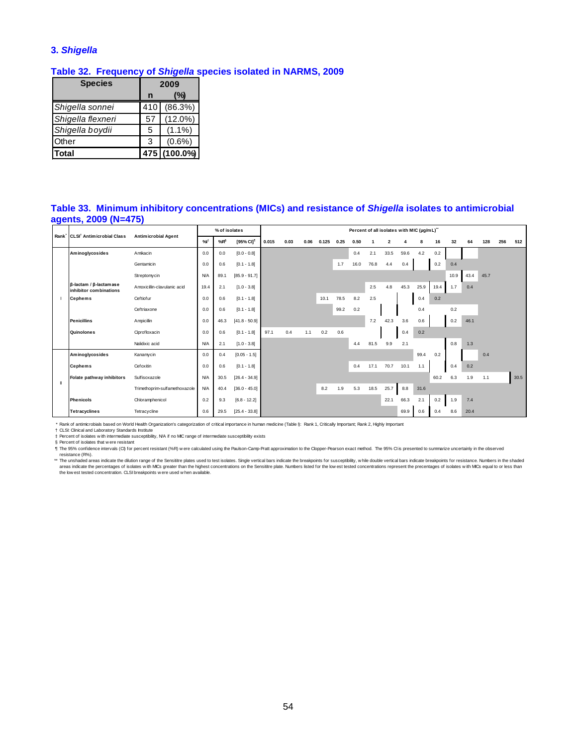### 3. *Shigella*

**Table 32. Frequency of *Shigella* species isolated in NARMS, 2009**

| Species | 2009 n | 2009 (%) |
|---|---|---|
| *Shigella sonnei* | 410 | (86.3%) |
| *Shigella flexneri* | 57 | (12.0%) |
| *Shigella boydii* | 5 | (1.1%) |
| Other | 3 | (0.6%) |
| **Total** | **475** | **(100.0%)** |

**Table 33. Minimum inhibitory concentrations (MICs) and resistance of *Shigella* isolates to antimicrobial agents, 2009 (N=475)**

| Rank* | CLSI† Antimicrobial Class | Antimicrobial Agent | % of isolates | | | Percent of all isolates with MIC (µg/mL)** | | | | | | | | | | | | | | | |
|---|---|---|---|---|---|---|---|---|---|---|---|---|---|---|---|---|---|---|---|---|---|
| | | | %I‡ | %R§ | [95% CI]¶ | 0.015 | 0.03 | 0.06 | 0.125 | 0.25 | 0.50 | 1 | 2 | 4 | 8 | 16 | 32 | 64 | 128 | 256 | 512 |
| I | **Aminoglycosides** | Amikacin | 0.0 | 0.0 | [0.0 - 0.8] | | | | | | 0.4 | 2.1 | 33.5 | 59.6 | 4.2 | 0.2 | | | | | |
| | | Gentamicin | 0.0 | 0.6 | [0.1 - 1.8] | | | | | 1.7 | 16.0 | 76.8 | 4.4 | 0.4 | | 0.2 | 0.4 | | | | |
| | | Streptomycin | N/A | 89.1 | [85.9 - 91.7] | | | | | | | | | | | | 10.9 | 43.4 | 45.7 | | |
| | **β-lactam / β-lactamase inhibitor combinations** | Amoxicillin-clavulanic acid | 19.4 | 2.1 | [1.0 - 3.8] | | | | | | | 2.5 | 4.8 | 45.3 | 25.9 | 19.4 | 1.7 | 0.4 | | | |
| | **Cephems** | Ceftiofur | 0.0 | 0.6 | [0.1 - 1.8] | | | | 10.1 | 78.5 | 8.2 | 2.5 | | | 0.4 | 0.2 | | | | | |
| | | Ceftriaxone | 0.0 | 0.6 | [0.1 - 1.8] | | | | | 99.2 | 0.2 | | | | 0.4 | | 0.2 | | | | |
| | **Penicillins** | Ampicillin | 0.0 | 46.3 | [41.8 - 50.9] | | | | | | | 7.2 | 42.3 | 3.6 | 0.6 | | 0.2 | 46.1 | | | |
| | **Quinolones** | Ciprofloxacin | 0.0 | 0.6 | [0.1 - 1.8] | 97.1 | 0.4 | 1.1 | 0.2 | 0.6 | | | | 0.4 | 0.2 | | | | | | |
| | | Nalidixic acid | N/A | 2.1 | [1.0 - 3.8] | | | | | | 4.4 | 81.5 | 9.9 | 2.1 | | | 0.8 | 1.3 | | | |
| II | **Aminoglycosides** | Kanamycin | 0.0 | 0.4 | [0.05 - 1.5] | | | | | | | | | | 99.4 | 0.2 | | | 0.4 | | |
| | **Cephems** | Cefoxitin | 0.0 | 0.6 | [0.1 - 1.8] | | | | | | 0.4 | 17.1 | 70.7 | 10.1 | 1.1 | | 0.4 | 0.2 | | | |
| | **Folate pathway inhibitors** | Sulfisoxazole | N/A | 30.5 | [26.4 - 34.9] | | | | | | | | | | | 60.2 | 6.3 | 1.9 | 1.1 | | 30.5 |
| | | Trimethoprim-sulfamethoxazole | N/A | 40.4 | [36.0 - 45.0] | | | | 8.2 | 1.9 | 5.3 | 18.5 | 25.7 | 8.8 | 31.6 | | | | | | |
| | **Phenicols** | Chloramphenicol | 0.2 | 9.3 | [6.8 - 12.2] | | | | | | | | 22.1 | 66.3 | 2.1 | 0.2 | 1.9 | 7.4 | | | |
| | **Tetracyclines** | Tetracycline | 0.6 | 29.5 | [25.4 - 33.8] | | | | | | | | | 69.9 | 0.6 | 0.4 | 8.6 | 20.4 | | | |

\* Rank of antimicrobials based on World Health Organization's categorization of critical importance in human medicine (Table I): Rank 1, Critically Important; Rank 2, Highly Important

† CLSI: Clinical and Laboratory Standards Institute

‡ Percent of isolates with intermediate susceptibility, N/A if no MIC range of intermediate susceptibility exists

§ Percent of isolates that were resistant

¶ The 95% confidence intervals (CI) for percent resistant (%R) were calculated using the Paulson-Camp-Pratt approximation to the Clopper-Pearson exact method. The 95% CI is presented to summarize uncertainty in the observed resistance (R%).

\** The unshaded areas indicate the dilution range of the Sensititre plates used to test isolates. Single vertical bars indicate the breakpoints for susceptibility, while double vertical bars indicate breakpoints for resistance. Numbers in the shaded areas indicate the percentages of isolates with MICs greater than the highest concentrations on the Sensititre plate. Numbers listed for the lowest tested concentrations represent the precentages of isolates with MICs equal to or less than the lowest tested concentration. CLSI breakpoints were used when available.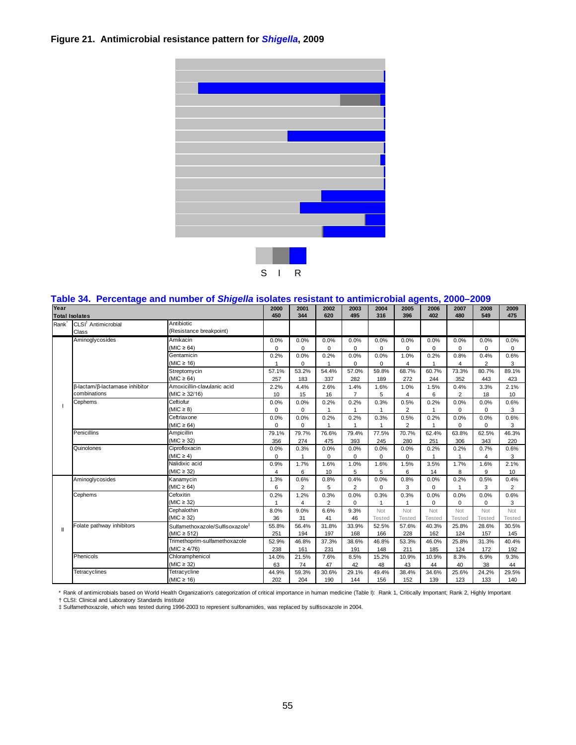**Figure 21. Antimicrobial resistance pattern for *Shigella*, 2009**

S I R

## Table 34. Percentage and number of *Shigella* isolates resistant to antimicrobial agents, 2000–2009

| Rank* | CLSI† Antimicrobial Class | Antibiotic (Resistance breakpoint) | 2000 | 2001 | 2002 | 2003 | 2004 | 2005 | 2006 | 2007 | 2008 | 2009 |
|---|---|---|---|---|---|---|---|---|---|---|---|---|
| | **Total Isolates** | | 450 | 344 | 620 | 495 | 316 | 396 | 402 | 480 | 549 | 475 |
| I | Aminoglycosides | Amikacin (MIC ≥ 64) | 0.0% | 0.0% | 0.0% | 0.0% | 0.0% | 0.0% | 0.0% | 0.0% | 0.0% | 0.0% |
| | | | 0 | 0 | 0 | 0 | 0 | 0 | 0 | 0 | 0 | 0 |
| | | Gentamicin (MIC ≥ 16) | 0.2% | 0.0% | 0.2% | 0.0% | 0.0% | 1.0% | 0.2% | 0.8% | 0.4% | 0.6% |
| | | | 1 | 0 | 1 | 0 | 0 | 4 | 1 | 4 | 2 | 3 |
| | | Streptomycin (MIC ≥ 64) | 57.1% | 53.2% | 54.4% | 57.0% | 59.8% | 68.7% | 60.7% | 73.3% | 80.7% | 89.1% |
| | | | 257 | 183 | 337 | 282 | 189 | 272 | 244 | 352 | 443 | 423 |
| | β-lactam/β-lactamase inhibitor combinations | Amoxicillin-clavulanic acid (MIC ≥ 32/16) | 2.2% | 4.4% | 2.6% | 1.4% | 1.6% | 1.0% | 1.5% | 0.4% | 3.3% | 2.1% |
| | | | 10 | 15 | 16 | 7 | 5 | 4 | 6 | 2 | 18 | 10 |
| | Cephems | Ceftiofur (MIC ≥ 8) | 0.0% | 0.0% | 0.2% | 0.2% | 0.3% | 0.5% | 0.2% | 0.0% | 0.0% | 0.6% |
| | | | 0 | 0 | 1 | 1 | 1 | 2 | 1 | 0 | 0 | 3 |
| | | Ceftriaxone (MIC ≥ 64) | 0.0% | 0.0% | 0.2% | 0.2% | 0.3% | 0.5% | 0.2% | 0.0% | 0.0% | 0.6% |
| | | | 0 | 0 | 1 | 1 | 1 | 2 | 1 | 0 | 0 | 3 |
| | Penicillins | Ampicillin (MIC ≥ 32) | 79.1% | 79.7% | 76.6% | 79.4% | 77.5% | 70.7% | 62.4% | 63.8% | 62.5% | 46.3% |
| | | | 356 | 274 | 475 | 393 | 245 | 280 | 251 | 306 | 343 | 220 |
| | Quinolones | Ciprofloxacin (MIC ≥ 4) | 0.0% | 0.3% | 0.0% | 0.0% | 0.0% | 0.0% | 0.2% | 0.2% | 0.7% | 0.6% |
| | | | 0 | 1 | 0 | 0 | 0 | 0 | 1 | 1 | 4 | 3 |
| | | Nalidixic acid (MIC ≥ 32) | 0.9% | 1.7% | 1.6% | 1.0% | 1.6% | 1.5% | 3.5% | 1.7% | 1.6% | 2.1% |
| | | | 4 | 6 | 10 | 5 | 5 | 6 | 14 | 8 | 9 | 10 |
| II | Aminoglycosides | Kanamycin (MIC ≥ 64) | 1.3% | 0.6% | 0.8% | 0.4% | 0.0% | 0.8% | 0.0% | 0.2% | 0.5% | 0.4% |
| | | | 6 | 2 | 5 | 2 | 0 | 3 | 0 | 1 | 3 | 2 |
| | Cephems | Cefoxitin (MIC ≥ 32) | 0.2% | 1.2% | 0.3% | 0.0% | 0.3% | 0.3% | 0.0% | 0.0% | 0.0% | 0.6% |
| | | | 1 | 4 | 2 | 0 | 1 | 1 | 0 | 0 | 0 | 3 |
| | | Cephalothin (MIC ≥ 32) | 8.0% | 9.0% | 6.6% | 9.3% | Not Tested | Not Tested | Not Tested | Not Tested | Not Tested | Not Tested |
| | | | 36 | 31 | 41 | 46 | | | | | | |
| | Folate pathway inhibitors | Sulfamethoxazole/Sulfisoxazole‡ (MIC ≥ 512) | 55.8% | 56.4% | 31.8% | 33.9% | 52.5% | 57.6% | 40.3% | 25.8% | 28.6% | 30.5% |
| | | | 251 | 194 | 197 | 168 | 166 | 228 | 162 | 124 | 157 | 145 |
| | | Trimethoprim-sulfamethoxazole (MIC ≥ 4/76) | 52.9% | 46.8% | 37.3% | 38.6% | 46.8% | 53.3% | 46.0% | 25.8% | 31.3% | 40.4% |
| | | | 238 | 161 | 231 | 191 | 148 | 211 | 185 | 124 | 172 | 192 |
| | Phenicols | Chloramphenicol (MIC ≥ 32) | 14.0% | 21.5% | 7.6% | 8.5% | 15.2% | 10.9% | 10.9% | 8.3% | 6.9% | 9.3% |
| | | | 63 | 74 | 47 | 42 | 48 | 43 | 44 | 40 | 38 | 44 |
| | Tetracyclines | Tetracycline (MIC ≥ 16) | 44.9% | 59.3% | 30.6% | 29.1% | 49.4% | 38.4% | 34.6% | 25.6% | 24.2% | 29.5% |
| | | | 202 | 204 | 190 | 144 | 156 | 152 | 139 | 123 | 133 | 140 |

\* Rank of antimicrobials based on World Health Organization's categorization of critical importance in human medicine (Table I): Rank 1, Critically Important; Rank 2, Highly Important

† CLSI: Clinical and Laboratory Standards Institute

‡ Sulfamethoxazole, which was tested during 1996-2003 to represent sulfonamides, was replaced by sulfisoxazole in 2004.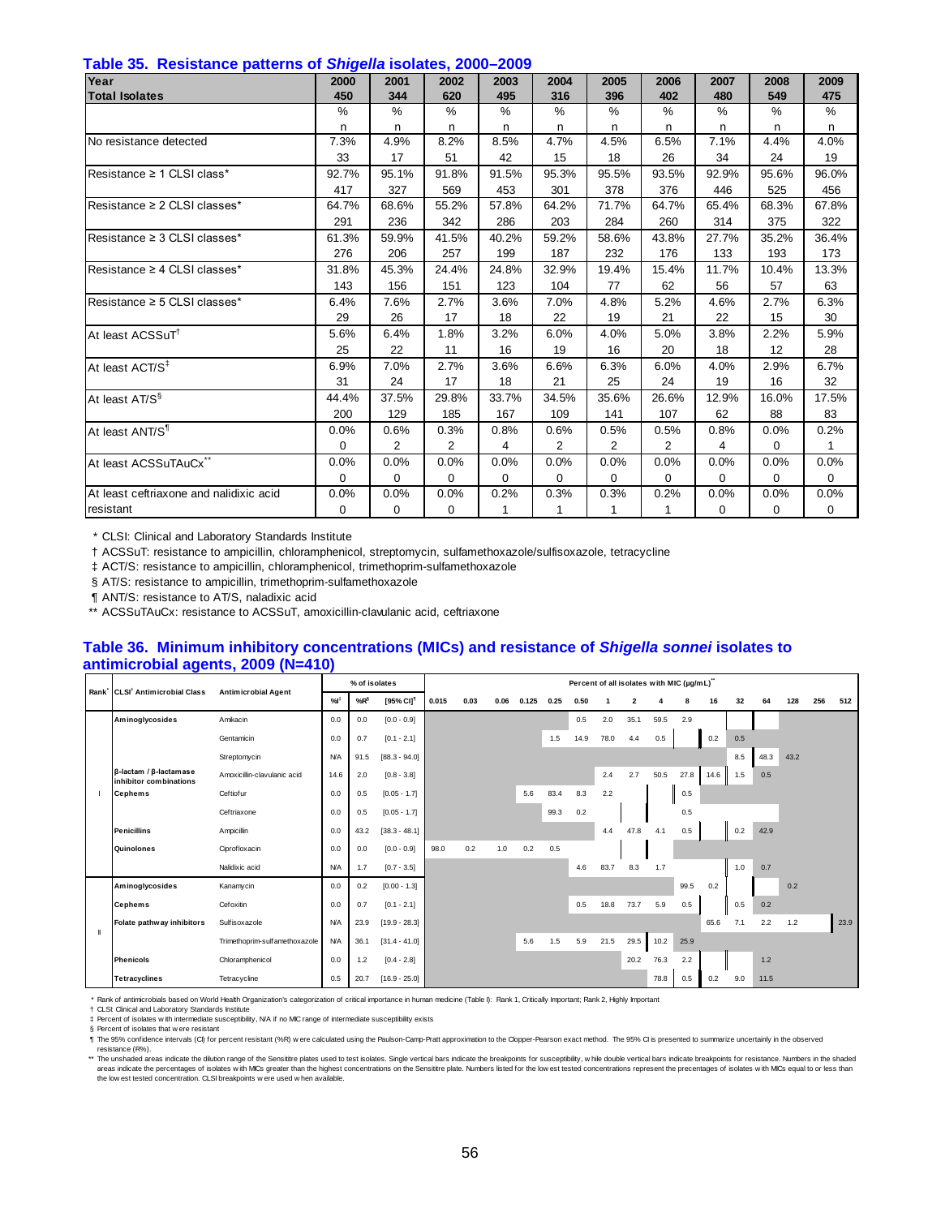## Table 35. Resistance patterns of *Shigella* isolates, 2000–2009

| Year | 2000 | 2001 | 2002 | 2003 | 2004 | 2005 | 2006 | 2007 | 2008 | 2009 |
|---|---|---|---|---|---|---|---|---|---|---|
| **Total Isolates** | **450** | **344** | **620** | **495** | **316** | **396** | **402** | **480** | **549** | **475** |
| | % | % | % | % | % | % | % | % | % | % |
| | n | n | n | n | n | n | n | n | n | n |
| No resistance detected | 7.3% | 4.9% | 8.2% | 8.5% | 4.7% | 4.5% | 6.5% | 7.1% | 4.4% | 4.0% |
| | 33 | 17 | 51 | 42 | 15 | 18 | 26 | 34 | 24 | 19 |
| Resistance ≥ 1 CLSI class* | 92.7% | 95.1% | 91.8% | 91.5% | 95.3% | 95.5% | 93.5% | 92.9% | 95.6% | 96.0% |
| | 417 | 327 | 569 | 453 | 301 | 378 | 376 | 446 | 525 | 456 |
| Resistance ≥ 2 CLSI classes* | 64.7% | 68.6% | 55.2% | 57.8% | 64.2% | 71.7% | 64.7% | 65.4% | 68.3% | 67.8% |
| | 291 | 236 | 342 | 286 | 203 | 284 | 260 | 314 | 375 | 322 |
| Resistance ≥ 3 CLSI classes* | 61.3% | 59.9% | 41.5% | 40.2% | 59.2% | 58.6% | 43.8% | 27.7% | 35.2% | 36.4% |
| | 276 | 206 | 257 | 199 | 187 | 232 | 176 | 133 | 193 | 173 |
| Resistance ≥ 4 CLSI classes* | 31.8% | 45.3% | 24.4% | 24.8% | 32.9% | 19.4% | 15.4% | 11.7% | 10.4% | 13.3% |
| | 143 | 156 | 151 | 123 | 104 | 77 | 62 | 56 | 57 | 63 |
| Resistance ≥ 5 CLSI classes* | 6.4% | 7.6% | 2.7% | 3.6% | 7.0% | 4.8% | 5.2% | 4.6% | 2.7% | 6.3% |
| | 29 | 26 | 17 | 18 | 22 | 19 | 21 | 22 | 15 | 30 |
| At least ACSSuT† | 5.6% | 6.4% | 1.8% | 3.2% | 6.0% | 4.0% | 5.0% | 3.8% | 2.2% | 5.9% |
| | 25 | 22 | 11 | 16 | 19 | 16 | 20 | 18 | 12 | 28 |
| At least ACT/S‡ | 6.9% | 7.0% | 2.7% | 3.6% | 6.6% | 6.3% | 6.0% | 4.0% | 2.9% | 6.7% |
| | 31 | 24 | 17 | 18 | 21 | 25 | 24 | 19 | 16 | 32 |
| At least AT/S§ | 44.4% | 37.5% | 29.8% | 33.7% | 34.5% | 35.6% | 26.6% | 12.9% | 16.0% | 17.5% |
| | 200 | 129 | 185 | 167 | 109 | 141 | 107 | 62 | 88 | 83 |
| At least ANT/S¶ | 0.0% | 0.6% | 0.3% | 0.8% | 0.6% | 0.5% | 0.5% | 0.8% | 0.0% | 0.2% |
| | 0 | 2 | 2 | 4 | 2 | 2 | 2 | 4 | 0 | 1 |
| At least ACSSuTAuCx** | 0.0% | 0.0% | 0.0% | 0.0% | 0.0% | 0.0% | 0.0% | 0.0% | 0.0% | 0.0% |
| | 0 | 0 | 0 | 0 | 0 | 0 | 0 | 0 | 0 | 0 |
| At least ceftriaxone and nalidixic acid resistant | 0.0% | 0.0% | 0.0% | 0.2% | 0.3% | 0.3% | 0.2% | 0.0% | 0.0% | 0.0% |
| | 0 | 0 | 0 | 1 | 1 | 1 | 1 | 0 | 0 | 0 |

\* CLSI: Clinical and Laboratory Standards Institute

† ACSSuT: resistance to ampicillin, chloramphenicol, streptomycin, sulfamethoxazole/sulfisoxazole, tetracycline

‡ ACT/S: resistance to ampicillin, chloramphenicol, trimethoprim-sulfamethoxazole

§ AT/S: resistance to ampicillin, trimethoprim-sulfamethoxazole

¶ ANT/S: resistance to AT/S, naladixic acid

** ACSSuTAuCx: resistance to ACSSuT, amoxicillin-clavulanic acid, ceftriaxone

## Table 36. Minimum inhibitory concentrations (MICs) and resistance of *Shigella sonnei* isolates to antimicrobial agents, 2009 (N=410)

| Rank* | CLSI† Antimicrobial Class | Antimicrobial Agent | % of isolates | | | Percent of all isolates with MIC (µg/mL)** | | | | | | | | | | | | | | | |
|---|---|---|---|---|---|---|---|---|---|---|---|---|---|---|---|---|---|---|---|---|---|
| | | | %I‡ | %R§ | [95% CI]¶ | 0.015 | 0.03 | 0.06 | 0.125 | 0.25 | 0.50 | 1 | 2 | 4 | 8 | 16 | 32 | 64 | 128 | 256 | 512 |
| I | Aminoglycosides | Amikacin | 0.0 | 0.0 | [0.0 - 0.9] | | | | | | 0.5 | 2.0 | 35.1 | 59.5 | 2.9 | | | | | | |
| I | | Gentamicin | 0.0 | 0.7 | [0.1 - 2.1] | | | | | 1.5 | 14.9 | 78.0 | 4.4 | 0.5 | | 0.2 | 0.5 | | | | |
| I | | Streptomycin | N/A | 91.5 | [88.3 - 94.0] | | | | | | | | | | | | 8.5 | 48.3 | 43.2 | | |
| I | β-lactam / β-lactamase inhibitor combinations | Amoxicillin-clavulanic acid | 14.6 | 2.0 | [0.8 - 3.8] | | | | | | | 2.4 | 2.7 | 50.5 | 27.8 | 14.6 | 1.5 | 0.5 | | | |
| I | Cephems | Ceftiofur | 0.0 | 0.5 | [0.05 - 1.7] | | | | 5.6 | 83.4 | 8.3 | 2.2 | | | 0.5 | | | | | | |
| I | | Ceftriaxone | 0.0 | 0.5 | [0.05 - 1.7] | | | | | 99.3 | 0.2 | | | | 0.5 | | | | | | |
| I | Penicillins | Ampicillin | 0.0 | 43.2 | [38.3 - 48.1] | | | | | | | 4.4 | 47.8 | 4.1 | 0.5 | | 0.2 | 42.9 | | | |
| I | Quinolones | Ciprofloxacin | 0.0 | 0.0 | [0.0 - 0.9] | 98.0 | 0.2 | 1.0 | 0.2 | 0.5 | | | | | | | | | | | |
| I | | Nalidixic acid | N/A | 1.7 | [0.7 - 3.5] | | | | | | 4.6 | 83.7 | 8.3 | 1.7 | | | 1.0 | 0.7 | | | |
| II | Aminoglycosides | Kanamycin | 0.0 | 0.2 | [0.00 - 1.3] | | | | | | | | | | 99.5 | 0.2 | | | 0.2 | | |
| II | Cephems | Cefoxitin | 0.0 | 0.7 | [0.1 - 2.1] | | | | | | 0.5 | 18.8 | 73.7 | 5.9 | 0.5 | | 0.5 | 0.2 | | | |
| II | Folate pathway inhibitors | Sulfisoxazole | N/A | 23.9 | [19.9 - 28.3] | | | | | | | | | | | 65.6 | 7.1 | 2.2 | 1.2 | | 23.9 |
| II | | Trimethoprim-sulfamethoxazole | N/A | 36.1 | [31.4 - 41.0] | | | | 5.6 | 1.5 | 5.9 | 21.5 | 29.5 | 10.2 | 25.9 | | | | | | |
| II | Phenicols | Chloramphenicol | 0.0 | 1.2 | [0.4 - 2.8] | | | | | | | | 20.2 | 76.3 | 2.2 | | | 1.2 | | | |
| II | Tetracyclines | Tetracycline | 0.5 | 20.7 | [16.9 - 25.0] | | | | | | | | | 78.8 | 0.5 | 0.2 | 9.0 | 11.5 | | | |

\* Rank of antimicrobials based on World Health Organization's categorization of critical importance in human medicine (Table I): Rank 1, Critically Important; Rank 2, Highly Important

† CLSI: Clinical and Laboratory Standards Institute

‡ Percent of isolates with intermediate susceptibility, N/A if no MIC range of intermediate susceptibility exists

§ Percent of isolates that were resistant

¶ The 95% confidence intervals (CI) for percent resistant (%R) were calculated using the Paulson-Camp-Pratt approximation to the Clopper-Pearson exact method. The 95% CI is presented to summarize uncertainly in the observed resistance (R%).

** The unshaded areas indicate the dilution range of the Sensititre plates used to test isolates. Single vertical bars indicate the breakpoints for susceptibility, while double vertical bars indicate breakpoints for resistance. Numbers in the shaded areas indicate the percentages of isolates with MICs greater than the highest concentrations on the Sensititre plate. Numbers listed for the lowest tested concentrations represent the precentages of isolates with MICs equal to or less than the lowest tested concentration. CLSI breakpoints were used when available.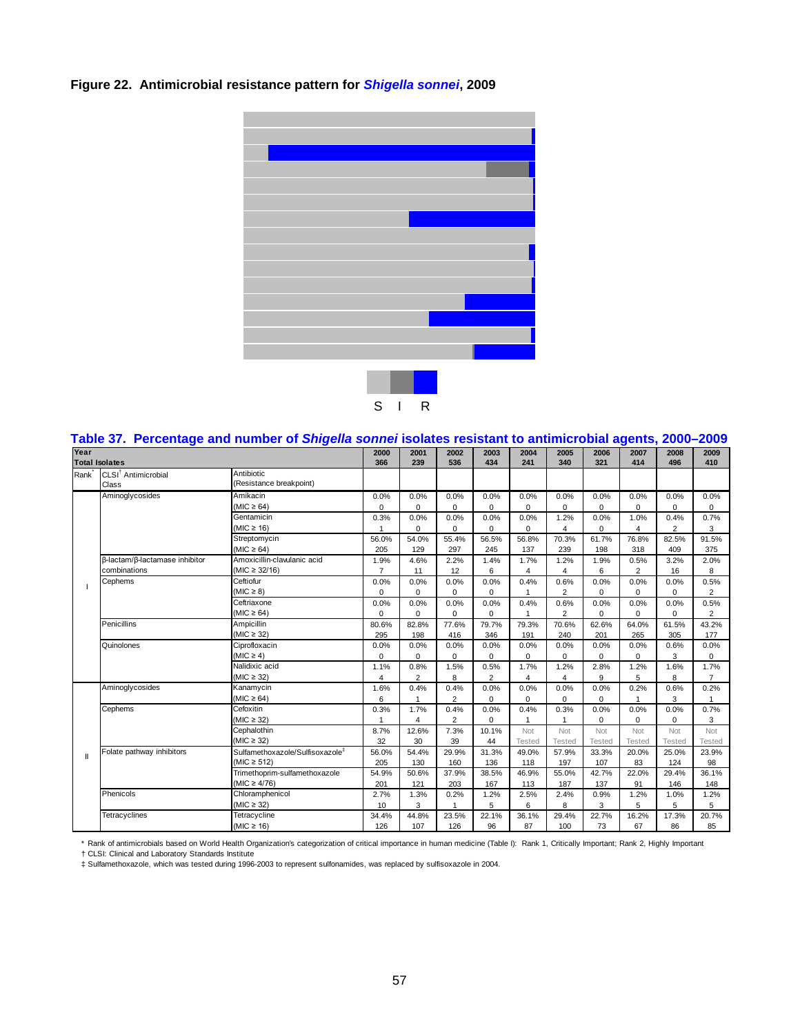## Figure 22. Antimicrobial resistance pattern for *Shigella sonnei*, 2009

S I R

## Table 37. Percentage and number of *Shigella sonnei* isolates resistant to antimicrobial agents, 2000–2009

| Year | | | 2000 | 2001 | 2002 | 2003 | 2004 | 2005 | 2006 | 2007 | 2008 | 2009 |
|---|---|---|---|---|---|---|---|---|---|---|---|---|
| Total Isolates | | | 366 | 239 | 536 | 434 | 241 | 340 | 321 | 414 | 496 | 410 |
| Rank* | CLSI† Antimicrobial Class | Antibiotic (Resistance breakpoint) | | | | | | | | | | |
| I | Aminoglycosides | Amikacin (MIC ≥ 64) | 0.0% 0 | 0.0% 0 | 0.0% 0 | 0.0% 0 | 0.0% 0 | 0.0% 0 | 0.0% 0 | 0.0% 0 | 0.0% 0 | 0.0% 0 |
| | | Gentamicin (MIC ≥ 16) | 0.3% 1 | 0.0% 0 | 0.0% 0 | 0.0% 0 | 0.0% 0 | 1.2% 4 | 0.0% 0 | 1.0% 4 | 0.4% 2 | 0.7% 3 |
| | | Streptomycin (MIC ≥ 64) | 56.0% 205 | 54.0% 129 | 55.4% 297 | 56.5% 245 | 56.8% 137 | 70.3% 239 | 61.7% 198 | 76.8% 318 | 82.5% 409 | 91.5% 375 |
| | β-lactam/β-lactamase inhibitor combinations | Amoxicillin-clavulanic acid (MIC ≥ 32/16) | 1.9% 7 | 4.6% 11 | 2.2% 12 | 1.4% 6 | 1.7% 4 | 1.2% 4 | 1.9% 6 | 0.5% 2 | 3.2% 16 | 2.0% 8 |
| | Cephems | Ceftiofur (MIC ≥ 8) | 0.0% 0 | 0.0% 0 | 0.0% 0 | 0.0% 0 | 0.4% 1 | 0.6% 2 | 0.0% 0 | 0.0% 0 | 0.0% 0 | 0.5% 2 |
| | | Ceftriaxone (MIC ≥ 64) | 0.0% 0 | 0.0% 0 | 0.0% 0 | 0.0% 0 | 0.4% 1 | 0.6% 2 | 0.0% 0 | 0.0% 0 | 0.0% 0 | 0.5% 2 |
| | Penicillins | Ampicillin (MIC ≥ 32) | 80.6% 295 | 82.8% 198 | 77.6% 416 | 79.7% 346 | 79.3% 191 | 70.6% 240 | 62.6% 201 | 64.0% 265 | 61.5% 305 | 43.2% 177 |
| | Quinolones | Ciprofloxacin (MIC ≥ 4) | 0.0% 0 | 0.0% 0 | 0.0% 0 | 0.0% 0 | 0.0% 0 | 0.0% 0 | 0.0% 0 | 0.0% 0 | 0.6% 3 | 0.0% 0 |
| | | Nalidixic acid (MIC ≥ 32) | 1.1% 4 | 0.8% 2 | 1.5% 8 | 0.5% 2 | 1.7% 4 | 1.2% 4 | 2.8% 9 | 1.2% 5 | 1.6% 8 | 1.7% 7 |
| II | Aminoglycosides | Kanamycin (MIC ≥ 64) | 1.6% 6 | 0.4% 1 | 0.4% 2 | 0.0% 0 | 0.0% 0 | 0.0% 0 | 0.0% 0 | 0.2% 1 | 0.6% 3 | 0.2% 1 |
| | Cephems | Cefoxitin (MIC ≥ 32) | 0.3% 1 | 1.7% 4 | 0.4% 2 | 0.0% 0 | 0.4% 1 | 0.3% 1 | 0.0% 0 | 0.0% 0 | 0.0% 0 | 0.7% 3 |
| | | Cephalothin (MIC ≥ 32) | 8.7% 32 | 12.6% 30 | 7.3% 39 | 10.1% 44 | Not Tested | Not Tested | Not Tested | Not Tested | Not Tested | Not Tested |
| | Folate pathway inhibitors | Sulfamethoxazole/Sulfisoxazole‡ (MIC ≥ 512) | 56.0% 205 | 54.4% 130 | 29.9% 160 | 31.3% 136 | 49.0% 118 | 57.9% 197 | 33.3% 107 | 20.0% 83 | 25.0% 124 | 23.9% 98 |
| | | Trimethoprim-sulfamethoxazole (MIC ≥ 4/76) | 54.9% 201 | 50.6% 121 | 37.9% 203 | 38.5% 167 | 46.9% 113 | 55.0% 187 | 42.7% 137 | 22.0% 91 | 29.4% 146 | 36.1% 148 |
| | Phenicols | Chloramphenicol (MIC ≥ 32) | 2.7% 10 | 1.3% 3 | 0.2% 1 | 1.2% 5 | 2.5% 6 | 2.4% 8 | 0.9% 3 | 1.2% 5 | 1.0% 5 | 1.2% 5 |
| | Tetracyclines | Tetracycline (MIC ≥ 16) | 34.4% 126 | 44.8% 107 | 23.5% 126 | 22.1% 96 | 36.1% 87 | 29.4% 100 | 22.7% 73 | 16.2% 67 | 17.3% 86 | 20.7% 85 |

\* Rank of antimicrobials based on World Health Organization's categorization of critical importance in human medicine (Table I): Rank 1, Critically Important; Rank 2, Highly Important

† CLSI: Clinical and Laboratory Standards Institute

‡ Sulfamethoxazole, which was tested during 1996-2003 to represent sulfonamides, was replaced by sulfisoxazole in 2004.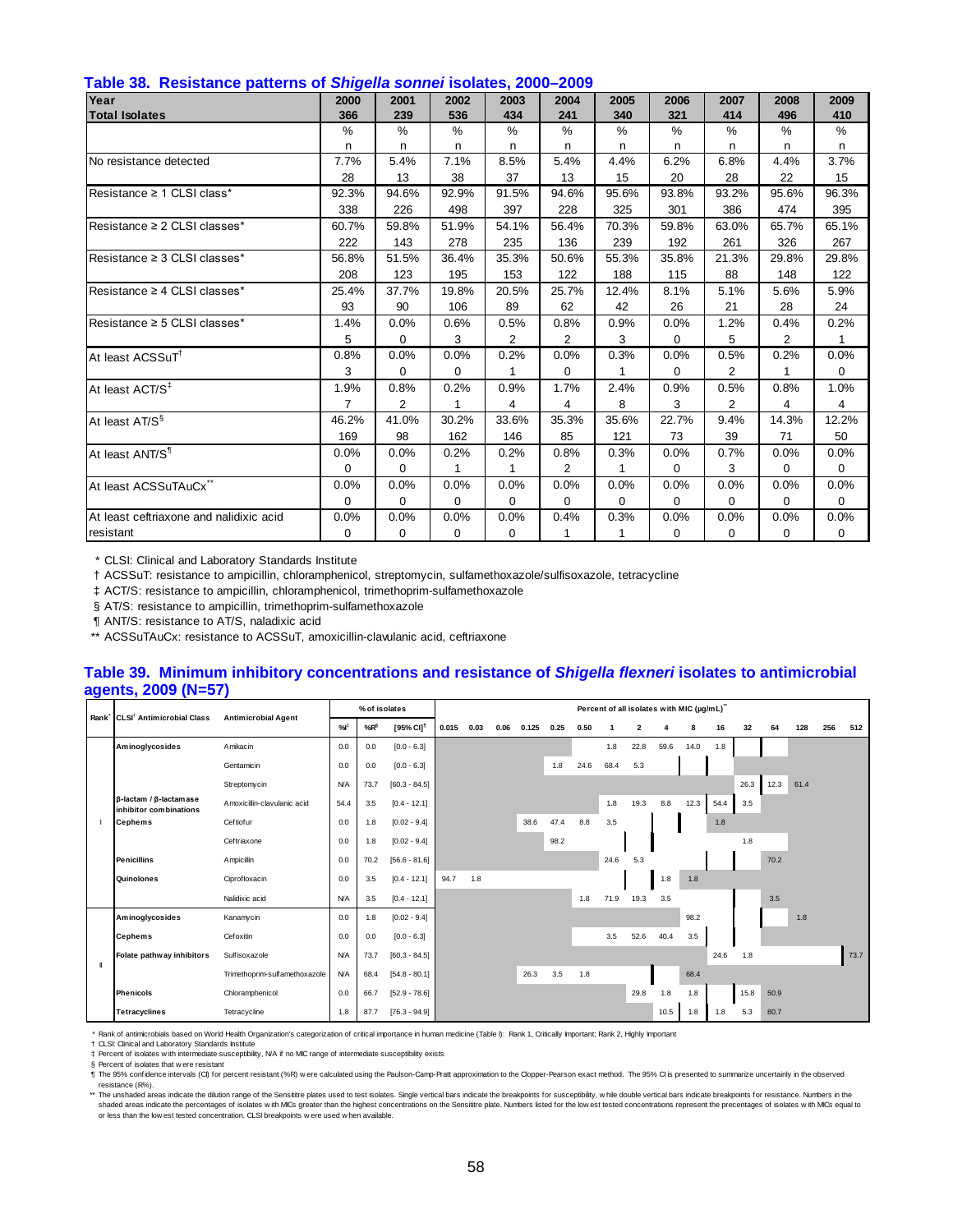## Table 38. Resistance patterns of *Shigella sonnei* isolates, 2000–2009

| Year | 2000 | 2001 | 2002 | 2003 | 2004 | 2005 | 2006 | 2007 | 2008 | 2009 |
|---|---|---|---|---|---|---|---|---|---|---|
| **Total Isolates** | **366** | **239** | **536** | **434** | **241** | **340** | **321** | **414** | **496** | **410** |
| | % | % | % | % | % | % | % | % | % | % |
| | n | n | n | n | n | n | n | n | n | n |
| No resistance detected | 7.7% | 5.4% | 7.1% | 8.5% | 5.4% | 4.4% | 6.2% | 6.8% | 4.4% | 3.7% |
| | 28 | 13 | 38 | 37 | 13 | 15 | 20 | 28 | 22 | 15 |
| Resistance ≥ 1 CLSI class* | 92.3% | 94.6% | 92.9% | 91.5% | 94.6% | 95.6% | 93.8% | 93.2% | 95.6% | 96.3% |
| | 338 | 226 | 498 | 397 | 228 | 325 | 301 | 386 | 474 | 395 |
| Resistance ≥ 2 CLSI classes* | 60.7% | 59.8% | 51.9% | 54.1% | 56.4% | 70.3% | 59.8% | 63.0% | 65.7% | 65.1% |
| | 222 | 143 | 278 | 235 | 136 | 239 | 192 | 261 | 326 | 267 |
| Resistance ≥ 3 CLSI classes* | 56.8% | 51.5% | 36.4% | 35.3% | 50.6% | 55.3% | 35.8% | 21.3% | 29.8% | 29.8% |
| | 208 | 123 | 195 | 153 | 122 | 188 | 115 | 88 | 148 | 122 |
| Resistance ≥ 4 CLSI classes* | 25.4% | 37.7% | 19.8% | 20.5% | 25.7% | 12.4% | 8.1% | 5.1% | 5.6% | 5.9% |
| | 93 | 90 | 106 | 89 | 62 | 42 | 26 | 21 | 28 | 24 |
| Resistance ≥ 5 CLSI classes* | 1.4% | 0.0% | 0.6% | 0.5% | 0.8% | 0.9% | 0.0% | 1.2% | 0.4% | 0.2% |
| | 5 | 0 | 3 | 2 | 2 | 3 | 0 | 5 | 2 | 1 |
| At least ACSSuT† | 0.8% | 0.0% | 0.0% | 0.2% | 0.0% | 0.3% | 0.0% | 0.5% | 0.2% | 0.0% |
| | 3 | 0 | 0 | 1 | 0 | 1 | 0 | 2 | 1 | 0 |
| At least ACT/S‡ | 1.9% | 0.8% | 0.2% | 0.9% | 1.7% | 2.4% | 0.9% | 0.5% | 0.8% | 1.0% |
| | 7 | 2 | 1 | 4 | 4 | 8 | 3 | 2 | 4 | 4 |
| At least AT/S§ | 46.2% | 41.0% | 30.2% | 33.6% | 35.3% | 35.6% | 22.7% | 9.4% | 14.3% | 12.2% |
| | 169 | 98 | 162 | 146 | 85 | 121 | 73 | 39 | 71 | 50 |
| At least ANT/S¶ | 0.0% | 0.0% | 0.2% | 0.2% | 0.8% | 0.3% | 0.0% | 0.7% | 0.0% | 0.0% |
| | 0 | 0 | 1 | 1 | 2 | 1 | 0 | 3 | 0 | 0 |
| At least ACSSuTAuCx** | 0.0% | 0.0% | 0.0% | 0.0% | 0.0% | 0.0% | 0.0% | 0.0% | 0.0% | 0.0% |
| | 0 | 0 | 0 | 0 | 0 | 0 | 0 | 0 | 0 | 0 |
| At least ceftriaxone and nalidixic acid resistant | 0.0% | 0.0% | 0.0% | 0.0% | 0.4% | 0.3% | 0.0% | 0.0% | 0.0% | 0.0% |
| | 0 | 0 | 0 | 0 | 1 | 1 | 0 | 0 | 0 | 0 |

\* CLSI: Clinical and Laboratory Standards Institute

† ACSSuT: resistance to ampicillin, chloramphenicol, streptomycin, sulfamethoxazole/sulfisoxazole, tetracycline

‡ ACT/S: resistance to ampicillin, chloramphenicol, trimethoprim-sulfamethoxazole

§ AT/S: resistance to ampicillin, trimethoprim-sulfamethoxazole

¶ ANT/S: resistance to AT/S, naladixic acid

** ACSSuTAuCx: resistance to ACSSuT, amoxicillin-clavulanic acid, ceftriaxone

## Table 39. Minimum inhibitory concentrations and resistance of *Shigella flexneri* isolates to antimicrobial agents, 2009 (N=57)

| Rank* | CLSI† Antimicrobial Class | Antimicrobial Agent | %I‡ | %R§ | [95% CI]¶ | 0.015 | 0.03 | 0.06 | 0.125 | 0.25 | 0.50 | 1 | 2 | 4 | 8 | 16 | 32 | 64 | 128 | 256 | 512 |
|---|---|---|---|---|---|---|---|---|---|---|---|---|---|---|---|---|---|---|---|---|---|
| | | | % of isolates | | | Percent of all isolates with MIC (µg/mL)** | | | | | | | | | | | | | | | |
| I | Aminoglycosides | Amikacin | 0.0 | 0.0 | [0.0 - 6.3] | | | | | | | 1.8 | 22.8 | 59.6 | 14.0 | 1.8 | | | | | |
| | | Gentamicin | 0.0 | 0.0 | [0.0 - 6.3] | | | | | 1.8 | 24.6 | 68.4 | 5.3 | | | | | | | | |
| | | Streptomycin | N/A | 73.7 | [60.3 - 84.5] | | | | | | | | | | | | 26.3 | 12.3 | 61.4 | | |
| | β-lactam / β-lactamase inhibitor combinations | Amoxicillin-clavulanic acid | 54.4 | 3.5 | [0.4 - 12.1] | | | | | | | 1.8 | 19.3 | 8.8 | 12.3 | 54.4 | 3.5 | | | | |
| | Cephems | Ceftiofur | 0.0 | 1.8 | [0.02 - 9.4] | | | | 38.6 | 47.4 | 8.8 | 3.5 | | | | 1.8 | | | | | |
| | | Ceftriaxone | 0.0 | 1.8 | [0.02 - 9.4] | | | | | 98.2 | | | | | | | 1.8 | | | | |
| | Penicillins | Ampicillin | 0.0 | 70.2 | [56.6 - 81.6] | | | | | | | 24.6 | 5.3 | | | | | 70.2 | | | |
| | Quinolones | Ciprofloxacin | 0.0 | 3.5 | [0.4 - 12.1] | 94.7 | 1.8 | | | | | | | 1.8 | 1.8 | | | | | | |
| | | Nalidixic acid | N/A | 3.5 | [0.4 - 12.1] | | | | | | 1.8 | 71.9 | 19.3 | 3.5 | | | | 3.5 | | | |
| II | Aminoglycosides | Kanamycin | 0.0 | 1.8 | [0.02 - 9.4] | | | | | | | | | | 98.2 | | | | 1.8 | | |
| | Cephems | Cefoxitin | 0.0 | 0.0 | [0.0 - 6.3] | | | | | | | 3.5 | 52.6 | 40.4 | 3.5 | | | | | | |
| | Folate pathway inhibitors | Sulfisoxazole | N/A | 73.7 | [60.3 - 84.5] | | | | | | | | | | | 24.6 | 1.8 | | | | 73.7 |
| | | Trimethoprim-sulfamethoxazole | N/A | 68.4 | [54.8 - 80.1] | | | | 26.3 | 3.5 | 1.8 | | | | 68.4 | | | | | | |
| | Phenicols | Chloramphenicol | 0.0 | 66.7 | [52.9 - 78.6] | | | | | | | | 29.8 | 1.8 | 1.8 | | 15.8 | 50.9 | | | |
| | Tetracyclines | Tetracycline | 1.8 | 87.7 | [76.3 - 94.9] | | | | | | | | | 10.5 | 1.8 | 1.8 | 5.3 | 80.7 | | | |

\* Rank of antimicrobials based on World Health Organization's categorization of critical importance in human medicine (Table I): Rank 1, Critically Important; Rank 2, Highly Important

† CLSI: Clinical and Laboratory Standards Institute

‡ Percent of isolates with intermediate susceptibility, N/A if no MIC range of intermediate susceptibility exists

§ Percent of isolates that were resistant

¶ The 95% confidence intervals (CI) for percent resistant (%R) were calculated using the Paulson-Camp-Pratt approximation to the Clopper-Pearson exact method. The 95% CI is presented to summarize uncertainly in the observed resistance (R%).

** The unshaded areas indicate the dilution range of the Sensititre plates used to test isolates. Single vertical bars indicate the breakpoints for susceptibility, while double vertical bars indicate breakpoints for resistance. Numbers in the shaded areas indicate the percentages of isolates with MICs greater than the highest concentrations on the Sensititre plate. Numbers listed for the lowest tested concentrations represent the precentages of isolates with MICs equal to or less than the lowest tested concentration. CLSI breakpoints were used when available.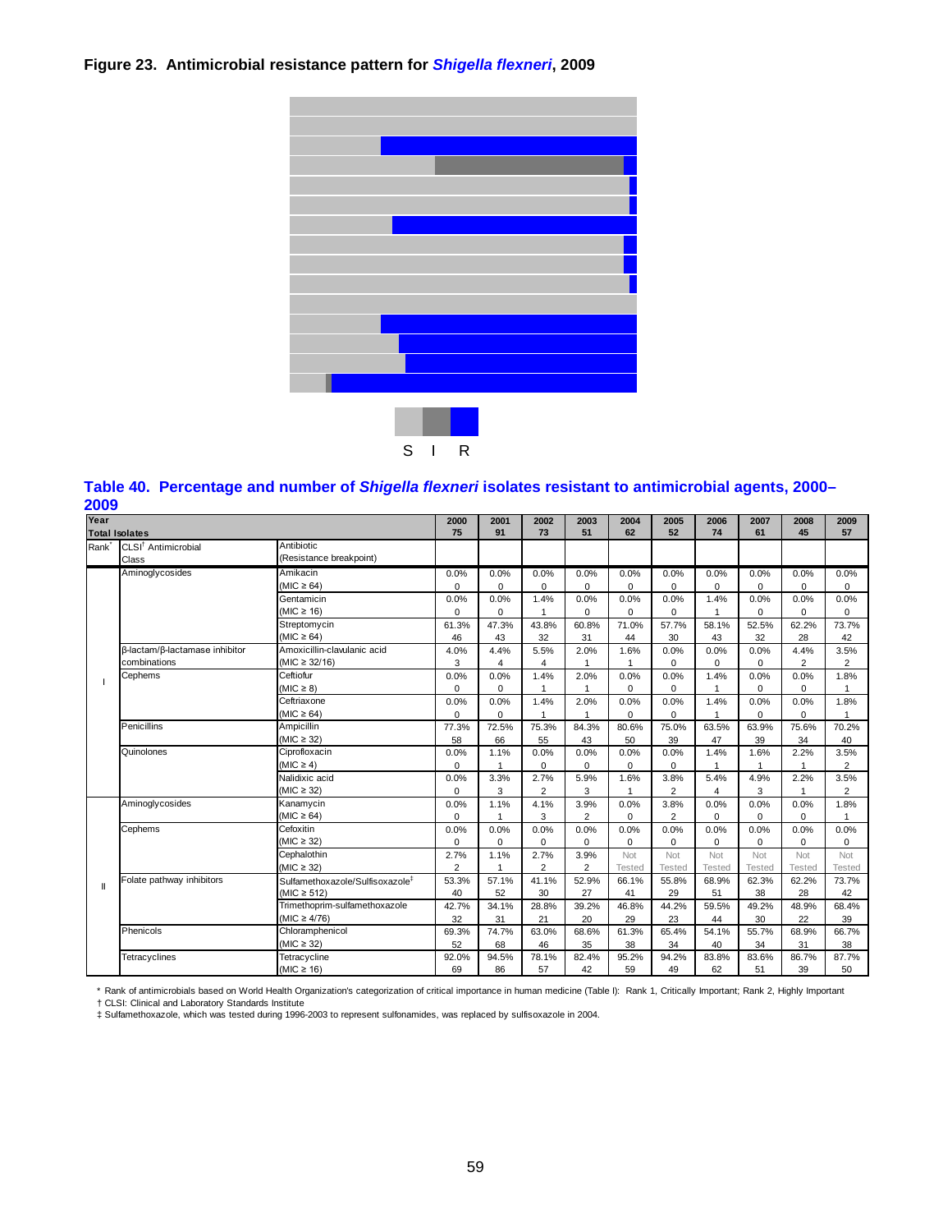**Figure 23. Antimicrobial resistance pattern for *Shigella flexneri*, 2009**

S I R

**Table 40. Percentage and number of *Shigella flexneri* isolates resistant to antimicrobial agents, 2000–2009**

| Year | | | 2000 | 2001 | 2002 | 2003 | 2004 | 2005 | 2006 | 2007 | 2008 | 2009 |
|---|---|---|---|---|---|---|---|---|---|---|---|---|
| Total Isolates | | | 75 | 91 | 73 | 51 | 62 | 52 | 74 | 61 | 45 | 57 |
| Rank* | CLSI† Antimicrobial Class | Antibiotic (Resistance breakpoint) | | | | | | | | | | |
| I | Aminoglycosides | Amikacin (MIC ≥ 64) | 0.0% 0 | 0.0% 0 | 0.0% 0 | 0.0% 0 | 0.0% 0 | 0.0% 0 | 0.0% 0 | 0.0% 0 | 0.0% 0 | 0.0% 0 |
| | | Gentamicin (MIC ≥ 16) | 0.0% 0 | 0.0% 0 | 1.4% 1 | 0.0% 0 | 0.0% 0 | 0.0% 0 | 1.4% 1 | 0.0% 0 | 0.0% 0 | 0.0% 0 |
| | | Streptomycin (MIC ≥ 64) | 61.3% 46 | 47.3% 43 | 43.8% 32 | 60.8% 31 | 71.0% 44 | 57.7% 30 | 58.1% 43 | 52.5% 32 | 62.2% 28 | 73.7% 42 |
| | β-lactam/β-lactamase inhibitor combinations | Amoxicillin-clavulanic acid (MIC ≥ 32/16) | 4.0% 3 | 4.4% 4 | 5.5% 4 | 2.0% 1 | 1.6% 1 | 0.0% 0 | 0.0% 0 | 0.0% 0 | 4.4% 2 | 3.5% 2 |
| | Cephems | Ceftiofur (MIC ≥ 8) | 0.0% 0 | 0.0% 0 | 1.4% 1 | 2.0% 1 | 0.0% 0 | 0.0% 0 | 1.4% 1 | 0.0% 0 | 0.0% 0 | 1.8% 1 |
| | | Ceftriaxone (MIC ≥ 64) | 0.0% 0 | 0.0% 0 | 1.4% 1 | 2.0% 1 | 0.0% 0 | 0.0% 0 | 1.4% 1 | 0.0% 0 | 0.0% 0 | 1.8% 1 |
| | Penicillins | Ampicillin (MIC ≥ 32) | 77.3% 58 | 72.5% 66 | 75.3% 55 | 84.3% 43 | 80.6% 50 | 75.0% 39 | 63.5% 47 | 63.9% 39 | 75.6% 34 | 70.2% 40 |
| | Quinolones | Ciprofloxacin (MIC ≥ 4) | 0.0% 0 | 1.1% 1 | 0.0% 0 | 0.0% 0 | 0.0% 0 | 0.0% 0 | 1.4% 1 | 1.6% 1 | 2.2% 1 | 3.5% 2 |
| | | Nalidixic acid (MIC ≥ 32) | 0.0% 0 | 3.3% 3 | 2.7% 2 | 5.9% 3 | 1.6% 1 | 3.8% 2 | 5.4% 4 | 4.9% 3 | 2.2% 1 | 3.5% 2 |
| II | Aminoglycosides | Kanamycin (MIC ≥ 64) | 0.0% 0 | 1.1% 1 | 4.1% 3 | 3.9% 2 | 0.0% 0 | 3.8% 2 | 0.0% 0 | 0.0% 0 | 0.0% 0 | 1.8% 1 |
| | Cephems | Cefoxitin (MIC ≥ 32) | 0.0% 0 | 0.0% 0 | 0.0% 0 | 0.0% 0 | 0.0% 0 | 0.0% 0 | 0.0% 0 | 0.0% 0 | 0.0% 0 | 0.0% 0 |
| | | Cephalothin (MIC ≥ 32) | 2.7% 2 | 1.1% 1 | 2.7% 2 | 3.9% 2 | Not Tested | Not Tested | Not Tested | Not Tested | Not Tested | Not Tested |
| | Folate pathway inhibitors | Sulfamethoxazole/Sulfisoxazole‡ (MIC ≥ 512) | 53.3% 40 | 57.1% 52 | 41.1% 30 | 52.9% 27 | 66.1% 41 | 55.8% 29 | 68.9% 51 | 62.3% 38 | 62.2% 28 | 73.7% 42 |
| | | Trimethoprim-sulfamethoxazole (MIC ≥ 4/76) | 42.7% 32 | 34.1% 31 | 28.8% 21 | 39.2% 20 | 46.8% 29 | 44.2% 23 | 59.5% 44 | 49.2% 30 | 48.9% 22 | 68.4% 39 |
| | Phenicols | Chloramphenicol (MIC ≥ 32) | 69.3% 52 | 74.7% 68 | 63.0% 46 | 68.6% 35 | 61.3% 38 | 65.4% 34 | 54.1% 40 | 55.7% 34 | 68.9% 31 | 66.7% 38 |
| | Tetracyclines | Tetracycline (MIC ≥ 16) | 92.0% 69 | 94.5% 86 | 78.1% 57 | 82.4% 42 | 95.2% 59 | 94.2% 49 | 83.8% 62 | 83.6% 51 | 86.7% 39 | 87.7% 50 |

\* Rank of antimicrobials based on World Health Organization's categorization of critical importance in human medicine (Table I): Rank 1, Critically Important; Rank 2, Highly Important

† CLSI: Clinical and Laboratory Standards Institute

‡ Sulfamethoxazole, which was tested during 1996-2003 to represent sulfonamides, was replaced by sulfisoxazole in 2004.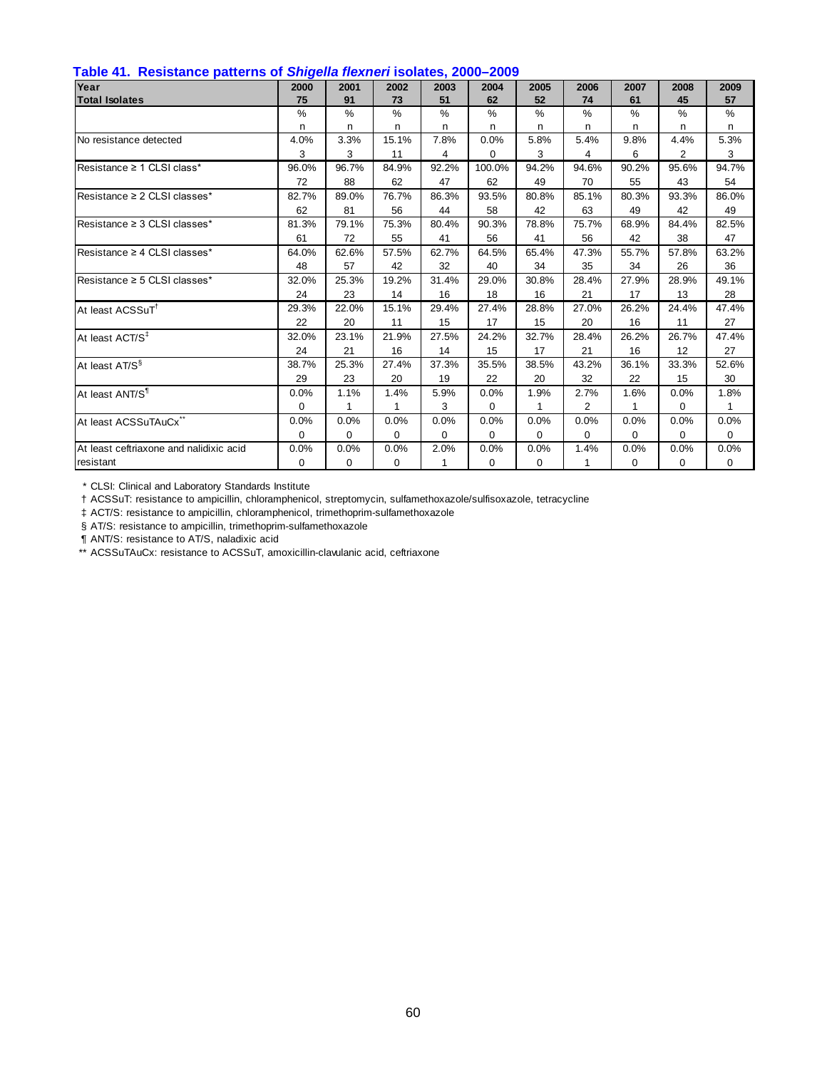**Table 41. Resistance patterns of *Shigella flexneri* isolates, 2000–2009**

| Year | 2000 | 2001 | 2002 | 2003 | 2004 | 2005 | 2006 | 2007 | 2008 | 2009 |
|---|---|---|---|---|---|---|---|---|---|---|
| **Total Isolates** | **75** | **91** | **73** | **51** | **62** | **52** | **74** | **61** | **45** | **57** |
| | % | % | % | % | % | % | % | % | % | % |
| | n | n | n | n | n | n | n | n | n | n |
| No resistance detected | 4.0% | 3.3% | 15.1% | 7.8% | 0.0% | 5.8% | 5.4% | 9.8% | 4.4% | 5.3% |
| | 3 | 3 | 11 | 4 | 0 | 3 | 4 | 6 | 2 | 3 |
| Resistance ≥ 1 CLSI class* | 96.0% | 96.7% | 84.9% | 92.2% | 100.0% | 94.2% | 94.6% | 90.2% | 95.6% | 94.7% |
| | 72 | 88 | 62 | 47 | 62 | 49 | 70 | 55 | 43 | 54 |
| Resistance ≥ 2 CLSI classes* | 82.7% | 89.0% | 76.7% | 86.3% | 93.5% | 80.8% | 85.1% | 80.3% | 93.3% | 86.0% |
| | 62 | 81 | 56 | 44 | 58 | 42 | 63 | 49 | 42 | 49 |
| Resistance ≥ 3 CLSI classes* | 81.3% | 79.1% | 75.3% | 80.4% | 90.3% | 78.8% | 75.7% | 68.9% | 84.4% | 82.5% |
| | 61 | 72 | 55 | 41 | 56 | 41 | 56 | 42 | 38 | 47 |
| Resistance ≥ 4 CLSI classes* | 64.0% | 62.6% | 57.5% | 62.7% | 64.5% | 65.4% | 47.3% | 55.7% | 57.8% | 63.2% |
| | 48 | 57 | 42 | 32 | 40 | 34 | 35 | 34 | 26 | 36 |
| Resistance ≥ 5 CLSI classes* | 32.0% | 25.3% | 19.2% | 31.4% | 29.0% | 30.8% | 28.4% | 27.9% | 28.9% | 49.1% |
| | 24 | 23 | 14 | 16 | 18 | 16 | 21 | 17 | 13 | 28 |
| At least ACSSuT† | 29.3% | 22.0% | 15.1% | 29.4% | 27.4% | 28.8% | 27.0% | 26.2% | 24.4% | 47.4% |
| | 22 | 20 | 11 | 15 | 17 | 15 | 20 | 16 | 11 | 27 |
| At least ACT/S‡ | 32.0% | 23.1% | 21.9% | 27.5% | 24.2% | 32.7% | 28.4% | 26.2% | 26.7% | 47.4% |
| | 24 | 21 | 16 | 14 | 15 | 17 | 21 | 16 | 12 | 27 |
| At least AT/S§ | 38.7% | 25.3% | 27.4% | 37.3% | 35.5% | 38.5% | 43.2% | 36.1% | 33.3% | 52.6% |
| | 29 | 23 | 20 | 19 | 22 | 20 | 32 | 22 | 15 | 30 |
| At least ANT/S¶ | 0.0% | 1.1% | 1.4% | 5.9% | 0.0% | 1.9% | 2.7% | 1.6% | 0.0% | 1.8% |
| | 0 | 1 | 1 | 3 | 0 | 1 | 2 | 1 | 0 | 1 |
| At least ACSSuTAuCx** | 0.0% | 0.0% | 0.0% | 0.0% | 0.0% | 0.0% | 0.0% | 0.0% | 0.0% | 0.0% |
| | 0 | 0 | 0 | 0 | 0 | 0 | 0 | 0 | 0 | 0 |
| At least ceftriaxone and nalidixic acid resistant | 0.0% | 0.0% | 0.0% | 2.0% | 0.0% | 0.0% | 1.4% | 0.0% | 0.0% | 0.0% |
| | 0 | 0 | 0 | 1 | 0 | 0 | 1 | 0 | 0 | 0 |

\* CLSI: Clinical and Laboratory Standards Institute

† ACSSuT: resistance to ampicillin, chloramphenicol, streptomycin, sulfamethoxazole/sulfisoxazole, tetracycline

‡ ACT/S: resistance to ampicillin, chloramphenicol, trimethoprim-sulfamethoxazole

§ AT/S: resistance to ampicillin, trimethoprim-sulfamethoxazole

¶ ANT/S: resistance to AT/S, naladixic acid

\*\* ACSSuTAuCx: resistance to ACSSuT, amoxicillin-clavulanic acid, ceftriaxone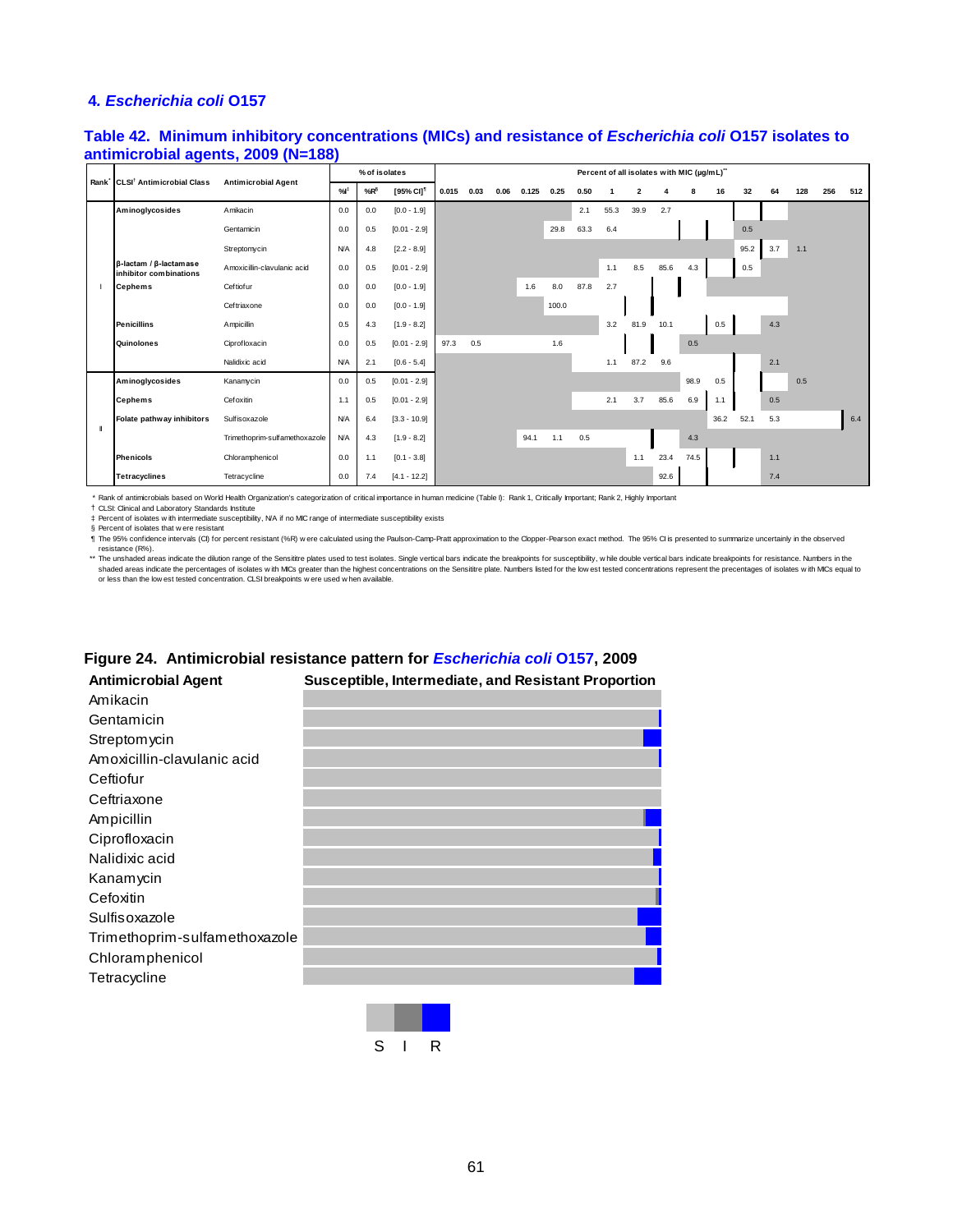## 4. *Escherichia coli* O157

**Table 42. Minimum inhibitory concentrations (MICs) and resistance of *Escherichia coli* O157 isolates to antimicrobial agents, 2009 (N=188)**

| Rank* | CLSI† Antimicrobial Class | Antimicrobial Agent | % of isolates | | | Percent of all isolates with MIC (µg/mL)** | | | | | | | | | | | | | | | |
|---|---|---|---|---|---|---|---|---|---|---|---|---|---|---|---|---|---|---|---|---|---|
| | | | %I‡ | %R§ | [95% CI]¶ | 0.015 | 0.03 | 0.06 | 0.125 | 0.25 | 0.50 | 1 | 2 | 4 | 8 | 16 | 32 | 64 | 128 | 256 | 512 |
| I | Aminoglycosides | Amikacin | 0.0 | 0.0 | [0.0 - 1.9] | | | | | | 2.1 | 55.3 | 39.9 | 2.7 | | | | | | | |
| | | Gentamicin | 0.0 | 0.5 | [0.01 - 2.9] | | | | | 29.8 | 63.3 | 6.4 | | | | | 0.5 | | | | |
| | | Streptomycin | N/A | 4.8 | [2.2 - 8.9] | | | | | | | | | | | | 95.2 | 3.7 | 1.1 | | |
| | β-lactam / β-lactamase inhibitor combinations | Amoxicillin-clavulanic acid | 0.0 | 0.5 | [0.01 - 2.9] | | | | | | | 1.1 | 8.5 | 85.6 | 4.3 | | 0.5 | | | | |
| | Cephems | Ceftiofur | 0.0 | 0.0 | [0.0 - 1.9] | | | | 1.6 | 8.0 | 87.8 | 2.7 | | | | | | | | | |
| | | Ceftriaxone | 0.0 | 0.0 | [0.0 - 1.9] | | | | | 100.0 | | | | | | | | | | | |
| | Penicillins | Ampicillin | 0.5 | 4.3 | [1.9 - 8.2] | | | | | | | 3.2 | 81.9 | 10.1 | | 0.5 | | 4.3 | | | |
| | Quinolones | Ciprofloxacin | 0.0 | 0.5 | [0.01 - 2.9] | 97.3 | 0.5 | | | 1.6 | | | | | 0.5 | | | | | | |
| | | Nalidixic acid | N/A | 2.1 | [0.6 - 5.4] | | | | | | | 1.1 | 87.2 | 9.6 | | | | 2.1 | | | |
| II | Aminoglycosides | Kanamycin | 0.0 | 0.5 | [0.01 - 2.9] | | | | | | | | | | 98.9 | 0.5 | | | 0.5 | | |
| | Cephems | Cefoxitin | 1.1 | 0.5 | [0.01 - 2.9] | | | | | | | 2.1 | 3.7 | 85.6 | 6.9 | 1.1 | | 0.5 | | | |
| | Folate pathway inhibitors | Sulfisoxazole | N/A | 6.4 | [3.3 - 10.9] | | | | | | | | | | | 36.2 | 52.1 | 5.3 | | | 6.4 |
| | | Trimethoprim-sulfamethoxazole | N/A | 4.3 | [1.9 - 8.2] | | | | 94.1 | 1.1 | 0.5 | | | | 4.3 | | | | | | |
| | Phenicols | Chloramphenicol | 0.0 | 1.1 | [0.1 - 3.8] | | | | | | | | 1.1 | 23.4 | 74.5 | | | 1.1 | | | |
| | Tetracyclines | Tetracycline | 0.0 | 7.4 | [4.1 - 12.2] | | | | | | | | | 92.6 | | | | 7.4 | | | |

\* Rank of antimicrobials based on World Health Organization's categorization of critical importance in human medicine (Table I): Rank 1, Critically Important; Rank 2, Highly Important

† CLSI: Clinical and Laboratory Standards Institute

‡ Percent of isolates with intermediate susceptibility, N/A if no MIC range of intermediate susceptibility exists

§ Percent of isolates that were resistant

¶ The 95% confidence intervals (CI) for percent resistant (%R) were calculated using the Paulson-Camp-Pratt approximation to the Clopper-Pearson exact method. The 95% CI is presented to summarize uncertainty in the observed resistance (R%).

** The unshaded areas indicate the dilution range of the Sensititre plates used to test isolates. Single vertical bars indicate the breakpoints for susceptibility, while double vertical bars indicate breakpoints for resistance. Numbers in the shaded areas indicate the percentages of isolates with MICs greater than the highest concentrations on the Sensititre plate. Numbers listed for the lowest tested concentrations represent the precentages of isolates with MICs equal to or less than the lowest tested concentration. CLSI breakpoints were used when available.

**Figure 24. Antimicrobial resistance pattern for *Escherichia coli* O157, 2009**

| Antimicrobial Agent | Susceptible, Intermediate, and Resistant Proportion |
|---|---|
| Amikacin | |
| Gentamicin | |
| Streptomycin | |
| Amoxicillin-clavulanic acid | |
| Ceftiofur | |
| Ceftriaxone | |
| Ampicillin | |
| Ciprofloxacin | |
| Nalidixic acid | |
| Kanamycin | |
| Cefoxitin | |
| Sulfisoxazole | |
| Trimethoprim-sulfamethoxazole | |
| Chloramphenicol | |
| Tetracycline | |

S I R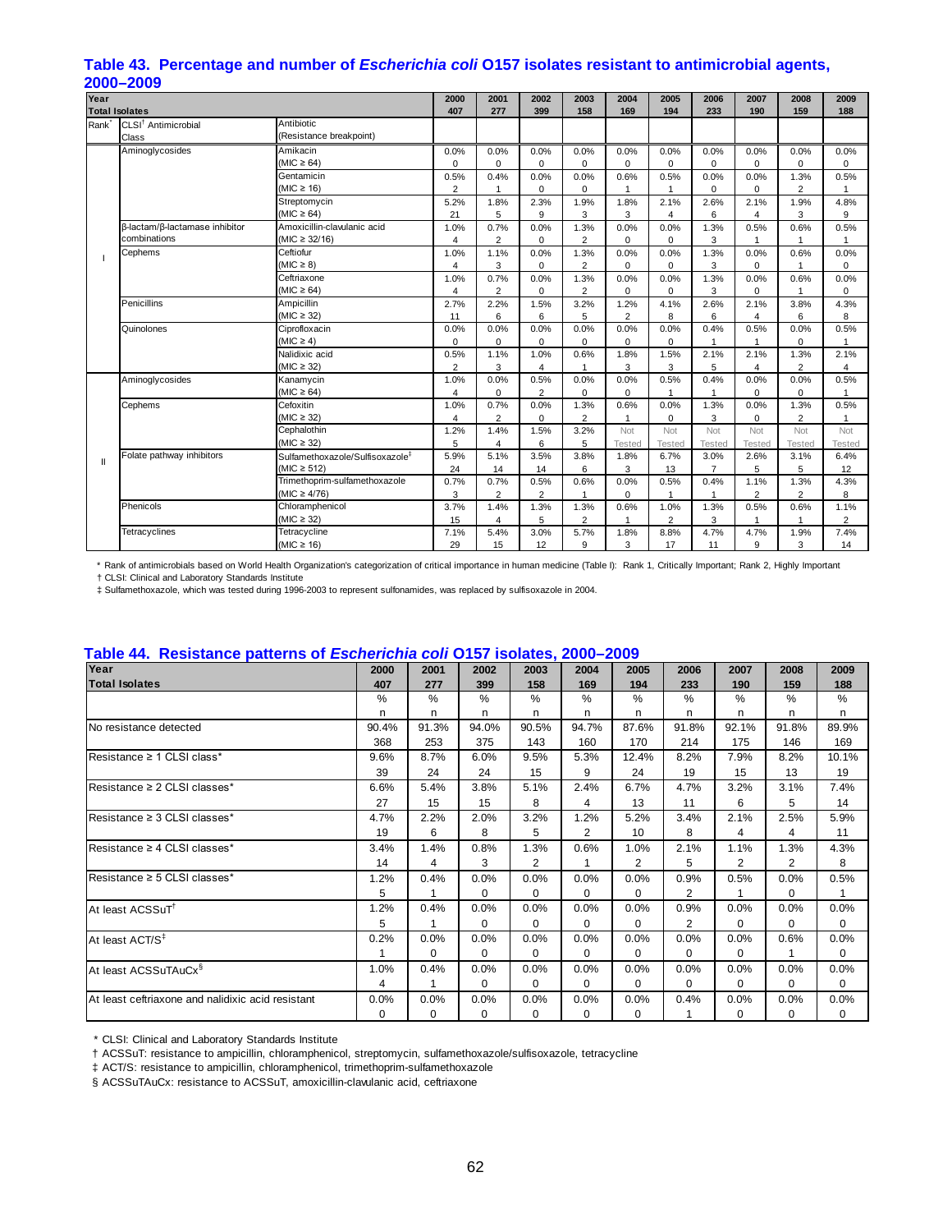## Table 43. Percentage and number of *Escherichia coli* O157 isolates resistant to antimicrobial agents, 2000–2009

| Rank* | CLSI† Antimicrobial Class | Antibiotic (Resistance breakpoint) | 2000 | 2001 | 2002 | 2003 | 2004 | 2005 | 2006 | 2007 | 2008 | 2009 |
|---|---|---|---|---|---|---|---|---|---|---|---|---|
| | | **Total Isolates** | 407 | 277 | 399 | 158 | 169 | 194 | 233 | 190 | 159 | 188 |
| I | Aminoglycosides | Amikacin (MIC ≥ 64) | 0.0% 0 | 0.0% 0 | 0.0% 0 | 0.0% 0 | 0.0% 0 | 0.0% 0 | 0.0% 0 | 0.0% 0 | 0.0% 0 | 0.0% 0 |
| | | Gentamicin (MIC ≥ 16) | 0.5% 2 | 0.4% 1 | 0.0% 0 | 0.0% 0 | 0.6% 1 | 0.5% 1 | 0.0% 0 | 0.0% 0 | 1.3% 2 | 0.5% 1 |
| | | Streptomycin (MIC ≥ 64) | 5.2% 21 | 1.8% 5 | 2.3% 9 | 1.9% 3 | 1.8% 3 | 2.1% 4 | 2.6% 6 | 2.1% 4 | 1.9% 3 | 4.8% 9 |
| | β-lactam/β-lactamase inhibitor combinations | Amoxicillin-clavulanic acid (MIC ≥ 32/16) | 1.0% 4 | 0.7% 2 | 0.0% 0 | 1.3% 2 | 0.0% 0 | 0.0% 0 | 1.3% 3 | 0.5% 1 | 0.6% 1 | 0.5% 1 |
| | Cephems | Ceftiofur (MIC ≥ 8) | 1.0% 4 | 1.1% 3 | 0.0% 0 | 1.3% 2 | 0.0% 0 | 0.0% 0 | 1.3% 3 | 0.0% 0 | 0.6% 1 | 0.0% 0 |
| | | Ceftriaxone (MIC ≥ 64) | 1.0% 4 | 0.7% 2 | 0.0% 0 | 1.3% 2 | 0.0% 0 | 0.0% 0 | 1.3% 3 | 0.0% 0 | 0.6% 1 | 0.0% 0 |
| | Penicillins | Ampicillin (MIC ≥ 32) | 2.7% 11 | 2.2% 6 | 1.5% 6 | 3.2% 5 | 1.2% 2 | 4.1% 8 | 2.6% 6 | 2.1% 4 | 3.8% 6 | 4.3% 8 |
| | Quinolones | Ciprofloxacin (MIC ≥ 4) | 0.0% 0 | 0.0% 0 | 0.0% 0 | 0.0% 0 | 0.0% 0 | 0.0% 0 | 0.4% 1 | 0.5% 1 | 0.0% 0 | 0.5% 1 |
| | | Nalidixic acid (MIC ≥ 32) | 0.5% 2 | 1.1% 3 | 1.0% 4 | 0.6% 1 | 1.8% 3 | 1.5% 3 | 2.1% 5 | 2.1% 4 | 1.3% 2 | 2.1% 4 |
| II | Aminoglycosides | Kanamycin (MIC ≥ 64) | 1.0% 4 | 0.0% 0 | 0.5% 2 | 0.0% 0 | 0.0% 0 | 0.5% 1 | 0.4% 1 | 0.0% 0 | 0.0% 0 | 0.5% 1 |
| | Cephems | Cefoxitin (MIC ≥ 32) | 1.0% 4 | 0.7% 2 | 0.0% 0 | 1.3% 2 | 0.6% 1 | 0.0% 0 | 1.3% 3 | 0.0% 0 | 1.3% 2 | 0.5% 1 |
| | | Cephalothin (MIC ≥ 32) | 1.2% 5 | 1.4% 4 | 1.5% 6 | 3.2% 5 | Not Tested | Not Tested | Not Tested | Not Tested | Not Tested | Not Tested |
| | Folate pathway inhibitors | Sulfamethoxazole/Sulfisoxazole‡ (MIC ≥ 512) | 5.9% 24 | 5.1% 14 | 3.5% 14 | 3.8% 6 | 1.8% 3 | 6.7% 13 | 3.0% 7 | 2.6% 5 | 3.1% 5 | 6.4% 12 |
| | | Trimethoprim-sulfamethoxazole (MIC ≥ 4/76) | 0.7% 3 | 0.7% 2 | 0.5% 2 | 0.6% 1 | 0.0% 0 | 0.5% 1 | 0.4% 1 | 1.1% 2 | 1.3% 2 | 4.3% 8 |
| | Phenicols | Chloramphenicol (MIC ≥ 32) | 3.7% 15 | 1.4% 4 | 1.3% 5 | 1.3% 2 | 0.6% 1 | 1.0% 2 | 1.3% 3 | 0.5% 1 | 0.6% 1 | 1.1% 2 |
| | Tetracyclines | Tetracycline (MIC ≥ 16) | 7.1% 29 | 5.4% 15 | 3.0% 12 | 5.7% 9 | 1.8% 3 | 8.8% 17 | 4.7% 11 | 4.7% 9 | 1.9% 3 | 7.4% 14 |

\* Rank of antimicrobials based on World Health Organization's categorization of critical importance in human medicine (Table I): Rank 1, Critically Important; Rank 2, Highly Important

† CLSI: Clinical and Laboratory Standards Institute

‡ Sulfamethoxazole, which was tested during 1996-2003 to represent sulfonamides, was replaced by sulfisoxazole in 2004.

## Table 44. Resistance patterns of *Escherichia coli* O157 isolates, 2000–2009

| Year | 2000 | 2001 | 2002 | 2003 | 2004 | 2005 | 2006 | 2007 | 2008 | 2009 |
|---|---|---|---|---|---|---|---|---|---|---|
| **Total Isolates** | 407 | 277 | 399 | 158 | 169 | 194 | 233 | 190 | 159 | 188 |
| | % n | % n | % n | % n | % n | % n | % n | % n | % n | % n |
| No resistance detected | 90.4% 368 | 91.3% 253 | 94.0% 375 | 90.5% 143 | 94.7% 160 | 87.6% 170 | 91.8% 214 | 92.1% 175 | 91.8% 146 | 89.9% 169 |
| Resistance ≥ 1 CLSI class* | 9.6% 39 | 8.7% 24 | 6.0% 24 | 9.5% 15 | 5.3% 9 | 12.4% 24 | 8.2% 19 | 7.9% 15 | 8.2% 13 | 10.1% 19 |
| Resistance ≥ 2 CLSI classes* | 6.6% 27 | 5.4% 15 | 3.8% 15 | 5.1% 8 | 2.4% 4 | 6.7% 13 | 4.7% 11 | 3.2% 6 | 3.1% 5 | 7.4% 14 |
| Resistance ≥ 3 CLSI classes* | 4.7% 19 | 2.2% 6 | 2.0% 8 | 3.2% 5 | 1.2% 2 | 5.2% 10 | 3.4% 8 | 2.1% 4 | 2.5% 4 | 5.9% 11 |
| Resistance ≥ 4 CLSI classes* | 3.4% 14 | 1.4% 4 | 0.8% 3 | 1.3% 2 | 0.6% 1 | 1.0% 2 | 2.1% 5 | 1.1% 2 | 1.3% 2 | 4.3% 8 |
| Resistance ≥ 5 CLSI classes* | 1.2% 5 | 0.4% 1 | 0.0% 0 | 0.0% 0 | 0.0% 0 | 0.0% 0 | 0.9% 2 | 0.5% 1 | 0.0% 0 | 0.5% 1 |
| At least ACSSuT† | 1.2% 5 | 0.4% 1 | 0.0% 0 | 0.0% 0 | 0.0% 0 | 0.0% 0 | 0.9% 2 | 0.0% 0 | 0.0% 0 | 0.0% 0 |
| At least ACT/S‡ | 0.2% 1 | 0.0% 0 | 0.0% 0 | 0.0% 0 | 0.0% 0 | 0.0% 0 | 0.0% 0 | 0.0% 0 | 0.6% 1 | 0.0% 0 |
| At least ACSSuTAuCx§ | 1.0% 4 | 0.4% 1 | 0.0% 0 | 0.0% 0 | 0.0% 0 | 0.0% 0 | 0.0% 0 | 0.0% 0 | 0.0% 0 | 0.0% 0 |
| At least ceftriaxone and nalidixic acid resistant | 0.0% 0 | 0.0% 0 | 0.0% 0 | 0.0% 0 | 0.0% 0 | 0.0% 0 | 0.4% 1 | 0.0% 0 | 0.0% 0 | 0.0% 0 |

\* CLSI: Clinical and Laboratory Standards Institute

† ACSSuT: resistance to ampicillin, chloramphenicol, streptomycin, sulfamethoxazole/sulfisoxazole, tetracycline

‡ ACT/S: resistance to ampicillin, chloramphenicol, trimethoprim-sulfamethoxazole

§ ACSSuTAuCx: resistance to ACSSuT, amoxicillin-clavulanic acid, ceftriaxone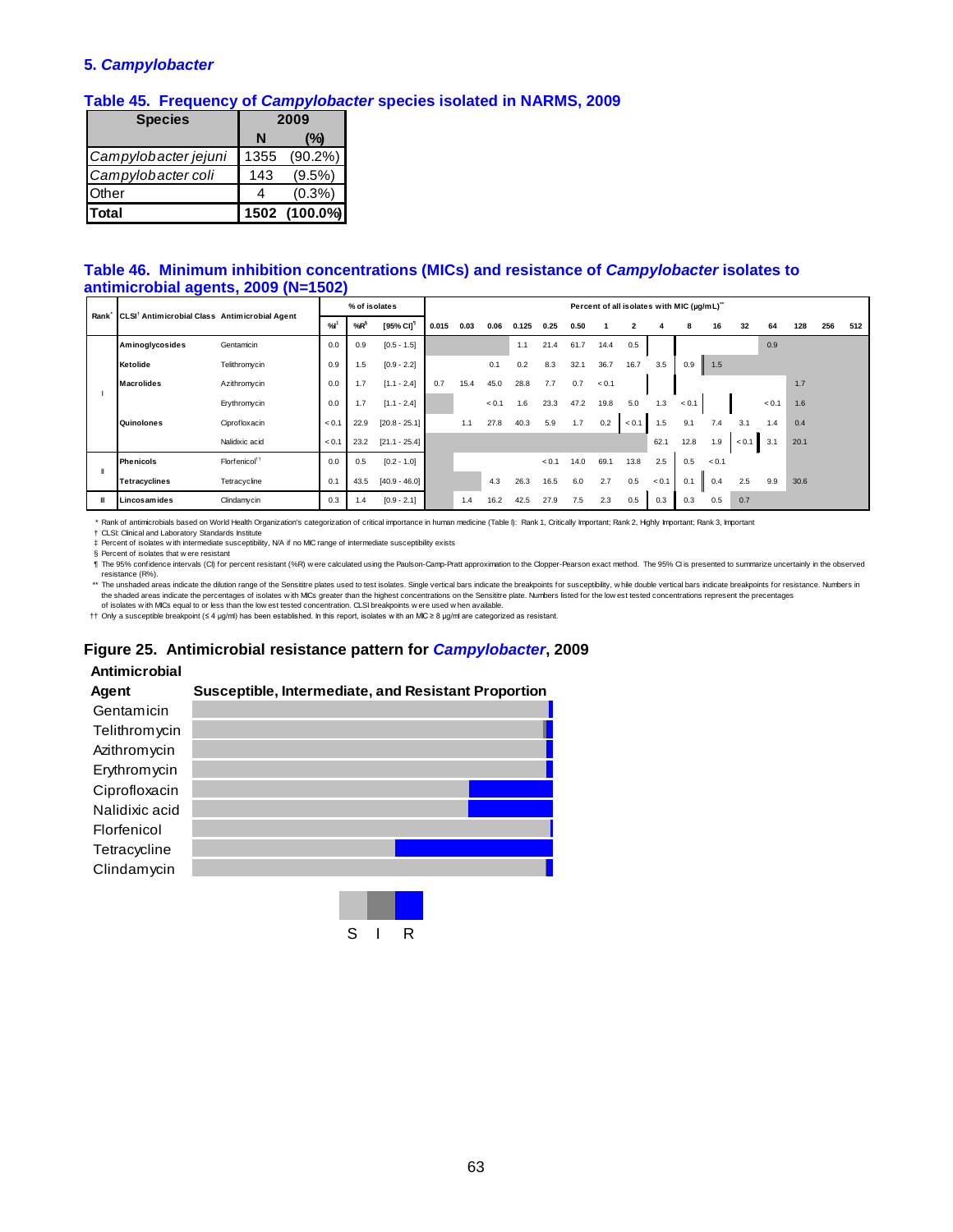## 5. *Campylobacter*

### Table 45. Frequency of *Campylobacter* species isolated in NARMS, 2009

| Species | 2009 | |
|---|---|---|
| | N | (%) |
| *Campylobacter jejuni* | 1355 | (90.2%) |
| *Campylobacter coli* | 143 | (9.5%) |
| Other | 4 | (0.3%) |
| **Total** | **1502** | **(100.0%)** |

### Table 46. Minimum inhibition concentrations (MICs) and resistance of *Campylobacter* isolates to antimicrobial agents, 2009 (N=1502)

| Rank* | CLSI† Antimicrobial Class | Antimicrobial Agent | % of isolates | | | Percent of all isolates with MIC (µg/mL)** | | | | | | | | | | | | | | | |
|---|---|---|---|---|---|---|---|---|---|---|---|---|---|---|---|---|---|---|---|---|---|
| | | | %I‡ | %R§ | [95% CI]¶ | 0.015 | 0.03 | 0.06 | 0.125 | 0.25 | 0.50 | 1 | 2 | 4 | 8 | 16 | 32 | 64 | 128 | 256 | 512 |
| I | Aminoglycosides | Gentamicin | 0.0 | 0.9 | [0.5 - 1.5] | | | | 1.1 | 21.4 | 61.7 | 14.4 | 0.5 | | | | | 0.9 | | | |
| | Ketolide | Telithromycin | 0.9 | 1.5 | [0.9 - 2.2] | | | 0.1 | 0.2 | 8.3 | 32.1 | 36.7 | 16.7 | 3.5 | 0.9 | 1.5 | | | | | |
| | Macrolides | Azithromycin | 0.0 | 1.7 | [1.1 - 2.4] | 0.7 | 15.4 | 45.0 | 28.8 | 7.7 | 0.7 | < 0.1 | | | | | | | 1.7 | | |
| | | Erythromycin | 0.0 | 1.7 | [1.1 - 2.4] | | | < 0.1 | 1.6 | 23.3 | 47.2 | 19.8 | 5.0 | 1.3 | < 0.1 | | | < 0.1 | 1.6 | | |
| | Quinolones | Ciprofloxacin | < 0.1 | 22.9 | [20.8 - 25.1] | | 1.1 | 27.8 | 40.3 | 5.9 | 1.7 | 0.2 | < 0.1 | 1.5 | 9.1 | 7.4 | 3.1 | 1.4 | 0.4 | | |
| | | Nalidixic acid | < 0.1 | 23.2 | [21.1 - 25.4] | | | | | | | | | 62.1 | 12.8 | 1.9 | < 0.1 | 3.1 | 20.1 | | |
| II | Phenicols | Florfenicol†† | 0.0 | 0.5 | [0.2 - 1.0] | | | | | < 0.1 | 14.0 | 69.1 | 13.8 | 2.5 | 0.5 | < 0.1 | | | | | |
| | Tetracyclines | Tetracycline | 0.1 | 43.5 | [40.9 - 46.0] | | | 4.3 | 26.3 | 16.5 | 6.0 | 2.7 | 0.5 | < 0.1 | 0.1 | 0.4 | 2.5 | 9.9 | 30.6 | | |
| II | Lincosamides | Clindamycin | 0.3 | 1.4 | [0.9 - 2.1] | | 1.4 | 16.2 | 42.5 | 27.9 | 7.5 | 2.3 | 0.5 | 0.3 | 0.3 | 0.5 | 0.7 | | | | |

\* Rank of antimicrobials based on World Health Organization's categorization of critical importance in human medicine (Table I): Rank 1, Critically Important; Rank 2, Highly Important; Rank 3, Important

† CLSI: Clinical and Laboratory Standards Institute

‡ Percent of isolates with intermediate susceptibility, N/A if no MIC range of intermediate susceptibility exists

§ Percent of isolates that were resistant

¶ The 95% confidence intervals (CI) for percent resistant (%R) were calculated using the Paulson-Camp-Pratt approximation to the Clopper-Pearson exact method. The 95% CI is presented to summarize uncertainly in the observed resistance (R%).

\*\* The unshaded areas indicate the dilution range of the Sensititre plates used to test isolates. Single vertical bars indicate the breakpoints for susceptibility, while double vertical bars indicate breakpoints for resistance. Numbers in the shaded areas indicate the percentages of isolates with MICs greater than the highest concentrations on the Sensititre plate. Numbers listed for the lowest tested concentrations represent the precentages of isolates with MICs equal to or less than the lowest tested concentration. CLSI breakpoints were used when available.

†† Only a susceptible breakpoint (≤ 4 µg/ml) has been established. In this report, isolates with an MIC ≥ 8 µg/ml are categorized as resistant.

### Figure 25. Antimicrobial resistance pattern for *Campylobacter*, 2009

**Antimicrobial Agent** — **Susceptible, Intermediate, and Resistant Proportion**

Gentamicin
Telithromycin
Azithromycin
Erythromycin
Ciprofloxacin
Nalidixic acid
Florfenicol
Tetracycline
Clindamycin

S I R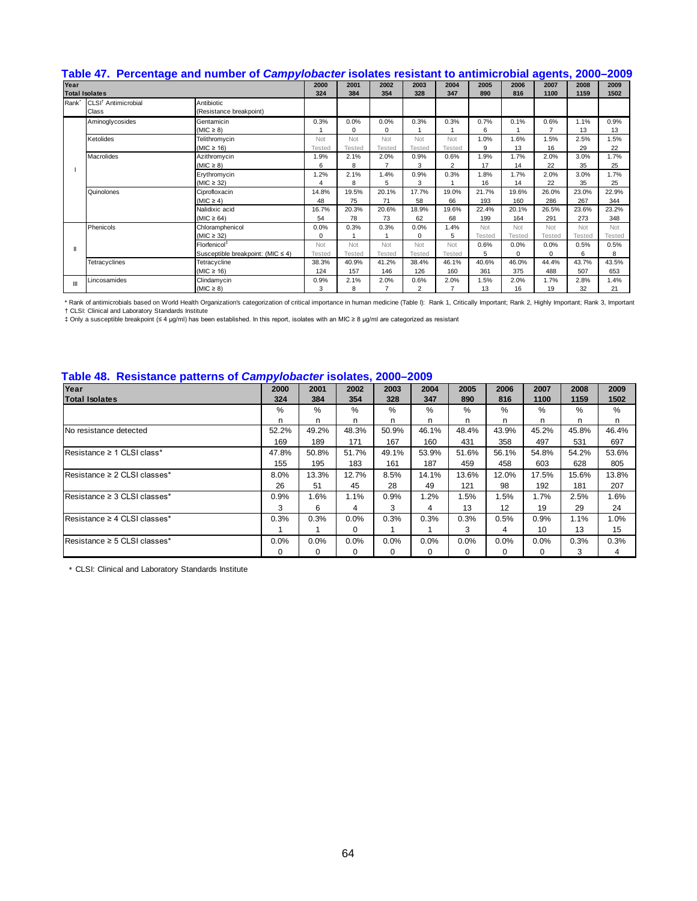## Table 47. Percentage and number of *Campylobacter* isolates resistant to antimicrobial agents, 2000–2009

| Year | | | 2000 | 2001 | 2002 | 2003 | 2004 | 2005 | 2006 | 2007 | 2008 | 2009 |
|---|---|---|---|---|---|---|---|---|---|---|---|---|
| Total Isolates | | | 324 | 384 | 354 | 328 | 347 | 890 | 816 | 1100 | 1159 | 1502 |
| Rank* | CLSI† Antimicrobial Class | Antibiotic (Resistance breakpoint) | | | | | | | | | | |
| I | Aminoglycosides | Gentamicin (MIC ≥ 8) | 0.3% | 0.0% | 0.0% | 0.3% | 0.3% | 0.7% | 0.1% | 0.6% | 1.1% | 0.9% |
| | | | 1 | 0 | 0 | 1 | 1 | 6 | 1 | 7 | 13 | 13 |
| | Ketolides | Telithromycin (MIC ≥ 16) | Not Tested | Not Tested | Not Tested | Not Tested | Not Tested | 1.0% | 1.6% | 1.5% | 2.5% | 1.5% |
| | | | | | | | | 9 | 13 | 16 | 29 | 22 |
| | Macrolides | Azithromycin (MIC ≥ 8) | 1.9% | 2.1% | 2.0% | 0.9% | 0.6% | 1.9% | 1.7% | 2.0% | 3.0% | 1.7% |
| | | | 6 | 8 | 7 | 3 | 2 | 17 | 14 | 22 | 35 | 25 |
| | | Erythromycin (MIC ≥ 32) | 1.2% | 2.1% | 1.4% | 0.9% | 0.3% | 1.8% | 1.7% | 2.0% | 3.0% | 1.7% |
| | | | 4 | 8 | 5 | 3 | 1 | 16 | 14 | 22 | 35 | 25 |
| | Quinolones | Ciprofloxacin (MIC ≥ 4) | 14.8% | 19.5% | 20.1% | 17.7% | 19.0% | 21.7% | 19.6% | 26.0% | 23.0% | 22.9% |
| | | | 48 | 75 | 71 | 58 | 66 | 193 | 160 | 286 | 267 | 344 |
| | | Nalidixic acid (MIC ≥ 64) | 16.7% | 20.3% | 20.6% | 18.9% | 19.6% | 22.4% | 20.1% | 26.5% | 23.6% | 23.2% |
| | | | 54 | 78 | 73 | 62 | 68 | 199 | 164 | 291 | 273 | 348 |
| II | Phenicols | Chloramphenicol (MIC ≥ 32) | 0.0% | 0.3% | 0.3% | 0.0% | 1.4% | Not Tested | Not Tested | Not Tested | Not Tested | Not Tested |
| | | | 0 | 1 | 1 | 0 | 5 | | | | | |
| | | Florfenicol‡ Susceptible breakpoint: (MIC ≤ 4) | Not Tested | Not Tested | Not Tested | Not Tested | Not Tested | 0.6% | 0.0% | 0.0% | 0.5% | 0.5% |
| | | | | | | | | 5 | 0 | 0 | 6 | 8 |
| | Tetracyclines | Tetracycline (MIC ≥ 16) | 38.3% | 40.9% | 41.2% | 38.4% | 46.1% | 40.6% | 46.0% | 44.4% | 43.7% | 43.5% |
| | | | 124 | 157 | 146 | 126 | 160 | 361 | 375 | 488 | 507 | 653 |
| III | Lincosamides | Clindamycin (MIC ≥ 8) | 0.9% | 2.1% | 2.0% | 0.6% | 2.0% | 1.5% | 2.0% | 1.7% | 2.8% | 1.4% |
| | | | 3 | 8 | 7 | 2 | 7 | 13 | 16 | 19 | 32 | 21 |

\* Rank of antimicrobials based on World Health Organization's categorization of critical importance in human medicine (Table I): Rank 1, Critically Important; Rank 2, Highly Important; Rank 3, Important

† CLSI: Clinical and Laboratory Standards Institute

‡ Only a susceptible breakpoint (≤ 4 µg/ml) has been established. In this report, isolates with an MIC ≥ 8 µg/ml are categorized as resistant

## Table 48. Resistance patterns of *Campylobacter* isolates, 2000–2009

| Year | 2000 | 2001 | 2002 | 2003 | 2004 | 2005 | 2006 | 2007 | 2008 | 2009 |
|---|---|---|---|---|---|---|---|---|---|---|
| Total Isolates | 324 | 384 | 354 | 328 | 347 | 890 | 816 | 1100 | 1159 | 1502 |
| | % | % | % | % | % | % | % | % | % | % |
| | n | n | n | n | n | n | n | n | n | n |
| No resistance detected | 52.2% | 49.2% | 48.3% | 50.9% | 46.1% | 48.4% | 43.9% | 45.2% | 45.8% | 46.4% |
| | 169 | 189 | 171 | 167 | 160 | 431 | 358 | 497 | 531 | 697 |
| Resistance ≥ 1 CLSI class* | 47.8% | 50.8% | 51.7% | 49.1% | 53.9% | 51.6% | 56.1% | 54.8% | 54.2% | 53.6% |
| | 155 | 195 | 183 | 161 | 187 | 459 | 458 | 603 | 628 | 805 |
| Resistance ≥ 2 CLSI classes* | 8.0% | 13.3% | 12.7% | 8.5% | 14.1% | 13.6% | 12.0% | 17.5% | 15.6% | 13.8% |
| | 26 | 51 | 45 | 28 | 49 | 121 | 98 | 192 | 181 | 207 |
| Resistance ≥ 3 CLSI classes* | 0.9% | 1.6% | 1.1% | 0.9% | 1.2% | 1.5% | 1.5% | 1.7% | 2.5% | 1.6% |
| | 3 | 6 | 4 | 3 | 4 | 13 | 12 | 19 | 29 | 24 |
| Resistance ≥ 4 CLSI classes* | 0.3% | 0.3% | 0.0% | 0.3% | 0.3% | 0.3% | 0.5% | 0.9% | 1.1% | 1.0% |
| | 1 | 1 | 0 | 1 | 1 | 3 | 4 | 10 | 13 | 15 |
| Resistance ≥ 5 CLSI classes* | 0.0% | 0.0% | 0.0% | 0.0% | 0.0% | 0.0% | 0.0% | 0.0% | 0.3% | 0.3% |
| | 0 | 0 | 0 | 0 | 0 | 0 | 0 | 0 | 3 | 4 |

\* CLSI: Clinical and Laboratory Standards Institute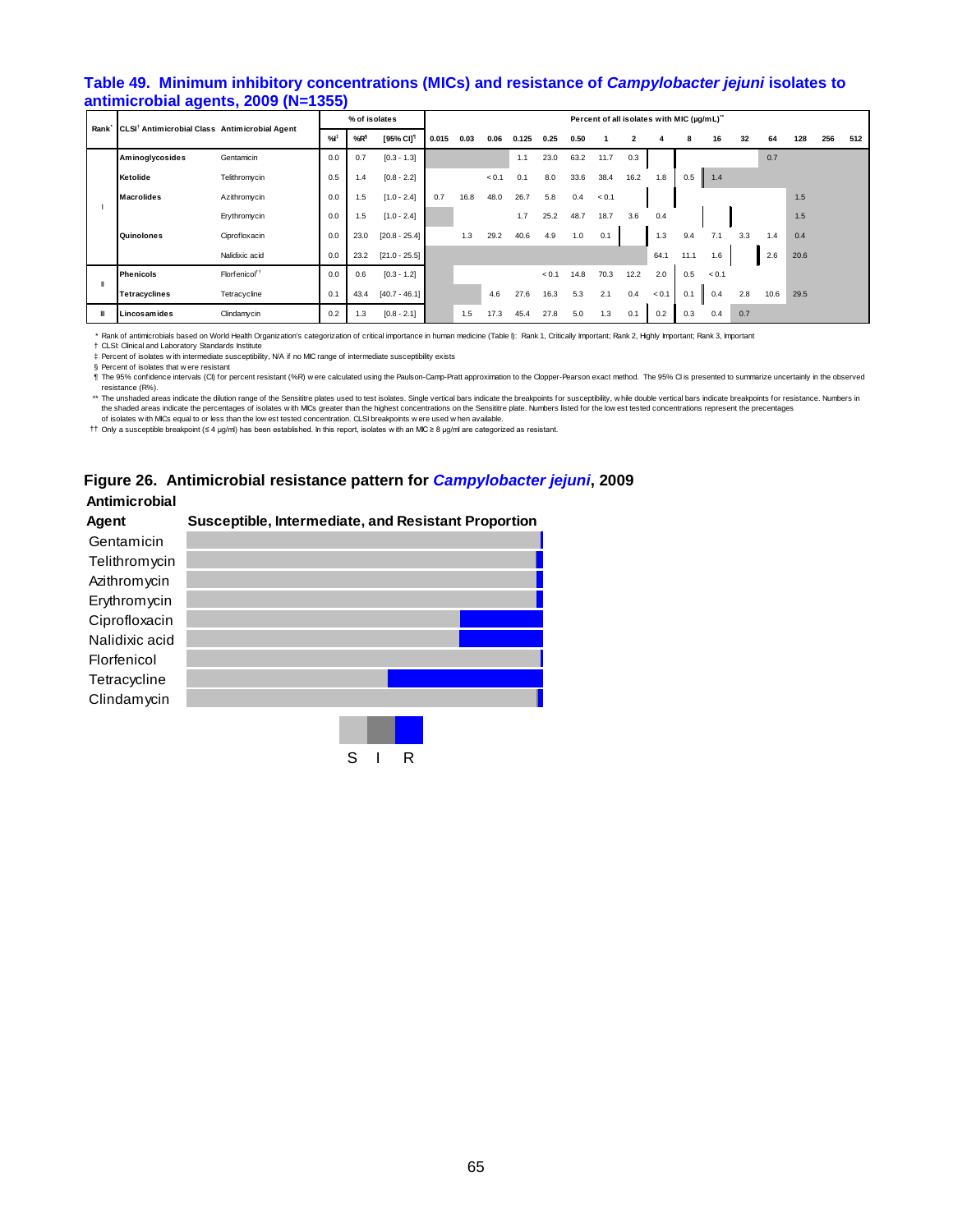## Table 49. Minimum inhibitory concentrations (MICs) and resistance of *Campylobacter jejuni* isolates to antimicrobial agents, 2009 (N=1355)

| Rank* | CLSI† Antimicrobial Class | Antimicrobial Agent | % of isolates | | | Percent of all isolates with MIC (µg/mL)** | | | | | | | | | | | | | | | |
|---|---|---|---|---|---|---|---|---|---|---|---|---|---|---|---|---|---|---|---|---|---|
| | | | %I‡ | %R§ | [95% CI]¶ | 0.015 | 0.03 | 0.06 | 0.125 | 0.25 | 0.50 | 1 | 2 | 4 | 8 | 16 | 32 | 64 | 128 | 256 | 512 |
| I | Aminoglycosides | Gentamicin | 0.0 | 0.7 | [0.3 - 1.3] | | | | 1.1 | 23.0 | 63.2 | 11.7 | 0.3 | | | | | 0.7 | | | |
| | Ketolide | Telithromycin | 0.5 | 1.4 | [0.8 - 2.2] | | | < 0.1 | 0.1 | 8.0 | 33.6 | 38.4 | 16.2 | 1.8 | 0.5 | 1.4 | | | | | |
| | Macrolides | Azithromycin | 0.0 | 1.5 | [1.0 - 2.4] | 0.7 | 16.8 | 48.0 | 26.7 | 5.8 | 0.4 | < 0.1 | | | | | | | 1.5 | | |
| | | Erythromycin | 0.0 | 1.5 | [1.0 - 2.4] | | | | 1.7 | 25.2 | 48.7 | 18.7 | 3.6 | 0.4 | | | | | 1.5 | | |
| | Quinolones | Ciprofloxacin | 0.0 | 23.0 | [20.8 - 25.4] | | 1.3 | 29.2 | 40.6 | 4.9 | 1.0 | 0.1 | | 1.3 | 9.4 | 7.1 | 3.3 | 1.4 | 0.4 | | |
| | | Nalidixic acid | 0.0 | 23.2 | [21.0 - 25.5] | | | | | | | | | 64.1 | 11.1 | 1.6 | | 2.6 | 20.6 | | |
| II | Phenicols | Florfenicol†† | 0.0 | 0.6 | [0.3 - 1.2] | | | | | < 0.1 | 14.8 | 70.3 | 12.2 | 2.0 | 0.5 | < 0.1 | | | | | |
| | Tetracyclines | Tetracycline | 0.1 | 43.4 | [40.7 - 46.1] | | | 4.6 | 27.6 | 16.3 | 5.3 | 2.1 | 0.4 | < 0.1 | 0.1 | 0.4 | 2.8 | 10.6 | 29.5 | | |
| II | Lincosamides | Clindamycin | 0.2 | 1.3 | [0.8 - 2.1] | | 1.5 | 17.3 | 45.4 | 27.8 | 5.0 | 1.3 | 0.1 | 0.2 | 0.3 | 0.4 | 0.7 | | | | |

\* Rank of antimicrobials based on World Health Organization's categorization of critical importance in human medicine (Table I): Rank 1, Critically Important; Rank 2, Highly Important; Rank 3, Important

† CLSI: Clinical and Laboratory Standards Institute

‡ Percent of isolates with intermediate susceptibility, N/A if no MIC range of intermediate susceptibility exists

§ Percent of isolates that were resistant

¶ The 95% confidence intervals (CI) for percent resistant (%R) were calculated using the Paulson-Camp-Pratt approximation to the Clopper-Pearson exact method. The 95% CI is presented to summarize uncertainly in the observed resistance (R%).

\*\* The unshaded areas indicate the dilution range of the Sensititre plates used to test isolates. Single vertical bars indicate the breakpoints for susceptibility, while double vertical bars indicate breakpoints for resistance. Numbers in the shaded areas indicate the percentages of isolates with MICs greater than the highest concentrations on the Sensititre plate. Numbers listed for the lowest tested concentrations represent the precentages of isolates with MICs equal to or less than the lowest tested concentration. CLSI breakpoints were used when available.

†† Only a susceptible breakpoint (≤ 4 µg/ml) has been established. In this report, isolates with an MIC ≥ 8 µg/ml are categorized as resistant.

## Figure 26. Antimicrobial resistance pattern for *Campylobacter jejuni*, 2009

**Antimicrobial Agent** — **Susceptible, Intermediate, and Resistant Proportion**

Gentamicin
Telithromycin
Azithromycin
Erythromycin
Ciprofloxacin
Nalidixic acid
Florfenicol
Tetracycline
Clindamycin

S I R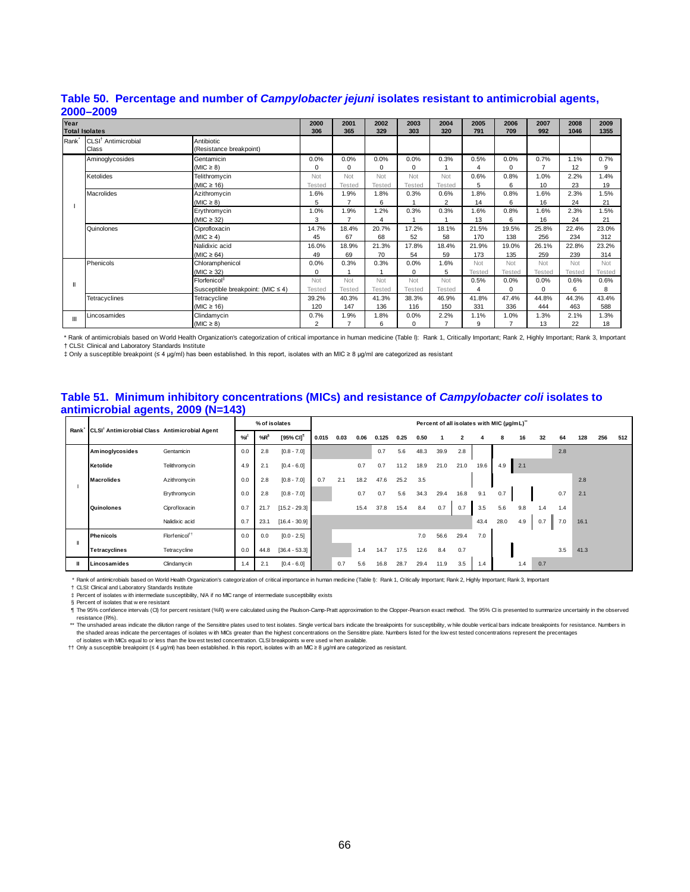## Table 50. Percentage and number of *Campylobacter jejuni* isolates resistant to antimicrobial agents, 2000–2009

| Rank* | CLSI† Antimicrobial Class | Antibiotic (Resistance breakpoint) | 2000 | 2001 | 2002 | 2003 | 2004 | 2005 | 2006 | 2007 | 2008 | 2009 |
|---|---|---|---|---|---|---|---|---|---|---|---|---|
| | **Total Isolates** | | 306 | 365 | 329 | 303 | 320 | 791 | 709 | 992 | 1046 | 1355 |
| I | Aminoglycosides | Gentamicin (MIC ≥ 8) | 0.0% 0 | 0.0% 0 | 0.0% 0 | 0.0% 0 | 0.3% 1 | 0.5% 4 | 0.0% 0 | 0.7% 7 | 1.1% 12 | 0.7% 9 |
| | Ketolides | Telithromycin (MIC ≥ 16) | Not Tested | Not Tested | Not Tested | Not Tested | Not Tested | 0.6% 5 | 0.8% 6 | 1.0% 10 | 2.2% 23 | 1.4% 19 |
| | Macrolides | Azithromycin (MIC ≥ 8) | 1.6% 5 | 1.9% 7 | 1.8% 6 | 0.3% 1 | 0.6% 2 | 1.8% 14 | 0.8% 6 | 1.6% 16 | 2.3% 24 | 1.5% 21 |
| | | Erythromycin (MIC ≥ 32) | 1.0% 3 | 1.9% 7 | 1.2% 4 | 0.3% 1 | 0.3% 1 | 1.6% 13 | 0.8% 6 | 1.6% 16 | 2.3% 24 | 1.5% 21 |
| | Quinolones | Ciprofloxacin (MIC ≥ 4) | 14.7% 45 | 18.4% 67 | 20.7% 68 | 17.2% 52 | 18.1% 58 | 21.5% 170 | 19.5% 138 | 25.8% 256 | 22.4% 234 | 23.0% 312 |
| | | Nalidixic acid (MIC ≥ 64) | 16.0% 49 | 18.9% 69 | 21.3% 70 | 17.8% 54 | 18.4% 59 | 21.9% 173 | 19.0% 135 | 26.1% 259 | 22.8% 239 | 23.2% 314 |
| II | Phenicols | Chloramphenicol (MIC ≥ 32) | 0.0% 0 | 0.3% 1 | 0.3% 1 | 0.0% 0 | 1.6% 5 | Not Tested | Not Tested | Not Tested | Not Tested | Not Tested |
| | | Florfenicol‡ Susceptible breakpoint: (MIC ≤ 4) | Not Tested | Not Tested | Not Tested | Not Tested | Not Tested | 0.5% 4 | 0.0% 0 | 0.0% 0 | 0.6% 6 | 0.6% 8 |
| | Tetracyclines | Tetracycline (MIC ≥ 16) | 39.2% 120 | 40.3% 147 | 41.3% 136 | 38.3% 116 | 46.9% 150 | 41.8% 331 | 47.4% 336 | 44.8% 444 | 44.3% 463 | 43.4% 588 |
| III | Lincosamides | Clindamycin (MIC ≥ 8) | 0.7% 2 | 1.9% 7 | 1.8% 6 | 0.0% 0 | 2.2% 7 | 1.1% 9 | 1.0% 7 | 1.3% 13 | 2.1% 22 | 1.3% 18 |

\* Rank of antimicrobials based on World Health Organization's categorization of critical importance in human medicine (Table I): Rank 1, Critically Important; Rank 2, Highly Important; Rank 3, Important

† CLSI: Clinical and Laboratory Standards Institute

‡ Only a susceptible breakpoint (≤ 4 µg/ml) has been established. In this report, isolates with an MIC ≥ 8 µg/ml are categorized as resistant

## Table 51. Minimum inhibitory concentrations (MICs) and resistance of *Campylobacter coli* isolates to antimicrobial agents, 2009 (N=143)

| Rank* | CLSI† Antimicrobial Class | Antimicrobial Agent | %I‡ | %R§ | [95% CI]¶ | 0.015 | 0.03 | 0.06 | 0.125 | 0.25 | 0.50 | 1 | 2 | 4 | 8 | 16 | 32 | 64 | 128 | 256 | 512 |
|---|---|---|---|---|---|---|---|---|---|---|---|---|---|---|---|---|---|---|---|---|---|
| I | **Aminoglycosides** | Gentamicin | 0.0 | 2.8 | [0.8 - 7.0] | | | | 0.7 | 5.6 | 48.3 | 39.9 | 2.8 | | | | | 2.8 | | | |
| | **Ketolide** | Telithromycin | 4.9 | 2.1 | [0.4 - 6.0] | | | 0.7 | 0.7 | 11.2 | 18.9 | 21.0 | 21.0 | 19.6 | 4.9 | 2.1 | | | | | |
| | **Macrolides** | Azithromycin | 0.0 | 2.8 | [0.8 - 7.0] | 0.7 | 2.1 | 18.2 | 47.6 | 25.2 | 3.5 | | | | | | | | 2.8 | | |
| | | Erythromycin | 0.0 | 2.8 | [0.8 - 7.0] | | | 0.7 | 0.7 | 5.6 | 34.3 | 29.4 | 16.8 | 9.1 | 0.7 | | | 0.7 | 2.1 | | |
| | **Quinolones** | Ciprofloxacin | 0.7 | 21.7 | [15.2 - 29.3] | | | 15.4 | 37.8 | 15.4 | 8.4 | 0.7 | 0.7 | 3.5 | 5.6 | 9.8 | 1.4 | 1.4 | | | |
| | | Nalidixic acid | 0.7 | 23.1 | [16.4 - 30.9] | | | | | | | | | 43.4 | 28.0 | 4.9 | 0.7 | 7.0 | 16.1 | | |
| II | **Phenicols** | Florfenicol†† | 0.0 | 0.0 | [0.0 - 2.5] | | | | | | 7.0 | 56.6 | 29.4 | 7.0 | | | | | | | |
| | **Tetracyclines** | Tetracycline | 0.0 | 44.8 | [36.4 - 53.3] | | | 1.4 | 14.7 | 17.5 | 12.6 | 8.4 | 0.7 | | | | | 3.5 | 41.3 | | |
| II | **Lincosamides** | Clindamycin | 1.4 | 2.1 | [0.4 - 6.0] | | 0.7 | 5.6 | 16.8 | 28.7 | 29.4 | 11.9 | 3.5 | 1.4 | | 1.4 | 0.7 | | | | |

Percent of all isolates with MIC (µg/mL)**

\* Rank of antimicrobials based on World Health Organization's categorization of critical importance in human medicine (Table I): Rank 1, Critically Important; Rank 2, Highly Important; Rank 3, Important

† CLSI: Clinical and Laboratory Standards Institute

‡ Percent of isolates with intermediate susceptibility, N/A if no MIC range of intermediate susceptibility exists

§ Percent of isolates that were resistant

¶ The 95% confidence intervals (CI) for percent resistant (%R) were calculated using the Paulson-Camp-Pratt approximation to the Clopper-Pearson exact method. The 95% CI is presented to summarize uncertainty in the observed resistance (R%).

** The unshaded areas indicate the dilution range of the Sensititre plates used to test isolates. Single vertical bars indicate the breakpoints for susceptibility, while double vertical bars indicate breakpoints for resistance. Numbers in the shaded areas indicate the percentages of isolates with MICs greater than the highest concentrations on the Sensititre plate. Numbers listed for the lowest tested concentrations represent the precentages of isolates with MICs equal to or less than the lowest tested concentration. CLSI breakpoints were used when available.

†† Only a susceptible breakpoint (≤ 4 µg/ml) has been established. In this report, isolates with an MIC ≥ 8 µg/ml are categorized as resistant.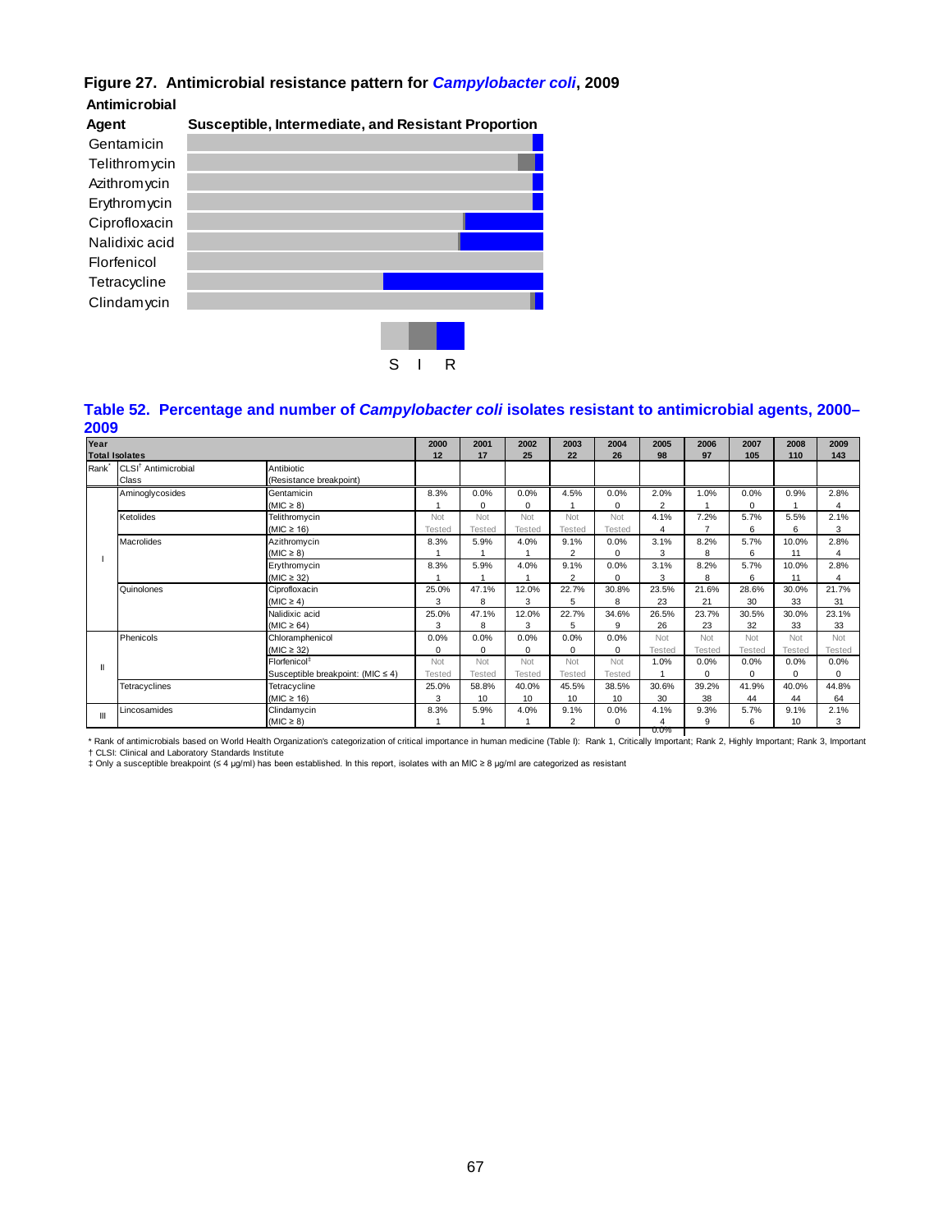## Figure 27. Antimicrobial resistance pattern for *Campylobacter coli*, 2009

| Antimicrobial Agent | Susceptible, Intermediate, and Resistant Proportion |
|---|---|
| Gentamicin | |
| Telithromycin | |
| Azithromycin | |
| Erythromycin | |
| Ciprofloxacin | |
| Nalidixic acid | |
| Florfenicol | |
| Tetracycline | |
| Clindamycin | |

S I R

## Table 52. Percentage and number of *Campylobacter coli* isolates resistant to antimicrobial agents, 2000–2009

| Year | | | 2000 | 2001 | 2002 | 2003 | 2004 | 2005 | 2006 | 2007 | 2008 | 2009 |
|---|---|---|---|---|---|---|---|---|---|---|---|---|
| Total Isolates | | | 12 | 17 | 25 | 22 | 26 | 98 | 97 | 105 | 110 | 143 |
| Rank* | CLSI† Antimicrobial Class | Antibiotic (Resistance breakpoint) | | | | | | | | | | |
| I | Aminoglycosides | Gentamicin (MIC ≥ 8) | 8.3% 1 | 0.0% 0 | 0.0% 0 | 4.5% 1 | 0.0% 0 | 2.0% 2 | 1.0% 1 | 0.0% 0 | 0.9% 1 | 2.8% 4 |
| | Ketolides | Telithromycin (MIC ≥ 16) | Not Tested | Not Tested | Not Tested | Not Tested | Not Tested | 4.1% 4 | 7.2% 7 | 5.7% 6 | 5.5% 6 | 2.1% 3 |
| | Macrolides | Azithromycin (MIC ≥ 8) | 8.3% 1 | 5.9% 1 | 4.0% 1 | 9.1% 2 | 0.0% 0 | 3.1% 3 | 8.2% 8 | 5.7% 6 | 10.0% 11 | 2.8% 4 |
| | | Erythromycin (MIC ≥ 32) | 8.3% 1 | 5.9% 1 | 4.0% 1 | 9.1% 2 | 0.0% 0 | 3.1% 3 | 8.2% 8 | 5.7% 6 | 10.0% 11 | 2.8% 4 |
| | Quinolones | Ciprofloxacin (MIC ≥ 4) | 25.0% 3 | 47.1% 8 | 12.0% 3 | 22.7% 5 | 30.8% 8 | 23.5% 23 | 21.6% 21 | 28.6% 30 | 30.0% 33 | 21.7% 31 |
| | | Nalidixic acid (MIC ≥ 64) | 25.0% 3 | 47.1% 8 | 12.0% 3 | 22.7% 5 | 34.6% 9 | 26.5% 26 | 23.7% 23 | 30.5% 32 | 30.0% 33 | 23.1% 33 |
| II | Phenicols | Chloramphenicol (MIC ≥ 32) | 0.0% 0 | 0.0% 0 | 0.0% 0 | 0.0% 0 | 0.0% 0 | Not Tested | Not Tested | Not Tested | Not Tested | Not Tested |
| | | Florfenicol‡ Susceptible breakpoint: (MIC ≤ 4) | Not Tested | Not Tested | Not Tested | Not Tested | Not Tested | 1.0% 1 | 0.0% 0 | 0.0% 0 | 0.0% 0 | 0.0% 0 |
| | Tetracyclines | Tetracycline (MIC ≥ 16) | 25.0% 3 | 58.8% 10 | 40.0% 10 | 45.5% 10 | 38.5% 10 | 30.6% 30 | 39.2% 38 | 41.9% 44 | 40.0% 44 | 44.8% 64 |
| III | Lincosamides | Clindamycin (MIC ≥ 8) | 8.3% 1 | 5.9% 1 | 4.0% 1 | 9.1% 2 | 0.0% 0 | 4.1% 4 | 9.3% 9 | 5.7% 6 | 9.1% 10 | 2.1% 3 |

\* Rank of antimicrobials based on World Health Organization's categorization of critical importance in human medicine (Table I): Rank 1, Critically Important; Rank 2, Highly Important; Rank 3, Important

† CLSI: Clinical and Laboratory Standards Institute

‡ Only a susceptible breakpoint (≤ 4 µg/ml) has been established. In this report, isolates with an MIC ≥ 8 µg/ml are categorized as resistant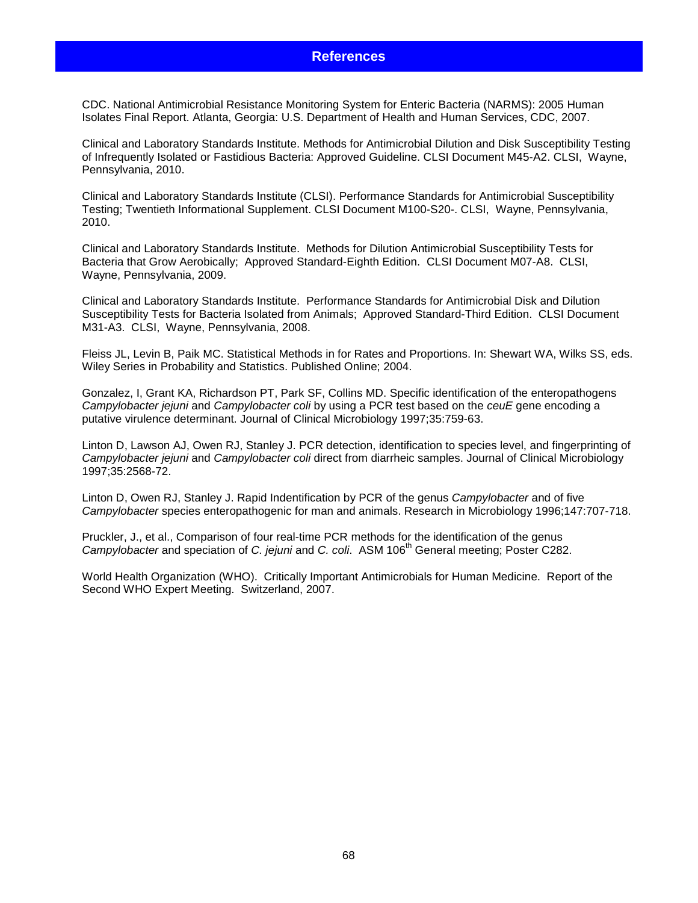## References

CDC. National Antimicrobial Resistance Monitoring System for Enteric Bacteria (NARMS): 2005 Human Isolates Final Report. Atlanta, Georgia: U.S. Department of Health and Human Services, CDC, 2007.

Clinical and Laboratory Standards Institute. Methods for Antimicrobial Dilution and Disk Susceptibility Testing of Infrequently Isolated or Fastidious Bacteria: Approved Guideline. CLSI Document M45-A2. CLSI, Wayne, Pennsylvania, 2010.

Clinical and Laboratory Standards Institute (CLSI). Performance Standards for Antimicrobial Susceptibility Testing; Twentieth Informational Supplement. CLSI Document M100-S20-. CLSI, Wayne, Pennsylvania, 2010.

Clinical and Laboratory Standards Institute. Methods for Dilution Antimicrobial Susceptibility Tests for Bacteria that Grow Aerobically; Approved Standard-Eighth Edition. CLSI Document M07-A8. CLSI, Wayne, Pennsylvania, 2009.

Clinical and Laboratory Standards Institute. Performance Standards for Antimicrobial Disk and Dilution Susceptibility Tests for Bacteria Isolated from Animals; Approved Standard-Third Edition. CLSI Document M31-A3. CLSI, Wayne, Pennsylvania, 2008.

Fleiss JL, Levin B, Paik MC. Statistical Methods in for Rates and Proportions. In: Shewart WA, Wilks SS, eds. Wiley Series in Probability and Statistics. Published Online; 2004.

Gonzalez, I, Grant KA, Richardson PT, Park SF, Collins MD. Specific identification of the enteropathogens *Campylobacter jejuni* and *Campylobacter coli* by using a PCR test based on the *ceuE* gene encoding a putative virulence determinant. Journal of Clinical Microbiology 1997;35:759-63.

Linton D, Lawson AJ, Owen RJ, Stanley J. PCR detection, identification to species level, and fingerprinting of *Campylobacter jejuni* and *Campylobacter coli* direct from diarrheic samples. Journal of Clinical Microbiology 1997;35:2568-72.

Linton D, Owen RJ, Stanley J. Rapid Indentification by PCR of the genus *Campylobacter* and of five *Campylobacter* species enteropathogenic for man and animals. Research in Microbiology 1996;147:707-718.

Pruckler, J., et al., Comparison of four real-time PCR methods for the identification of the genus *Campylobacter* and speciation of *C. jejuni* and *C. coli*. ASM 106th General meeting; Poster C282.

World Health Organization (WHO). Critically Important Antimicrobials for Human Medicine. Report of the Second WHO Expert Meeting. Switzerland, 2007.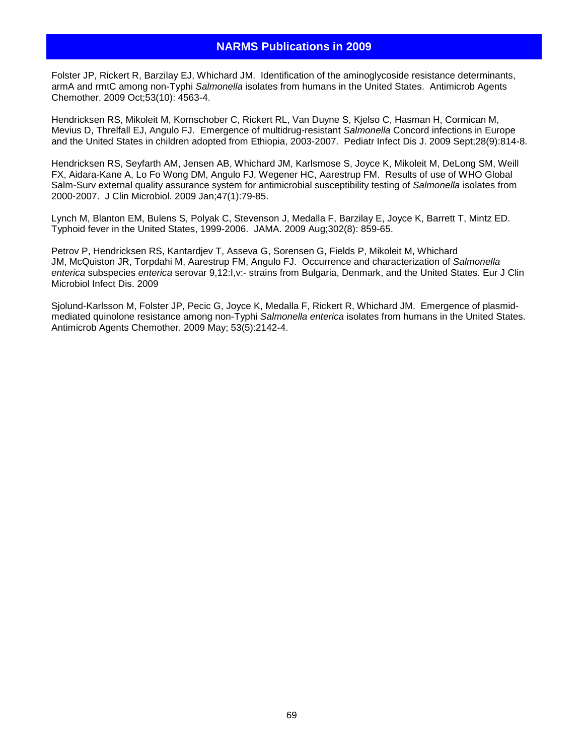## NARMS Publications in 2009

Folster JP, Rickert R, Barzilay EJ, Whichard JM. Identification of the aminoglycoside resistance determinants, armA and rmtC among non-Typhi *Salmonella* isolates from humans in the United States. Antimicrob Agents Chemother. 2009 Oct;53(10): 4563-4.

Hendricksen RS, Mikoleit M, Kornschober C, Rickert RL, Van Duyne S, Kjelso C, Hasman H, Cormican M, Mevius D, Threlfall EJ, Angulo FJ. Emergence of multidrug-resistant *Salmonella* Concord infections in Europe and the United States in children adopted from Ethiopia, 2003-2007. Pediatr Infect Dis J. 2009 Sept;28(9):814-8.

Hendricksen RS, Seyfarth AM, Jensen AB, Whichard JM, Karlsmose S, Joyce K, Mikoleit M, DeLong SM, Weill FX, Aidara-Kane A, Lo Fo Wong DM, Angulo FJ, Wegener HC, Aarestrup FM. Results of use of WHO Global Salm-Surv external quality assurance system for antimicrobial susceptibility testing of *Salmonella* isolates from 2000-2007. J Clin Microbiol. 2009 Jan;47(1):79-85.

Lynch M, Blanton EM, Bulens S, Polyak C, Stevenson J, Medalla F, Barzilay E, Joyce K, Barrett T, Mintz ED. Typhoid fever in the United States, 1999-2006. JAMA. 2009 Aug;302(8): 859-65.

Petrov P, Hendricksen RS, Kantardjev T, Asseva G, Sorensen G, Fields P, Mikoleit M, Whichard JM, McQuiston JR, Torpdahi M, Aarestrup FM, Angulo FJ. Occurrence and characterization of *Salmonella enterica* subspecies *enterica* serovar 9,12:l,v:- strains from Bulgaria, Denmark, and the United States. Eur J Clin Microbiol Infect Dis. 2009

Sjolund-Karlsson M, Folster JP, Pecic G, Joyce K, Medalla F, Rickert R, Whichard JM. Emergence of plasmid-mediated quinolone resistance among non-Typhi *Salmonella enterica* isolates from humans in the United States. Antimicrob Agents Chemother. 2009 May; 53(5):2142-4.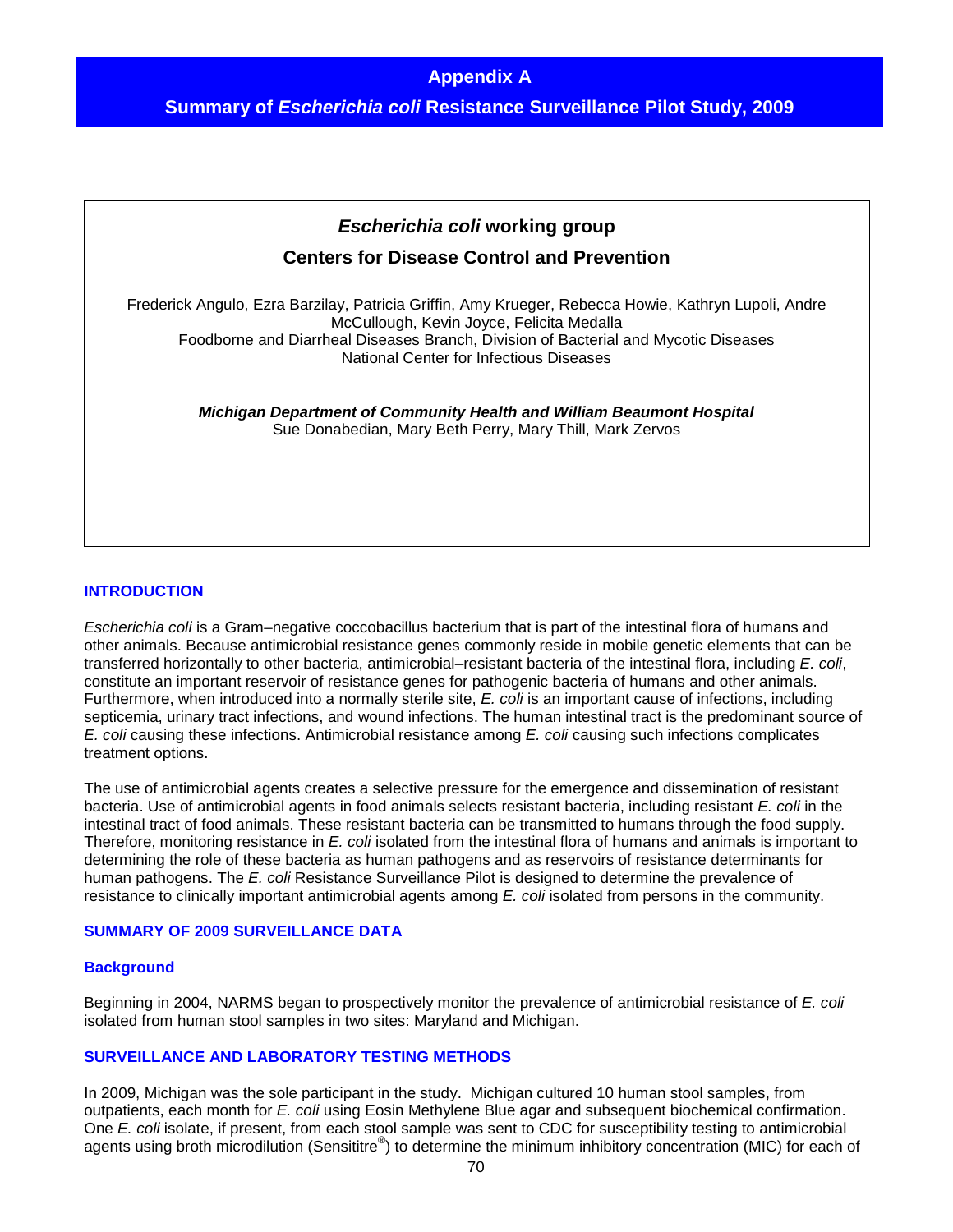# Appendix A

## Summary of *Escherichia coli* Resistance Surveillance Pilot Study, 2009

### *Escherichia coli* working group

### Centers for Disease Control and Prevention

Frederick Angulo, Ezra Barzilay, Patricia Griffin, Amy Krueger, Rebecca Howie, Kathryn Lupoli, Andre McCullough, Kevin Joyce, Felicita Medalla
Foodborne and Diarrheal Diseases Branch, Division of Bacterial and Mycotic Diseases
National Center for Infectious Diseases

***Michigan Department of Community Health and William Beaumont Hospital***
Sue Donabedian, Mary Beth Perry, Mary Thill, Mark Zervos

## INTRODUCTION

*Escherichia coli* is a Gram–negative coccobacillus bacterium that is part of the intestinal flora of humans and other animals. Because antimicrobial resistance genes commonly reside in mobile genetic elements that can be transferred horizontally to other bacteria, antimicrobial–resistant bacteria of the intestinal flora, including *E. coli*, constitute an important reservoir of resistance genes for pathogenic bacteria of humans and other animals. Furthermore, when introduced into a normally sterile site, *E. coli* is an important cause of infections, including septicemia, urinary tract infections, and wound infections. The human intestinal tract is the predominant source of *E. coli* causing these infections. Antimicrobial resistance among *E. coli* causing such infections complicates treatment options.

The use of antimicrobial agents creates a selective pressure for the emergence and dissemination of resistant bacteria. Use of antimicrobial agents in food animals selects resistant bacteria, including resistant *E. coli* in the intestinal tract of food animals. These resistant bacteria can be transmitted to humans through the food supply. Therefore, monitoring resistance in *E. coli* isolated from the intestinal flora of humans and animals is important to determining the role of these bacteria as human pathogens and as reservoirs of resistance determinants for human pathogens. The *E. coli* Resistance Surveillance Pilot is designed to determine the prevalence of resistance to clinically important antimicrobial agents among *E. coli* isolated from persons in the community.

## SUMMARY OF 2009 SURVEILLANCE DATA

### Background

Beginning in 2004, NARMS began to prospectively monitor the prevalence of antimicrobial resistance of *E. coli* isolated from human stool samples in two sites: Maryland and Michigan.

## SURVEILLANCE AND LABORATORY TESTING METHODS

In 2009, Michigan was the sole participant in the study. Michigan cultured 10 human stool samples, from outpatients, each month for *E. coli* using Eosin Methylene Blue agar and subsequent biochemical confirmation. One *E. coli* isolate, if present, from each stool sample was sent to CDC for susceptibility testing to antimicrobial agents using broth microdilution (Sensititre®) to determine the minimum inhibitory concentration (MIC) for each of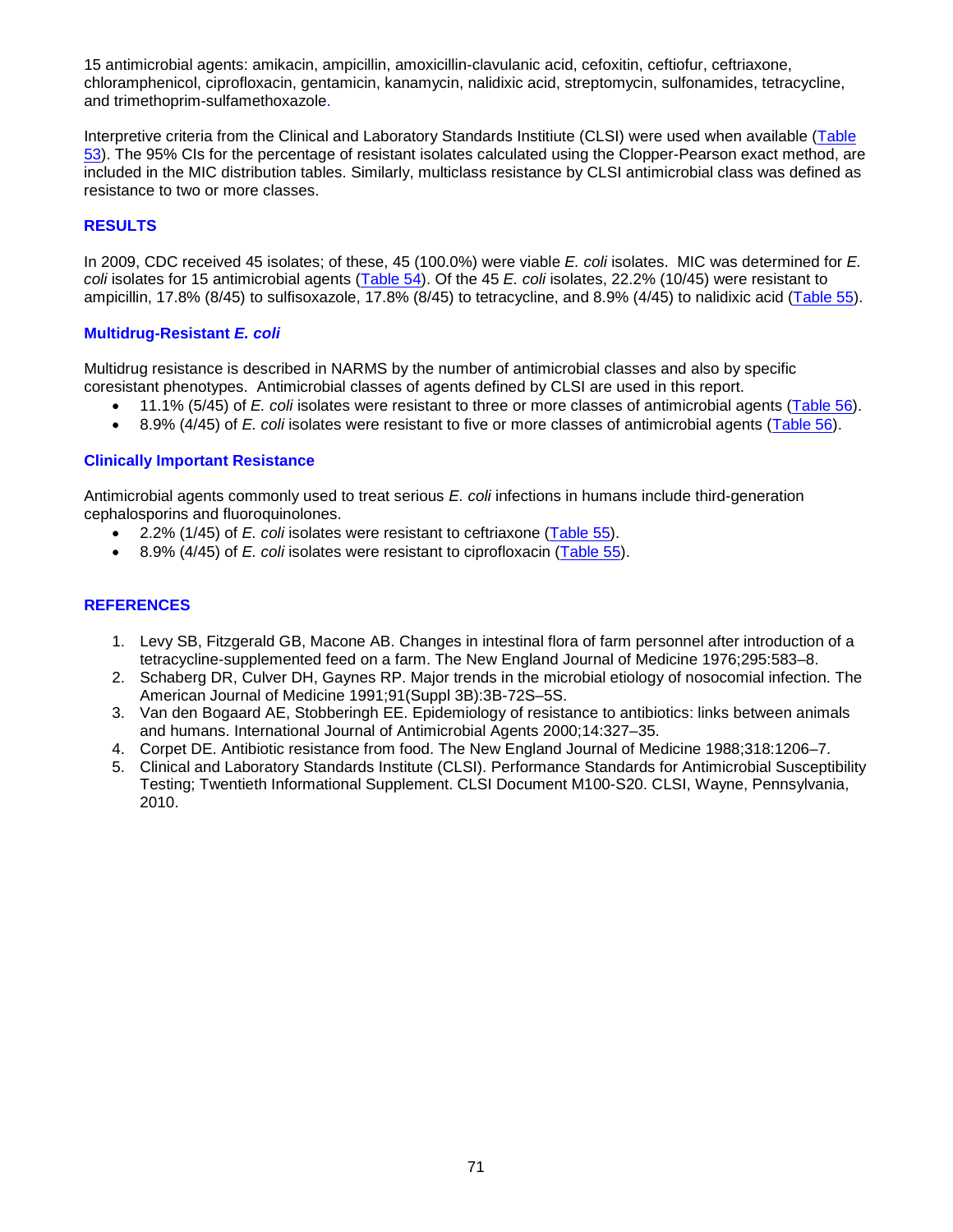15 antimicrobial agents: amikacin, ampicillin, amoxicillin-clavulanic acid, cefoxitin, ceftiofur, ceftriaxone, chloramphenicol, ciprofloxacin, gentamicin, kanamycin, nalidixic acid, streptomycin, sulfonamides, tetracycline, and trimethoprim-sulfamethoxazole.

Interpretive criteria from the Clinical and Laboratory Standards Institiute (CLSI) were used when available (Table 53). The 95% CIs for the percentage of resistant isolates calculated using the Clopper-Pearson exact method, are included in the MIC distribution tables. Similarly, multiclass resistance by CLSI antimicrobial class was defined as resistance to two or more classes.

## RESULTS

In 2009, CDC received 45 isolates; of these, 45 (100.0%) were viable *E. coli* isolates. MIC was determined for *E. coli* isolates for 15 antimicrobial agents (Table 54). Of the 45 *E. coli* isolates, 22.2% (10/45) were resistant to ampicillin, 17.8% (8/45) to sulfisoxazole, 17.8% (8/45) to tetracycline, and 8.9% (4/45) to nalidixic acid (Table 55).

### Multidrug-Resistant *E. coli*

Multidrug resistance is described in NARMS by the number of antimicrobial classes and also by specific coresistant phenotypes. Antimicrobial classes of agents defined by CLSI are used in this report.

- 11.1% (5/45) of *E. coli* isolates were resistant to three or more classes of antimicrobial agents (Table 56).
- 8.9% (4/45) of *E. coli* isolates were resistant to five or more classes of antimicrobial agents (Table 56).

### Clinically Important Resistance

Antimicrobial agents commonly used to treat serious *E. coli* infections in humans include third-generation cephalosporins and fluoroquinolones.

- 2.2% (1/45) of *E. coli* isolates were resistant to ceftriaxone (Table 55).
- 8.9% (4/45) of *E. coli* isolates were resistant to ciprofloxacin (Table 55).

## REFERENCES

1. Levy SB, Fitzgerald GB, Macone AB. Changes in intestinal flora of farm personnel after introduction of a tetracycline-supplemented feed on a farm. The New England Journal of Medicine 1976;295:583–8.
2. Schaberg DR, Culver DH, Gaynes RP. Major trends in the microbial etiology of nosocomial infection. The American Journal of Medicine 1991;91(Suppl 3B):3B-72S–5S.
3. Van den Bogaard AE, Stobberingh EE. Epidemiology of resistance to antibiotics: links between animals and humans. International Journal of Antimicrobial Agents 2000;14:327–35.
4. Corpet DE. Antibiotic resistance from food. The New England Journal of Medicine 1988;318:1206–7.
5. Clinical and Laboratory Standards Institute (CLSI). Performance Standards for Antimicrobial Susceptibility Testing; Twentieth Informational Supplement. CLSI Document M100-S20. CLSI, Wayne, Pennsylvania, 2010.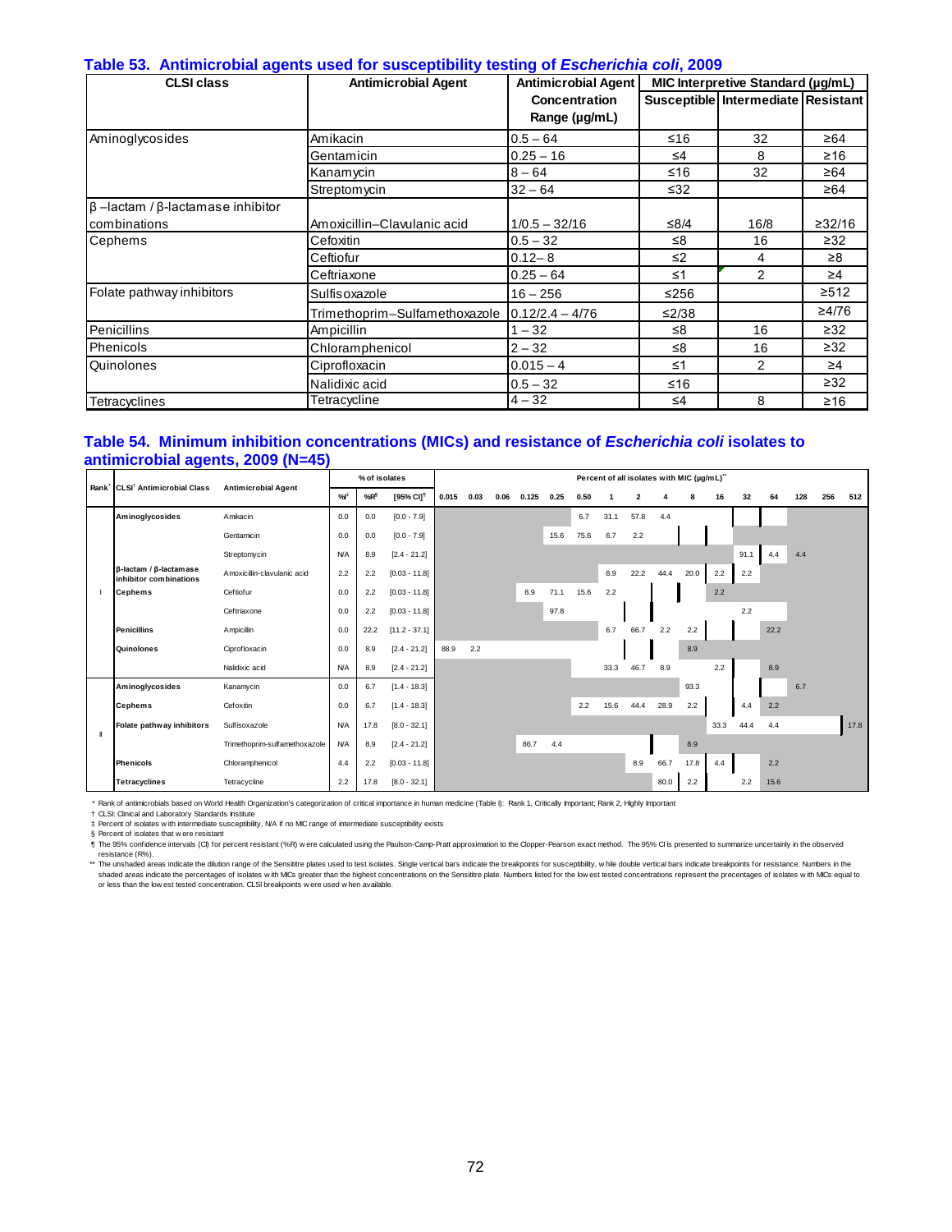## Table 53. Antimicrobial agents used for susceptibility testing of *Escherichia coli*, 2009

| CLSI class | Antimicrobial Agent | Antimicrobial Agent Concentration Range (µg/mL) | MIC Interpretive Standard (µg/mL) | | |
|---|---|---|---|---|---|
| | | | Susceptible | Intermediate | Resistant |
| Aminoglycosides | Amikacin | 0.5 – 64 | ≤16 | 32 | ≥64 |
| | Gentamicin | 0.25 – 16 | ≤4 | 8 | ≥16 |
| | Kanamycin | 8 – 64 | ≤16 | 32 | ≥64 |
| | Streptomycin | 32 – 64 | ≤32 | | ≥64 |
| β –lactam / β-lactamase inhibitor combinations | Amoxicillin–Clavulanic acid | 1/0.5 – 32/16 | ≤8/4 | 16/8 | ≥32/16 |
| Cephems | Cefoxitin | 0.5 – 32 | ≤8 | 16 | ≥32 |
| | Ceftiofur | 0.12– 8 | ≤2 | 4 | ≥8 |
| | Ceftriaxone | 0.25 – 64 | ≤1 | 2 | ≥4 |
| Folate pathway inhibitors | Sulfisoxazole | 16 – 256 | ≤256 | | ≥512 |
| | Trimethoprim–Sulfamethoxazole | 0.12/2.4 – 4/76 | ≤2/38 | | ≥4/76 |
| Penicillins | Ampicillin | 1 – 32 | ≤8 | 16 | ≥32 |
| Phenicols | Chloramphenicol | 2 – 32 | ≤8 | 16 | ≥32 |
| Quinolones | Ciprofloxacin | 0.015 – 4 | ≤1 | 2 | ≥4 |
| | Nalidixic acid | 0.5 – 32 | ≤16 | | ≥32 |
| Tetracyclines | Tetracycline | 4 – 32 | ≤4 | 8 | ≥16 |

## Table 54. Minimum inhibition concentrations (MICs) and resistance of *Escherichia coli* isolates to antimicrobial agents, 2009 (N=45)

| Rank* | CLSI† Antimicrobial Class | Antimicrobial Agent | % of isolates | | | Percent of all isolates with MIC (µg/mL)** | | | | | | | | | | | | | | | |
|---|---|---|---|---|---|---|---|---|---|---|---|---|---|---|---|---|---|---|---|---|---|
| | | | %I‡ | %R§ | [95% CI]¶ | 0.015 | 0.03 | 0.06 | 0.125 | 0.25 | 0.50 | 1 | 2 | 4 | 8 | 16 | 32 | 64 | 128 | 256 | 512 |
| I | Aminoglycosides | Amikacin | 0.0 | 0.0 | [0.0 - 7.9] | | | | | | 6.7 | 31.1 | 57.8 | 4.4 | | | | | | | |
| | | Gentamicin | 0.0 | 0.0 | [0.0 - 7.9] | | | | | 15.6 | 75.6 | 6.7 | 2.2 | | | | | | | | |
| | | Streptomycin | N/A | 8.9 | [2.4 - 21.2] | | | | | | | | | | | | 91.1 | 4.4 | 4.4 | | |
| | β-lactam / β-lactamase inhibitor combinations | Amoxicillin-clavulanic acid | 2.2 | 2.2 | [0.03 - 11.8] | | | | | | | 8.9 | 22.2 | 44.4 | 20.0 | 2.2 | 2.2 | | | | |
| | Cephems | Ceftiofur | 0.0 | 2.2 | [0.03 - 11.8] | | | | 8.9 | 71.1 | 15.6 | 2.2 | | | | 2.2 | | | | | |
| | | Ceftriaxone | 0.0 | 2.2 | [0.03 - 11.8] | | | | | 97.8 | | | | | | | 2.2 | | | | |
| | Penicillins | Ampicillin | 0.0 | 22.2 | [11.2 - 37.1] | | | | | | | 6.7 | 66.7 | 2.2 | 2.2 | | | 22.2 | | | |
| | Quinolones | Ciprofloxacin | 0.0 | 8.9 | [2.4 - 21.2] | 88.9 | 2.2 | | | | | | | | 8.9 | | | | | | |
| | | Nalidixic acid | N/A | 8.9 | [2.4 - 21.2] | | | | | | | 33.3 | 46.7 | 8.9 | | 2.2 | | 8.9 | | | |
| II | Aminoglycosides | Kanamycin | 0.0 | 6.7 | [1.4 - 18.3] | | | | | | | | | | 93.3 | | | | 6.7 | | |
| | Cephems | Cefoxitin | 0.0 | 6.7 | [1.4 - 18.3] | | | | | | 2.2 | 15.6 | 44.4 | 28.9 | 2.2 | | 4.4 | 2.2 | | | |
| | Folate pathway inhibitors | Sulfisoxazole | N/A | 17.8 | [8.0 - 32.1] | | | | | | | | | | | 33.3 | 44.4 | 4.4 | | | 17.8 |
| | | Trimethoprim-sulfamethoxazole | N/A | 8.9 | [2.4 - 21.2] | | | | 86.7 | 4.4 | | | | | 8.9 | | | | | | |
| | Phenicols | Chloramphenicol | 4.4 | 2.2 | [0.03 - 11.8] | | | | | | | | 8.9 | 66.7 | 17.8 | 4.4 | | 2.2 | | | |
| | Tetracyclines | Tetracycline | 2.2 | 17.8 | [8.0 - 32.1] | | | | | | | | | 80.0 | 2.2 | | 2.2 | 15.6 | | | |

\* Rank of antimicrobials based on World Health Organization's categorization of critical importance in human medicine (Table I): Rank 1, Critically Important; Rank 2, Highly Important

† CLSI: Clinical and Laboratory Standards Institute

‡ Percent of isolates with intermediate susceptibility, N/A if no MIC range of intermediate susceptibility exists

§ Percent of isolates that were resistant

¶ The 95% confidence intervals (CI) for percent resistant (%R) were calculated using the Paulson-Camp-Pratt approximation to the Clopper-Pearson exact method. The 95% CI is presented to summarize uncertainly in the observed resistance (R%).

\*\* The unshaded areas indicate the dilution range of the Sensititre plates used to test isolates. Single vertical bars indicate the breakpoints for susceptibility, while double vertical bars indicate breakpoints for resistance. Numbers in the shaded areas indicate the percentages of isolates with MICs greater than the highest concentrations on the Sensititre plate. Numbers listed for the lowest tested concentrations represent the precentages of isolates with MICs equal to or less than the lowest tested concentration. CLSI breakpoints were used when available.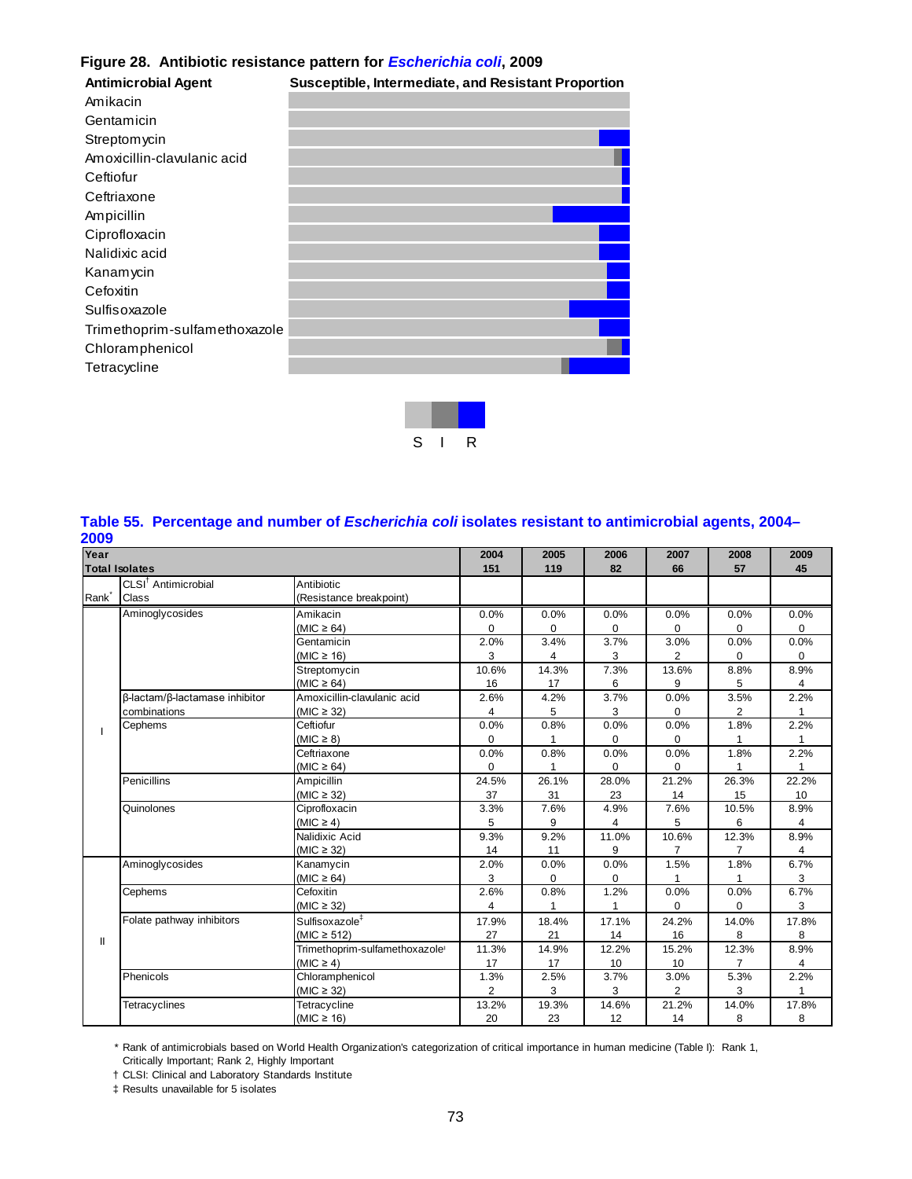**Figure 28. Antibiotic resistance pattern for *Escherichia coli*, 2009**

| Antimicrobial Agent | Susceptible, Intermediate, and Resistant Proportion |
|---|---|
| Amikacin | |
| Gentamicin | |
| Streptomycin | |
| Amoxicillin-clavulanic acid | |
| Ceftiofur | |
| Ceftriaxone | |
| Ampicillin | |
| Ciprofloxacin | |
| Nalidixic acid | |
| Kanamycin | |
| Cefoxitin | |
| Sulfisoxazole | |
| Trimethoprim-sulfamethoxazole | |
| Chloramphenicol | |
| Tetracycline | |

S I R

**Table 55. Percentage and number of *Escherichia coli* isolates resistant to antimicrobial agents, 2004–2009**

| Year | | | 2004 | 2005 | 2006 | 2007 | 2008 | 2009 |
|---|---|---|---|---|---|---|---|---|
| **Total Isolates** | | | 151 | 119 | 82 | 66 | 57 | 45 |
| Rank* | CLSI† Antimicrobial Class | Antibiotic (Resistance breakpoint) | | | | | | |
| I | Aminoglycosides | Amikacin (MIC ≥ 64) | 0.0% 0 | 0.0% 0 | 0.0% 0 | 0.0% 0 | 0.0% 0 | 0.0% 0 |
| | | Gentamicin (MIC ≥ 16) | 2.0% 3 | 3.4% 4 | 3.7% 3 | 3.0% 2 | 0.0% 0 | 0.0% 0 |
| | | Streptomycin (MIC ≥ 64) | 10.6% 16 | 14.3% 17 | 7.3% 6 | 13.6% 9 | 8.8% 5 | 8.9% 4 |
| | β-lactam/β-lactamase inhibitor combinations | Amoxicillin-clavulanic acid (MIC ≥ 32) | 2.6% 4 | 4.2% 5 | 3.7% 3 | 0.0% 0 | 3.5% 2 | 2.2% 1 |
| | Cephems | Ceftiofur (MIC ≥ 8) | 0.0% 0 | 0.8% 1 | 0.0% 0 | 0.0% 0 | 1.8% 1 | 2.2% 1 |
| | | Ceftriaxone (MIC ≥ 64) | 0.0% 0 | 0.8% 1 | 0.0% 0 | 0.0% 0 | 1.8% 1 | 2.2% 1 |
| | Penicillins | Ampicillin (MIC ≥ 32) | 24.5% 37 | 26.1% 31 | 28.0% 23 | 21.2% 14 | 26.3% 15 | 22.2% 10 |
| | Quinolones | Ciprofloxacin (MIC ≥ 4) | 3.3% 5 | 7.6% 9 | 4.9% 4 | 7.6% 5 | 10.5% 6 | 8.9% 4 |
| | | Nalidixic Acid (MIC ≥ 32) | 9.3% 14 | 9.2% 11 | 11.0% 9 | 10.6% 7 | 12.3% 7 | 8.9% 4 |
| II | Aminoglycosides | Kanamycin (MIC ≥ 64) | 2.0% 3 | 0.0% 0 | 0.0% 0 | 1.5% 1 | 1.8% 1 | 6.7% 3 |
| | Cephems | Cefoxitin (MIC ≥ 32) | 2.6% 4 | 0.8% 1 | 1.2% 1 | 0.0% 0 | 0.0% 0 | 6.7% 3 |
| | Folate pathway inhibitors | Sulfisoxazole‡ (MIC ≥ 512) | 17.9% 27 | 18.4% 21 | 17.1% 14 | 24.2% 16 | 14.0% 8 | 17.8% 8 |
| | | Trimethoprim-sulfamethoxazole‡ (MIC ≥ 4) | 11.3% 17 | 14.9% 17 | 12.2% 10 | 15.2% 10 | 12.3% 7 | 8.9% 4 |
| | Phenicols | Chloramphenicol (MIC ≥ 32) | 1.3% 2 | 2.5% 3 | 3.7% 3 | 3.0% 2 | 5.3% 3 | 2.2% 1 |
| | Tetracyclines | Tetracycline (MIC ≥ 16) | 13.2% 20 | 19.3% 23 | 14.6% 12 | 21.2% 14 | 14.0% 8 | 17.8% 8 |

\* Rank of antimicrobials based on World Health Organization's categorization of critical importance in human medicine (Table I): Rank 1, Critically Important; Rank 2, Highly Important

† CLSI: Clinical and Laboratory Standards Institute

‡ Results unavailable for 5 isolates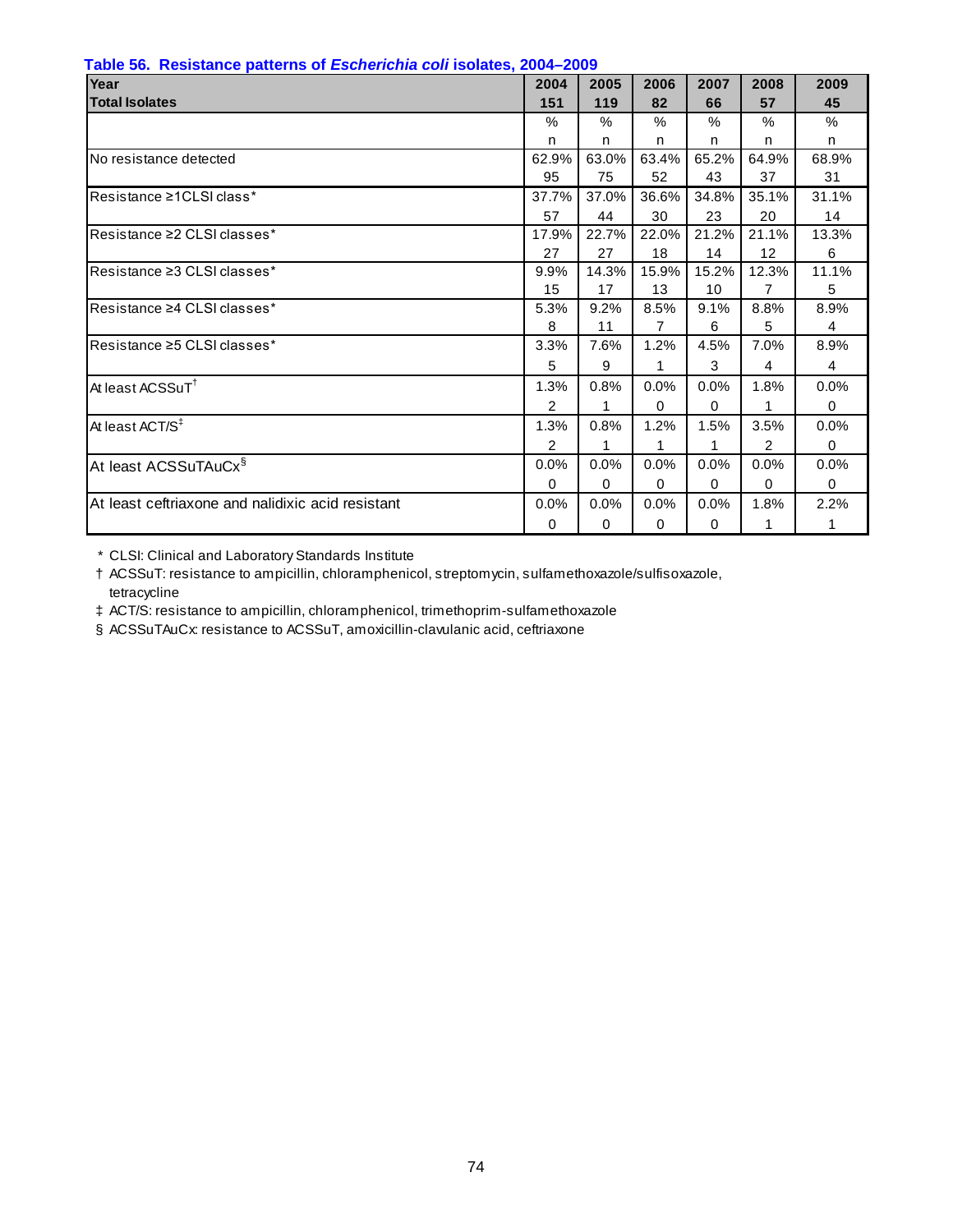### Table 56. Resistance patterns of *Escherichia coli* isolates, 2004–2009

| **Year** | **2004** | **2005** | **2006** | **2007** | **2008** | **2009** |
|---|---|---|---|---|---|---|
| **Total Isolates** | **151** | **119** | **82** | **66** | **57** | **45** |
| | % | % | % | % | % | % |
| | n | n | n | n | n | n |
| No resistance detected | 62.9% | 63.0% | 63.4% | 65.2% | 64.9% | 68.9% |
| | 95 | 75 | 52 | 43 | 37 | 31 |
| Resistance ≥1CLSI class* | 37.7% | 37.0% | 36.6% | 34.8% | 35.1% | 31.1% |
| | 57 | 44 | 30 | 23 | 20 | 14 |
| Resistance ≥2 CLSI classes* | 17.9% | 22.7% | 22.0% | 21.2% | 21.1% | 13.3% |
| | 27 | 27 | 18 | 14 | 12 | 6 |
| Resistance ≥3 CLSI classes* | 9.9% | 14.3% | 15.9% | 15.2% | 12.3% | 11.1% |
| | 15 | 17 | 13 | 10 | 7 | 5 |
| Resistance ≥4 CLSI classes* | 5.3% | 9.2% | 8.5% | 9.1% | 8.8% | 8.9% |
| | 8 | 11 | 7 | 6 | 5 | 4 |
| Resistance ≥5 CLSI classes* | 3.3% | 7.6% | 1.2% | 4.5% | 7.0% | 8.9% |
| | 5 | 9 | 1 | 3 | 4 | 4 |
| At least ACSSuT† | 1.3% | 0.8% | 0.0% | 0.0% | 1.8% | 0.0% |
| | 2 | 1 | 0 | 0 | 1 | 0 |
| At least ACT/S‡ | 1.3% | 0.8% | 1.2% | 1.5% | 3.5% | 0.0% |
| | 2 | 1 | 1 | 1 | 2 | 0 |
| At least ACSSuTAuCx§ | 0.0% | 0.0% | 0.0% | 0.0% | 0.0% | 0.0% |
| | 0 | 0 | 0 | 0 | 0 | 0 |
| At least ceftriaxone and nalidixic acid resistant | 0.0% | 0.0% | 0.0% | 0.0% | 1.8% | 2.2% |
| | 0 | 0 | 0 | 0 | 1 | 1 |

\* CLSI: Clinical and Laboratory Standards Institute

† ACSSuT: resistance to ampicillin, chloramphenicol, streptomycin, sulfamethoxazole/sulfisoxazole, tetracycline

‡ ACT/S: resistance to ampicillin, chloramphenicol, trimethoprim-sulfamethoxazole

§ ACSSuTAuCx: resistance to ACSSuT, amoxicillin-clavulanic acid, ceftriaxone